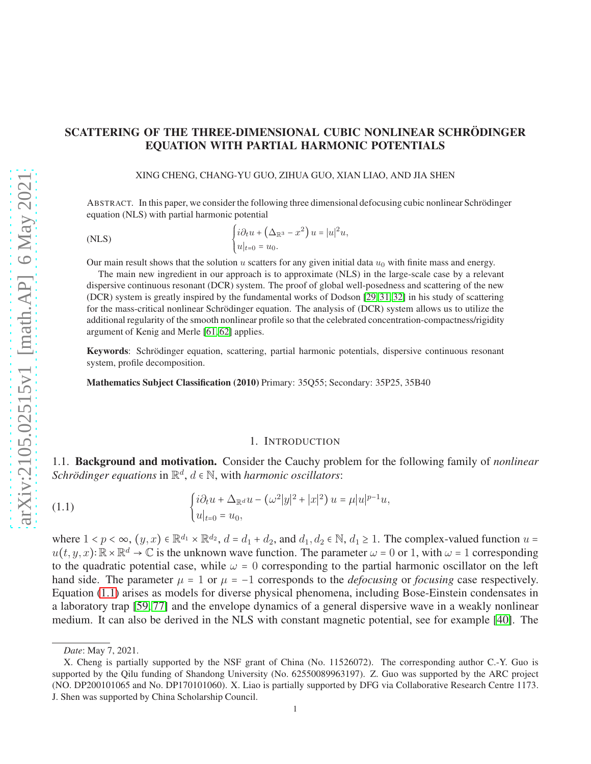# SCATTERING OF THE THREE-DIMENSIONAL CUBIC NONLINEAR SCHRÖDINGER EQUATION WITH PARTIAL HARMONIC POTENTIALS

XING CHENG, CHANG-YU GUO, ZIHUA GUO, XIAN LIAO, AND JIA SHEN

ABSTRACT. In this paper, we consider the following three dimensional defocusing cubic nonlinear Schrödinger equation (NLS) with partial harmonic potential

$$\text{(NLS)} \qquad \begin{cases} i\partial_t u + \left(\Delta_{\mathbb{R}^3} - x^2\right) u = |u|^2 u, \\ u|_{t=0} = u_0. \end{cases}$$

Our main result shows that the solution $u$ scatters for any given initial data $u_0$ with finite mass and energy.

The main new ingredient in our approach is to approximate (NLS) in the large-scale case by a relevant dispersive continuous resonant (DCR) system. The proof of global well-posedness and scattering of the new (DCR) system is greatly inspired by the fundamental works of Dodson [29,31,32] in his study of scattering for the mass-critical nonlinear Schrödinger equation. The analysis of (DCR) system allows us to utilize the additional regularity of the smooth nonlinear profile so that the celebrated concentration-compactness/rigidity argument of Kenig and Merle [61,62] applies.

**Keywords**: Schrödinger equation, scattering, partial harmonic potentials, dispersive continuous resonant system, profile decomposition.

**Mathematics Subject Classification (2010)** Primary: 35Q55; Secondary: 35P25, 35B40

## 1. INTRODUCTION

### 1.1. Background and motivation.

Consider the Cauchy problem for the following family of *nonlinear Schrödinger equations* in $\mathbb{R}^d$, $d \in \mathbb{N}$, with *harmonic oscillators*:

$$\begin{cases} i\partial_t u + \Delta_{\mathbb{R}^d} u - \left(\omega^2|y|^2 + |x|^2\right) u = \mu|u|^{p-1}u, \\ u|_{t=0} = u_0, \end{cases} \tag{1.1}$$

where $1 < p < \infty$, $(y, x) \in \mathbb{R}^{d_1} \times \mathbb{R}^{d_2}$, $d = d_1 + d_2$, and $d_1, d_2 \in \mathbb{N}$, $d_1 \geq 1$. The complex-valued function $u = u(t, y, x): \mathbb{R} \times \mathbb{R}^d \to \mathbb{C}$ is the unknown wave function. The parameter $\omega = 0$ or $1$, with $\omega = 1$ corresponding to the quadratic potential case, while $\omega = 0$ corresponding to the partial harmonic oscillator on the left hand side. The parameter $\mu = 1$ or $\mu = -1$ corresponds to the *defocusing* or *focusing* case respectively. Equation (1.1) arises as models for diverse physical phenomena, including Bose-Einstein condensates in a laboratory trap [59,77] and the envelope dynamics of a general dispersive wave in a weakly nonlinear medium. It can also be derived in the NLS with constant magnetic potential, see for example [40]. The

---

*Date*: May 7, 2021.

X. Cheng is partially supported by the NSF grant of China (No. 11526072). The corresponding author C.-Y. Guo is supported by the Qilu funding of Shandong University (No. 62550089963197). Z. Guo was supported by the ARC project (NO. DP200101065 and No. DP170101060). X. Liao is partially supported by DFG via Collaborative Research Centre 1173. J. Shen was supported by China Scholarship Council.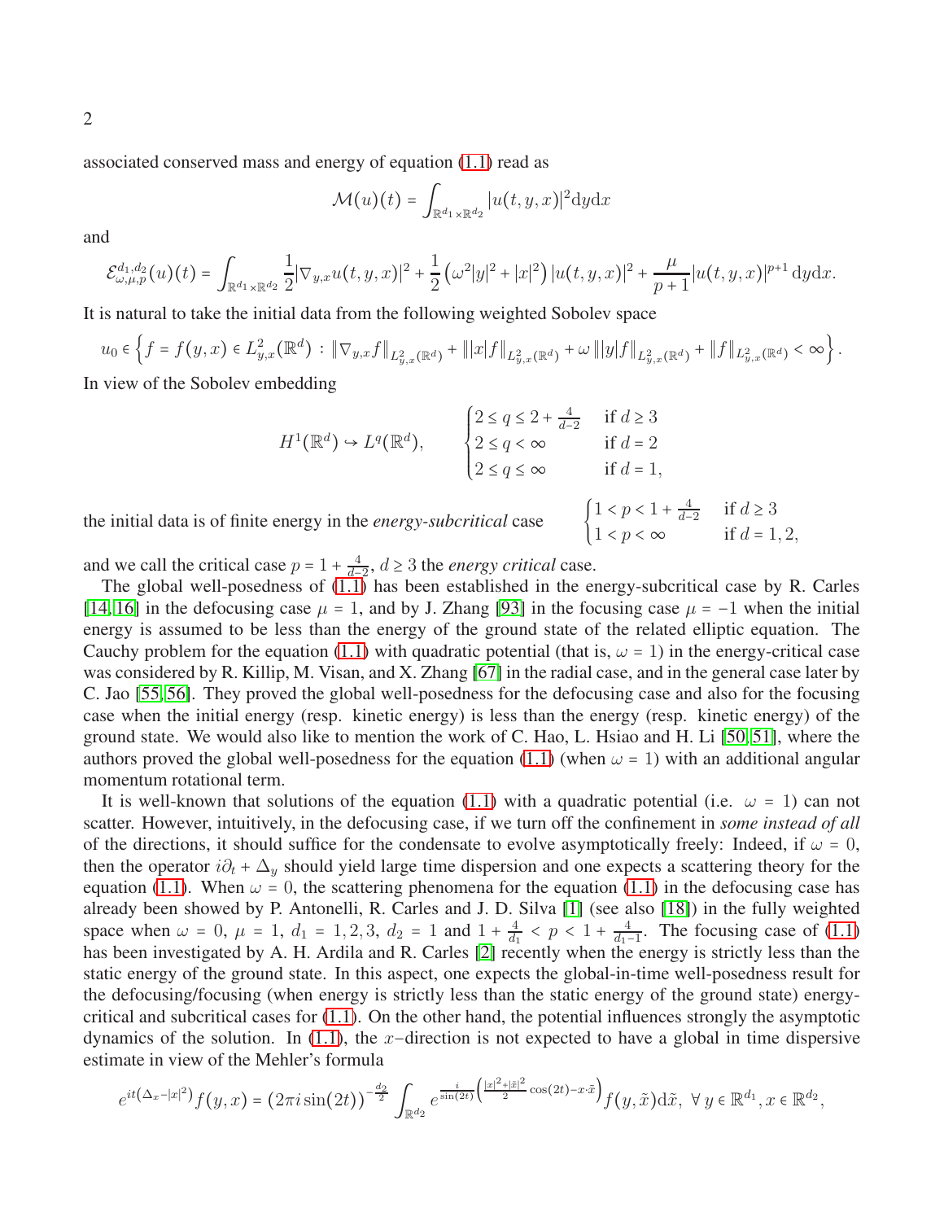associated conserved mass and energy of equation (1.1) read as

$$\mathcal{M}(u)(t) = \int_{\mathbb{R}^{d_1}\times\mathbb{R}^{d_2}} |u(t,y,x)|^2 \mathrm{d}y\mathrm{d}x$$

and

$$\mathcal{E}^{d_1,d_2}_{\omega,\mu,p}(u)(t) = \int_{\mathbb{R}^{d_1}\times\mathbb{R}^{d_2}} \frac{1}{2}|\nabla_{y,x}u(t,y,x)|^2 + \frac{1}{2}\left(\omega^2|y|^2 + |x|^2\right)|u(t,y,x)|^2 + \frac{\mu}{p+1}|u(t,y,x)|^{p+1}\,\mathrm{d}y\mathrm{d}x.$$

It is natural to take the initial data from the following weighted Sobolev space

$$u_0 \in \left\{ f = f(y,x) \in L^2_{y,x}(\mathbb{R}^d) : \|\nabla_{y,x} f\|_{L^2_{y,x}(\mathbb{R}^d)} + \||x|f\|_{L^2_{y,x}(\mathbb{R}^d)} + \omega\||y|f\|_{L^2_{y,x}(\mathbb{R}^d)} + \|f\|_{L^2_{y,x}(\mathbb{R}^d)} < \infty \right\}.$$

In view of the Sobolev embedding

$$H^1(\mathbb{R}^d) \hookrightarrow L^q(\mathbb{R}^d), \qquad \begin{cases} 2 \le q \le 2 + \frac{4}{d-2} & \text{if } d \ge 3 \\ 2 \le q < \infty & \text{if } d = 2 \\ 2 \le q \le \infty & \text{if } d = 1, \end{cases}$$

the initial data is of finite energy in the *energy-subcritical* case $\begin{cases} 1 < p < 1 + \frac{4}{d-2} & \text{if } d \ge 3 \\ 1 < p < \infty & \text{if } d = 1, 2, \end{cases}$

and we call the critical case $p = 1 + \frac{4}{d-2}$, $d \ge 3$ the *energy critical* case.

The global well-posedness of (1.1) has been established in the energy-subcritical case by R. Carles [14, 16] in the defocusing case $\mu = 1$, and by J. Zhang [93] in the focusing case $\mu = -1$ when the initial energy is assumed to be less than the energy of the ground state of the related elliptic equation. The Cauchy problem for the equation (1.1) with quadratic potential (that is, $\omega = 1$) in the energy-critical case was considered by R. Killip, M. Visan, and X. Zhang [67] in the radial case, and in the general case later by C. Jao [55, 56]. They proved the global well-posedness for the defocusing case and also for the focusing case when the initial energy (resp. kinetic energy) is less than the energy (resp. kinetic energy) of the ground state. We would also like to mention the work of C. Hao, L. Hsiao and H. Li [50, 51], where the authors proved the global well-posedness for the equation (1.1) (when $\omega = 1$) with an additional angular momentum rotational term.

It is well-known that solutions of the equation (1.1) with a quadratic potential (i.e. $\omega = 1$) can not scatter. However, intuitively, in the defocusing case, if we turn off the confinement in *some instead of all* of the directions, it should suffice for the condensate to evolve asymptotically freely: Indeed, if $\omega = 0$, then the operator $i\partial_t + \Delta_y$ should yield large time dispersion and one expects a scattering theory for the equation (1.1). When $\omega = 0$, the scattering phenomena for the equation (1.1) in the defocusing case has already been showed by P. Antonelli, R. Carles and J. D. Silva [1] (see also [18]) in the fully weighted space when $\omega = 0$, $\mu = 1$, $d_1 = 1, 2, 3$, $d_2 = 1$ and $1 + \frac{4}{d_1} < p < 1 + \frac{4}{d_1 - 1}$. The focusing case of (1.1) has been investigated by A. H. Ardila and R. Carles [2] recently when the energy is strictly less than the static energy of the ground state. In this aspect, one expects the global-in-time well-posedness result for the defocusing/focusing (when energy is strictly less than the static energy of the ground state) energy-critical and subcritical cases for (1.1). On the other hand, the potential influences strongly the asymptotic dynamics of the solution. In (1.1), the $x$−direction is not expected to have a global in time dispersive estimate in view of the Mehler's formula

$$e^{it\left(\Delta_x - |x|^2\right)} f(y,x) = \left(2\pi i \sin(2t)\right)^{-\frac{d_2}{2}} \int_{\mathbb{R}^{d_2}} e^{\frac{i}{\sin(2t)}\left(\frac{|x|^2 + |\tilde{x}|^2}{2}\cos(2t) - x\cdot\tilde{x}\right)} f(y,\tilde{x})\mathrm{d}\tilde{x}, \ \forall\, y \in \mathbb{R}^{d_1}, x \in \mathbb{R}^{d_2},$$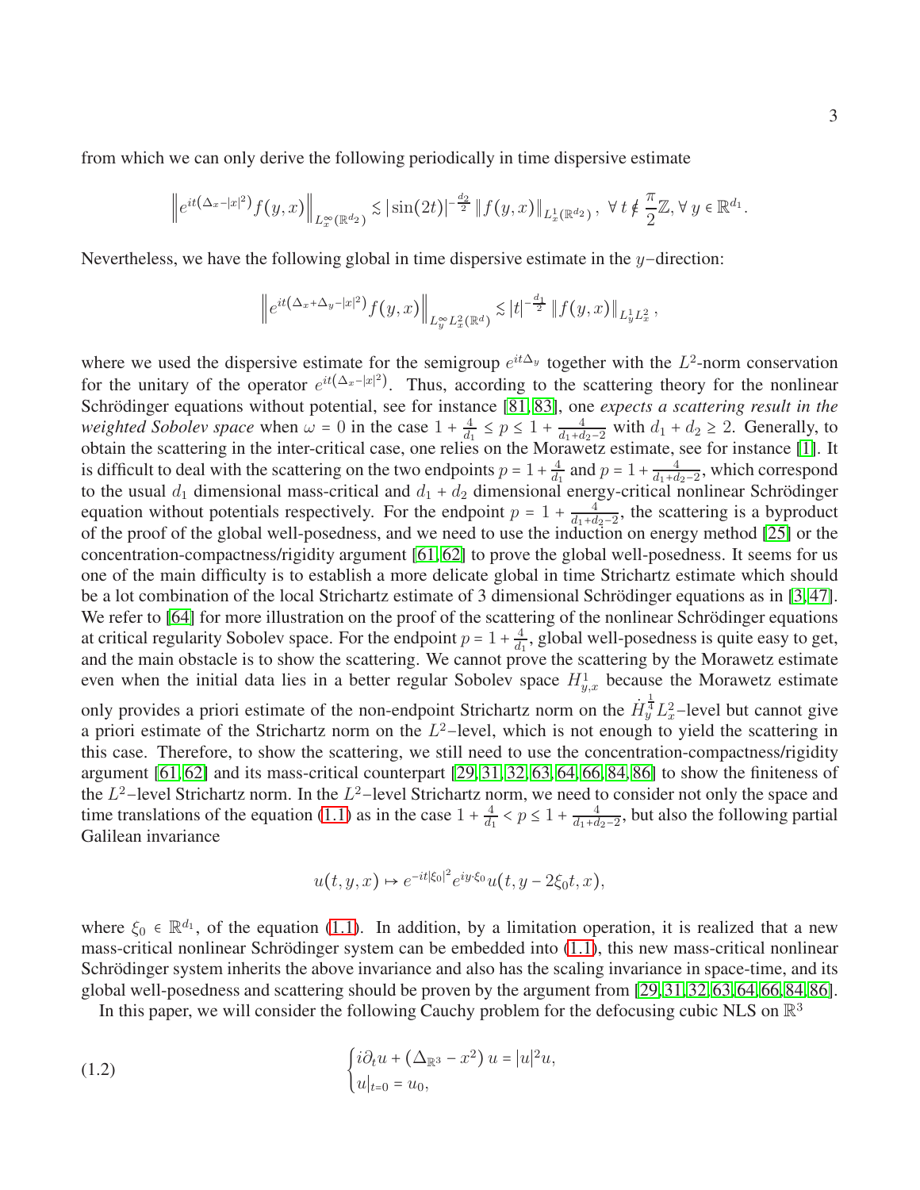from which we can only derive the following periodically in time dispersive estimate

$$\left\| e^{it(\Delta_x - |x|^2)} f(y,x) \right\|_{L^\infty_x(\mathbb{R}^{d_2})} \lesssim |\sin(2t)|^{-\frac{d_2}{2}} \|f(y,x)\|_{L^1_x(\mathbb{R}^{d_2})}, \ \forall\, t \notin \frac{\pi}{2}\mathbb{Z}, \forall\, y \in \mathbb{R}^{d_1}.$$

Nevertheless, we have the following global in time dispersive estimate in the $y$−direction:

$$\left\| e^{it(\Delta_x + \Delta_y - |x|^2)} f(y,x) \right\|_{L^\infty_y L^2_x(\mathbb{R}^d)} \lesssim |t|^{-\frac{d_1}{2}} \|f(y,x)\|_{L^1_y L^2_x},$$

where we used the dispersive estimate for the semigroup $e^{it\Delta_y}$ together with the $L^2$-norm conservation for the unitary of the operator $e^{it(\Delta_x - |x|^2)}$. Thus, according to the scattering theory for the nonlinear Schrödinger equations without potential, see for instance [81, 83], one *expects a scattering result in the weighted Sobolev space* when $\omega = 0$ in the case $1 + \frac{4}{d_1} \le p \le 1 + \frac{4}{d_1+d_2-2}$ with $d_1 + d_2 \ge 2$. Generally, to obtain the scattering in the inter-critical case, one relies on the Morawetz estimate, see for instance [1]. It is difficult to deal with the scattering on the two endpoints $p = 1 + \frac{4}{d_1}$ and $p = 1 + \frac{4}{d_1+d_2-2}$, which correspond to the usual $d_1$ dimensional mass-critical and $d_1 + d_2$ dimensional energy-critical nonlinear Schrödinger equation without potentials respectively. For the endpoint $p = 1 + \frac{4}{d_1+d_2-2}$, the scattering is a byproduct of the proof of the global well-posedness, and we need to use the induction on energy method [25] or the concentration-compactness/rigidity argument [61, 62] to prove the global well-posedness. It seems for us one of the main difficulty is to establish a more delicate global in time Strichartz estimate which should be a lot combination of the local Strichartz estimate of 3 dimensional Schrödinger equations as in [3, 47]. We refer to [64] for more illustration on the proof of the scattering of the nonlinear Schrödinger equations at critical regularity Sobolev space. For the endpoint $p = 1 + \frac{4}{d_1}$, global well-posedness is quite easy to get, and the main obstacle is to show the scattering. We cannot prove the scattering by the Morawetz estimate even when the initial data lies in a better regular Sobolev space $H^1_{y,x}$ because the Morawetz estimate only provides a priori estimate of the non-endpoint Strichartz norm on the $\dot{H}^{\frac{1}{4}}_y L^2_x$−level but cannot give a priori estimate of the Strichartz norm on the $L^2$−level, which is not enough to yield the scattering in this case. Therefore, to show the scattering, we still need to use the concentration-compactness/rigidity argument [61, 62] and its mass-critical counterpart [29, 31, 32, 63, 64, 66, 84, 86] to show the finiteness of the $L^2$−level Strichartz norm. In the $L^2$−level Strichartz norm, we need to consider not only the space and time translations of the equation (1.1) as in the case $1 + \frac{4}{d_1} < p \le 1 + \frac{4}{d_1+d_2-2}$, but also the following partial Galilean invariance

$$u(t,y,x) \mapsto e^{-it|\xi_0|^2} e^{iy\cdot\xi_0} u(t, y - 2\xi_0 t, x),$$

where $\xi_0 \in \mathbb{R}^{d_1}$, of the equation (1.1). In addition, by a limitation operation, it is realized that a new mass-critical nonlinear Schrödinger system can be embedded into (1.1), this new mass-critical nonlinear Schrödinger system inherits the above invariance and also has the scaling invariance in space-time, and its global well-posedness and scattering should be proven by the argument from [29, 31, 32, 63, 64, 66, 84, 86].

In this paper, we will consider the following Cauchy problem for the defocusing cubic NLS on $\mathbb{R}^3$

$$\begin{cases} i\partial_t u + \left(\Delta_{\mathbb{R}^3} - x^2\right) u = |u|^2 u, \\ u|_{t=0} = u_0, \end{cases} \tag{1.2}$$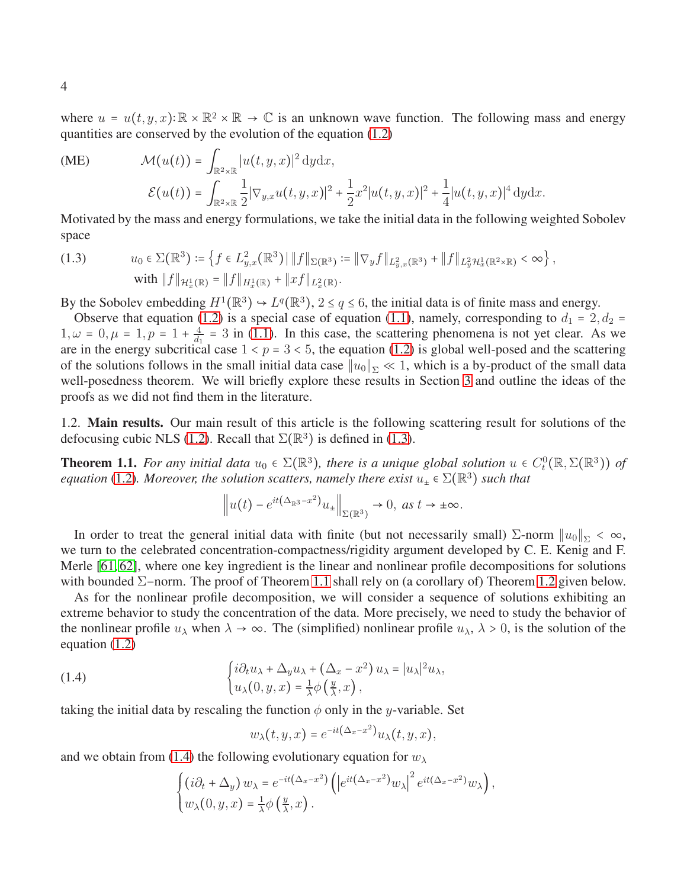where $u = u(t,y,x)\colon \mathbb{R}\times\mathbb{R}^2\times\mathbb{R}\to\mathbb{C}$ is an unknown wave function. The following mass and energy quantities are conserved by the evolution of the equation (1.2)

$$
\text{(ME)}\qquad
\begin{aligned}
\mathcal{M}(u(t)) &= \int_{\mathbb{R}^2\times\mathbb{R}} |u(t,y,x)|^2 \,\mathrm{d}y\mathrm{d}x,\\
\mathcal{E}(u(t)) &= \int_{\mathbb{R}^2\times\mathbb{R}} \frac{1}{2}|\nabla_{y,x}u(t,y,x)|^2 + \frac{1}{2}x^2|u(t,y,x)|^2 + \frac{1}{4}|u(t,y,x)|^4 \,\mathrm{d}y\mathrm{d}x.
\end{aligned}
$$

Motivated by the mass and energy formulations, we take the initial data in the following weighted Sobolev space

$$
\begin{aligned}
u_0 \in \Sigma(\mathbb{R}^3) &:= \left\{ f\in L^2_{y,x}(\mathbb{R}^3) \,\middle|\, \|f\|_{\Sigma(\mathbb{R}^3)} := \|\nabla_y f\|_{L^2_{y,x}(\mathbb{R}^3)} + \|f\|_{L^2_y\mathcal{H}^1_x(\mathbb{R}^2\times\mathbb{R})} < \infty \right\},\\
&\text{with } \|f\|_{\mathcal{H}^1_x(\mathbb{R})} = \|f\|_{H^1_x(\mathbb{R})} + \|xf\|_{L^2_x(\mathbb{R})}.
\end{aligned}
\tag{1.3}
$$

By the Sobolev embedding $H^1(\mathbb{R}^3)\hookrightarrow L^q(\mathbb{R}^3)$, $2\le q\le 6$, the initial data is of finite mass and energy.

Observe that equation (1.2) is a special case of equation (1.1), namely, corresponding to $d_1 = 2, d_2 = 1, \omega = 0, \mu = 1, p = 1 + \frac{4}{d_1} = 3$ in (1.1). In this case, the scattering phenomena is not yet clear. As we are in the energy subcritical case $1 < p = 3 < 5$, the equation (1.2) is global well-posed and the scattering of the solutions follows in the small initial data case $\|u_0\|_\Sigma \ll 1$, which is a by-product of the small data well-posedness theorem. We will briefly explore these results in Section 3 and outline the ideas of the proofs as we did not find them in the literature.

## 1.2. **Main results.**

Our main result of this article is the following scattering result for solutions of the defocusing cubic NLS (1.2). Recall that $\Sigma(\mathbb{R}^3)$ is defined in (1.3).

**Theorem 1.1.** *For any initial data $u_0\in\Sigma(\mathbb{R}^3)$, there is a unique global solution $u\in C^0_t(\mathbb{R},\Sigma(\mathbb{R}^3))$ of equation (1.2). Moreover, the solution scatters, namely there exist $u_\pm\in\Sigma(\mathbb{R}^3)$ such that*

$$
\left\| u(t) - e^{it(\Delta_{\mathbb{R}^3}-x^2)}u_\pm \right\|_{\Sigma(\mathbb{R}^3)} \to 0, \text{ as } t\to\pm\infty.
$$

In order to treat the general initial data with finite (but not necessarily small) $\Sigma$-norm $\|u_0\|_\Sigma < \infty$, we turn to the celebrated concentration-compactness/rigidity argument developed by C. E. Kenig and F. Merle [61, 62], where one key ingredient is the linear and nonlinear profile decompositions for solutions with bounded $\Sigma$−norm. The proof of Theorem 1.1 shall rely on (a corollary of) Theorem 1.2 given below.

As for the nonlinear profile decomposition, we will consider a sequence of solutions exhibiting an extreme behavior to study the concentration of the data. More precisely, we need to study the behavior of the nonlinear profile $u_\lambda$ when $\lambda\to\infty$. The (simplified) nonlinear profile $u_\lambda$, $\lambda > 0$, is the solution of the equation (1.2)

$$
\begin{cases}
i\partial_t u_\lambda + \Delta_y u_\lambda + \left(\Delta_x - x^2\right) u_\lambda = |u_\lambda|^2 u_\lambda,\\
u_\lambda(0,y,x) = \frac{1}{\lambda}\phi\left(\frac{y}{\lambda}, x\right),
\end{cases}
\tag{1.4}
$$

taking the initial data by rescaling the function $\phi$ only in the $y$-variable. Set

$$
w_\lambda(t,y,x) = e^{-it(\Delta_x - x^2)} u_\lambda(t,y,x),
$$

and we obtain from (1.4) the following evolutionary equation for $w_\lambda$

$$
\begin{cases}
(i\partial_t + \Delta_y)\, w_\lambda = e^{-it(\Delta_x - x^2)}\left( \left| e^{it(\Delta_x - x^2)} w_\lambda \right|^2 e^{it(\Delta_x - x^2)} w_\lambda \right),\\
w_\lambda(0,y,x) = \frac{1}{\lambda}\phi\left(\frac{y}{\lambda}, x\right).
\end{cases}
$$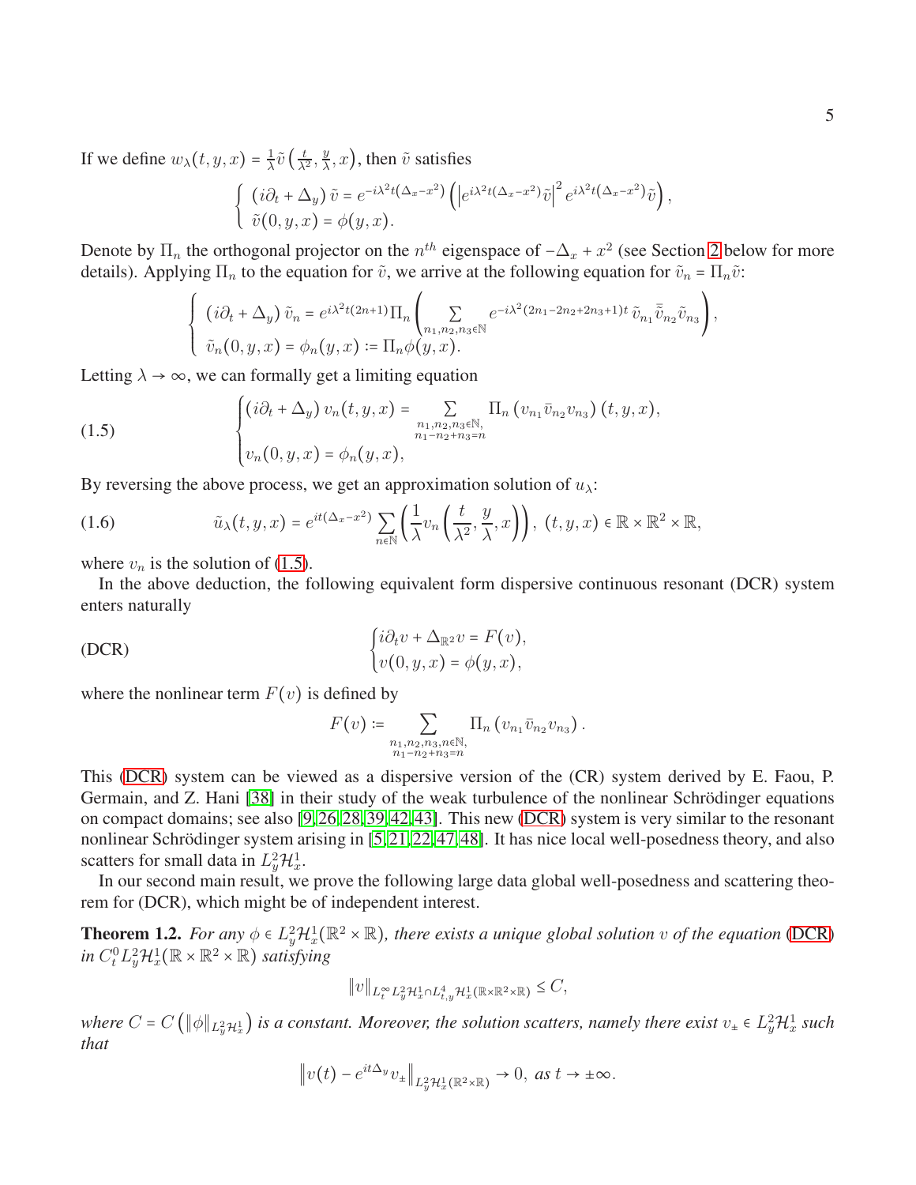If we define $w_\lambda(t,y,x) = \frac{1}{\lambda}\tilde{v}\left(\frac{t}{\lambda^2}, \frac{y}{\lambda}, x\right)$, then $\tilde{v}$ satisfies

$$
\begin{cases} (i\partial_t + \Delta_y)\,\tilde{v} = e^{-i\lambda^2 t(\Delta_x - x^2)}\left(\left|e^{i\lambda^2 t(\Delta_x - x^2)}\tilde{v}\right|^2 e^{i\lambda^2 t(\Delta_x - x^2)}\tilde{v}\right), \\ \tilde{v}(0,y,x) = \phi(y,x). \end{cases}
$$

Denote by $\Pi_n$ the orthogonal projector on the $n^{th}$ eigenspace of $-\Delta_x + x^2$ (see Section 2 below for more details). Applying $\Pi_n$ to the equation for $\tilde{v}$, we arrive at the following equation for $\tilde{v}_n = \Pi_n \tilde{v}$:

$$
\begin{cases} (i\partial_t + \Delta_y)\,\tilde{v}_n = e^{i\lambda^2 t(2n+1)}\Pi_n\left(\sum\limits_{n_1,n_2,n_3\in\mathbb{N}} e^{-i\lambda^2(2n_1-2n_2+2n_3+1)t}\,\tilde{v}_{n_1}\bar{\tilde{v}}_{n_2}\tilde{v}_{n_3}\right), \\ \tilde{v}_n(0,y,x) = \phi_n(y,x) := \Pi_n\phi(y,x). \end{cases}
$$

Letting $\lambda \to \infty$, we can formally get a limiting equation

$$
\begin{cases} (i\partial_t + \Delta_y)\, v_n(t,y,x) = \sum\limits_{\substack{n_1,n_2,n_3\in\mathbb{N},\\ n_1-n_2+n_3=n}} \Pi_n\left(v_{n_1}\bar{v}_{n_2}v_{n_3}\right)(t,y,x), \\ v_n(0,y,x) = \phi_n(y,x), \end{cases} \tag{1.5}
$$

By reversing the above process, we get an approximation solution of $u_\lambda$:

$$
\tilde{u}_\lambda(t,y,x) = e^{it(\Delta_x - x^2)}\sum_{n\in\mathbb{N}}\left(\frac{1}{\lambda}v_n\left(\frac{t}{\lambda^2}, \frac{y}{\lambda}, x\right)\right),\ (t,y,x)\in\mathbb{R}\times\mathbb{R}^2\times\mathbb{R}, \tag{1.6}
$$

where $v_n$ is the solution of (1.5).

In the above deduction, the following equivalent form dispersive continuous resonant (DCR) system enters naturally

$$
\begin{cases} i\partial_t v + \Delta_{\mathbb{R}^2} v = F(v), \\ v(0,y,x) = \phi(y,x), \end{cases} \tag{DCR}
$$

where the nonlinear term $F(v)$ is defined by

$$
F(v) := \sum_{\substack{n_1,n_2,n_3,n\in\mathbb{N},\\ n_1-n_2+n_3=n}} \Pi_n\left(v_{n_1}\bar{v}_{n_2}v_{n_3}\right).
$$

This (DCR) system can be viewed as a dispersive version of the (CR) system derived by E. Faou, P. Germain, and Z. Hani [38] in their study of the weak turbulence of the nonlinear Schrödinger equations on compact domains; see also [9,26,28,39,42,43]. This new (DCR) system is very similar to the resonant nonlinear Schrödinger system arising in [5,21,22,47,48]. It has nice local well-posedness theory, and also scatters for small data in $L_y^2\mathcal{H}_x^1$.

In our second main result, we prove the following large data global well-posedness and scattering theorem for (DCR), which might be of independent interest.

**Theorem 1.2.** *For any $\phi \in L_y^2\mathcal{H}_x^1(\mathbb{R}^2\times\mathbb{R})$, there exists a unique global solution $v$ of the equation (DCR) in $C_t^0L_y^2\mathcal{H}_x^1(\mathbb{R}\times\mathbb{R}^2\times\mathbb{R})$ satisfying*

$$
\|v\|_{L_t^\infty L_y^2\mathcal{H}_x^1 \cap L_{t,y}^4\mathcal{H}_x^1(\mathbb{R}\times\mathbb{R}^2\times\mathbb{R})} \le C,
$$

*where $C = C\left(\|\phi\|_{L_y^2\mathcal{H}_x^1}\right)$ is a constant. Moreover, the solution scatters, namely there exist $v_\pm \in L_y^2\mathcal{H}_x^1$ such that*

$$
\left\|v(t) - e^{it\Delta_y}v_\pm\right\|_{L_y^2\mathcal{H}_x^1(\mathbb{R}^2\times\mathbb{R})} \to 0,\ \text{as } t\to\pm\infty.
$$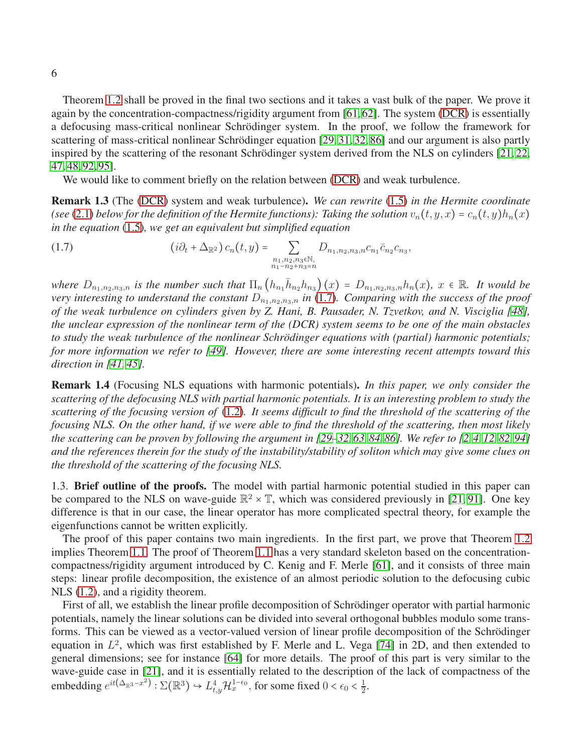Theorem 1.2 shall be proved in the final two sections and it takes a vast bulk of the paper. We prove it again by the concentration-compactness/rigidity argument from [61, 62]. The system (DCR) is essentially a defocusing mass-critical nonlinear Schrödinger system. In the proof, we follow the framework for scattering of mass-critical nonlinear Schrödinger equation [29, 31, 32, 86] and our argument is also partly inspired by the scattering of the resonant Schrödinger system derived from the NLS on cylinders [21, 22, 47, 48, 92, 95].

We would like to comment briefly on the relation between (DCR) and weak turbulence.

**Remark 1.3** (The (DCR) system and weak turbulence). *We can rewrite (1.5) in the Hermite coordinate (see (2.1) below for the definition of the Hermite functions): Taking the solution $v_n(t,y,x) = c_n(t,y)h_n(x)$ in the equation (1.5), we get an equivalent but simplified equation*

$$(i\partial_t + \Delta_{\mathbb{R}^2})\, c_n(t,y) = \sum_{\substack{n_1,n_2,n_3\in\mathbb{N},\\ n_1-n_2+n_3=n}} D_{n_1,n_2,n_3,n} c_{n_1}\bar{c}_{n_2}c_{n_3}, \tag{1.7}$$

*where $D_{n_1,n_2,n_3,n}$ is the number such that $\Pi_n\left(h_{n_1}\bar{h}_{n_2}h_{n_3}\right)(x) = D_{n_1,n_2,n_3,n}h_n(x)$, $x\in\mathbb{R}$. It would be very interesting to understand the constant $D_{n_1,n_2,n_3,n}$ in (1.7). Comparing with the success of the proof of the weak turbulence on cylinders given by Z. Hani, B. Pausader, N. Tzvetkov, and N. Visciglia [48], the unclear expression of the nonlinear term of the (DCR) system seems to be one of the main obstacles to study the weak turbulence of the nonlinear Schrödinger equations with (partial) harmonic potentials; for more information we refer to [49]. However, there are some interesting recent attempts toward this direction in [41, 45].*

**Remark 1.4** (Focusing NLS equations with harmonic potentials). *In this paper, we only consider the scattering of the defocusing NLS with partial harmonic potentials. It is an interesting problem to study the scattering of the focusing version of (1.2). It seems difficult to find the threshold of the scattering of the focusing NLS. On the other hand, if we were able to find the threshold of the scattering, then most likely the scattering can be proven by following the argument in [29–32, 63, 84, 86]. We refer to [2, 4, 12, 82, 94] and the references therein for the study of the instability/stability of soliton which may give some clues on the threshold of the scattering of the focusing NLS.*

1.3. **Brief outline of the proofs.** The model with partial harmonic potential studied in this paper can be compared to the NLS on wave-guide $\mathbb{R}^2\times\mathbb{T}$, which was considered previously in [21, 91]. One key difference is that in our case, the linear operator has more complicated spectral theory, for example the eigenfunctions cannot be written explicitly.

The proof of this paper contains two main ingredients. In the first part, we prove that Theorem 1.2 implies Theorem 1.1. The proof of Theorem 1.1 has a very standard skeleton based on the concentration-compactness/rigidity argument introduced by C. Kenig and F. Merle [61], and it consists of three main steps: linear profile decomposition, the existence of an almost periodic solution to the defocusing cubic NLS (1.2), and a rigidity theorem.

First of all, we establish the linear profile decomposition of Schrödinger operator with partial harmonic potentials, namely the linear solutions can be divided into several orthogonal bubbles modulo some transforms. This can be viewed as a vector-valued version of linear profile decomposition of the Schrödinger equation in $L^2$, which was first established by F. Merle and L. Vega [74] in 2D, and then extended to general dimensions; see for instance [64] for more details. The proof of this part is very similar to the wave-guide case in [21], and it is essentially related to the description of the lack of compactness of the embedding $e^{it(\Delta_{\mathbb{R}^3}-x^2)}:\Sigma(\mathbb{R}^3)\hookrightarrow L^4_{t,y}\mathcal{H}^{1-\epsilon_0}_x$, for some fixed $0<\epsilon_0<\frac{1}{2}$.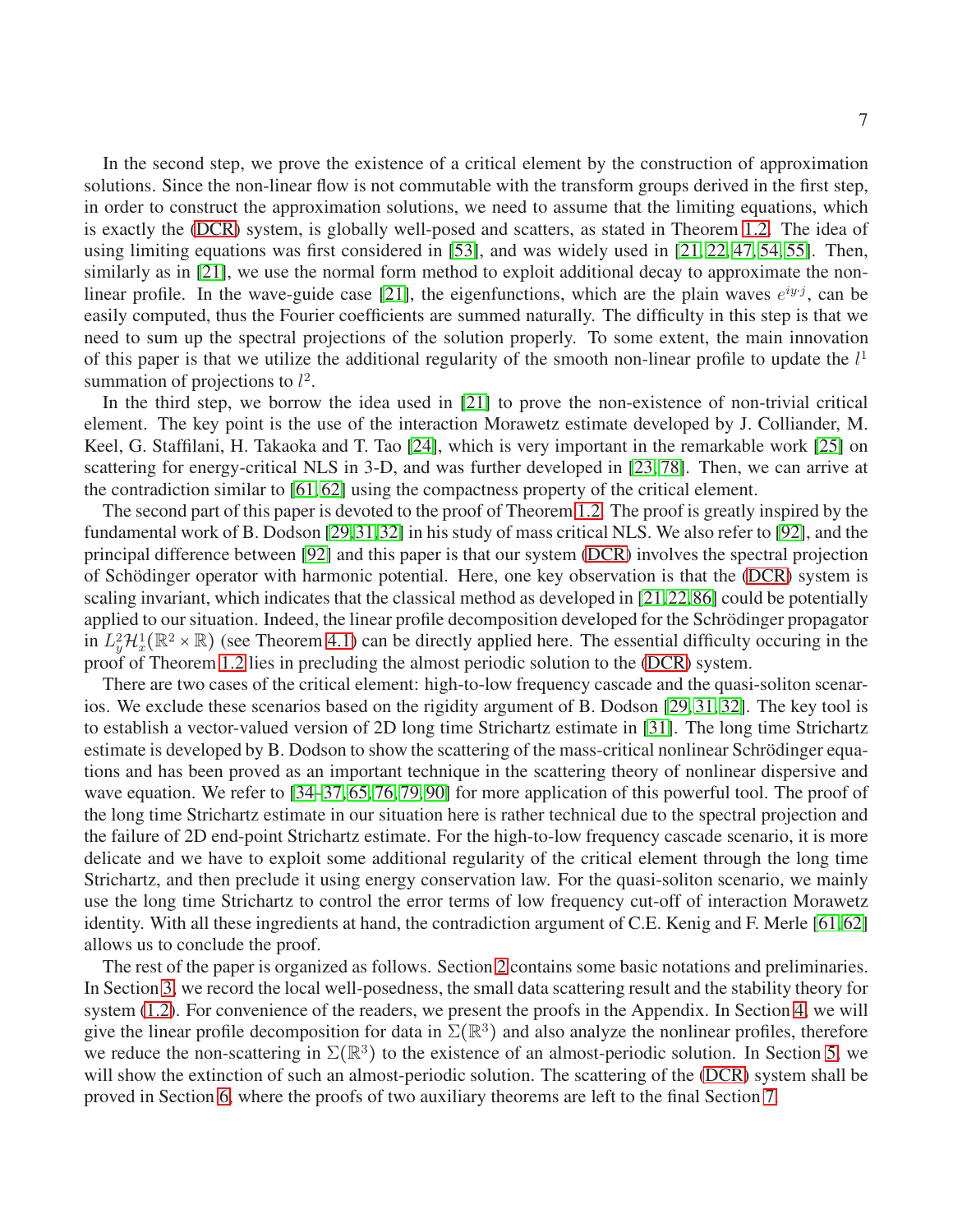In the second step, we prove the existence of a critical element by the construction of approximation solutions. Since the non-linear flow is not commutable with the transform groups derived in the first step, in order to construct the approximation solutions, we need to assume that the limiting equations, which is exactly the (DCR) system, is globally well-posed and scatters, as stated in Theorem 1.2. The idea of using limiting equations was first considered in [53], and was widely used in [21, 22, 47, 54, 55]. Then, similarly as in [21], we use the normal form method to exploit additional decay to approximate the non-linear profile. In the wave-guide case [21], the eigenfunctions, which are the plain waves $e^{iy\cdot j}$, can be easily computed, thus the Fourier coefficients are summed naturally. The difficulty in this step is that we need to sum up the spectral projections of the solution properly. To some extent, the main innovation of this paper is that we utilize the additional regularity of the smooth non-linear profile to update the $l^1$ summation of projections to $l^2$.

In the third step, we borrow the idea used in [21] to prove the non-existence of non-trivial critical element. The key point is the use of the interaction Morawetz estimate developed by J. Colliander, M. Keel, G. Staffilani, H. Takaoka and T. Tao [24], which is very important in the remarkable work [25] on scattering for energy-critical NLS in 3-D, and was further developed in [23, 78]. Then, we can arrive at the contradiction similar to [61, 62] using the compactness property of the critical element.

The second part of this paper is devoted to the proof of Theorem 1.2. The proof is greatly inspired by the fundamental work of B. Dodson [29, 31, 32] in his study of mass critical NLS. We also refer to [92], and the principal difference between [92] and this paper is that our system (DCR) involves the spectral projection of Schödinger operator with harmonic potential. Here, one key observation is that the (DCR) system is scaling invariant, which indicates that the classical method as developed in [21, 22, 86] could be potentially applied to our situation. Indeed, the linear profile decomposition developed for the Schrödinger propagator in $L_y^2\mathcal{H}_x^1(\mathbb{R}^2 \times \mathbb{R})$ (see Theorem 4.1) can be directly applied here. The essential difficulty occuring in the proof of Theorem 1.2 lies in precluding the almost periodic solution to the (DCR) system.

There are two cases of the critical element: high-to-low frequency cascade and the quasi-soliton scenarios. We exclude these scenarios based on the rigidity argument of B. Dodson [29, 31, 32]. The key tool is to establish a vector-valued version of 2D long time Strichartz estimate in [31]. The long time Strichartz estimate is developed by B. Dodson to show the scattering of the mass-critical nonlinear Schrödinger equations and has been proved as an important technique in the scattering theory of nonlinear dispersive and wave equation. We refer to [34–37, 65, 76, 79, 90] for more application of this powerful tool. The proof of the long time Strichartz estimate in our situation here is rather technical due to the spectral projection and the failure of 2D end-point Strichartz estimate. For the high-to-low frequency cascade scenario, it is more delicate and we have to exploit some additional regularity of the critical element through the long time Strichartz, and then preclude it using energy conservation law. For the quasi-soliton scenario, we mainly use the long time Strichartz to control the error terms of low frequency cut-off of interaction Morawetz identity. With all these ingredients at hand, the contradiction argument of C.E. Kenig and F. Merle [61, 62] allows us to conclude the proof.

The rest of the paper is organized as follows. Section 2 contains some basic notations and preliminaries. In Section 3, we record the local well-posedness, the small data scattering result and the stability theory for system (1.2). For convenience of the readers, we present the proofs in the Appendix. In Section 4, we will give the linear profile decomposition for data in $\Sigma(\mathbb{R}^3)$ and also analyze the nonlinear profiles, therefore we reduce the non-scattering in $\Sigma(\mathbb{R}^3)$ to the existence of an almost-periodic solution. In Section 5, we will show the extinction of such an almost-periodic solution. The scattering of the (DCR) system shall be proved in Section 6, where the proofs of two auxiliary theorems are left to the final Section 7.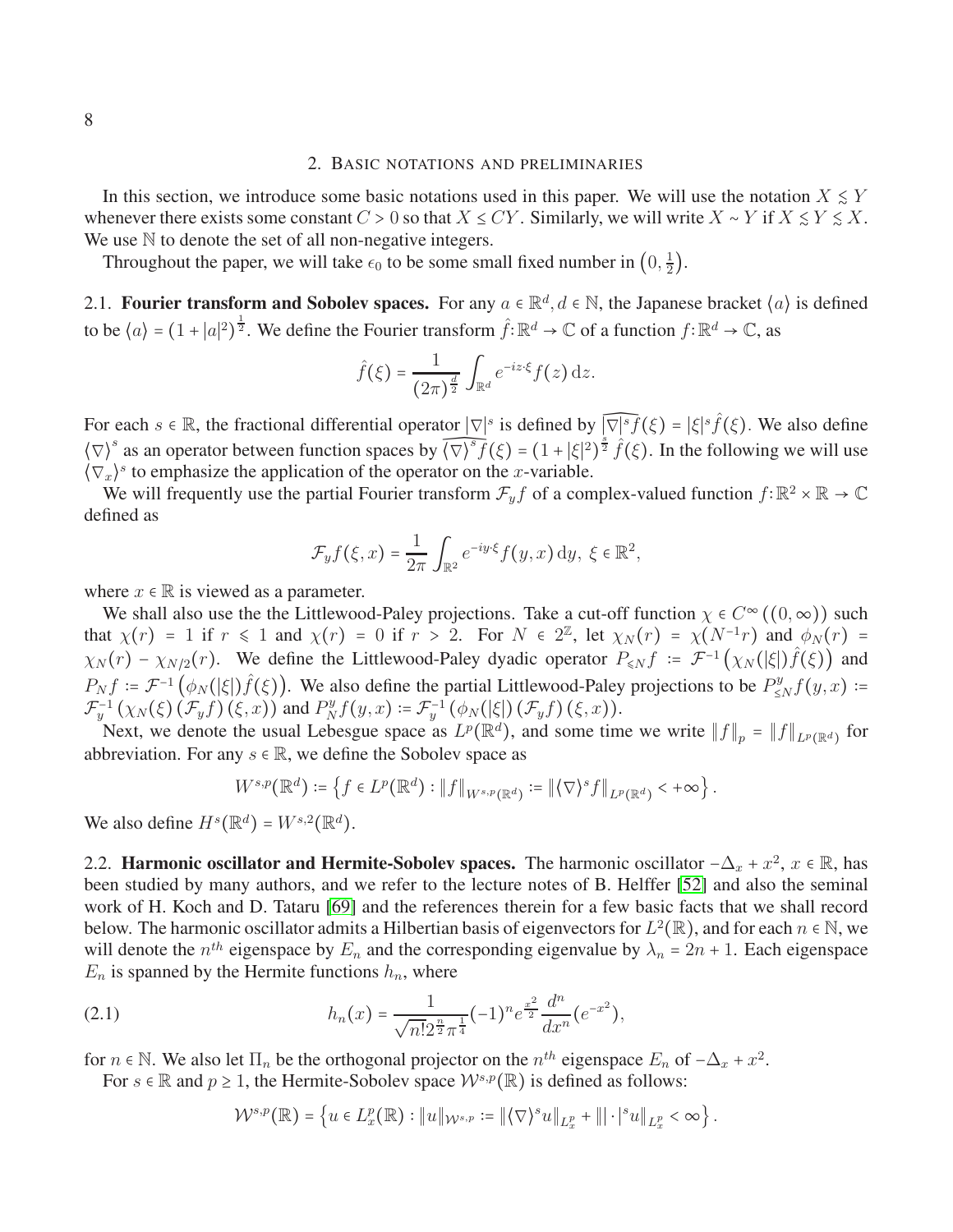## 2. Basic notations and preliminaries

In this section, we introduce some basic notations used in this paper. We will use the notation $X \lesssim Y$ whenever there exists some constant $C > 0$ so that $X \leq CY$. Similarly, we will write $X \sim Y$ if $X \lesssim Y \lesssim X$. We use $\mathbb{N}$ to denote the set of all non-negative integers.

Throughout the paper, we will take $\epsilon_0$ to be some small fixed number in $\left(0, \frac{1}{2}\right)$.

### 2.1. Fourier transform and Sobolev spaces.

For any $a \in \mathbb{R}^d, d \in \mathbb{N}$, the Japanese bracket $\langle a \rangle$ is defined to be $\langle a \rangle = (1 + |a|^2)^{\frac{1}{2}}$. We define the Fourier transform $\hat{f}: \mathbb{R}^d \to \mathbb{C}$ of a function $f: \mathbb{R}^d \to \mathbb{C}$, as

$$\hat{f}(\xi) = \frac{1}{(2\pi)^{\frac{d}{2}}} \int_{\mathbb{R}^d} e^{-iz\cdot\xi} f(z)\, \mathrm{d}z.$$

For each $s \in \mathbb{R}$, the fractional differential operator $|\nabla|^s$ is defined by $\widehat{|\nabla|^s f}(\xi) = |\xi|^s \hat{f}(\xi)$. We also define $\langle \nabla \rangle^s$ as an operator between function spaces by $\widehat{\langle \nabla \rangle^s f}(\xi) = (1 + |\xi|^2)^{\frac{s}{2}} \hat{f}(\xi)$. In the following we will use $\langle \nabla_x \rangle^s$ to emphasize the application of the operator on the $x$-variable.

We will frequently use the partial Fourier transform $\mathcal{F}_y f$ of a complex-valued function $f: \mathbb{R}^2 \times \mathbb{R} \to \mathbb{C}$ defined as

$$\mathcal{F}_y f(\xi, x) = \frac{1}{2\pi} \int_{\mathbb{R}^2} e^{-iy\cdot\xi} f(y, x)\, \mathrm{d}y,\ \xi \in \mathbb{R}^2,$$

where $x \in \mathbb{R}$ is viewed as a parameter.

We shall also use the the Littlewood-Paley projections. Take a cut-off function $\chi \in C^\infty((0,\infty))$ such that $\chi(r) = 1$ if $r \leqslant 1$ and $\chi(r) = 0$ if $r > 2$. For $N \in 2^{\mathbb{Z}}$, let $\chi_N(r) = \chi(N^{-1}r)$ and $\phi_N(r) = \chi_N(r) - \chi_{N/2}(r)$. We define the Littlewood-Paley dyadic operator $P_{\leqslant N} f := \mathcal{F}^{-1}\left(\chi_N(|\xi|)\hat{f}(\xi)\right)$ and $P_N f := \mathcal{F}^{-1}\left(\phi_N(|\xi|)\hat{f}(\xi)\right)$. We also define the partial Littlewood-Paley projections to be $P^y_{\leq N} f(y,x) := \mathcal{F}_y^{-1}\left(\chi_N(\xi)\left(\mathcal{F}_y f\right)(\xi, x)\right)$ and $P^y_N f(y,x) := \mathcal{F}_y^{-1}\left(\phi_N(|\xi|)\left(\mathcal{F}_y f\right)(\xi, x)\right)$.

Next, we denote the usual Lebesgue space as $L^p(\mathbb{R}^d)$, and some time we write $\|f\|_p = \|f\|_{L^p(\mathbb{R}^d)}$ for abbreviation. For any $s \in \mathbb{R}$, we define the Sobolev space as

$$W^{s,p}(\mathbb{R}^d) := \left\{ f \in L^p(\mathbb{R}^d) : \|f\|_{W^{s,p}(\mathbb{R}^d)} := \|\langle \nabla \rangle^s f\|_{L^p(\mathbb{R}^d)} < +\infty \right\}.$$

We also define $H^s(\mathbb{R}^d) = W^{s,2}(\mathbb{R}^d)$.

### 2.2. Harmonic oscillator and Hermite-Sobolev spaces.

The harmonic oscillator $-\Delta_x + x^2$, $x \in \mathbb{R}$, has been studied by many authors, and we refer to the lecture notes of B. Helffer [52] and also the seminal work of H. Koch and D. Tataru [69] and the references therein for a few basic facts that we shall record below. The harmonic oscillator admits a Hilbertian basis of eigenvectors for $L^2(\mathbb{R})$, and for each $n \in \mathbb{N}$, we will denote the $n^{th}$ eigenspace by $E_n$ and the corresponding eigenvalue by $\lambda_n = 2n + 1$. Each eigenspace $E_n$ is spanned by the Hermite functions $h_n$, where

$$h_n(x) = \frac{1}{\sqrt{n!}2^{\frac{n}{2}}\pi^{\frac{1}{4}}}(-1)^n e^{\frac{x^2}{2}} \frac{d^n}{dx^n}(e^{-x^2}), \tag{2.1}$$

for $n \in \mathbb{N}$. We also let $\Pi_n$ be the orthogonal projector on the $n^{th}$ eigenspace $E_n$ of $-\Delta_x + x^2$.

For $s \in \mathbb{R}$ and $p \geq 1$, the Hermite-Sobolev space $\mathcal{W}^{s,p}(\mathbb{R})$ is defined as follows:

$$\mathcal{W}^{s,p}(\mathbb{R}) = \left\{ u \in L^p_x(\mathbb{R}) : \|u\|_{\mathcal{W}^{s,p}} := \|\langle \nabla \rangle^s u\|_{L^p_x} + \|\,|\cdot|^s u\|_{L^p_x} < \infty \right\}.$$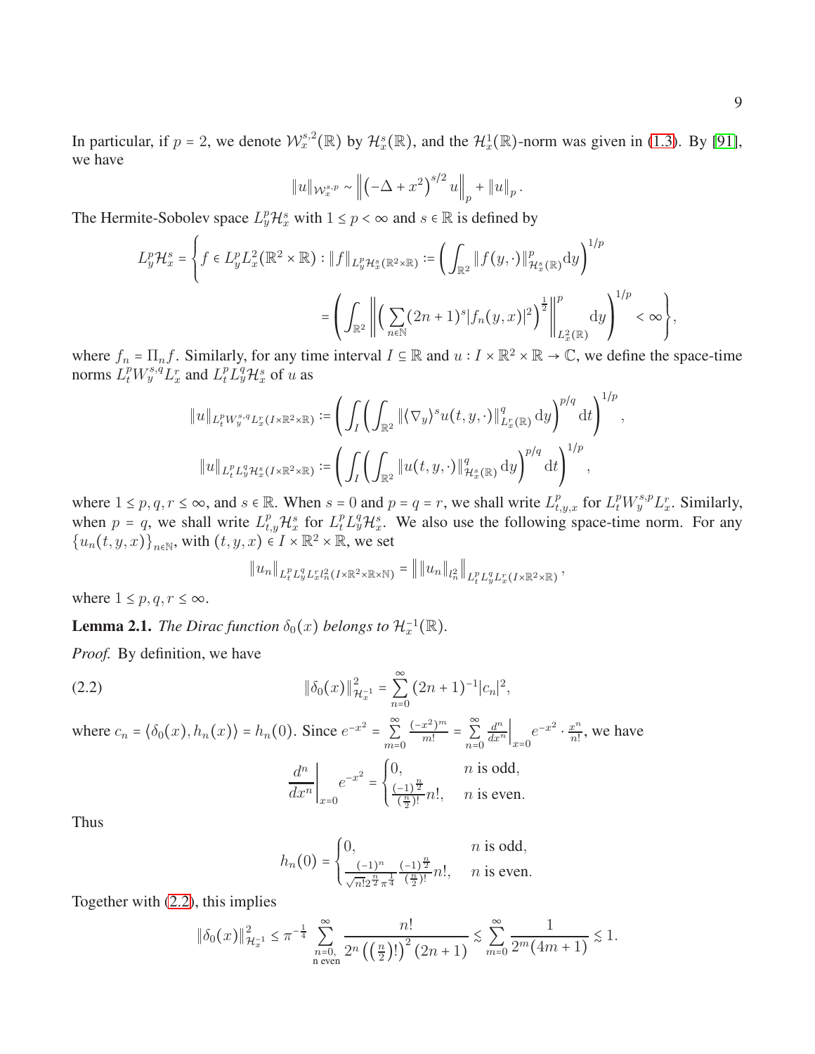In particular, if $p = 2$, we denote $\mathcal{W}_x^{s,2}(\mathbb{R})$ by $\mathcal{H}_x^s(\mathbb{R})$, and the $\mathcal{H}_x^1(\mathbb{R})$-norm was given in (1.3). By [91], we have

$$\|u\|_{\mathcal{W}_x^{s,p}} \sim \left\| \left(-\Delta + x^2\right)^{s/2} u \right\|_p + \|u\|_p .$$

The Hermite-Sobolev space $L_y^p \mathcal{H}_x^s$ with $1 \le p < \infty$ and $s \in \mathbb{R}$ is defined by

$$L_y^p \mathcal{H}_x^s = \left\{ f \in L_y^p L_x^2(\mathbb{R}^2 \times \mathbb{R}) : \|f\|_{L_y^p \mathcal{H}_x^s(\mathbb{R}^2\times\mathbb{R})} := \left( \int_{\mathbb{R}^2} \|f(y,\cdot)\|^p_{\mathcal{H}_x^s(\mathbb{R})} \mathrm{d}y \right)^{1/p} \right.$$
$$\left. = \left( \int_{\mathbb{R}^2} \left\| \Big( \sum_{n\in\mathbb{N}} (2n+1)^s |f_n(y,x)|^2 \Big)^{\frac{1}{2}} \right\|^p_{L_x^2(\mathbb{R})} \mathrm{d}y \right)^{1/p} < \infty \right\},$$

where $f_n = \Pi_n f$. Similarly, for any time interval $I \subseteq \mathbb{R}$ and $u : I \times \mathbb{R}^2 \times \mathbb{R} \to \mathbb{C}$, we define the space-time norms $L_t^p W_y^{s,q} L_x^r$ and $L_t^p L_y^q \mathcal{H}_x^s$ of $u$ as

$$\|u\|_{L_t^p W_y^{s,q} L_x^r(I\times\mathbb{R}^2\times\mathbb{R})} := \left( \int_I \left( \int_{\mathbb{R}^2} \|\langle \nabla_y \rangle^s u(t,y,\cdot)\|^q_{L_x^r(\mathbb{R})} \mathrm{d}y \right)^{p/q} \mathrm{d}t \right)^{1/p},$$

$$\|u\|_{L_t^p L_y^q \mathcal{H}_x^s(I\times\mathbb{R}^2\times\mathbb{R})} := \left( \int_I \left( \int_{\mathbb{R}^2} \|u(t,y,\cdot)\|^q_{\mathcal{H}_x^s(\mathbb{R})} \mathrm{d}y \right)^{p/q} \mathrm{d}t \right)^{1/p},$$

where $1 \le p, q, r \le \infty$, and $s \in \mathbb{R}$. When $s = 0$ and $p = q = r$, we shall write $L_{t,y,x}^p$ for $L_t^p W_y^{s,p} L_x^r$. Similarly, when $p = q$, we shall write $L_{t,y}^p \mathcal{H}_x^s$ for $L_t^p L_y^q \mathcal{H}_x^s$. We also use the following space-time norm. For any $\{u_n(t,y,x)\}_{n\in\mathbb{N}}$, with $(t,y,x) \in I \times \mathbb{R}^2 \times \mathbb{R}$, we set

$$\|u_n\|_{L_t^p L_y^q L_x^r l_n^2(I\times\mathbb{R}^2\times\mathbb{R}\times\mathbb{N})} = \left\| \|u_n\|_{l_n^2} \right\|_{L_t^p L_y^q L_x^r(I\times\mathbb{R}^2\times\mathbb{R})},$$

where $1 \le p, q, r \le \infty$.

**Lemma 2.1.** *The Dirac function $\delta_0(x)$ belongs to $\mathcal{H}_x^{-1}(\mathbb{R})$.*

*Proof.* By definition, we have

$$\|\delta_0(x)\|^2_{\mathcal{H}_x^{-1}} = \sum_{n=0}^{\infty} (2n+1)^{-1} |c_n|^2, \tag{2.2}$$

where $c_n = \langle \delta_0(x), h_n(x) \rangle = h_n(0)$. Since $e^{-x^2} = \sum\limits_{m=0}^{\infty} \frac{(-x^2)^m}{m!} = \sum\limits_{n=0}^{\infty} \frac{d^n}{dx^n}\Big|_{x=0} e^{-x^2} \cdot \frac{x^n}{n!}$, we have

$$\frac{d^n}{dx^n}\bigg|_{x=0} e^{-x^2} = \begin{cases} 0, & n \text{ is odd}, \\ \frac{(-1)^{\frac{n}{2}}}{(\frac{n}{2})!} n!, & n \text{ is even}. \end{cases}$$

Thus

$$h_n(0) = \begin{cases} 0, & n \text{ is odd}, \\ \frac{(-1)^n}{\sqrt{n!} 2^{\frac{n}{2}} \pi^{\frac{1}{4}}} \frac{(-1)^{\frac{n}{2}}}{(\frac{n}{2})!} n!, & n \text{ is even}. \end{cases}$$

Together with (2.2), this implies

$$\|\delta_0(x)\|^2_{\mathcal{H}_x^{-1}} \le \pi^{-\frac{1}{4}} \sum_{\substack{n=0,\\ \text{n even}}}^{\infty} \frac{n!}{2^n \left( \left(\frac{n}{2}\right)! \right)^2 (2n+1)} \lesssim \sum_{m=0}^{\infty} \frac{1}{2^m (4m+1)} \lesssim 1.$$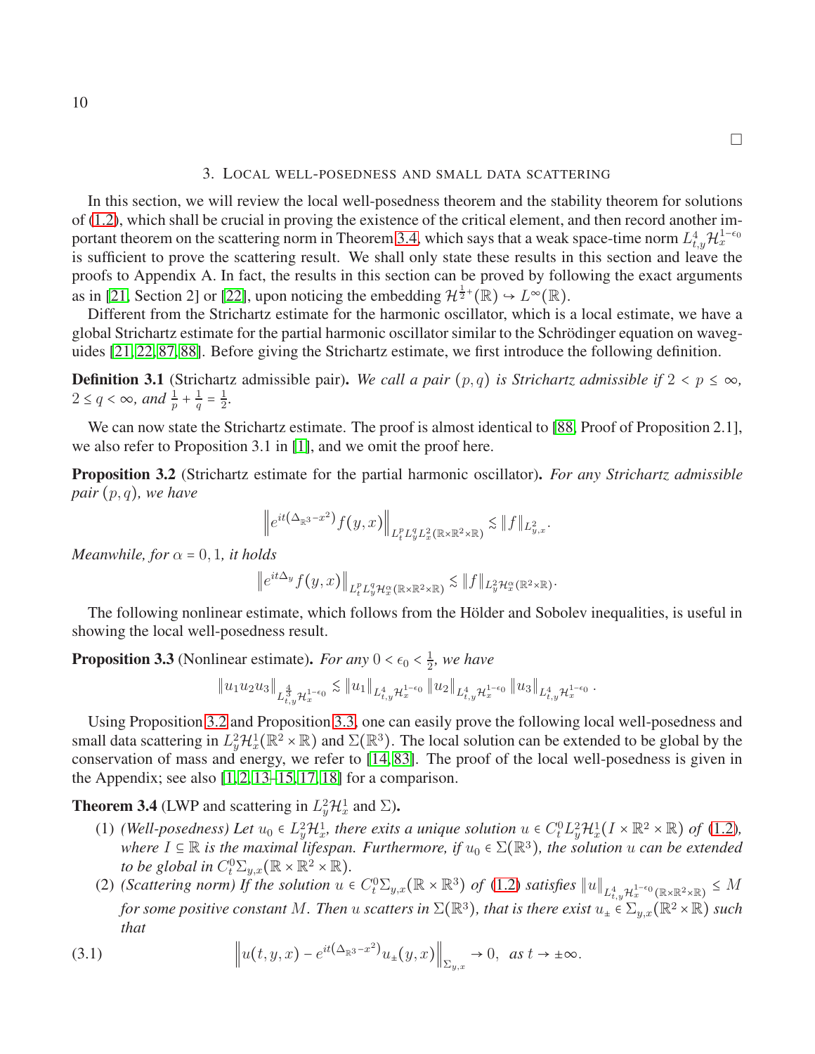□

## 3. Local well-posedness and small data scattering

In this section, we will review the local well-posedness theorem and the stability theorem for solutions of (1.2), which shall be crucial in proving the existence of the critical element, and then record another important theorem on the scattering norm in Theorem 3.4, which says that a weak space-time norm $L^4_{t,y}\mathcal{H}^{1-\epsilon_0}_x$ is sufficient to prove the scattering result. We shall only state these results in this section and leave the proofs to Appendix A. In fact, the results in this section can be proved by following the exact arguments as in [21, Section 2] or [22], upon noticing the embedding $\mathcal{H}^{\frac{1}{2}+}(\mathbb{R}) \hookrightarrow L^\infty(\mathbb{R})$.

Different from the Strichartz estimate for the harmonic oscillator, which is a local estimate, we have a global Strichartz estimate for the partial harmonic oscillator similar to the Schrödinger equation on waveguides [21, 22, 87, 88]. Before giving the Strichartz estimate, we first introduce the following definition.

**Definition 3.1** (Strichartz admissible pair). *We call a pair $(p,q)$ is Strichartz admissible if $2 < p \le \infty$, $2 \le q < \infty$, and $\frac{1}{p} + \frac{1}{q} = \frac{1}{2}$.*

We can now state the Strichartz estimate. The proof is almost identical to [88, Proof of Proposition 2.1], we also refer to Proposition 3.1 in [1], and we omit the proof here.

**Proposition 3.2** (Strichartz estimate for the partial harmonic oscillator). *For any Strichartz admissible pair $(p,q)$, we have*

$$\left\| e^{it(\Delta_{\mathbb{R}^3} - x^2)} f(y,x) \right\|_{L^p_t L^q_y L^2_x(\mathbb{R}\times\mathbb{R}^2\times\mathbb{R})} \lesssim \|f\|_{L^2_{y,x}}.$$

*Meanwhile, for $\alpha = 0, 1$, it holds*

$$\left\| e^{it\Delta_y} f(y,x) \right\|_{L^p_t L^q_y \mathcal{H}^\alpha_x(\mathbb{R}\times\mathbb{R}^2\times\mathbb{R})} \lesssim \|f\|_{L^2_y \mathcal{H}^\alpha_x(\mathbb{R}^2\times\mathbb{R})}.$$

The following nonlinear estimate, which follows from the Hölder and Sobolev inequalities, is useful in showing the local well-posedness result.

**Proposition 3.3** (Nonlinear estimate). *For any $0 < \epsilon_0 < \frac{1}{2}$, we have*

$$\|u_1 u_2 u_3\|_{L^{\frac{4}{3}}_{t,y}\mathcal{H}^{1-\epsilon_0}_x} \lesssim \|u_1\|_{L^4_{t,y}\mathcal{H}^{1-\epsilon_0}_x} \|u_2\|_{L^4_{t,y}\mathcal{H}^{1-\epsilon_0}_x} \|u_3\|_{L^4_{t,y}\mathcal{H}^{1-\epsilon_0}_x}.$$

Using Proposition 3.2 and Proposition 3.3, one can easily prove the following local well-posedness and small data scattering in $L^2_y\mathcal{H}^1_x(\mathbb{R}^2\times\mathbb{R})$ and $\Sigma(\mathbb{R}^3)$. The local solution can be extended to be global by the conservation of mass and energy, we refer to [14, 83]. The proof of the local well-posedness is given in the Appendix; see also [1, 2, 13–15, 17, 18] for a comparison.

**Theorem 3.4** (LWP and scattering in $L^2_y\mathcal{H}^1_x$ and $\Sigma$).

(1) *(Well-posedness) Let $u_0 \in L^2_y\mathcal{H}^1_x$, there exits a unique solution $u \in C^0_t L^2_y \mathcal{H}^1_x(I\times\mathbb{R}^2\times\mathbb{R})$ of (1.2), where $I \subseteq \mathbb{R}$ is the maximal lifespan. Furthermore, if $u_0 \in \Sigma(\mathbb{R}^3)$, the solution $u$ can be extended to be global in $C^0_t\Sigma_{y,x}(\mathbb{R}\times\mathbb{R}^2\times\mathbb{R})$.*

(2) *(Scattering norm) If the solution $u \in C^0_t\Sigma_{y,x}(\mathbb{R}\times\mathbb{R}^3)$ of (1.2) satisfies $\|u\|_{L^4_{t,y}\mathcal{H}^{1-\epsilon_0}_x(\mathbb{R}\times\mathbb{R}^2\times\mathbb{R})} \le M$ for some positive constant $M$. Then $u$ scatters in $\Sigma(\mathbb{R}^3)$, that is there exist $u_\pm \in \Sigma_{y,x}(\mathbb{R}^2\times\mathbb{R})$ such that*

$$\left\| u(t,y,x) - e^{it(\Delta_{\mathbb{R}^3} - x^2)} u_\pm(y,x) \right\|_{\Sigma_{y,x}} \to 0, \ \ as\ t \to \pm\infty. \tag{3.1}$$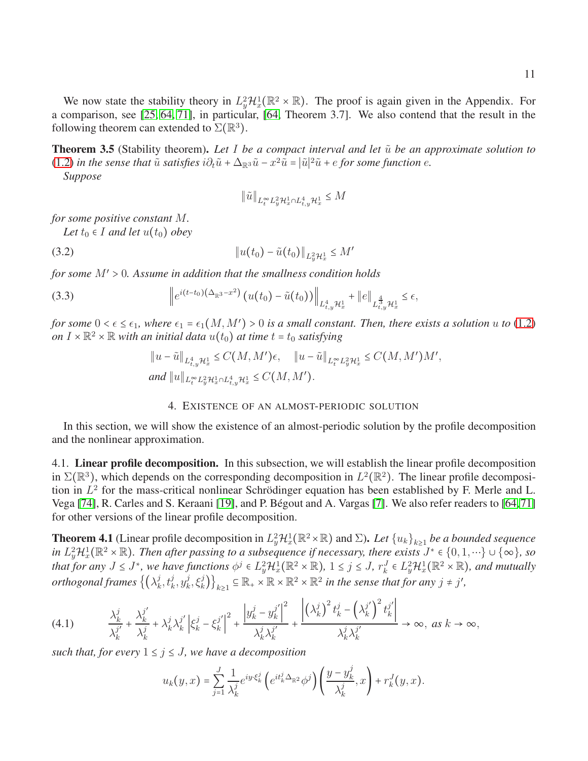We now state the stability theory in $L_y^2\mathcal{H}_x^1(\mathbb{R}^2\times\mathbb{R})$. The proof is again given in the Appendix. For a comparison, see [25, 64, 71], in particular, [64, Theorem 3.7]. We also contend that the result in the following theorem can extended to $\Sigma(\mathbb{R}^3)$.

**Theorem 3.5** (Stability theorem)**.** *Let $I$ be a compact interval and let $\tilde{u}$ be an approximate solution to (1.2) in the sense that $\tilde{u}$ satisfies $i\partial_t\tilde{u}+\Delta_{\mathbb{R}^3}\tilde{u}-x^2\tilde{u}=|\tilde{u}|^2\tilde{u}+e$ for some function $e$.*

*Suppose*

$$\|\tilde{u}\|_{L_t^\infty L_y^2\mathcal{H}_x^1\cap L_{t,y}^4\mathcal{H}_x^1}\le M$$

*for some positive constant $M$.*

*Let $t_0\in I$ and let $u(t_0)$ obey*

$$\|u(t_0)-\tilde{u}(t_0)\|_{L_y^2\mathcal{H}_x^1}\le M' \tag{3.2}$$

*for some $M'>0$. Assume in addition that the smallness condition holds*

$$\left\|e^{i(t-t_0)(\Delta_{\mathbb{R}^3}-x^2)}\left(u(t_0)-\tilde{u}(t_0)\right)\right\|_{L_{t,y}^4\mathcal{H}_x^1}+\|e\|_{L_{t,y}^{\frac{4}{3}}\mathcal{H}_x^1}\le\epsilon, \tag{3.3}$$

*for some $0<\epsilon\le\epsilon_1$, where $\epsilon_1=\epsilon_1(M,M')>0$ is a small constant. Then, there exists a solution $u$ to (1.2) on $I\times\mathbb{R}^2\times\mathbb{R}$ with an initial data $u(t_0)$ at time $t=t_0$ satisfying*

$$\|u-\tilde{u}\|_{L_{t,y}^4\mathcal{H}_x^1}\le C(M,M')\epsilon,\quad \|u-\tilde{u}\|_{L_t^\infty L_y^2\mathcal{H}_x^1}\le C(M,M')M',$$
$$\text{and } \|u\|_{L_t^\infty L_y^2\mathcal{H}_x^1\cap L_{t,y}^4\mathcal{H}_x^1}\le C(M,M').$$

## 4. Existence of an almost-periodic solution

In this section, we will show the existence of an almost-periodic solution by the profile decomposition and the nonlinear approximation.

### 4.1. Linear profile decomposition.

In this subsection, we will establish the linear profile decomposition in $\Sigma(\mathbb{R}^3)$, which depends on the corresponding decomposition in $L^2(\mathbb{R}^2)$. The linear profile decomposition in $L^2$ for the mass-critical nonlinear Schrödinger equation has been established by F. Merle and L. Vega [74], R. Carles and S. Keraani [19], and P. Bégout and A. Vargas [7]. We also refer readers to [64, 71] for other versions of the linear profile decomposition.

**Theorem 4.1** (Linear profile decomposition in $L_y^2\mathcal{H}_x^1(\mathbb{R}^2\times\mathbb{R})$ and $\Sigma$)**.** *Let $\{u_k\}_{k\ge1}$ be a bounded sequence in $L_y^2\mathcal{H}_x^1(\mathbb{R}^2\times\mathbb{R})$. Then after passing to a subsequence if necessary, there exists $J^*\in\{0,1,\cdots\}\cup\{\infty\}$, so that for any $J\le J^*$, we have functions $\phi^j\in L_y^2\mathcal{H}_x^1(\mathbb{R}^2\times\mathbb{R})$, $1\le j\le J$, $r_k^J\in L_y^2\mathcal{H}_x^1(\mathbb{R}^2\times\mathbb{R})$, and mutually orthogonal frames $\left\{\left(\lambda_k^j,t_k^j,y_k^j,\xi_k^j\right)\right\}_{k\ge1}\subseteq\mathbb{R}_+\times\mathbb{R}\times\mathbb{R}^2\times\mathbb{R}^2$ in the sense that for any $j\ne j'$,*

$$\frac{\lambda_k^j}{\lambda_k^{j'}}+\frac{\lambda_k^{j'}}{\lambda_k^j}+\lambda_k^j\lambda_k^{j'}\left|\xi_k^j-\xi_k^{j'}\right|^2+\frac{\left|y_k^j-y_k^{j'}\right|^2}{\lambda_k^j\lambda_k^{j'}}+\frac{\left|\left(\lambda_k^j\right)^2t_k^j-\left(\lambda_k^{j'}\right)^2t_k^{j'}\right|}{\lambda_k^j\lambda_k^{j'}}\to\infty,\ \text{as } k\to\infty, \tag{4.1}$$

*such that, for every $1\le j\le J$, we have a decomposition*

$$u_k(y,x)=\sum_{j=1}^J\frac{1}{\lambda_k^j}e^{iy\cdot\xi_k^j}\left(e^{it_k^j\Delta_{\mathbb{R}^2}}\phi^j\right)\left(\frac{y-y_k^j}{\lambda_k^j},x\right)+r_k^J(y,x).$$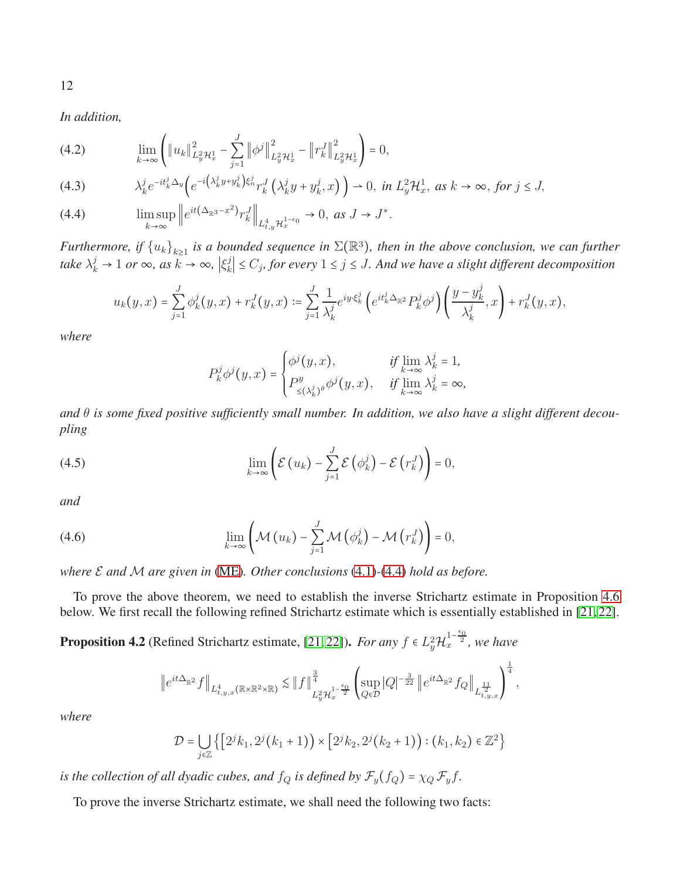*In addition,*

$$\lim_{k\to\infty}\left(\|u_k\|^2_{L^2_y\mathcal{H}^1_x}-\sum_{j=1}^{J}\left\|\phi^j\right\|^2_{L^2_y\mathcal{H}^1_x}-\left\|r^J_k\right\|^2_{L^2_y\mathcal{H}^1_x}\right)=0, \tag{4.2}$$

$$\lambda^j_k e^{-it^j_k\Delta_y}\left(e^{-i\left(\lambda^j_k y+y^j_k\right)\xi^j_n} r^J_k\left(\lambda^j_k y+y^j_k,x\right)\right)\rightharpoonup 0,\ \text{in } L^2_y\mathcal{H}^1_x,\ \text{as } k\to\infty,\ \text{for } j\le J, \tag{4.3}$$

$$\limsup_{k\to\infty}\left\|e^{it\left(\Delta_{\mathbb{R}^3}-x^2\right)}r^J_k\right\|_{L^4_{t,y}\mathcal{H}^{1-\epsilon_0}_x}\to 0,\ \text{as } J\to J^*. \tag{4.4}$$

*Furthermore, if $\{u_k\}_{k\ge1}$ is a bounded sequence in $\Sigma(\mathbb{R}^3)$, then in the above conclusion, we can further take $\lambda^j_k\to1$ or $\infty$, as $k\to\infty$, $\left|\xi^j_k\right|\le C_j$, for every $1\le j\le J$. And we have a slight different decomposition*

$$u_k(y,x)=\sum_{j=1}^{J}\phi^j_k(y,x)+r^J_k(y,x):=\sum_{j=1}^{J}\frac{1}{\lambda^j_k}e^{iy\cdot\xi^j_k}\left(e^{it^j_k\Delta_{\mathbb{R}^2}}P^j_k\phi^j\right)\left(\frac{y-y^j_k}{\lambda^j_k},x\right)+r^J_k(y,x),$$

*where*

$$P^j_k\phi^j(y,x)=\begin{cases}\phi^j(y,x), & \text{if } \lim\limits_{k\to\infty}\lambda^j_k=1,\\ P^y_{\le(\lambda^j_k)^\theta}\phi^j(y,x), & \text{if } \lim\limits_{k\to\infty}\lambda^j_k=\infty,\end{cases}$$

*and $\theta$ is some fixed positive sufficiently small number. In addition, we also have a slight different decoupling*

$$\lim_{k\to\infty}\left(\mathcal{E}\left(u_k\right)-\sum_{j=1}^{J}\mathcal{E}\left(\phi^j_k\right)-\mathcal{E}\left(r^J_k\right)\right)=0, \tag{4.5}$$

*and*

$$\lim_{k\to\infty}\left(\mathcal{M}\left(u_k\right)-\sum_{j=1}^{J}\mathcal{M}\left(\phi^j_k\right)-\mathcal{M}\left(r^J_k\right)\right)=0, \tag{4.6}$$

*where $\mathcal{E}$ and $\mathcal{M}$ are given in* (ME). *Other conclusions* (4.1)-(4.4) *hold as before.*

To prove the above theorem, we need to establish the inverse Strichartz estimate in Proposition 4.6 below. We first recall the following refined Strichartz estimate which is essentially established in [21, 22].

**Proposition 4.2** (Refined Strichartz estimate, [21, 22])**.** *For any $f\in L^2_y\mathcal{H}^{1-\frac{\epsilon_0}{2}}_x$, we have*

$$\left\|e^{it\Delta_{\mathbb{R}^2}}f\right\|_{L^4_{t,y,x}(\mathbb{R}\times\mathbb{R}^2\times\mathbb{R})}\lesssim\|f\|^{\frac34}_{L^2_y\mathcal{H}^{1-\frac{\epsilon_0}{2}}_x}\left(\sup_{Q\in\mathcal{D}}|Q|^{-\frac{3}{22}}\left\|e^{it\Delta_{\mathbb{R}^2}}f_Q\right\|_{L^{\frac{11}{2}}_{t,y,x}}\right)^{\frac14},$$

*where*

$$\mathcal{D}=\bigcup_{j\in\mathbb{Z}}\left\{\left[2^jk_1,2^j(k_1+1)\right)\times\left[2^jk_2,2^j(k_2+1)\right):(k_1,k_2)\in\mathbb{Z}^2\right\}$$

*is the collection of all dyadic cubes, and $f_Q$ is defined by $\mathcal{F}_y(f_Q)=\chi_Q\mathcal{F}_yf$.*

To prove the inverse Strichartz estimate, we shall need the following two facts: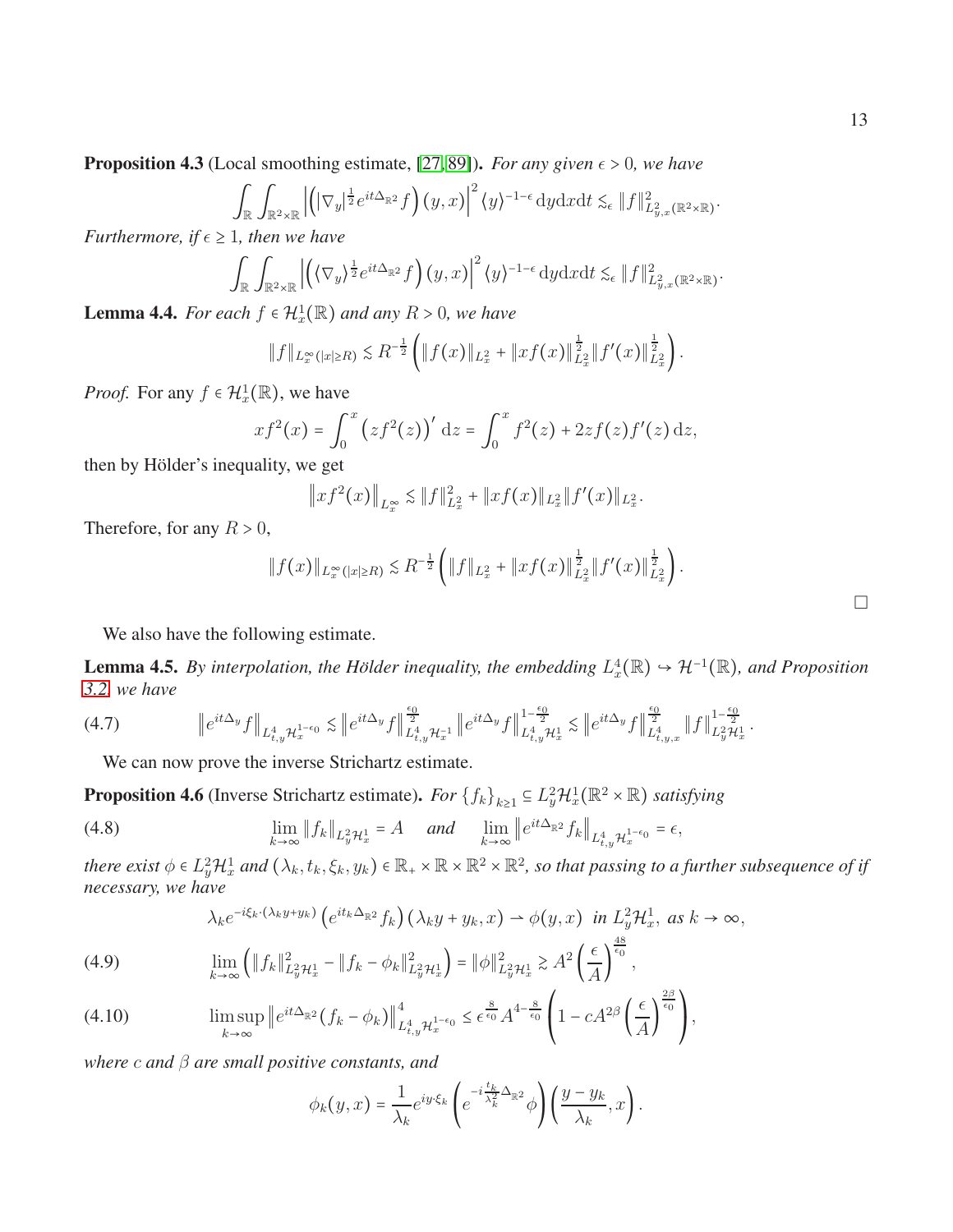**Proposition 4.3** (Local smoothing estimate, [27, 89]). *For any given $\epsilon > 0$, we have*

$$\int_{\mathbb{R}} \int_{\mathbb{R}^2 \times \mathbb{R}} \left| \left( |\nabla_y|^{\frac{1}{2}} e^{it\Delta_{\mathbb{R}^2}} f \right)(y,x) \right|^2 \langle y \rangle^{-1-\epsilon} \, \mathrm{d}y \mathrm{d}x \mathrm{d}t \lesssim_\epsilon \|f\|^2_{L^2_{y,x}(\mathbb{R}^2 \times \mathbb{R})}.$$

*Furthermore, if $\epsilon \geq 1$, then we have*

$$\int_{\mathbb{R}} \int_{\mathbb{R}^2 \times \mathbb{R}} \left| \left( \langle \nabla_y \rangle^{\frac{1}{2}} e^{it\Delta_{\mathbb{R}^2}} f \right)(y,x) \right|^2 \langle y \rangle^{-1-\epsilon} \, \mathrm{d}y \mathrm{d}x \mathrm{d}t \lesssim_\epsilon \|f\|^2_{L^2_{y,x}(\mathbb{R}^2 \times \mathbb{R})}.$$

**Lemma 4.4.** *For each $f \in \mathcal{H}^1_x(\mathbb{R})$ and any $R > 0$, we have*

$$\|f\|_{L^\infty_x(|x| \geq R)} \lesssim R^{-\frac{1}{2}} \left( \|f(x)\|_{L^2_x} + \|xf(x)\|^{\frac{1}{2}}_{L^2_x} \|f'(x)\|^{\frac{1}{2}}_{L^2_x} \right).$$

*Proof.* For any $f \in \mathcal{H}^1_x(\mathbb{R})$, we have

$$xf^2(x) = \int_0^x \left( zf^2(z) \right)' \mathrm{d}z = \int_0^x f^2(z) + 2zf(z)f'(z) \, \mathrm{d}z,$$

then by Hölder's inequality, we get

$$\left\| xf^2(x) \right\|_{L^\infty_x} \lesssim \|f\|^2_{L^2_x} + \|xf(x)\|_{L^2_x} \|f'(x)\|_{L^2_x}.$$

Therefore, for any $R > 0$,

$$\|f(x)\|_{L^\infty_x(|x| \geq R)} \lesssim R^{-\frac{1}{2}} \left( \|f\|_{L^2_x} + \|xf(x)\|^{\frac{1}{2}}_{L^2_x} \|f'(x)\|^{\frac{1}{2}}_{L^2_x} \right).$$

□

We also have the following estimate.

**Lemma 4.5.** *By interpolation, the Hölder inequality, the embedding $L^4_x(\mathbb{R}) \hookrightarrow \mathcal{H}^{-1}(\mathbb{R})$, and Proposition 3.2 we have*

$$\left\| e^{it\Delta_y} f \right\|_{L^4_{t,y}\mathcal{H}^{1-\epsilon_0}_x} \lesssim \left\| e^{it\Delta_y} f \right\|^{\frac{\epsilon_0}{2}}_{L^4_{t,y}\mathcal{H}^{-1}_x} \left\| e^{it\Delta_y} f \right\|^{1-\frac{\epsilon_0}{2}}_{L^4_{t,y}\mathcal{H}^1_x} \lesssim \left\| e^{it\Delta_y} f \right\|^{\frac{\epsilon_0}{2}}_{L^4_{t,y,x}} \|f\|^{1-\frac{\epsilon_0}{2}}_{L^2_y\mathcal{H}^1_x}. \tag{4.7}$$

We can now prove the inverse Strichartz estimate.

**Proposition 4.6** (Inverse Strichartz estimate). *For $\{f_k\}_{k \geq 1} \subseteq L^2_y\mathcal{H}^1_x(\mathbb{R}^2 \times \mathbb{R})$ satisfying*

$$\lim_{k \to \infty} \|f_k\|_{L^2_y\mathcal{H}^1_x} = A \quad \text{and} \quad \lim_{k \to \infty} \left\| e^{it\Delta_{\mathbb{R}^2}} f_k \right\|_{L^4_{t,y}\mathcal{H}^{1-\epsilon_0}_x} = \epsilon, \tag{4.8}$$

*there exist $\phi \in L^2_y\mathcal{H}^1_x$ and $(\lambda_k, t_k, \xi_k, y_k) \in \mathbb{R}_+ \times \mathbb{R} \times \mathbb{R}^2 \times \mathbb{R}^2$, so that passing to a further subsequence of if necessary, we have*

$$\lambda_k e^{-i\xi_k \cdot (\lambda_k y + y_k)} \left( e^{it_k \Delta_{\mathbb{R}^2}} f_k \right)(\lambda_k y + y_k, x) \rightharpoonup \phi(y,x) \ \text{ in } L^2_y\mathcal{H}^1_x, \text{ as } k \to \infty,$$

$$\lim_{k \to \infty} \left( \|f_k\|^2_{L^2_y\mathcal{H}^1_x} - \|f_k - \phi_k\|^2_{L^2_y\mathcal{H}^1_x} \right) = \|\phi\|^2_{L^2_y\mathcal{H}^1_x} \gtrsim A^2 \left( \frac{\epsilon}{A} \right)^{\frac{48}{\epsilon_0}}, \tag{4.9}$$

$$\limsup_{k \to \infty} \left\| e^{it\Delta_{\mathbb{R}^2}} (f_k - \phi_k) \right\|^4_{L^4_{t,y}\mathcal{H}^{1-\epsilon_0}_x} \leq \epsilon^{\frac{8}{\epsilon_0}} A^{4-\frac{8}{\epsilon_0}} \left( 1 - cA^{2\beta} \left( \frac{\epsilon}{A} \right)^{\frac{2\beta}{\epsilon_0}} \right), \tag{4.10}$$

*where $c$ and $\beta$ are small positive constants, and*

$$\phi_k(y,x) = \frac{1}{\lambda_k} e^{iy \cdot \xi_k} \left( e^{-i\frac{t_k}{\lambda_k^2}\Delta_{\mathbb{R}^2}} \phi \right) \left( \frac{y - y_k}{\lambda_k}, x \right).$$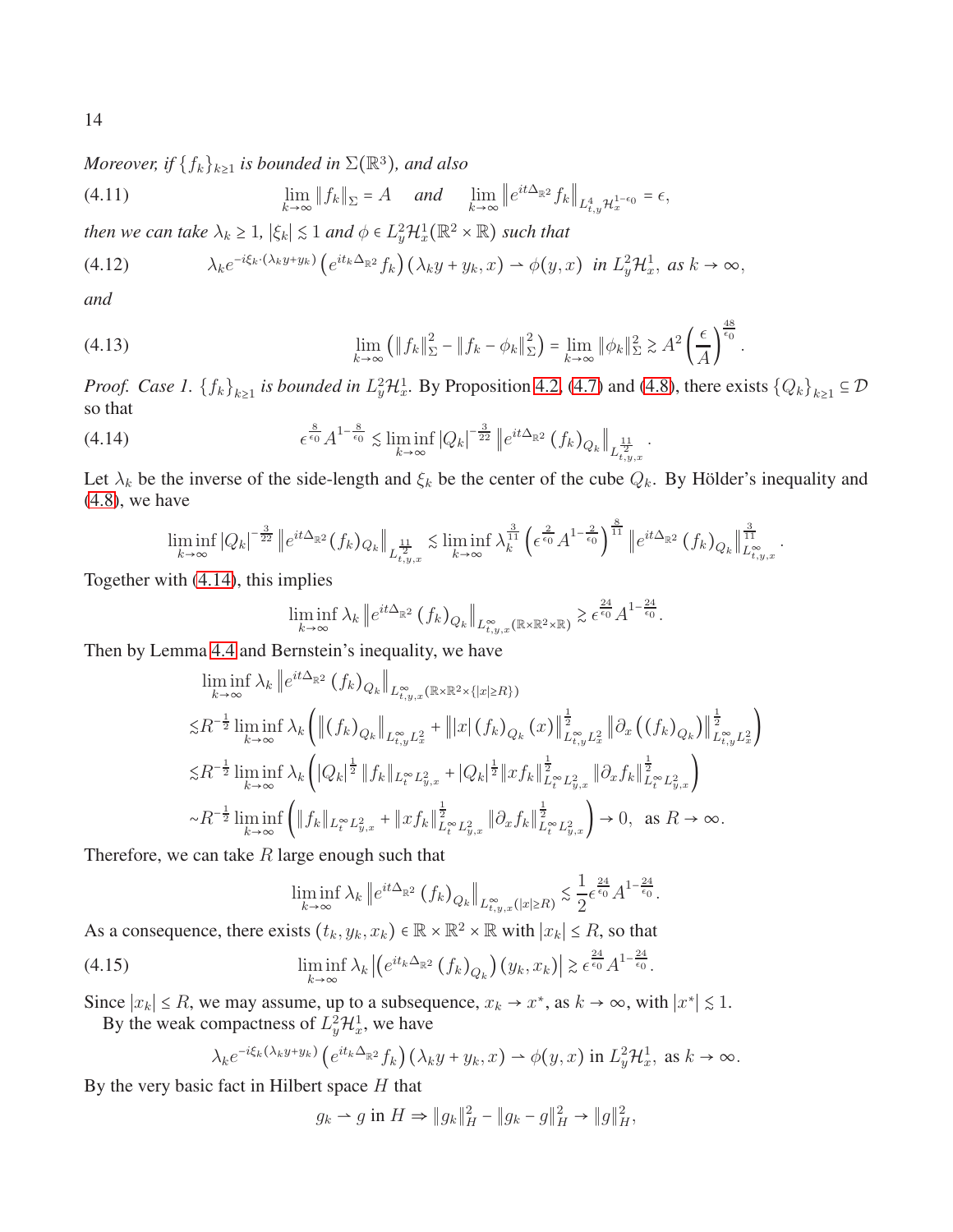*Moreover, if $\{f_k\}_{k\geq 1}$ is bounded in $\Sigma(\mathbb{R}^3)$, and also*

$$\lim_{k\to\infty} \|f_k\|_\Sigma = A \quad \text{and} \quad \lim_{k\to\infty} \left\| e^{it\Delta_{\mathbb{R}^2}} f_k \right\|_{L^4_{t,y}\mathcal{H}^{1-\epsilon_0}_x} = \epsilon, \tag{4.11}$$

*then we can take $\lambda_k \geq 1$, $|\xi_k| \lesssim 1$ and $\phi \in L^2_y\mathcal{H}^1_x(\mathbb{R}^2\times\mathbb{R})$ such that*

$$\lambda_k e^{-i\xi_k\cdot(\lambda_k y + y_k)} \left( e^{it_k\Delta_{\mathbb{R}^2}} f_k \right)(\lambda_k y + y_k, x) \rightharpoonup \phi(y,x) \ \text{ in } L^2_y\mathcal{H}^1_x, \text{ as } k\to\infty, \tag{4.12}$$

*and*

$$\lim_{k\to\infty} \left( \|f_k\|^2_\Sigma - \|f_k - \phi_k\|^2_\Sigma \right) = \lim_{k\to\infty} \|\phi_k\|^2_\Sigma \gtrsim A^2 \left(\frac{\epsilon}{A}\right)^{\frac{48}{\epsilon_0}}. \tag{4.13}$$

*Proof. Case 1.* $\{f_k\}_{k\geq 1}$ *is bounded in* $L^2_y\mathcal{H}^1_x$. By Proposition 4.2, (4.7) and (4.8), there exists $\{Q_k\}_{k\geq 1} \subseteq \mathcal{D}$ so that

$$\epsilon^{\frac{8}{\epsilon_0}} A^{1-\frac{8}{\epsilon_0}} \lesssim \liminf_{k\to\infty} |Q_k|^{-\frac{3}{22}} \left\| e^{it\Delta_{\mathbb{R}^2}} (f_k)_{Q_k} \right\|_{L^{\frac{11}{2}}_{t,y,x}}. \tag{4.14}$$

Let $\lambda_k$ be the inverse of the side-length and $\xi_k$ be the center of the cube $Q_k$. By Hölder's inequality and (4.8), we have

$$\liminf_{k\to\infty} |Q_k|^{-\frac{3}{22}} \left\| e^{it\Delta_{\mathbb{R}^2}} (f_k)_{Q_k} \right\|_{L^{\frac{11}{2}}_{t,y,x}} \lesssim \liminf_{k\to\infty} \lambda_k^{\frac{3}{11}} \left( \epsilon^{\frac{2}{\epsilon_0}} A^{1-\frac{2}{\epsilon_0}} \right)^{\frac{8}{11}} \left\| e^{it\Delta_{\mathbb{R}^2}} (f_k)_{Q_k} \right\|^{\frac{3}{11}}_{L^\infty_{t,y,x}}.$$

Together with (4.14), this implies

$$\liminf_{k\to\infty} \lambda_k \left\| e^{it\Delta_{\mathbb{R}^2}} (f_k)_{Q_k} \right\|_{L^\infty_{t,y,x}(\mathbb{R}\times\mathbb{R}^2\times\mathbb{R})} \gtrsim \epsilon^{\frac{24}{\epsilon_0}} A^{1-\frac{24}{\epsilon_0}}.$$

Then by Lemma 4.4 and Bernstein's inequality, we have

$$\begin{aligned}
&\liminf_{k\to\infty} \lambda_k \left\| e^{it\Delta_{\mathbb{R}^2}} (f_k)_{Q_k} \right\|_{L^\infty_{t,y,x}(\mathbb{R}\times\mathbb{R}^2\times\{|x|\geq R\})} \\
\lesssim& R^{-\frac{1}{2}} \liminf_{k\to\infty} \lambda_k \left( \left\| (f_k)_{Q_k} \right\|_{L^\infty_{t,y}L^2_x} + \left\| |x| (f_k)_{Q_k}(x) \right\|^{\frac{1}{2}}_{L^\infty_{t,y}L^2_x} \left\| \partial_x \left( (f_k)_{Q_k} \right) \right\|^{\frac{1}{2}}_{L^\infty_{t,y}L^2_x} \right) \\
\lesssim& R^{-\frac{1}{2}} \liminf_{k\to\infty} \lambda_k \left( |Q_k|^{\frac{1}{2}} \|f_k\|_{L^\infty_t L^2_{y,x}} + |Q_k|^{\frac{1}{2}} \|x f_k\|^{\frac{1}{2}}_{L^\infty_t L^2_{y,x}} \|\partial_x f_k\|^{\frac{1}{2}}_{L^\infty_t L^2_{y,x}} \right) \\
\sim& R^{-\frac{1}{2}} \liminf_{k\to\infty} \left( \|f_k\|_{L^\infty_t L^2_{y,x}} + \|x f_k\|^{\frac{1}{2}}_{L^\infty_t L^2_{y,x}} \|\partial_x f_k\|^{\frac{1}{2}}_{L^\infty_t L^2_{y,x}} \right) \to 0, \ \text{ as } R\to\infty.
\end{aligned}$$

Therefore, we can take $R$ large enough such that

$$\liminf_{k\to\infty} \lambda_k \left\| e^{it\Delta_{\mathbb{R}^2}} (f_k)_{Q_k} \right\|_{L^\infty_{t,y,x}(|x|\geq R)} \lesssim \frac{1}{2} \epsilon^{\frac{24}{\epsilon_0}} A^{1-\frac{24}{\epsilon_0}}.$$

As a consequence, there exists $(t_k, y_k, x_k) \in \mathbb{R}\times\mathbb{R}^2\times\mathbb{R}$ with $|x_k| \leq R$, so that

$$\liminf_{k\to\infty} \lambda_k \left| \left( e^{it_k\Delta_{\mathbb{R}^2}} (f_k)_{Q_k} \right)(y_k, x_k) \right| \gtrsim \epsilon^{\frac{24}{\epsilon_0}} A^{1-\frac{24}{\epsilon_0}}. \tag{4.15}$$

Since $|x_k| \leq R$, we may assume, up to a subsequence, $x_k \to x^*$, as $k\to\infty$, with $|x^*| \lesssim 1$.

By the weak compactness of $L^2_y\mathcal{H}^1_x$, we have

$$\lambda_k e^{-i\xi_k(\lambda_k y + y_k)} \left( e^{it_k\Delta_{\mathbb{R}^2}} f_k \right)(\lambda_k y + y_k, x) \rightharpoonup \phi(y,x) \text{ in } L^2_y\mathcal{H}^1_x, \text{ as } k\to\infty.$$

By the very basic fact in Hilbert space $H$ that

$$g_k \rightharpoonup g \text{ in } H \Rightarrow \|g_k\|^2_H - \|g_k - g\|^2_H \to \|g\|^2_H,$$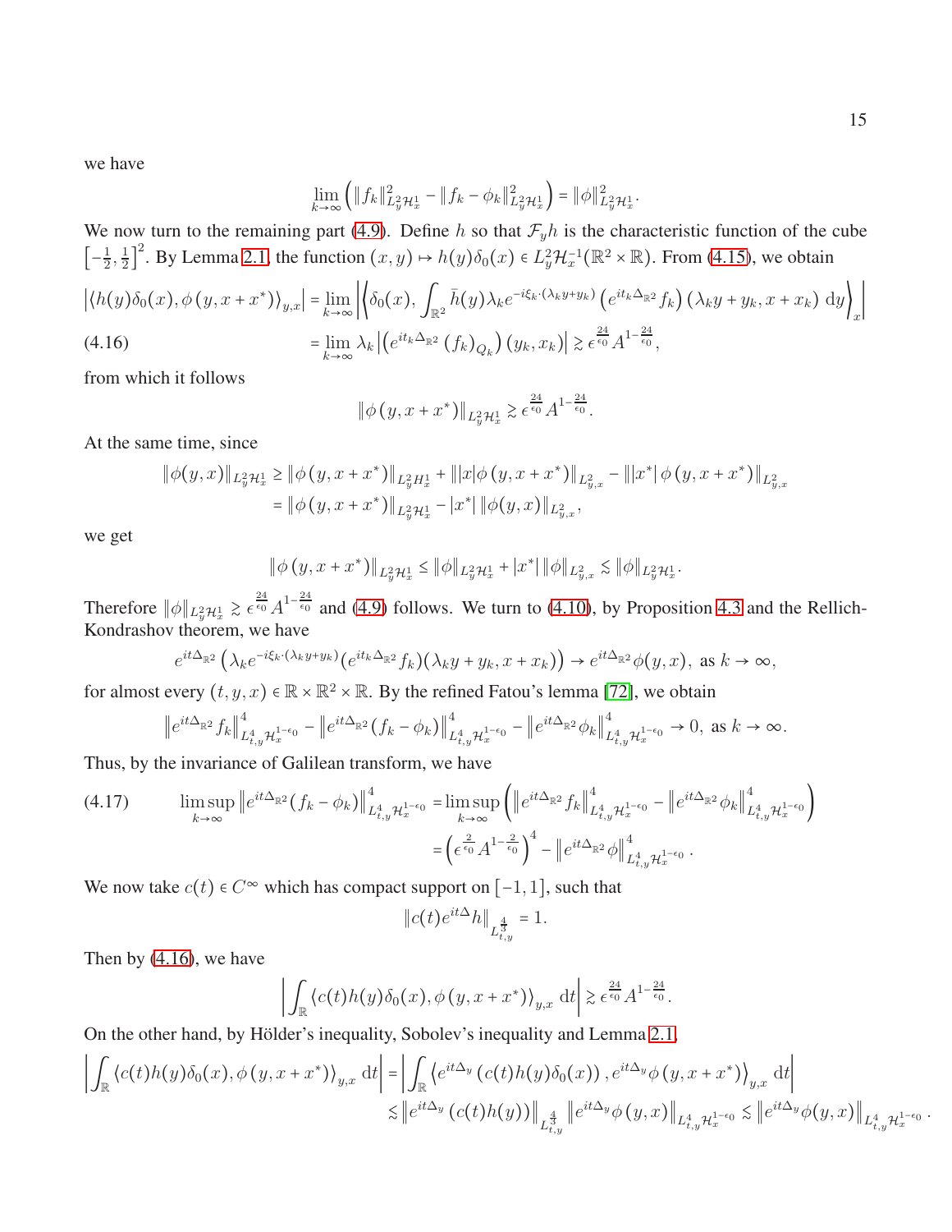we have

$$\lim_{k\to\infty}\left(\|f_k\|^2_{L^2_y\mathcal{H}^1_x}-\|f_k-\phi_k\|^2_{L^2_y\mathcal{H}^1_x}\right)=\|\phi\|^2_{L^2_y\mathcal{H}^1_x}.$$

We now turn to the remaining part (4.9). Define $h$ so that $\mathcal{F}_y h$ is the characteristic function of the cube $\left[-\frac{1}{2},\frac{1}{2}\right]^2$. By Lemma 2.1, the function $(x,y)\mapsto h(y)\delta_0(x)\in L^2_y\mathcal{H}^{-1}_x(\mathbb{R}^2\times\mathbb{R})$. From (4.15), we obtain

$$\begin{aligned}\left|\langle h(y)\delta_0(x),\phi\left(y,x+x^*\right)\rangle_{y,x}\right| &= \lim_{k\to\infty}\left|\left\langle \delta_0(x),\int_{\mathbb{R}^2}\bar{h}(y)\lambda_k e^{-i\xi_k\cdot(\lambda_k y+y_k)}\left(e^{it_k\Delta_{\mathbb{R}^2}}f_k\right)\left(\lambda_k y+y_k,x+x_k\right)\,\mathrm{d}y\right\rangle_x\right|\\ &=\lim_{k\to\infty}\lambda_k\left|\left(e^{it_k\Delta_{\mathbb{R}^2}}\left(f_k\right)_{Q_k}\right)(y_k,x_k)\right|\gtrsim \epsilon^{\frac{24}{\epsilon_0}}A^{1-\frac{24}{\epsilon_0}},\end{aligned}\tag{4.16}$$

from which it follows

$$\|\phi\left(y,x+x^*\right)\|_{L^2_y\mathcal{H}^1_x}\gtrsim \epsilon^{\frac{24}{\epsilon_0}}A^{1-\frac{24}{\epsilon_0}}.$$

At the same time, since

$$\begin{aligned}\|\phi(y,x)\|_{L^2_y\mathcal{H}^1_x} &\geq \|\phi\left(y,x+x^*\right)\|_{L^2_yH^1_x}+\||x|\phi\left(y,x+x^*\right)\|_{L^2_{y,x}}-\||x^*|\,\phi\left(y,x+x^*\right)\|_{L^2_{y,x}}\\ &=\|\phi\left(y,x+x^*\right)\|_{L^2_y\mathcal{H}^1_x}-|x^*|\,\|\phi(y,x)\|_{L^2_{y,x}},\end{aligned}$$

we get

$$\|\phi\left(y,x+x^*\right)\|_{L^2_y\mathcal{H}^1_x}\leq\|\phi\|_{L^2_y\mathcal{H}^1_x}+|x^*|\,\|\phi\|_{L^2_{y,x}}\lesssim\|\phi\|_{L^2_y\mathcal{H}^1_x}.$$

Therefore $\|\phi\|_{L^2_y\mathcal{H}^1_x}\gtrsim\epsilon^{\frac{24}{\epsilon_0}}A^{1-\frac{24}{\epsilon_0}}$ and (4.9) follows. We turn to (4.10), by Proposition 4.3 and the Rellich-Kondrashov theorem, we have

$$e^{it\Delta_{\mathbb{R}^2}}\left(\lambda_k e^{-i\xi_k\cdot(\lambda_k y+y_k)}\big(e^{it_k\Delta_{\mathbb{R}^2}}f_k\big)(\lambda_k y+y_k,x+x_k)\right)\to e^{it\Delta_{\mathbb{R}^2}}\phi(y,x),\ \text{as } k\to\infty,$$

for almost every $(t,y,x)\in\mathbb{R}\times\mathbb{R}^2\times\mathbb{R}$. By the refined Fatou's lemma [72], we obtain

$$\left\|e^{it\Delta_{\mathbb{R}^2}}f_k\right\|^4_{L^4_{t,y}\mathcal{H}^{1-\epsilon_0}_x}-\left\|e^{it\Delta_{\mathbb{R}^2}}(f_k-\phi_k)\right\|^4_{L^4_{t,y}\mathcal{H}^{1-\epsilon_0}_x}-\left\|e^{it\Delta_{\mathbb{R}^2}}\phi_k\right\|^4_{L^4_{t,y}\mathcal{H}^{1-\epsilon_0}_x}\to 0,\ \text{as } k\to\infty.$$

Thus, by the invariance of Galilean transform, we have

$$\begin{aligned}\limsup_{k\to\infty}\left\|e^{it\Delta_{\mathbb{R}^2}}(f_k-\phi_k)\right\|^4_{L^4_{t,y}\mathcal{H}^{1-\epsilon_0}_x} &=\limsup_{k\to\infty}\left(\left\|e^{it\Delta_{\mathbb{R}^2}}f_k\right\|^4_{L^4_{t,y}\mathcal{H}^{1-\epsilon_0}_x}-\left\|e^{it\Delta_{\mathbb{R}^2}}\phi_k\right\|^4_{L^4_{t,y}\mathcal{H}^{1-\epsilon_0}_x}\right)\\ &=\left(\epsilon^{\frac{2}{\epsilon_0}}A^{1-\frac{2}{\epsilon_0}}\right)^4-\left\|e^{it\Delta_{\mathbb{R}^2}}\phi\right\|^4_{L^4_{t,y}\mathcal{H}^{1-\epsilon_0}_x}.\end{aligned}\tag{4.17}$$

We now take $c(t)\in C^\infty$ which has compact support on $[-1,1]$, such that

$$\|c(t)e^{it\Delta}h\|_{L^{\frac{4}{3}}_{t,y}}=1.$$

Then by (4.16), we have

$$\left|\int_{\mathbb{R}}\langle c(t)h(y)\delta_0(x),\phi\left(y,x+x^*\right)\rangle_{y,x}\,\mathrm{d}t\right|\gtrsim\epsilon^{\frac{24}{\epsilon_0}}A^{1-\frac{24}{\epsilon_0}}.$$

On the other hand, by Hölder's inequality, Sobolev's inequality and Lemma 2.1,

$$\begin{aligned}\left|\int_{\mathbb{R}}\langle c(t)h(y)\delta_0(x),\phi\left(y,x+x^*\right)\rangle_{y,x}\,\mathrm{d}t\right| &=\left|\int_{\mathbb{R}}\left\langle e^{it\Delta_y}\left(c(t)h(y)\delta_0(x)\right),e^{it\Delta_y}\phi\left(y,x+x^*\right)\right\rangle_{y,x}\mathrm{d}t\right|\\ &\lesssim\left\|e^{it\Delta_y}\left(c(t)h(y)\right)\right\|_{L^{\frac{4}{3}}_{t,y}}\left\|e^{it\Delta_y}\phi(y,x)\right\|_{L^4_{t,y}\mathcal{H}^{1-\epsilon_0}_x}\lesssim\left\|e^{it\Delta_y}\phi(y,x)\right\|_{L^4_{t,y}\mathcal{H}^{1-\epsilon_0}_x}.\end{aligned}$$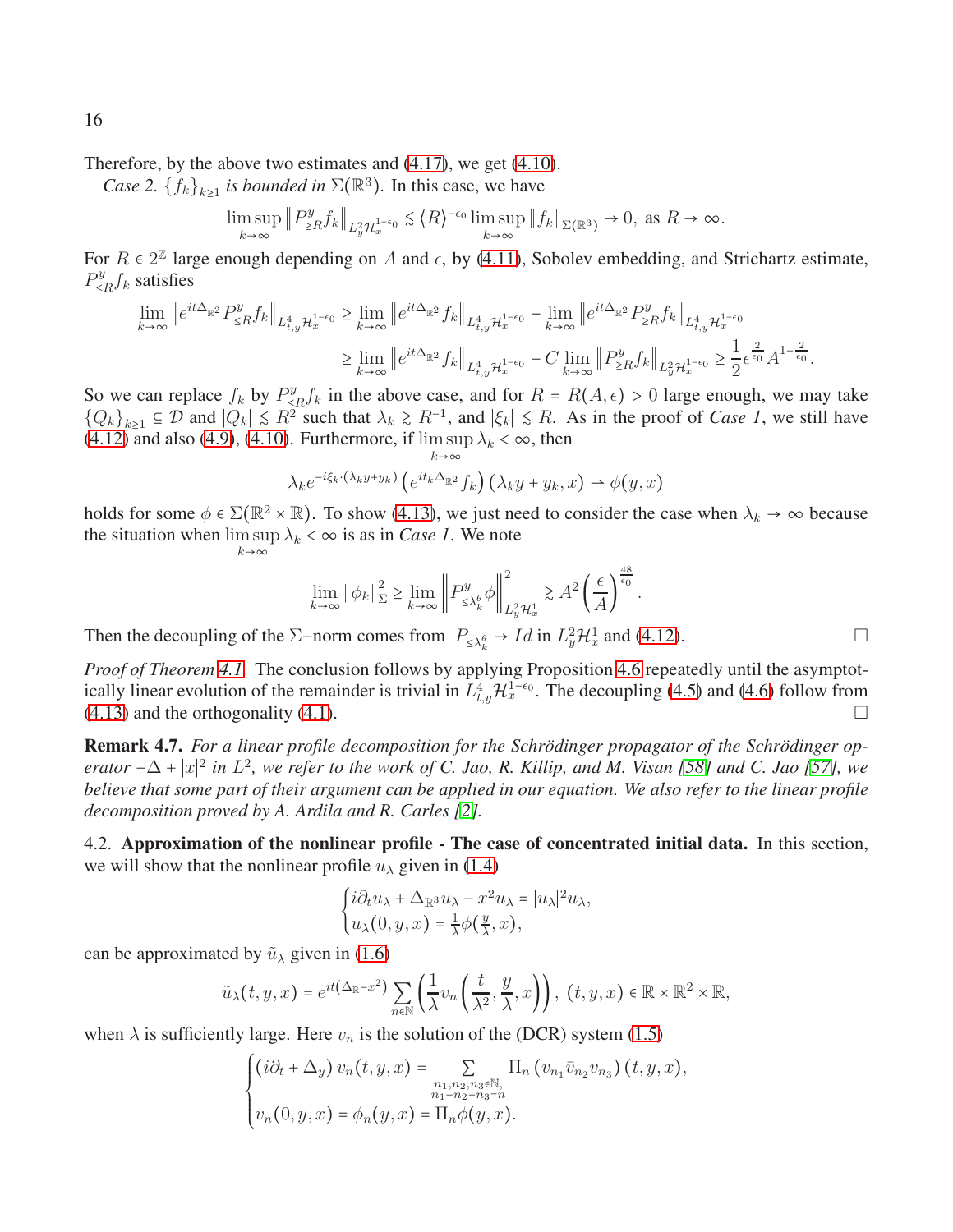Therefore, by the above two estimates and (4.17), we get (4.10).

*Case 2. $\{f_k\}_{k\geq 1}$ is bounded in $\Sigma(\mathbb{R}^3)$.* In this case, we have

$$\limsup_{k\to\infty} \left\| P^y_{\geq R} f_k \right\|_{L^2_y \mathcal{H}^{1-\epsilon_0}_x} \lesssim \langle R\rangle^{-\epsilon_0} \limsup_{k\to\infty} \|f_k\|_{\Sigma(\mathbb{R}^3)} \to 0, \text{ as } R\to\infty.$$

For $R \in 2^{\mathbb{Z}}$ large enough depending on $A$ and $\epsilon$, by (4.11), Sobolev embedding, and Strichartz estimate, $P^y_{\leq R} f_k$ satisfies

$$\begin{aligned}
\lim_{k\to\infty} \left\| e^{it\Delta_{\mathbb{R}^2}} P^y_{\leq R} f_k \right\|_{L^4_{t,y}\mathcal{H}^{1-\epsilon_0}_x} &\geq \lim_{k\to\infty} \left\| e^{it\Delta_{\mathbb{R}^2}} f_k \right\|_{L^4_{t,y}\mathcal{H}^{1-\epsilon_0}_x} - \lim_{k\to\infty} \left\| e^{it\Delta_{\mathbb{R}^2}} P^y_{\geq R} f_k \right\|_{L^4_{t,y}\mathcal{H}^{1-\epsilon_0}_x} \\
&\geq \lim_{k\to\infty} \left\| e^{it\Delta_{\mathbb{R}^2}} f_k \right\|_{L^4_{t,y}\mathcal{H}^{1-\epsilon_0}_x} - C \lim_{k\to\infty} \left\| P^y_{\geq R} f_k \right\|_{L^2_y \mathcal{H}^{1-\epsilon_0}_x} \geq \frac{1}{2}\epsilon^{\frac{2}{\epsilon_0}} A^{1-\frac{2}{\epsilon_0}}.
\end{aligned}$$

So we can replace $f_k$ by $P^y_{\leq R} f_k$ in the above case, and for $R = R(A,\epsilon) > 0$ large enough, we may take $\{Q_k\}_{k\geq 1} \subseteq \mathcal{D}$ and $|Q_k| \lesssim R^2$ such that $\lambda_k \gtrsim R^{-1}$, and $|\xi_k| \lesssim R$. As in the proof of *Case 1*, we still have (4.12) and also (4.9), (4.10). Furthermore, if $\limsup\limits_{k\to\infty} \lambda_k < \infty$, then

$$\lambda_k e^{-i\xi_k\cdot(\lambda_k y + y_k)} \left( e^{it_k \Delta_{\mathbb{R}^2}} f_k \right)(\lambda_k y + y_k, x) \rightharpoonup \phi(y,x)$$

holds for some $\phi \in \Sigma(\mathbb{R}^2\times\mathbb{R})$. To show (4.13), we just need to consider the case when $\lambda_k \to \infty$ because the situation when $\limsup\limits_{k\to\infty} \lambda_k < \infty$ is as in *Case 1*. We note

$$\lim_{k\to\infty} \|\phi_k\|^2_{\Sigma} \geq \lim_{k\to\infty} \left\| P^y_{\leq \lambda_k^\theta} \phi \right\|^2_{L^2_y \mathcal{H}^1_x} \gtrsim A^2 \left(\frac{\epsilon}{A}\right)^{\frac{48}{\epsilon_0}}.$$

Then the decoupling of the $\Sigma$–norm comes from $P_{\leq \lambda_k^\theta} \to Id$ in $L^2_y\mathcal{H}^1_x$ and (4.12). □

*Proof of Theorem 4.1.* The conclusion follows by applying Proposition 4.6 repeatedly until the asymptotically linear evolution of the remainder is trivial in $L^4_{t,y}\mathcal{H}^{1-\epsilon_0}_x$. The decoupling (4.5) and (4.6) follow from (4.13) and the orthogonality (4.1). □

**Remark 4.7.** *For a linear profile decomposition for the Schrödinger propagator of the Schrödinger operator $-\Delta + |x|^2$ in $L^2$, we refer to the work of C. Jao, R. Killip, and M. Visan [58] and C. Jao [57], we believe that some part of their argument can be applied in our equation. We also refer to the linear profile decomposition proved by A. Ardila and R. Carles [2].*

4.2. **Approximation of the nonlinear profile - The case of concentrated initial data.** In this section, we will show that the nonlinear profile $u_\lambda$ given in (1.4)

$$\begin{cases} i\partial_t u_\lambda + \Delta_{\mathbb{R}^3} u_\lambda - x^2 u_\lambda = |u_\lambda|^2 u_\lambda, \\ u_\lambda(0,y,x) = \frac{1}{\lambda}\phi(\frac{y}{\lambda}, x), \end{cases}$$

can be approximated by $\tilde{u}_\lambda$ given in (1.6)

$$\tilde{u}_\lambda(t,y,x) = e^{it(\Delta_{\mathbb{R}} - x^2)} \sum_{n\in\mathbb{N}} \left( \frac{1}{\lambda} v_n\left(\frac{t}{\lambda^2}, \frac{y}{\lambda}, x\right)\right), \ (t,y,x) \in \mathbb{R}\times\mathbb{R}^2\times\mathbb{R},$$

when $\lambda$ is sufficiently large. Here $v_n$ is the solution of the (DCR) system (1.5)

$$\begin{cases} (i\partial_t + \Delta_y) v_n(t,y,x) = \sum\limits_{\substack{n_1,n_2,n_3\in\mathbb{N}, \\ n_1-n_2+n_3=n}} \Pi_n\left(v_{n_1}\bar{v}_{n_2}v_{n_3}\right)(t,y,x), \\ v_n(0,y,x) = \phi_n(y,x) = \Pi_n\phi(y,x). \end{cases}$$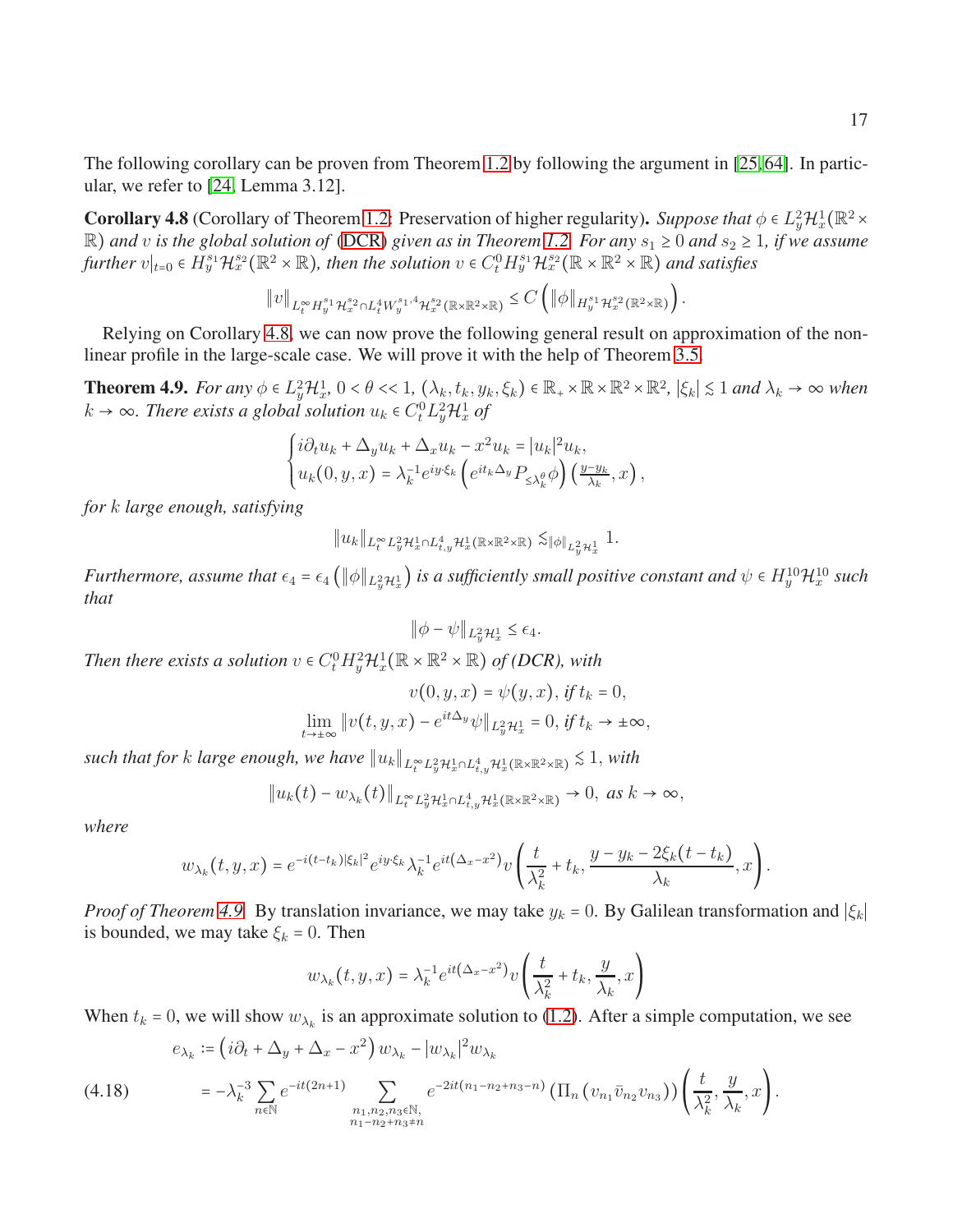The following corollary can be proven from Theorem 1.2 by following the argument in [25, 64]. In particular, we refer to [24, Lemma 3.12].

**Corollary 4.8** (Corollary of Theorem 1.2: Preservation of higher regularity)**.** *Suppose that $\phi \in L^2_y\mathcal{H}^1_x(\mathbb{R}^2 \times \mathbb{R})$ and $v$ is the global solution of (DCR) given as in Theorem 1.2. For any $s_1 \geq 0$ and $s_2 \geq 1$, if we assume further $v|_{t=0} \in H^{s_1}_y\mathcal{H}^{s_2}_x(\mathbb{R}^2 \times \mathbb{R})$, then the solution $v \in C^0_t H^{s_1}_y\mathcal{H}^{s_2}_x(\mathbb{R} \times \mathbb{R}^2 \times \mathbb{R})$ and satisfies*

$$\|v\|_{L^\infty_t H^{s_1}_y \mathcal{H}^{s_2}_x \cap L^4_t W^{s_1,4}_y \mathcal{H}^{s_2}_x(\mathbb{R}\times\mathbb{R}^2\times\mathbb{R})} \leq C\left(\|\phi\|_{H^{s_1}_y\mathcal{H}^{s_2}_x(\mathbb{R}^2\times\mathbb{R})}\right).$$

Relying on Corollary 4.8, we can now prove the following general result on approximation of the nonlinear profile in the large-scale case. We will prove it with the help of Theorem 3.5.

**Theorem 4.9.** *For any $\phi \in L^2_y\mathcal{H}^1_x$, $0 < \theta << 1$, $(\lambda_k, t_k, y_k, \xi_k) \in \mathbb{R}_+ \times \mathbb{R} \times \mathbb{R}^2 \times \mathbb{R}^2$, $|\xi_k| \lesssim 1$ and $\lambda_k \to \infty$ when $k \to \infty$. There exists a global solution $u_k \in C^0_t L^2_y\mathcal{H}^1_x$ of*

$$\begin{cases} i\partial_t u_k + \Delta_y u_k + \Delta_x u_k - x^2 u_k = |u_k|^2 u_k, \\ u_k(0, y, x) = \lambda_k^{-1} e^{iy\cdot\xi_k}\left(e^{it_k\Delta_y} P_{\leq \lambda_k^\theta}\phi\right)\left(\frac{y-y_k}{\lambda_k}, x\right), \end{cases}$$

*for $k$ large enough, satisfying*

$$\|u_k\|_{L^\infty_t L^2_y\mathcal{H}^1_x \cap L^4_{t,y}\mathcal{H}^1_x(\mathbb{R}\times\mathbb{R}^2\times\mathbb{R})} \lesssim_{\|\phi\|_{L^2_y\mathcal{H}^1_x}} 1.$$

*Furthermore, assume that $\epsilon_4 = \epsilon_4\left(\|\phi\|_{L^2_y\mathcal{H}^1_x}\right)$ is a sufficiently small positive constant and $\psi \in H^{10}_y\mathcal{H}^{10}_x$ such that*

$$\|\phi - \psi\|_{L^2_y\mathcal{H}^1_x} \leq \epsilon_4.$$

*Then there exists a solution $v \in C^0_t H^2_y\mathcal{H}^1_x(\mathbb{R} \times \mathbb{R}^2 \times \mathbb{R})$ of (DCR), with*

$$v(0, y, x) = \psi(y, x), \text{ if } t_k = 0,$$

$$\lim_{t\to\pm\infty} \|v(t, y, x) - e^{it\Delta_y}\psi\|_{L^2_y\mathcal{H}^1_x} = 0, \text{ if } t_k \to \pm\infty,$$

*such that for $k$ large enough, we have $\|u_k\|_{L^\infty_t L^2_y\mathcal{H}^1_x \cap L^4_{t,y}\mathcal{H}^1_x(\mathbb{R}\times\mathbb{R}^2\times\mathbb{R})} \lesssim 1$, with*

$$\|u_k(t) - w_{\lambda_k}(t)\|_{L^\infty_t L^2_y\mathcal{H}^1_x \cap L^4_{t,y}\mathcal{H}^1_x(\mathbb{R}\times\mathbb{R}^2\times\mathbb{R})} \to 0, \text{ as } k \to \infty,$$

*where*

$$w_{\lambda_k}(t, y, x) = e^{-i(t-t_k)|\xi_k|^2} e^{iy\cdot\xi_k}\lambda_k^{-1} e^{it(\Delta_x - x^2)} v\left(\frac{t}{\lambda_k^2} + t_k, \frac{y - y_k - 2\xi_k(t - t_k)}{\lambda_k}, x\right).$$

*Proof of Theorem 4.9.* By translation invariance, we may take $y_k = 0$. By Galilean transformation and $|\xi_k|$ is bounded, we may take $\xi_k = 0$. Then

$$w_{\lambda_k}(t, y, x) = \lambda_k^{-1} e^{it(\Delta_x - x^2)} v\left(\frac{t}{\lambda_k^2} + t_k, \frac{y}{\lambda_k}, x\right)$$

When $t_k = 0$, we will show $w_{\lambda_k}$ is an approximate solution to (1.2). After a simple computation, we see

$$\begin{aligned} e_{\lambda_k} &:= \left(i\partial_t + \Delta_y + \Delta_x - x^2\right) w_{\lambda_k} - |w_{\lambda_k}|^2 w_{\lambda_k} \\ &= -\lambda_k^{-3} \sum_{n\in\mathbb{N}} e^{-it(2n+1)} \sum_{\substack{n_1,n_2,n_3\in\mathbb{N}, \\ n_1-n_2+n_3\neq n}} e^{-2it(n_1-n_2+n_3-n)} \left(\Pi_n\left(v_{n_1}\bar{v}_{n_2}v_{n_3}\right)\right)\left(\frac{t}{\lambda_k^2}, \frac{y}{\lambda_k}, x\right). \end{aligned} \tag{4.18}$$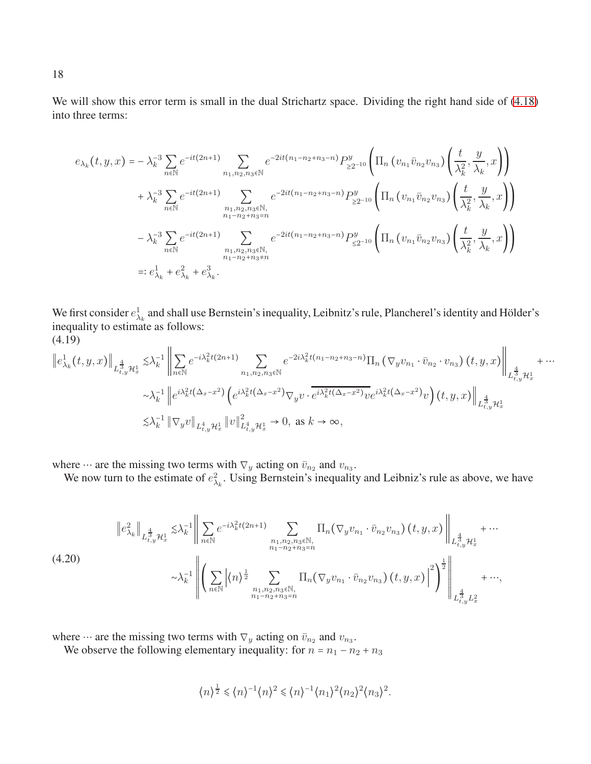We will show this error term is small in the dual Strichartz space. Dividing the right hand side of (4.18) into three terms:

$$
\begin{aligned}
e_{\lambda_k}(t,y,x) = &-\lambda_k^{-3}\sum_{n\in\mathbb{N}} e^{-it(2n+1)} \sum_{n_1,n_2,n_3\in\mathbb{N}} e^{-2it(n_1-n_2+n_3-n)} P^y_{\geq 2^{-10}}\left(\Pi_n\left(v_{n_1}\bar{v}_{n_2}v_{n_3}\right)\left(\frac{t}{\lambda_k^2},\frac{y}{\lambda_k},x\right)\right)\\
&+\lambda_k^{-3}\sum_{n\in\mathbb{N}} e^{-it(2n+1)} \sum_{\substack{n_1,n_2,n_3\in\mathbb{N},\\ n_1-n_2+n_3=n}} e^{-2it(n_1-n_2+n_3-n)} P^y_{\geq 2^{-10}}\left(\Pi_n\left(v_{n_1}\bar{v}_{n_2}v_{n_3}\right)\left(\frac{t}{\lambda_k^2},\frac{y}{\lambda_k},x\right)\right)\\
&-\lambda_k^{-3}\sum_{n\in\mathbb{N}} e^{-it(2n+1)} \sum_{\substack{n_1,n_2,n_3\in\mathbb{N},\\ n_1-n_2+n_3\neq n}} e^{-2it(n_1-n_2+n_3-n)} P^y_{\leq 2^{-10}}\left(\Pi_n\left(v_{n_1}\bar{v}_{n_2}v_{n_3}\right)\left(\frac{t}{\lambda_k^2},\frac{y}{\lambda_k},x\right)\right)\\
=:&\, e^1_{\lambda_k}+e^2_{\lambda_k}+e^3_{\lambda_k}.
\end{aligned}
$$

We first consider $e^1_{\lambda_k}$ and shall use Bernstein's inequality, Leibnitz's rule, Plancherel's identity and Hölder's inequality to estimate as follows:

(4.19)

$$
\begin{aligned}
\left\|e^1_{\lambda_k}(t,y,x)\right\|_{L^{\frac{4}{3}}_{t,y}\mathcal{H}^1_x} \lesssim&\lambda_k^{-1}\left\|\sum_{n\in\mathbb{N}} e^{-i\lambda_k^2t(2n+1)}\sum_{n_1,n_2,n_3\in\mathbb{N}} e^{-2i\lambda_k^2t(n_1-n_2+n_3-n)}\Pi_n\left(\nabla_y v_{n_1}\cdot\bar{v}_{n_2}\cdot v_{n_3}\right)(t,y,x)\right\|_{L^{\frac{4}{3}}_{t,y}\mathcal{H}^1_x}+\cdots\\
\sim&\lambda_k^{-1}\left\|e^{i\lambda_k^2t\left(\Delta_x-x^2\right)}\left(e^{i\lambda_k^2t\left(\Delta_x-x^2\right)}\nabla_y v\cdot\overline{e^{i\lambda_k^2t\left(\Delta_x-x^2\right)}v}e^{i\lambda_k^2t\left(\Delta_x-x^2\right)}v\right)(t,y,x)\right\|_{L^{\frac{4}{3}}_{t,y}\mathcal{H}^1_x}\\
\lesssim&\lambda_k^{-1}\left\|\nabla_y v\right\|_{L^4_{t,y}\mathcal{H}^1_x}\left\|v\right\|^2_{L^4_{t,y}\mathcal{H}^1_x}\to 0,\text{ as } k\to\infty,
\end{aligned}
$$

where $\cdots$ are the missing two terms with $\nabla_y$ acting on $\bar{v}_{n_2}$ and $v_{n_3}$.

We now turn to the estimate of $e^2_{\lambda_k}$. Using Bernstein's inequality and Leibniz's rule as above, we have

$$
\begin{aligned}
\left\|e^2_{\lambda_k}\right\|_{L^{\frac{4}{3}}_{t,y}\mathcal{H}^1_x}\lesssim&\lambda_k^{-1}\left\|\sum_{n\in\mathbb{N}} e^{-i\lambda_k^2t(2n+1)}\sum_{\substack{n_1,n_2,n_3\in\mathbb{N},\\ n_1-n_2+n_3=n}}\Pi_n\left(\nabla_y v_{n_1}\cdot\bar{v}_{n_2}v_{n_3}\right)(t,y,x)\right\|_{L^{\frac{4}{3}}_{t,y}\mathcal{H}^1_x}+\cdots\\
\sim&\lambda_k^{-1}\left\|\left(\sum_{n\in\mathbb{N}}\left|\langle n\rangle^{\frac{1}{2}}\sum_{\substack{n_1,n_2,n_3\in\mathbb{N},\\ n_1-n_2+n_3=n}}\Pi_n\left(\nabla_y v_{n_1}\cdot\bar{v}_{n_2}v_{n_3}\right)(t,y,x)\right|^2\right)^{\frac{1}{2}}\right\|_{L^{\frac{4}{3}}_{t,y}L^2_x}+\cdots,
\end{aligned}
\tag{4.20}
$$

where $\cdots$ are the missing two terms with $\nabla_y$ acting on $\bar{v}_{n_2}$ and $v_{n_3}$.

We observe the following elementary inequality: for $n=n_1-n_2+n_3$

$$
\langle n\rangle^{\frac{1}{2}}\leqslant\langle n\rangle^{-1}\langle n\rangle^2\leqslant\langle n\rangle^{-1}\langle n_1\rangle^2\langle n_2\rangle^2\langle n_3\rangle^2.
$$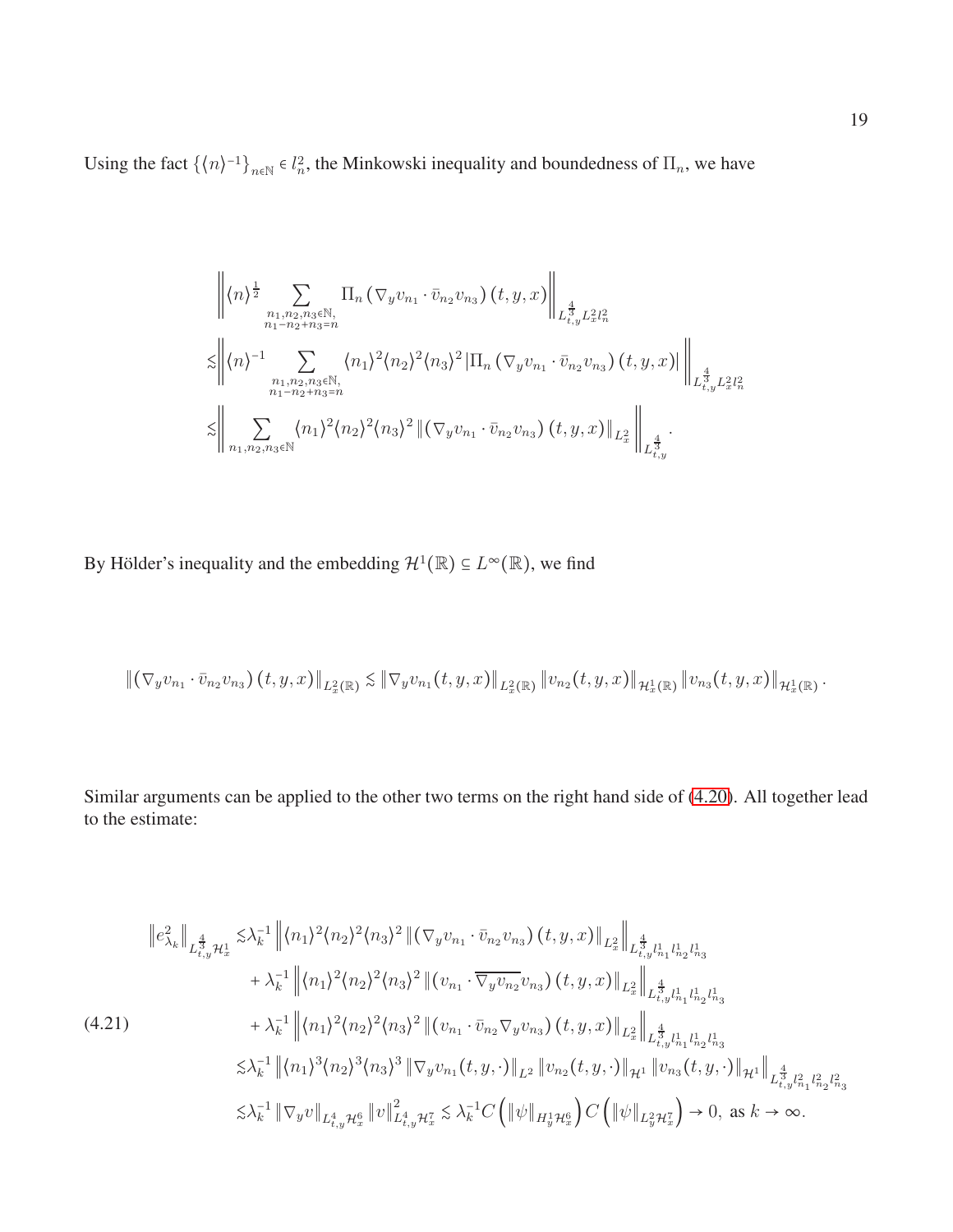Using the fact $\{\langle n\rangle^{-1}\}_{n\in\mathbb{N}} \in l_n^2$, the Minkowski inequality and boundedness of $\Pi_n$, we have

$$
\begin{aligned}
&\left\| \langle n\rangle^{\frac{1}{2}} \sum_{\substack{n_1,n_2,n_3\in\mathbb{N},\\ n_1-n_2+n_3=n}} \Pi_n\left(\nabla_y v_{n_1}\cdot \bar{v}_{n_2} v_{n_3}\right)(t,y,x) \right\|_{L^{\frac{4}{3}}_{t,y} L^2_x l^2_n} \\
\lesssim &\left\| \langle n\rangle^{-1} \sum_{\substack{n_1,n_2,n_3\in\mathbb{N},\\ n_1-n_2+n_3=n}} \langle n_1\rangle^2 \langle n_2\rangle^2 \langle n_3\rangle^2 \left|\Pi_n\left(\nabla_y v_{n_1}\cdot \bar{v}_{n_2} v_{n_3}\right)(t,y,x)\right| \right\|_{L^{\frac{4}{3}}_{t,y} L^2_x l^2_n} \\
\lesssim &\left\| \sum_{n_1,n_2,n_3\in\mathbb{N}} \langle n_1\rangle^2 \langle n_2\rangle^2 \langle n_3\rangle^2 \left\|\left(\nabla_y v_{n_1}\cdot \bar{v}_{n_2} v_{n_3}\right)(t,y,x)\right\|_{L^2_x} \right\|_{L^{\frac{4}{3}}_{t,y}}.
\end{aligned}
$$

By Hölder's inequality and the embedding $\mathcal{H}^1(\mathbb{R}) \subseteq L^\infty(\mathbb{R})$, we find

$$
\left\|\left(\nabla_y v_{n_1}\cdot \bar{v}_{n_2} v_{n_3}\right)(t,y,x)\right\|_{L^2_x(\mathbb{R})} \lesssim \left\|\nabla_y v_{n_1}(t,y,x)\right\|_{L^2_x(\mathbb{R})} \left\|v_{n_2}(t,y,x)\right\|_{\mathcal{H}^1_x(\mathbb{R})} \left\|v_{n_3}(t,y,x)\right\|_{\mathcal{H}^1_x(\mathbb{R})}.
$$

Similar arguments can be applied to the other two terms on the right hand side of (4.20). All together lead to the estimate:

$$
\begin{aligned}
\left\|e^2_{\lambda_k}\right\|_{L^{\frac{4}{3}}_{t,y}\mathcal{H}^1_x} \lesssim& \lambda_k^{-1} \left\| \langle n_1\rangle^2 \langle n_2\rangle^2 \langle n_3\rangle^2 \left\|\left(\nabla_y v_{n_1}\cdot \bar{v}_{n_2} v_{n_3}\right)(t,y,x)\right\|_{L^2_x} \right\|_{L^{\frac{4}{3}}_{t,y} l^1_{n_1} l^1_{n_2} l^1_{n_3}} \\
&+ \lambda_k^{-1} \left\| \langle n_1\rangle^2 \langle n_2\rangle^2 \langle n_3\rangle^2 \left\|\left(v_{n_1}\cdot \overline{\nabla_y v_{n_2}} v_{n_3}\right)(t,y,x)\right\|_{L^2_x} \right\|_{L^{\frac{4}{3}}_{t,y} l^1_{n_1} l^1_{n_2} l^1_{n_3}} \\
&+ \lambda_k^{-1} \left\| \langle n_1\rangle^2 \langle n_2\rangle^2 \langle n_3\rangle^2 \left\|\left(v_{n_1}\cdot \bar{v}_{n_2} \nabla_y v_{n_3}\right)(t,y,x)\right\|_{L^2_x} \right\|_{L^{\frac{4}{3}}_{t,y} l^1_{n_1} l^1_{n_2} l^1_{n_3}} \\
\lesssim& \lambda_k^{-1} \left\| \langle n_1\rangle^3 \langle n_2\rangle^3 \langle n_3\rangle^3 \left\|\nabla_y v_{n_1}(t,y,\cdot)\right\|_{L^2} \left\|v_{n_2}(t,y,\cdot)\right\|_{\mathcal{H}^1} \left\|v_{n_3}(t,y,\cdot)\right\|_{\mathcal{H}^1} \right\|_{L^{\frac{4}{3}}_{t,y} l^2_{n_1} l^2_{n_2} l^2_{n_3}} \\
\lesssim& \lambda_k^{-1} \left\|\nabla_y v\right\|_{L^4_{t,y}\mathcal{H}^6_x} \left\|v\right\|^2_{L^4_{t,y}\mathcal{H}^7_x} \lesssim \lambda_k^{-1} C\left(\|\psi\|_{H^1_y \mathcal{H}^6_x}\right) C\left(\|\psi\|_{L^2_y \mathcal{H}^7_x}\right) \to 0, \text{ as } k\to\infty.
\end{aligned} \tag{4.21}
$$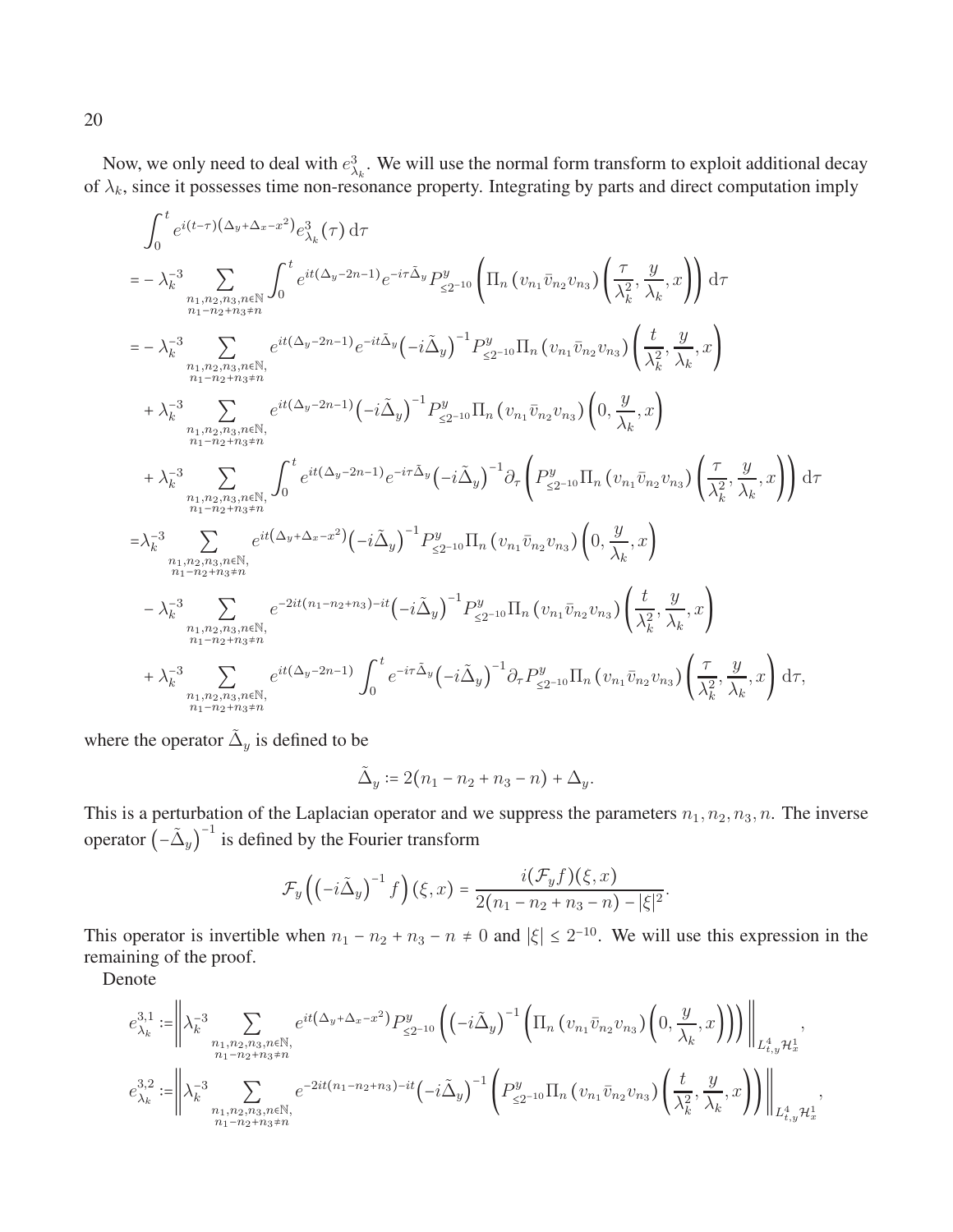Now, we only need to deal with $e^3_{\lambda_k}$. We will use the normal form transform to exploit additional decay of $\lambda_k$, since it possesses time non-resonance property. Integrating by parts and direct computation imply

$$
\begin{aligned}
&\int_0^t e^{i(t-\tau)\left(\Delta_y+\Delta_x-x^2\right)} e^3_{\lambda_k}(\tau)\,\mathrm{d}\tau \\
=&-\lambda_k^{-3}\sum_{\substack{n_1,n_2,n_3,n\in\mathbb{N}\\ n_1-n_2+n_3\neq n}}\int_0^t e^{it(\Delta_y-2n-1)}e^{-i\tau\tilde{\Delta}_y}P^y_{\leq 2^{-10}}\left(\Pi_n\left(v_{n_1}\bar{v}_{n_2}v_{n_3}\right)\left(\frac{\tau}{\lambda_k^2},\frac{y}{\lambda_k},x\right)\right)\mathrm{d}\tau \\
=&-\lambda_k^{-3}\sum_{\substack{n_1,n_2,n_3,n\in\mathbb{N},\\ n_1-n_2+n_3\neq n}} e^{it(\Delta_y-2n-1)}e^{-it\tilde{\Delta}_y}\left(-i\tilde{\Delta}_y\right)^{-1}P^y_{\leq 2^{-10}}\Pi_n\left(v_{n_1}\bar{v}_{n_2}v_{n_3}\right)\left(\frac{t}{\lambda_k^2},\frac{y}{\lambda_k},x\right) \\
&+\lambda_k^{-3}\sum_{\substack{n_1,n_2,n_3,n\in\mathbb{N},\\ n_1-n_2+n_3\neq n}} e^{it(\Delta_y-2n-1)}\left(-i\tilde{\Delta}_y\right)^{-1}P^y_{\leq 2^{-10}}\Pi_n\left(v_{n_1}\bar{v}_{n_2}v_{n_3}\right)\left(0,\frac{y}{\lambda_k},x\right) \\
&+\lambda_k^{-3}\sum_{\substack{n_1,n_2,n_3,n\in\mathbb{N},\\ n_1-n_2+n_3\neq n}}\int_0^t e^{it(\Delta_y-2n-1)}e^{-i\tau\tilde{\Delta}_y}\left(-i\tilde{\Delta}_y\right)^{-1}\partial_\tau\left(P^y_{\leq 2^{-10}}\Pi_n\left(v_{n_1}\bar{v}_{n_2}v_{n_3}\right)\left(\frac{\tau}{\lambda_k^2},\frac{y}{\lambda_k},x\right)\right)\mathrm{d}\tau \\
=&\lambda_k^{-3}\sum_{\substack{n_1,n_2,n_3,n\in\mathbb{N},\\ n_1-n_2+n_3\neq n}} e^{it\left(\Delta_y+\Delta_x-x^2\right)}\left(-i\tilde{\Delta}_y\right)^{-1}P^y_{\leq 2^{-10}}\Pi_n\left(v_{n_1}\bar{v}_{n_2}v_{n_3}\right)\left(0,\frac{y}{\lambda_k},x\right) \\
&-\lambda_k^{-3}\sum_{\substack{n_1,n_2,n_3,n\in\mathbb{N},\\ n_1-n_2+n_3\neq n}} e^{-2it(n_1-n_2+n_3)-it}\left(-i\tilde{\Delta}_y\right)^{-1}P^y_{\leq 2^{-10}}\Pi_n\left(v_{n_1}\bar{v}_{n_2}v_{n_3}\right)\left(\frac{t}{\lambda_k^2},\frac{y}{\lambda_k},x\right) \\
&+\lambda_k^{-3}\sum_{\substack{n_1,n_2,n_3,n\in\mathbb{N},\\ n_1-n_2+n_3\neq n}} e^{it(\Delta_y-2n-1)}\int_0^t e^{-i\tau\tilde{\Delta}_y}\left(-i\tilde{\Delta}_y\right)^{-1}\partial_\tau P^y_{\leq 2^{-10}}\Pi_n\left(v_{n_1}\bar{v}_{n_2}v_{n_3}\right)\left(\frac{\tau}{\lambda_k^2},\frac{y}{\lambda_k},x\right)\mathrm{d}\tau,
\end{aligned}
$$

where the operator $\tilde{\Delta}_y$ is defined to be

$$
\tilde{\Delta}_y := 2(n_1-n_2+n_3-n)+\Delta_y.
$$

This is a perturbation of the Laplacian operator and we suppress the parameters $n_1,n_2,n_3,n$. The inverse operator $\left(-\tilde{\Delta}_y\right)^{-1}$ is defined by the Fourier transform

$$
\mathcal{F}_y\left(\left(-i\tilde{\Delta}_y\right)^{-1}f\right)(\xi,x)=\frac{i(\mathcal{F}_yf)(\xi,x)}{2(n_1-n_2+n_3-n)-|\xi|^2}.
$$

This operator is invertible when $n_1-n_2+n_3-n\neq 0$ and $|\xi|\leq 2^{-10}$. We will use this expression in the remaining of the proof.

Denote

$$
\begin{aligned}
e^{3,1}_{\lambda_k} &:= \left\|\lambda_k^{-3}\sum_{\substack{n_1,n_2,n_3,n\in\mathbb{N},\\ n_1-n_2+n_3\neq n}} e^{it\left(\Delta_y+\Delta_x-x^2\right)}P^y_{\leq 2^{-10}}\left(\left(-i\tilde{\Delta}_y\right)^{-1}\left(\Pi_n\left(v_{n_1}\bar{v}_{n_2}v_{n_3}\right)\left(0,\frac{y}{\lambda_k},x\right)\right)\right)\right\|_{L^4_{t,y}\mathcal{H}^1_x}, \\
e^{3,2}_{\lambda_k} &:= \left\|\lambda_k^{-3}\sum_{\substack{n_1,n_2,n_3,n\in\mathbb{N},\\ n_1-n_2+n_3\neq n}} e^{-2it(n_1-n_2+n_3)-it}\left(-i\tilde{\Delta}_y\right)^{-1}\left(P^y_{\leq 2^{-10}}\Pi_n\left(v_{n_1}\bar{v}_{n_2}v_{n_3}\right)\left(\frac{t}{\lambda_k^2},\frac{y}{\lambda_k},x\right)\right)\right\|_{L^4_{t,y}\mathcal{H}^1_x},
\end{aligned}
$$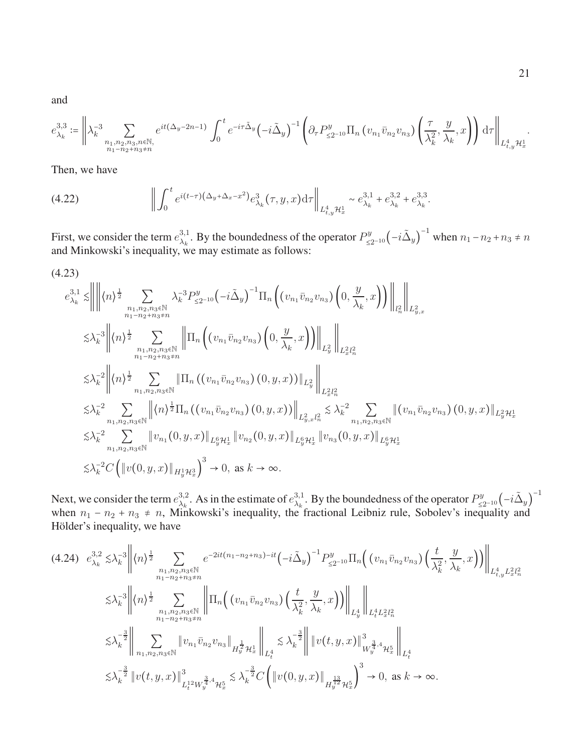and

$$e_{\lambda_k}^{3,3} := \left\| \lambda_k^{-3} \sum_{\substack{n_1,n_2,n_3,n\in\mathbb{N},\\ n_1-n_2+n_3\neq n}} e^{it(\Delta_y-2n-1)} \int_0^t e^{-i\tau\tilde{\Delta}_y}\big(-i\tilde{\Delta}_y\big)^{-1}\left(\partial_\tau P^y_{\le 2^{-10}}\Pi_n\left(v_{n_1}\bar{v}_{n_2}v_{n_3}\right)\left(\frac{\tau}{\lambda_k^2},\frac{y}{\lambda_k},x\right)\right)\mathrm{d}\tau \right\|_{L^4_{t,y}\mathcal{H}^1_x}.$$

Then, we have

$$\left\| \int_0^t e^{i(t-\tau)(\Delta_y+\Delta_x-x^2)} e^3_{\lambda_k}(\tau,y,x)\mathrm{d}\tau \right\|_{L^4_{t,y}\mathcal{H}^1_x} \sim e^{3,1}_{\lambda_k}+e^{3,2}_{\lambda_k}+e^{3,3}_{\lambda_k}. \tag{4.22}$$

First, we consider the term $e^{3,1}_{\lambda_k}$. By the boundedness of the operator $P^y_{\le 2^{-10}}\big(-i\tilde{\Delta}_y\big)^{-1}$ when $n_1-n_2+n_3\neq n$ and Minkowski's inequality, we may estimate as follows:

$$\begin{aligned}
e^{3,1}_{\lambda_k} \lesssim & \left\| \left\| \langle n\rangle^{\frac12} \sum_{\substack{n_1,n_2,n_3\in\mathbb{N}\\ n_1-n_2+n_3\neq n}} \lambda_k^{-3} P^y_{\le 2^{-10}}\big(-i\tilde{\Delta}_y\big)^{-1}\Pi_n\left(\left(v_{n_1}\bar{v}_{n_2}v_{n_3}\right)\left(0,\frac{y}{\lambda_k},x\right)\right)\right\|_{l^2_n}\right\|_{L^2_{y,x}} \\
\lesssim & \lambda_k^{-3}\left\| \langle n\rangle^{\frac12} \sum_{\substack{n_1,n_2,n_3\in\mathbb{N}\\ n_1-n_2+n_3\neq n}} \left\| \Pi_n\left(\left(v_{n_1}\bar{v}_{n_2}v_{n_3}\right)\left(0,\frac{y}{\lambda_k},x\right)\right)\right\|_{L^2_y}\right\|_{L^2_x l^2_n} \\
\lesssim & \lambda_k^{-2}\left\| \langle n\rangle^{\frac12} \sum_{n_1,n_2,n_3\in\mathbb{N}} \left\| \Pi_n\left(\left(v_{n_1}\bar{v}_{n_2}v_{n_3}\right)(0,y,x)\right)\right\|_{L^2_y}\right\|_{L^2_x l^2_n} \\
\lesssim & \lambda_k^{-2}\sum_{n_1,n_2,n_3\in\mathbb{N}}\left\| \langle n\rangle^{\frac12}\Pi_n\left(\left(v_{n_1}\bar{v}_{n_2}v_{n_3}\right)(0,y,x)\right)\right\|_{L^2_{y,x}l^2_n} \lesssim \lambda_k^{-2}\sum_{n_1,n_2,n_3\in\mathbb{N}}\left\|\left(v_{n_1}\bar{v}_{n_2}v_{n_3}\right)(0,y,x)\right\|_{L^2_y\mathcal{H}^1_x} \\
\lesssim & \lambda_k^{-2}\sum_{n_1,n_2,n_3\in\mathbb{N}}\|v_{n_1}(0,y,x)\|_{L^6_y\mathcal{H}^1_x}\|v_{n_2}(0,y,x)\|_{L^6_y\mathcal{H}^1_x}\|v_{n_3}(0,y,x)\|_{L^6_y\mathcal{H}^1_x} \\
\lesssim & \lambda_k^{-2}C\left(\|v(0,y,x)\|_{H^1_y\mathcal{H}^3_x}\right)^3 \to 0, \text{ as } k\to\infty.
\end{aligned} \tag{4.23}$$

Next, we consider the term $e^{3,2}_{\lambda_k}$. As in the estimate of $e^{3,1}_{\lambda_k}$. By the boundedness of the operator $P^y_{\le 2^{-10}}\big(-i\tilde{\Delta}_y\big)^{-1}$ when $n_1-n_2+n_3\neq n$, Minkowski's inequality, the fractional Leibniz rule, Sobolev's inequality and Hölder's inequality, we have

$$\begin{aligned}
e^{3,2}_{\lambda_k} \lesssim & \lambda_k^{-3}\left\| \langle n\rangle^{\frac12} \sum_{\substack{n_1,n_2,n_3\in\mathbb{N}\\ n_1-n_2+n_3\neq n}} e^{-2it(n_1-n_2+n_3)-it}\big(-i\tilde{\Delta}_y\big)^{-1}P^y_{\le 2^{-10}}\Pi_n\Big(\left(v_{n_1}\bar{v}_{n_2}v_{n_3}\right)\Big(\frac{t}{\lambda_k^2},\frac{y}{\lambda_k},x\Big)\Big)\right\|_{L^4_{t,y}L^2_x l^2_n} \\
\lesssim & \lambda_k^{-3}\left\| \langle n\rangle^{\frac12} \sum_{\substack{n_1,n_2,n_3\in\mathbb{N}\\ n_1-n_2+n_3\neq n}} \left\|\Pi_n\Big(\left(v_{n_1}\bar{v}_{n_2}v_{n_3}\right)\Big(\frac{t}{\lambda_k^2},\frac{y}{\lambda_k},x\Big)\Big)\right\|_{L^4_y}\right\|_{L^4_t L^2_x l^2_n} \\
\lesssim & \lambda_k^{-\frac32}\left\| \sum_{n_1,n_2,n_3\in\mathbb{N}} \|v_{n_1}\bar{v}_{n_2}v_{n_3}\|_{H^{\frac12}_y\mathcal{H}^1_x}\right\|_{L^4_t} \lesssim \lambda_k^{-\frac32}\left\| \|v(t,y,x)\|^3_{W^{\frac34,4}_y\mathcal{H}^5_x}\right\|_{L^4_t} \\
\lesssim & \lambda_k^{-\frac32}\|v(t,y,x)\|^3_{L^{12}_t W^{\frac34,4}_y\mathcal{H}^5_x} \lesssim \lambda_k^{-\frac32}C\left(\|v(0,y,x)\|_{H^{\frac{13}{12}}_y\mathcal{H}^5_x}\right)^3 \to 0, \text{ as } k\to\infty.
\end{aligned} \tag{4.24}$$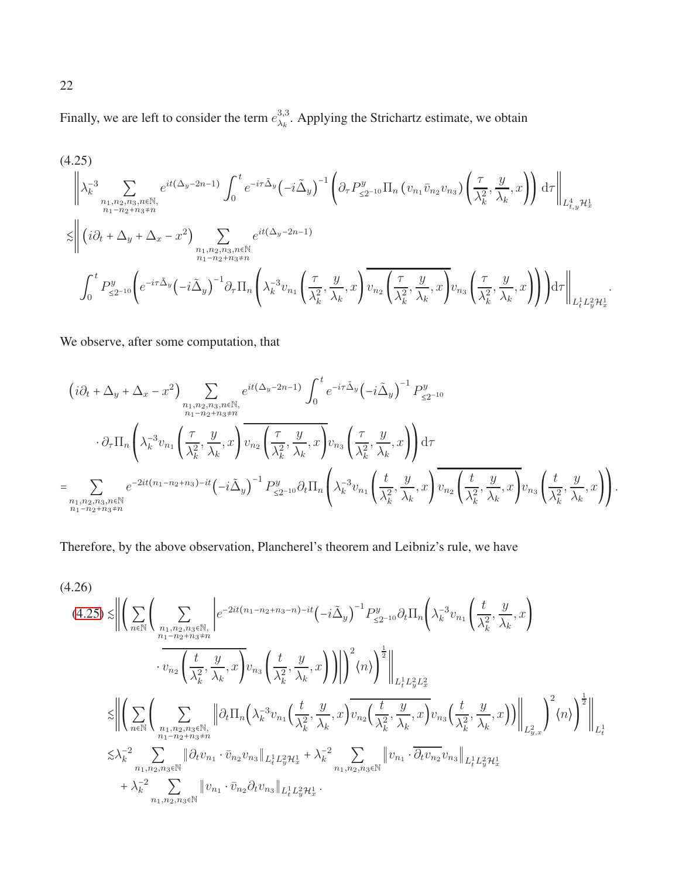Finally, we are left to consider the term $e^{3,3}_{\lambda_k}$. Applying the Strichartz estimate, we obtain

(4.25)

$$
\begin{aligned}
&\left\| \lambda_k^{-3} \sum_{\substack{n_1,n_2,n_3,n\in\mathbb{N},\\ n_1-n_2+n_3\neq n}} e^{it(\Delta_y-2n-1)} \int_0^t e^{-i\tau\tilde{\Delta}_y}\big(-i\tilde{\Delta}_y\big)^{-1}\left(\partial_\tau P^y_{\leq 2^{-10}}\Pi_n\left(v_{n_1}\bar{v}_{n_2}v_{n_3}\right)\left(\frac{\tau}{\lambda_k^2},\frac{y}{\lambda_k},x\right)\right)\mathrm{d}\tau \right\|_{L^4_{t,y}\mathcal{H}^1_x} \\
\lesssim &\Bigg\| \left(i\partial_t+\Delta_y+\Delta_x-x^2\right) \sum_{\substack{n_1,n_2,n_3,n\in\mathbb{N}\\ n_1-n_2+n_3\neq n}} e^{it(\Delta_y-2n-1)} \\
&\int_0^t P^y_{\leq 2^{-10}}\left(e^{-i\tau\tilde{\Delta}_y}\big(-i\tilde{\Delta}_y\big)^{-1}\partial_\tau\Pi_n\left(\lambda_k^{-3}v_{n_1}\left(\frac{\tau}{\lambda_k^2},\frac{y}{\lambda_k},x\right)\overline{v_{n_2}\left(\frac{\tau}{\lambda_k^2},\frac{y}{\lambda_k},x\right)}v_{n_3}\left(\frac{\tau}{\lambda_k^2},\frac{y}{\lambda_k},x\right)\right)\right)\mathrm{d}\tau\Bigg\|_{L^1_tL^2_y\mathcal{H}^1_x}.
\end{aligned}
$$

We observe, after some computation, that

$$
\begin{aligned}
&\left(i\partial_t+\Delta_y+\Delta_x-x^2\right)\sum_{\substack{n_1,n_2,n_3,n\in\mathbb{N},\\ n_1-n_2+n_3\neq n}} e^{it(\Delta_y-2n-1)}\int_0^t e^{-i\tau\tilde{\Delta}_y}\big(-i\tilde{\Delta}_y\big)^{-1}P^y_{\leq 2^{-10}} \\
&\cdot\partial_\tau\Pi_n\left(\lambda_k^{-3}v_{n_1}\left(\frac{\tau}{\lambda_k^2},\frac{y}{\lambda_k},x\right)\overline{v_{n_2}\left(\frac{\tau}{\lambda_k^2},\frac{y}{\lambda_k},x\right)}v_{n_3}\left(\frac{\tau}{\lambda_k^2},\frac{y}{\lambda_k},x\right)\right)\mathrm{d}\tau \\
=&\sum_{\substack{n_1,n_2,n_3,n\in\mathbb{N}\\ n_1-n_2+n_3\neq n}} e^{-2it(n_1-n_2+n_3)-it}\big(-i\tilde{\Delta}_y\big)^{-1}P^y_{\leq 2^{-10}}\partial_t\Pi_n\left(\lambda_k^{-3}v_{n_1}\left(\frac{t}{\lambda_k^2},\frac{y}{\lambda_k},x\right)\overline{v_{n_2}\left(\frac{t}{\lambda_k^2},\frac{y}{\lambda_k},x\right)}v_{n_3}\left(\frac{t}{\lambda_k^2},\frac{y}{\lambda_k},x\right)\right).
\end{aligned}
$$

Therefore, by the above observation, Plancherel's theorem and Leibniz's rule, we have

(4.26)

$$
\begin{aligned}
(4.25)\lesssim&\Bigg\|\Bigg(\sum_{n\in\mathbb{N}}\Bigg(\sum_{\substack{n_1,n_2,n_3\in\mathbb{N},\\ n_1-n_2+n_3\neq n}}\Bigg|e^{-2it(n_1-n_2+n_3-n)-it}\big(-i\tilde{\Delta}_y\big)^{-1}P^y_{\leq 2^{-10}}\partial_t\Pi_n\Bigg(\lambda_k^{-3}v_{n_1}\left(\frac{t}{\lambda_k^2},\frac{y}{\lambda_k},x\right) \\
&\cdot\overline{v_{n_2}\left(\frac{t}{\lambda_k^2},\frac{y}{\lambda_k},x\right)}v_{n_3}\left(\frac{t}{\lambda_k^2},\frac{y}{\lambda_k},x\right)\Bigg)\Bigg|\Bigg)^2\langle n\rangle\Bigg)^{\frac12}\Bigg\|_{L^1_tL^2_yL^2_x} \\
\lesssim&\Bigg\|\Bigg(\sum_{n\in\mathbb{N}}\Bigg(\sum_{\substack{n_1,n_2,n_3\in\mathbb{N},\\ n_1-n_2+n_3\neq n}}\left\|\partial_t\Pi_n\Big(\lambda_k^{-3}v_{n_1}\Big(\frac{t}{\lambda_k^2},\frac{y}{\lambda_k},x\Big)\overline{v_{n_2}\Big(\frac{t}{\lambda_k^2},\frac{y}{\lambda_k},x\Big)}v_{n_3}\Big(\frac{t}{\lambda_k^2},\frac{y}{\lambda_k},x\Big)\Big)\right\|_{L^2_{y,x}}\Bigg)^2\langle n\rangle\Bigg)^{\frac12}\Bigg\|_{L^1_t} \\
\lesssim&\lambda_k^{-2}\sum_{n_1,n_2,n_3\in\mathbb{N}}\left\|\partial_tv_{n_1}\cdot\bar{v}_{n_2}v_{n_3}\right\|_{L^1_tL^2_y\mathcal{H}^1_x}+\lambda_k^{-2}\sum_{n_1,n_2,n_3\in\mathbb{N}}\left\|v_{n_1}\cdot\overline{\partial_tv_{n_2}}v_{n_3}\right\|_{L^1_tL^2_y\mathcal{H}^1_x} \\
&+\lambda_k^{-2}\sum_{n_1,n_2,n_3\in\mathbb{N}}\left\|v_{n_1}\cdot\bar{v}_{n_2}\partial_tv_{n_3}\right\|_{L^1_tL^2_y\mathcal{H}^1_x}.
\end{aligned}
$$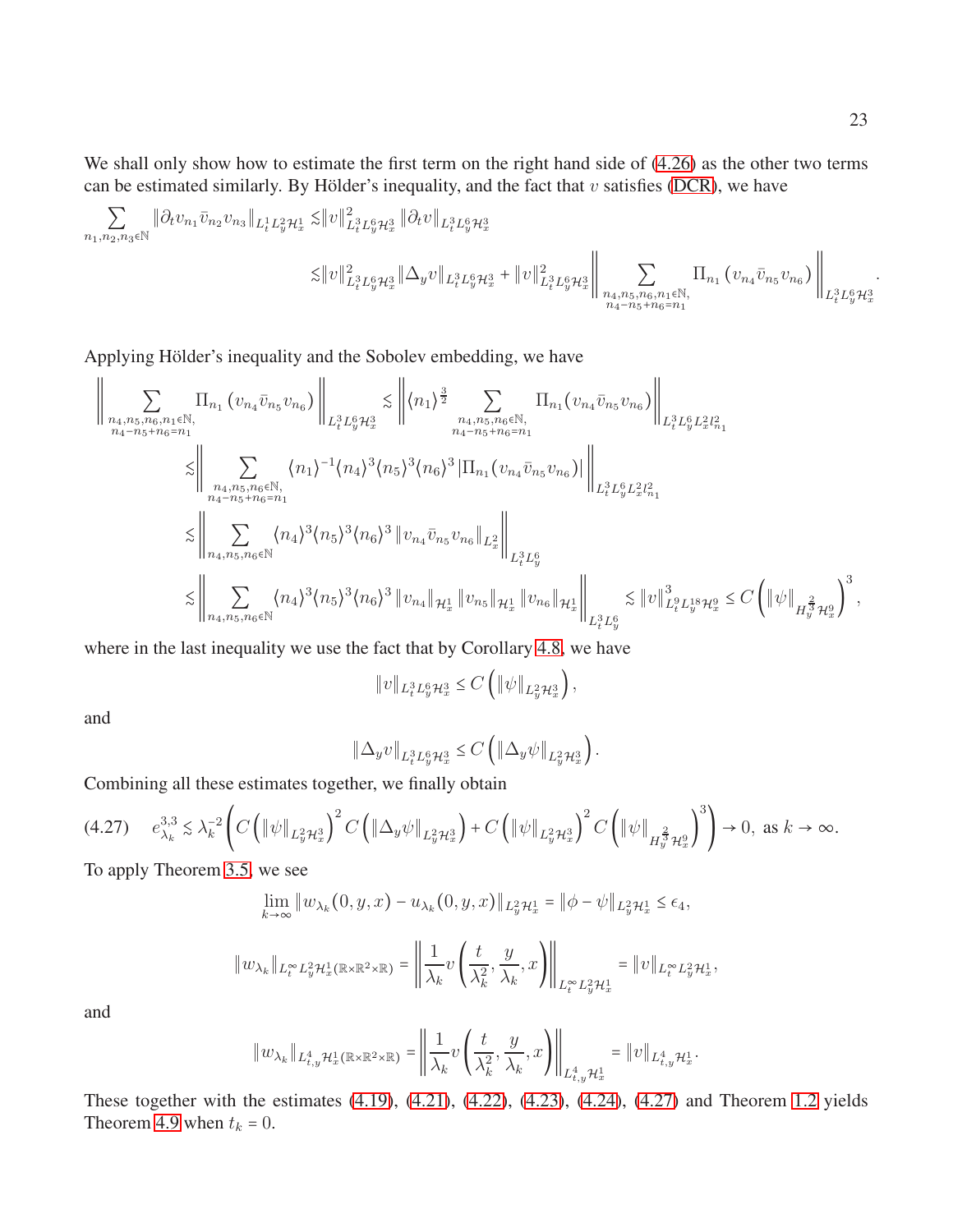We shall only show how to estimate the first term on the right hand side of (4.26) as the other two terms can be estimated similarly. By Hölder's inequality, and the fact that $v$ satisfies (DCR), we have

$$
\begin{aligned}
\sum_{n_1,n_2,n_3\in\mathbb{N}} \|\partial_t v_{n_1}\bar{v}_{n_2}v_{n_3}\|_{L^1_t L^2_y \mathcal{H}^1_x} \lesssim & \|v\|^2_{L^3_t L^6_y \mathcal{H}^3_x} \|\partial_t v\|_{L^3_t L^6_y \mathcal{H}^3_x} \\
\lesssim & \|v\|^2_{L^3_t L^6_y \mathcal{H}^3_x} \|\Delta_y v\|_{L^3_t L^6_y \mathcal{H}^3_x} + \|v\|^2_{L^3_t L^6_y \mathcal{H}^3_x} \left\| \sum_{\substack{n_4,n_5,n_6,n_1\in\mathbb{N},\\ n_4-n_5+n_6=n_1}} \Pi_{n_1}\left(v_{n_4}\bar{v}_{n_5}v_{n_6}\right) \right\|_{L^3_t L^6_y \mathcal{H}^3_x}.
\end{aligned}
$$

Applying Hölder's inequality and the Sobolev embedding, we have

$$
\begin{aligned}
\left\| \sum_{\substack{n_4,n_5,n_6,n_1\in\mathbb{N},\\ n_4-n_5+n_6=n_1}} \Pi_{n_1}\left(v_{n_4}\bar{v}_{n_5}v_{n_6}\right) \right\|_{L^3_t L^6_y \mathcal{H}^3_x} \lesssim & \left\| \langle n_1\rangle^{\frac{3}{2}} \sum_{\substack{n_4,n_5,n_6\in\mathbb{N},\\ n_4-n_5+n_6=n_1}} \Pi_{n_1}(v_{n_4}\bar{v}_{n_5}v_{n_6}) \right\|_{L^3_t L^6_y L^2_x l^2_{n_1}} \\
\lesssim & \left\| \sum_{\substack{n_4,n_5,n_6\in\mathbb{N},\\ n_4-n_5+n_6=n_1}} \langle n_1\rangle^{-1}\langle n_4\rangle^3\langle n_5\rangle^3\langle n_6\rangle^3 \left|\Pi_{n_1}(v_{n_4}\bar{v}_{n_5}v_{n_6})\right| \right\|_{L^3_t L^6_y L^2_x l^2_{n_1}} \\
\lesssim & \left\| \sum_{n_4,n_5,n_6\in\mathbb{N}} \langle n_4\rangle^3\langle n_5\rangle^3\langle n_6\rangle^3 \|v_{n_4}\bar{v}_{n_5}v_{n_6}\|_{L^2_x} \right\|_{L^3_t L^6_y} \\
\lesssim & \left\| \sum_{n_4,n_5,n_6\in\mathbb{N}} \langle n_4\rangle^3\langle n_5\rangle^3\langle n_6\rangle^3 \|v_{n_4}\|_{\mathcal{H}^1_x} \|v_{n_5}\|_{\mathcal{H}^1_x} \|v_{n_6}\|_{\mathcal{H}^1_x} \right\|_{L^3_t L^6_y} \lesssim \|v\|^3_{L^9_t L^{18}_y \mathcal{H}^9_x} \leq C\left(\|\psi\|_{H^{\frac{2}{3}}_y \mathcal{H}^9_x}\right)^3,
\end{aligned}
$$

where in the last inequality we use the fact that by Corollary 4.8, we have

$$
\|v\|_{L^3_t L^6_y \mathcal{H}^3_x} \leq C\left(\|\psi\|_{L^2_y \mathcal{H}^3_x}\right),
$$

and

$$
\|\Delta_y v\|_{L^3_t L^6_y \mathcal{H}^3_x} \leq C\left(\|\Delta_y \psi\|_{L^2_y \mathcal{H}^3_x}\right).
$$

Combining all these estimates together, we finally obtain

$$
e^{3,3}_{\lambda_k} \lesssim \lambda_k^{-2}\left( C\left(\|\psi\|_{L^2_y\mathcal{H}^3_x}\right)^2 C\left(\|\Delta_y\psi\|_{L^2_y\mathcal{H}^3_x}\right) + C\left(\|\psi\|_{L^2_y\mathcal{H}^3_x}\right)^2 C\left(\|\psi\|_{H^{\frac{2}{3}}_y\mathcal{H}^9_x}\right)^3 \right) \to 0, \text{ as } k\to\infty. \tag{4.27}
$$

To apply Theorem 3.5, we see

$$
\lim_{k\to\infty} \|w_{\lambda_k}(0,y,x) - u_{\lambda_k}(0,y,x)\|_{L^2_y\mathcal{H}^1_x} = \|\phi-\psi\|_{L^2_y\mathcal{H}^1_x} \leq \epsilon_4,
$$

$$
\|w_{\lambda_k}\|_{L^\infty_t L^2_y \mathcal{H}^1_x(\mathbb{R}\times\mathbb{R}^2\times\mathbb{R})} = \left\| \frac{1}{\lambda_k} v\left(\frac{t}{\lambda_k^2}, \frac{y}{\lambda_k}, x\right) \right\|_{L^\infty_t L^2_y \mathcal{H}^1_x} = \|v\|_{L^\infty_t L^2_y \mathcal{H}^1_x},
$$

and

$$
\|w_{\lambda_k}\|_{L^4_{t,y}\mathcal{H}^1_x(\mathbb{R}\times\mathbb{R}^2\times\mathbb{R})} = \left\| \frac{1}{\lambda_k} v\left(\frac{t}{\lambda_k^2}, \frac{y}{\lambda_k}, x\right) \right\|_{L^4_{t,y}\mathcal{H}^1_x} = \|v\|_{L^4_{t,y}\mathcal{H}^1_x}.
$$

These together with the estimates (4.19), (4.21), (4.22), (4.23), (4.24), (4.27) and Theorem 1.2 yields Theorem 4.9 when $t_k = 0$.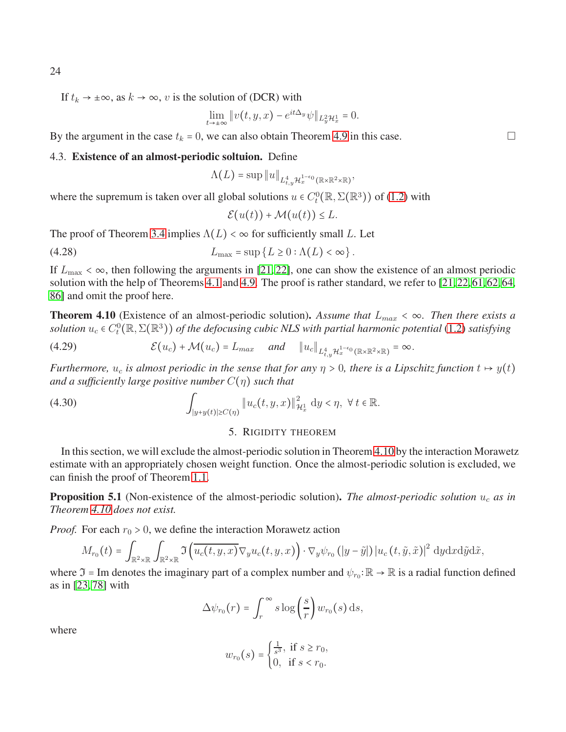If $t_k \to \pm\infty$, as $k \to \infty$, $v$ is the solution of (DCR) with

$$\lim_{t \to \pm\infty} \| v(t, y, x) - e^{it\Delta_y} \psi \|_{L^2_y \mathcal{H}^1_x} = 0.$$

By the argument in the case $t_k = 0$, we can also obtain Theorem 4.9 in this case. □

### 4.3. Existence of an almost-periodic soltuion.

Define

$$\Lambda(L) = \sup \|u\|_{L^4_{t,y} \mathcal{H}^{1-\epsilon_0}_x (\mathbb{R} \times \mathbb{R}^2 \times \mathbb{R})},$$

where the supremum is taken over all global solutions $u \in C^0_t(\mathbb{R}, \Sigma(\mathbb{R}^3))$ of (1.2) with

$$\mathcal{E}(u(t)) + \mathcal{M}(u(t)) \le L.$$

The proof of Theorem 3.4 implies $\Lambda(L) < \infty$ for sufficiently small $L$. Let

$$L_{\max} = \sup \{ L \ge 0 : \Lambda(L) < \infty \}. \tag{4.28}$$

If $L_{\max} < \infty$, then following the arguments in [21, 22], one can show the existence of an almost periodic solution with the help of Theorems 4.1 and 4.9. The proof is rather standard, we refer to [21, 22, 61, 62, 64, 86] and omit the proof here.

**Theorem 4.10** (Existence of an almost-periodic solution)**.** *Assume that $L_{max} < \infty$. Then there exists a solution $u_c \in C^0_t(\mathbb{R}, \Sigma(\mathbb{R}^3))$ of the defocusing cubic NLS with partial harmonic potential (1.2) satisfying*

$$\mathcal{E}(u_c) + \mathcal{M}(u_c) = L_{max} \quad \text{and} \quad \|u_c\|_{L^4_{t,y} \mathcal{H}^{1-\epsilon_0}_x (\mathbb{R} \times \mathbb{R}^2 \times \mathbb{R})} = \infty. \tag{4.29}$$

*Furthermore, $u_c$ is almost periodic in the sense that for any $\eta > 0$, there is a Lipschitz function $t \mapsto y(t)$ and a sufficiently large positive number $C(\eta)$ such that*

$$\int_{|y + y(t)| \ge C(\eta)} \|u_c(t, y, x)\|^2_{\mathcal{H}^1_x} \, \mathrm{d}y < \eta, \ \forall \, t \in \mathbb{R}. \tag{4.30}$$

## 5. Rigidity theorem

In this section, we will exclude the almost-periodic solution in Theorem 4.10 by the interaction Morawetz estimate with an appropriately chosen weight function. Once the almost-periodic solution is excluded, we can finish the proof of Theorem 1.1.

**Proposition 5.1** (Non-existence of the almost-periodic solution)**.** *The almost-periodic solution $u_c$ as in Theorem 4.10 does not exist.*

*Proof.* For each $r_0 > 0$, we define the interaction Morawetz action

$$M_{r_0}(t) = \int_{\mathbb{R}^2 \times \mathbb{R}} \int_{\mathbb{R}^2 \times \mathbb{R}} \Im \left( \overline{u_c(t, y, x)} \nabla_y u_c(t, y, x) \right) \cdot \nabla_y \psi_{r_0} \left( |y - \tilde{y}| \right) |u_c(t, \tilde{y}, \tilde{x})|^2 \, \mathrm{d}y \mathrm{d}x \mathrm{d}\tilde{y} \mathrm{d}\tilde{x},$$

where $\Im = \mathrm{Im}$ denotes the imaginary part of a complex number and $\psi_{r_0} \colon \mathbb{R} \to \mathbb{R}$ is a radial function defined as in [23, 78] with

$$\Delta \psi_{r_0}(r) = \int_r^\infty s \log\left( \frac{s}{r} \right) w_{r_0}(s) \, \mathrm{d}s,$$

where

$$w_{r_0}(s) = \begin{cases} \frac{1}{s^3}, & \text{if } s \ge r_0, \\ 0, & \text{if } s < r_0. \end{cases}$$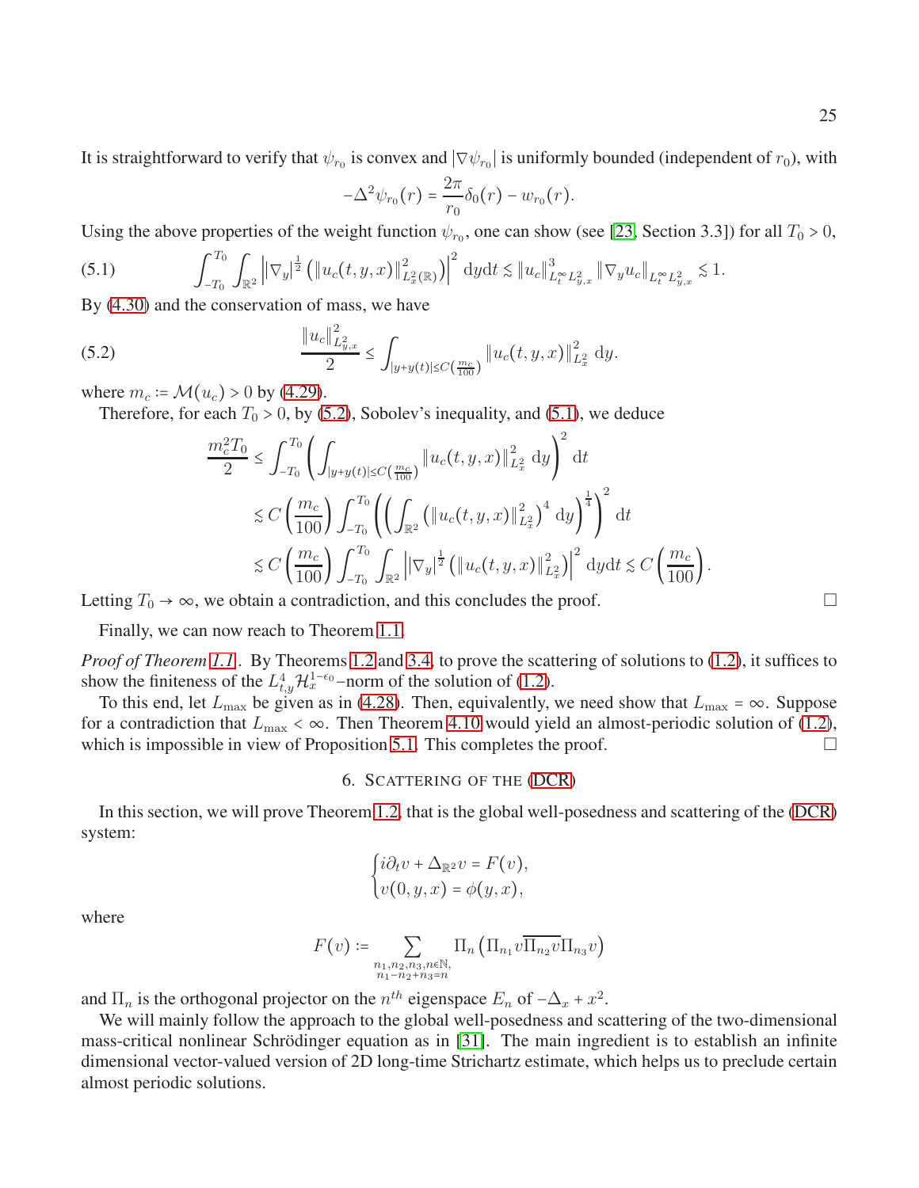It is straightforward to verify that $\psi_{r_0}$ is convex and $|\nabla \psi_{r_0}|$ is uniformly bounded (independent of $r_0$), with

$$-\Delta^2 \psi_{r_0}(r) = \frac{2\pi}{r_0}\delta_0(r) - w_{r_0}(r).$$

Using the above properties of the weight function $\psi_{r_0}$, one can show (see [23, Section 3.3]) for all $T_0 > 0$,

$$\int_{-T_0}^{T_0} \int_{\mathbb{R}^2} \left| |\nabla_y|^{\frac{1}{2}} \left( \|u_c(t,y,x)\|_{L_x^2(\mathbb{R})}^2 \right) \right|^2 \mathrm{d}y\mathrm{d}t \lesssim \|u_c\|_{L_t^\infty L_{y,x}^2}^3 \|\nabla_y u_c\|_{L_t^\infty L_{y,x}^2} \lesssim 1. \tag{5.1}$$

By (4.30) and the conservation of mass, we have

$$\frac{\|u_c\|_{L_{y,x}^2}^2}{2} \leq \int_{|y+y(t)|\leq C\left(\frac{m_c}{100}\right)} \|u_c(t,y,x)\|_{L_x^2}^2 \,\mathrm{d}y. \tag{5.2}$$

where $m_c := \mathcal{M}(u_c) > 0$ by (4.29).

Therefore, for each $T_0 > 0$, by (5.2), Sobolev's inequality, and (5.1), we deduce

$$\begin{aligned}
\frac{m_c^2 T_0}{2} &\leq \int_{-T_0}^{T_0} \left( \int_{|y+y(t)|\leq C\left(\frac{m_c}{100}\right)} \|u_c(t,y,x)\|_{L_x^2}^2 \,\mathrm{d}y \right)^2 \mathrm{d}t \\
&\lesssim C\left(\frac{m_c}{100}\right) \int_{-T_0}^{T_0} \left( \left( \int_{\mathbb{R}^2} \left( \|u_c(t,y,x)\|_{L_x^2}^2 \right)^4 \mathrm{d}y \right)^{\frac{1}{4}} \right)^2 \mathrm{d}t \\
&\lesssim C\left(\frac{m_c}{100}\right) \int_{-T_0}^{T_0} \int_{\mathbb{R}^2} \left| |\nabla_y|^{\frac{1}{2}} \left( \|u_c(t,y,x)\|_{L_x^2}^2 \right) \right|^2 \mathrm{d}y\mathrm{d}t \lesssim C\left(\frac{m_c}{100}\right).
\end{aligned}$$

Letting $T_0 \to \infty$, we obtain a contradiction, and this concludes the proof. □

Finally, we can now reach to Theorem 1.1.

*Proof of Theorem 1.1*. By Theorems 1.2 and 3.4, to prove the scattering of solutions to (1.2), it suffices to show the finiteness of the $L_{t,y}^4 \mathcal{H}_x^{1-\epsilon_0}$–norm of the solution of (1.2).

To this end, let $L_{\max}$ be given as in (4.28). Then, equivalently, we need show that $L_{\max} = \infty$. Suppose for a contradiction that $L_{\max} < \infty$. Then Theorem 4.10 would yield an almost-periodic solution of (1.2), which is impossible in view of Proposition 5.1. This completes the proof. □

## 6. Scattering of the (DCR)

In this section, we will prove Theorem 1.2, that is the global well-posedness and scattering of the (DCR) system:

$$\begin{cases} i\partial_t v + \Delta_{\mathbb{R}^2} v = F(v), \\ v(0,y,x) = \phi(y,x), \end{cases}$$

where

$$F(v) := \sum_{\substack{n_1,n_2,n_3,n\in\mathbb{N}, \\ n_1-n_2+n_3=n}} \Pi_n \left( \Pi_{n_1} v \overline{\Pi_{n_2} v} \Pi_{n_3} v \right)$$

and $\Pi_n$ is the orthogonal projector on the $n^{th}$ eigenspace $E_n$ of $-\Delta_x + x^2$.

We will mainly follow the approach to the global well-posedness and scattering of the two-dimensional mass-critical nonlinear Schrödinger equation as in [31]. The main ingredient is to establish an infinite dimensional vector-valued version of 2D long-time Strichartz estimate, which helps us to preclude certain almost periodic solutions.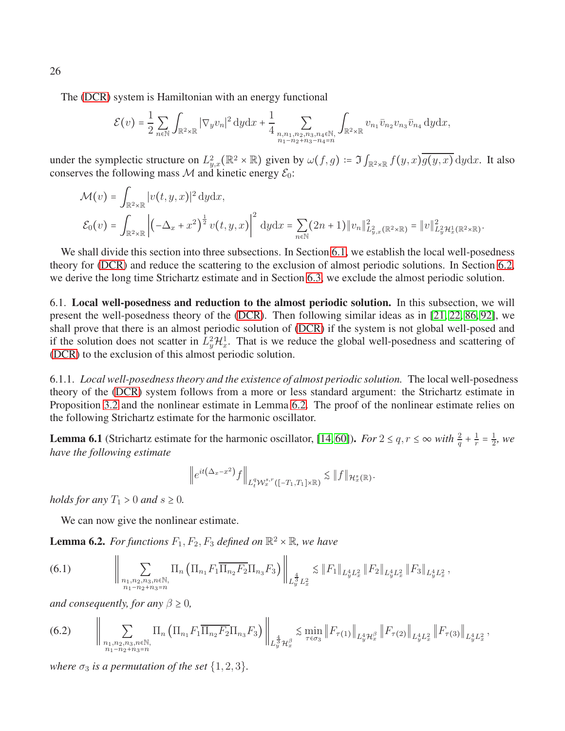The (DCR) system is Hamiltonian with an energy functional

$$\mathcal{E}(v) = \frac{1}{2}\sum_{n\in\mathbb{N}} \int_{\mathbb{R}^2\times\mathbb{R}} |\nabla_y v_n|^2 \,\mathrm{d}y\mathrm{d}x + \frac{1}{4}\sum_{\substack{n,n_1,n_2,n_3,n_4\in\mathbb{N},\\ n_1-n_2+n_3-n_4=n}} \int_{\mathbb{R}^2\times\mathbb{R}} v_{n_1}\bar{v}_{n_2}v_{n_3}\bar{v}_{n_4}\,\mathrm{d}y\mathrm{d}x,$$

under the symplectic structure on $L^2_{y,x}(\mathbb{R}^2\times\mathbb{R})$ given by $\omega(f,g) := \Im\int_{\mathbb{R}^2\times\mathbb{R}} f(y,x)\overline{g(y,x)}\,\mathrm{d}y\mathrm{d}x$. It also conserves the following mass $\mathcal{M}$ and kinetic energy $\mathcal{E}_0$:

$$\mathcal{M}(v) = \int_{\mathbb{R}^2\times\mathbb{R}} |v(t,y,x)|^2\,\mathrm{d}y\mathrm{d}x,$$

$$\mathcal{E}_0(v) = \int_{\mathbb{R}^2\times\mathbb{R}} \left| \left(-\Delta_x + x^2\right)^{\frac{1}{2}} v(t,y,x)\right|^2 \mathrm{d}y\mathrm{d}x = \sum_{n\in\mathbb{N}} (2n+1)\|v_n\|^2_{L^2_{y,x}(\mathbb{R}^2\times\mathbb{R})} = \|v\|^2_{L^2_y\mathcal{H}^1_x(\mathbb{R}^2\times\mathbb{R})}.$$

We shall divide this section into three subsections. In Section 6.1, we establish the local well-posedness theory for (DCR) and reduce the scattering to the exclusion of almost periodic solutions. In Section 6.2, we derive the long time Strichartz estimate and in Section 6.3, we exclude the almost periodic solution.

6.1. **Local well-posedness and reduction to the almost periodic solution.** In this subsection, we will present the well-posedness theory of the (DCR). Then following similar ideas as in [21, 22, 86, 92], we shall prove that there is an almost periodic solution of (DCR) if the system is not global well-posed and if the solution does not scatter in $L^2_y\mathcal{H}^1_x$. That is we reduce the global well-posedness and scattering of (DCR) to the exclusion of this almost periodic solution.

6.1.1. *Local well-posedness theory and the existence of almost periodic solution.* The local well-posedness theory of the (DCR) system follows from a more or less standard argument: the Strichartz estimate in Proposition 3.2 and the nonlinear estimate in Lemma 6.2. The proof of the nonlinear estimate relies on the following Strichartz estimate for the harmonic oscillator.

**Lemma 6.1** (Strichartz estimate for the harmonic oscillator, [14, 60])**.** *For $2 \le q, r \le \infty$ with $\frac{2}{q} + \frac{1}{r} = \frac{1}{2}$, we have the following estimate*

$$\left\| e^{it\left(\Delta_x - x^2\right)} f \right\|_{L^q_t \mathcal{W}^{s,r}_x([-T_1,T_1]\times\mathbb{R})} \lesssim \|f\|_{\mathcal{H}^s_x(\mathbb{R})}.$$

*holds for any $T_1 > 0$ and $s \ge 0$.*

We can now give the nonlinear estimate.

**Lemma 6.2.** *For functions $F_1, F_2, F_3$ defined on $\mathbb{R}^2\times\mathbb{R}$, we have*

$$\left\| \sum_{\substack{n_1,n_2,n_3,n\in\mathbb{N},\\ n_1-n_2+n_3=n}} \Pi_n\left(\Pi_{n_1}F_1\overline{\Pi_{n_2}F_2}\Pi_{n_3}F_3\right)\right\|_{L^{\frac{4}{3}}_y L^2_x} \lesssim \|F_1\|_{L^4_yL^2_x}\|F_2\|_{L^4_yL^2_x}\|F_3\|_{L^4_yL^2_x}, \tag{6.1}$$

*and consequently, for any $\beta \ge 0$,*

$$\left\| \sum_{\substack{n_1,n_2,n_3,n\in\mathbb{N},\\ n_1-n_2+n_3=n}} \Pi_n\left(\Pi_{n_1}F_1\overline{\Pi_{n_2}F_2}\Pi_{n_3}F_3\right)\right\|_{L^{\frac{4}{3}}_y \mathcal{H}^\beta_x} \lesssim \min_{\tau\in\sigma_3}\left\|F_{\tau(1)}\right\|_{L^4_y\mathcal{H}^\beta_x}\left\|F_{\tau(2)}\right\|_{L^4_yL^2_x}\left\|F_{\tau(3)}\right\|_{L^4_yL^2_x}, \tag{6.2}$$

*where $\sigma_3$ is a permutation of the set $\{1,2,3\}$.*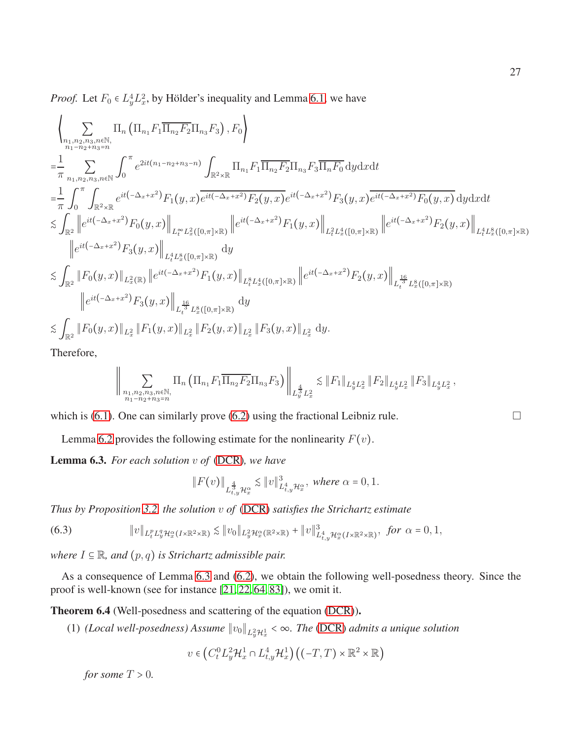*Proof.* Let $F_0 \in L_y^4 L_x^2$, by Hölder's inequality and Lemma 6.1, we have

$$
\begin{aligned}
&\left\langle \sum_{\substack{n_1,n_2,n_3,n\in\mathbb{N},\\ n_1-n_2+n_3=n}} \Pi_n\left(\Pi_{n_1}F_1\overline{\Pi_{n_2}F_2}\Pi_{n_3}F_3\right), F_0\right\rangle \\
=&\frac{1}{\pi}\sum_{n_1,n_2,n_3,n\in\mathbb{N}}\int_0^\pi e^{2it(n_1-n_2+n_3-n)}\int_{\mathbb{R}^2\times\mathbb{R}}\Pi_{n_1}F_1\overline{\Pi_{n_2}F_2}\Pi_{n_3}F_3\overline{\Pi_n F_0}\,\mathrm{d}y\mathrm{d}x\mathrm{d}t \\
=&\frac{1}{\pi}\int_0^\pi\int_{\mathbb{R}^2\times\mathbb{R}} e^{it\left(-\Delta_x+x^2\right)}F_1(y,x)\overline{e^{it\left(-\Delta_x+x^2\right)}F_2(y,x)}e^{it\left(-\Delta_x+x^2\right)}F_3(y,x)\overline{e^{it\left(-\Delta_x+x^2\right)}F_0(y,x)}\,\mathrm{d}y\mathrm{d}x\mathrm{d}t \\
\lesssim&\int_{\mathbb{R}^2}\left\|e^{it\left(-\Delta_x+x^2\right)}F_0(y,x)\right\|_{L_t^\infty L_x^2([0,\pi]\times\mathbb{R})}\left\|e^{it\left(-\Delta_x+x^2\right)}F_1(y,x)\right\|_{L_t^2 L_x^4([0,\pi]\times\mathbb{R})}\left\|e^{it\left(-\Delta_x+x^2\right)}F_2(y,x)\right\|_{L_t^4 L_x^8([0,\pi]\times\mathbb{R})} \\
&\quad\left\|e^{it\left(-\Delta_x+x^2\right)}F_3(y,x)\right\|_{L_t^4 L_x^8([0,\pi]\times\mathbb{R})}\,\mathrm{d}y \\
\lesssim&\int_{\mathbb{R}^2}\left\|F_0(y,x)\right\|_{L_x^2(\mathbb{R})}\left\|e^{it\left(-\Delta_x+x^2\right)}F_1(y,x)\right\|_{L_t^8 L_x^4([0,\pi]\times\mathbb{R})}\left\|e^{it\left(-\Delta_x+x^2\right)}F_2(y,x)\right\|_{L_t^{\frac{16}{3}} L_x^8([0,\pi]\times\mathbb{R})} \\
&\quad\left\|e^{it\left(-\Delta_x+x^2\right)}F_3(y,x)\right\|_{L_t^{\frac{16}{3}} L_x^8([0,\pi]\times\mathbb{R})}\,\mathrm{d}y \\
\lesssim&\int_{\mathbb{R}^2}\left\|F_0(y,x)\right\|_{L_x^2}\left\|F_1(y,x)\right\|_{L_x^2}\left\|F_2(y,x)\right\|_{L_x^2}\left\|F_3(y,x)\right\|_{L_x^2}\,\mathrm{d}y.
\end{aligned}
$$

Therefore,

$$
\left\|\sum_{\substack{n_1,n_2,n_3,n\in\mathbb{N},\\ n_1-n_2+n_3=n}}\Pi_n\left(\Pi_{n_1}F_1\overline{\Pi_{n_2}F_2}\Pi_{n_3}F_3\right)\right\|_{L_y^{\frac{4}{3}}L_x^2} \lesssim \|F_1\|_{L_y^4L_x^2}\|F_2\|_{L_y^4L_x^2}\|F_3\|_{L_y^4L_x^2},
$$

which is (6.1). One can similarly prove (6.2) using the fractional Leibniz rule. $\square$

Lemma 6.2 provides the following estimate for the nonlinearity $F(v)$.

**Lemma 6.3.** *For each solution $v$ of* (DCR)*, we have*

$$
\|F(v)\|_{L_{t,y}^{\frac{4}{3}}\mathcal{H}_x^\alpha} \lesssim \|v\|_{L_{t,y}^4\mathcal{H}_x^\alpha}^3, \text{ where } \alpha = 0,1.
$$

*Thus by Proposition 3.2, the solution $v$ of* (DCR) *satisfies the Strichartz estimate*

$$
\|v\|_{L_t^pL_y^q\mathcal{H}_x^\alpha(I\times\mathbb{R}^2\times\mathbb{R})} \lesssim \|v_0\|_{L_y^2\mathcal{H}_x^\alpha(\mathbb{R}^2\times\mathbb{R})} + \|v\|_{L_{t,y}^4\mathcal{H}_x^\alpha(I\times\mathbb{R}^2\times\mathbb{R})}^3, \text{ for } \alpha = 0,1, \tag{6.3}
$$

*where $I \subseteq \mathbb{R}$, and $(p,q)$ is Strichartz admissible pair.*

As a consequence of Lemma 6.3 and (6.2), we obtain the following well-posedness theory. Since the proof is well-known (see for instance [21, 22, 64, 83]), we omit it.

**Theorem 6.4** (Well-posedness and scattering of the equation (DCR))**.**

(1) *(Local well-posedness) Assume $\|v_0\|_{L_y^2\mathcal{H}_x^1} < \infty$. The* (DCR) *admits a unique solution*

$$
v \in \left(C_t^0L_y^2\mathcal{H}_x^1 \cap L_{t,y}^4\mathcal{H}_x^1\right)\left((-T,T)\times\mathbb{R}^2\times\mathbb{R}\right)
$$

*for some $T > 0$.*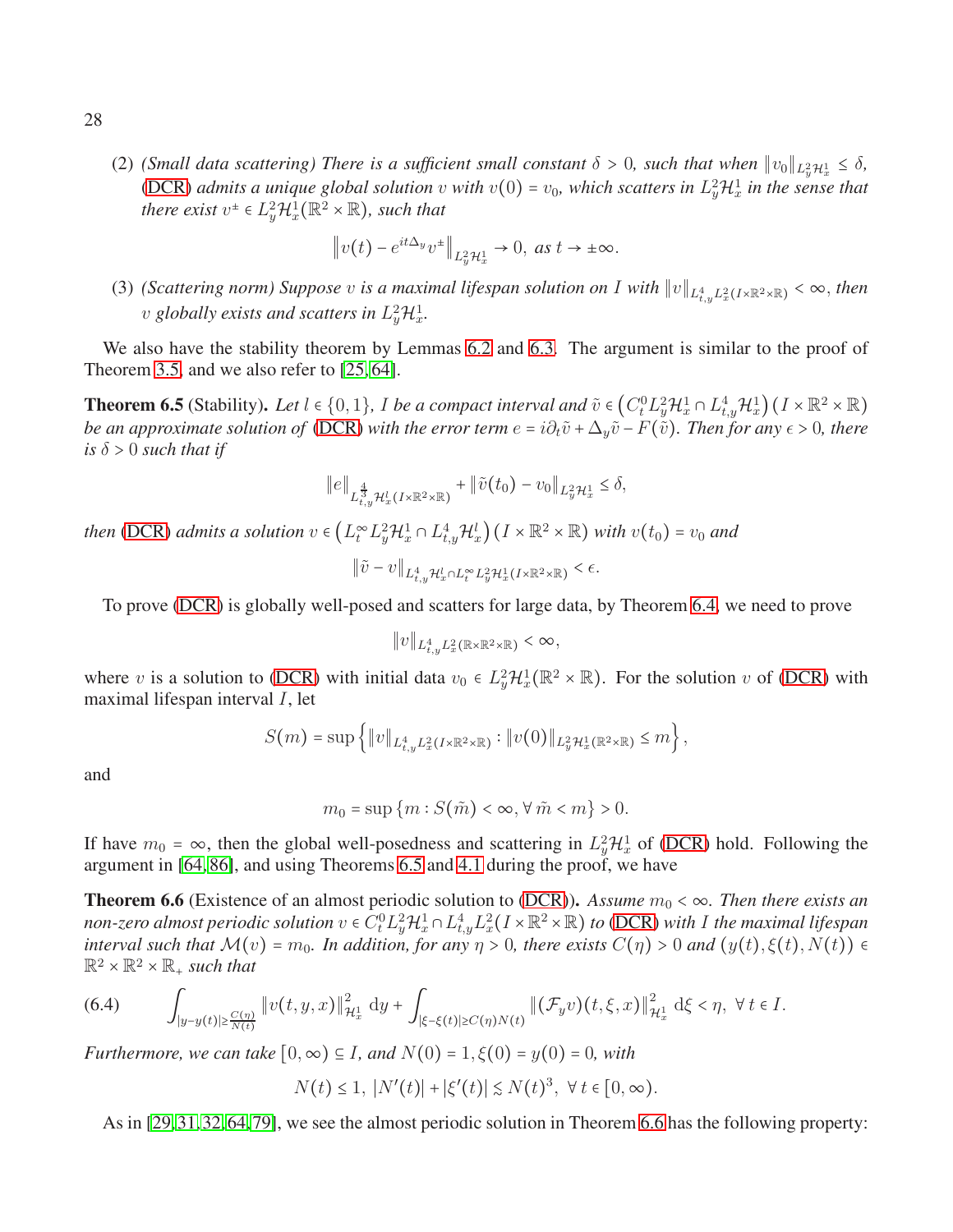(2) *(Small data scattering) There is a sufficient small constant $\delta > 0$, such that when $\|v_0\|_{L^2_y \mathcal{H}^1_x} \leq \delta$, (DCR) admits a unique global solution $v$ with $v(0) = v_0$, which scatters in $L^2_y \mathcal{H}^1_x$ in the sense that there exist $v^\pm \in L^2_y \mathcal{H}^1_x(\mathbb{R}^2 \times \mathbb{R})$, such that*

$$\left\| v(t) - e^{it\Delta_y} v^\pm \right\|_{L^2_y \mathcal{H}^1_x} \to 0, \text{ as } t \to \pm\infty.$$

(3) *(Scattering norm) Suppose $v$ is a maximal lifespan solution on $I$ with $\|v\|_{L^4_{t,y} L^2_x(I \times \mathbb{R}^2 \times \mathbb{R})} < \infty$, then $v$ globally exists and scatters in $L^2_y \mathcal{H}^1_x$.*

We also have the stability theorem by Lemmas 6.2 and 6.3. The argument is similar to the proof of Theorem 3.5, and we also refer to [25, 64].

**Theorem 6.5** (Stability). *Let $l \in \{0, 1\}$, $I$ be a compact interval and $\tilde{v} \in \left( C^0_t L^2_y \mathcal{H}^1_x \cap L^4_{t,y} \mathcal{H}^1_x \right)(I \times \mathbb{R}^2 \times \mathbb{R})$ be an approximate solution of (DCR) with the error term $e = i\partial_t \tilde{v} + \Delta_y \tilde{v} - F(\tilde{v})$. Then for any $\epsilon > 0$, there is $\delta > 0$ such that if*

$$\|e\|_{L^{\frac{4}{3}}_{t,y} \mathcal{H}^l_x(I \times \mathbb{R}^2 \times \mathbb{R})} + \|\tilde{v}(t_0) - v_0\|_{L^2_y \mathcal{H}^1_x} \leq \delta,$$

*then (DCR) admits a solution $v \in \left( L^\infty_t L^2_y \mathcal{H}^1_x \cap L^4_{t,y} \mathcal{H}^l_x \right)(I \times \mathbb{R}^2 \times \mathbb{R})$ with $v(t_0) = v_0$ and*

$$\|\tilde{v} - v\|_{L^4_{t,y} \mathcal{H}^l_x \cap L^\infty_t L^2_y \mathcal{H}^1_x(I \times \mathbb{R}^2 \times \mathbb{R})} < \epsilon.$$

To prove (DCR) is globally well-posed and scatters for large data, by Theorem 6.4, we need to prove

$$\|v\|_{L^4_{t,y} L^2_x(\mathbb{R} \times \mathbb{R}^2 \times \mathbb{R})} < \infty,$$

where $v$ is a solution to (DCR) with initial data $v_0 \in L^2_y \mathcal{H}^1_x(\mathbb{R}^2 \times \mathbb{R})$. For the solution $v$ of (DCR) with maximal lifespan interval $I$, let

$$S(m) = \sup \left\{ \|v\|_{L^4_{t,y} L^2_x(I \times \mathbb{R}^2 \times \mathbb{R})} : \|v(0)\|_{L^2_y \mathcal{H}^1_x(\mathbb{R}^2 \times \mathbb{R})} \leq m \right\},$$

and

$$m_0 = \sup \{ m : S(\tilde{m}) < \infty, \forall\, \tilde{m} < m \} > 0.$$

If have $m_0 = \infty$, then the global well-posedness and scattering in $L^2_y \mathcal{H}^1_x$ of (DCR) hold. Following the argument in [64, 86], and using Theorems 6.5 and 4.1 during the proof, we have

**Theorem 6.6** (Existence of an almost periodic solution to (DCR)). *Assume $m_0 < \infty$. Then there exists an non-zero almost periodic solution $v \in C^0_t L^2_y \mathcal{H}^1_x \cap L^4_{t,y} L^2_x(I \times \mathbb{R}^2 \times \mathbb{R})$ to (DCR) with $I$ the maximal lifespan interval such that $\mathcal{M}(v) = m_0$. In addition, for any $\eta > 0$, there exists $C(\eta) > 0$ and $(y(t), \xi(t), N(t)) \in \mathbb{R}^2 \times \mathbb{R}^2 \times \mathbb{R}_+$ such that*

$$\int_{|y - y(t)| \geq \frac{C(\eta)}{N(t)}} \|v(t, y, x)\|^2_{\mathcal{H}^1_x} \, \mathrm{d}y + \int_{|\xi - \xi(t)| \geq C(\eta) N(t)} \|(\mathcal{F}_y v)(t, \xi, x)\|^2_{\mathcal{H}^1_x} \, \mathrm{d}\xi < \eta, \ \forall\, t \in I. \tag{6.4}$$

*Furthermore, we can take $[0, \infty) \subseteq I$, and $N(0) = 1, \xi(0) = y(0) = 0$, with*

$$N(t) \leq 1, \ |N'(t)| + |\xi'(t)| \lesssim N(t)^3, \ \forall\, t \in [0, \infty).$$

As in [29, 31, 32, 64, 79], we see the almost periodic solution in Theorem 6.6 has the following property: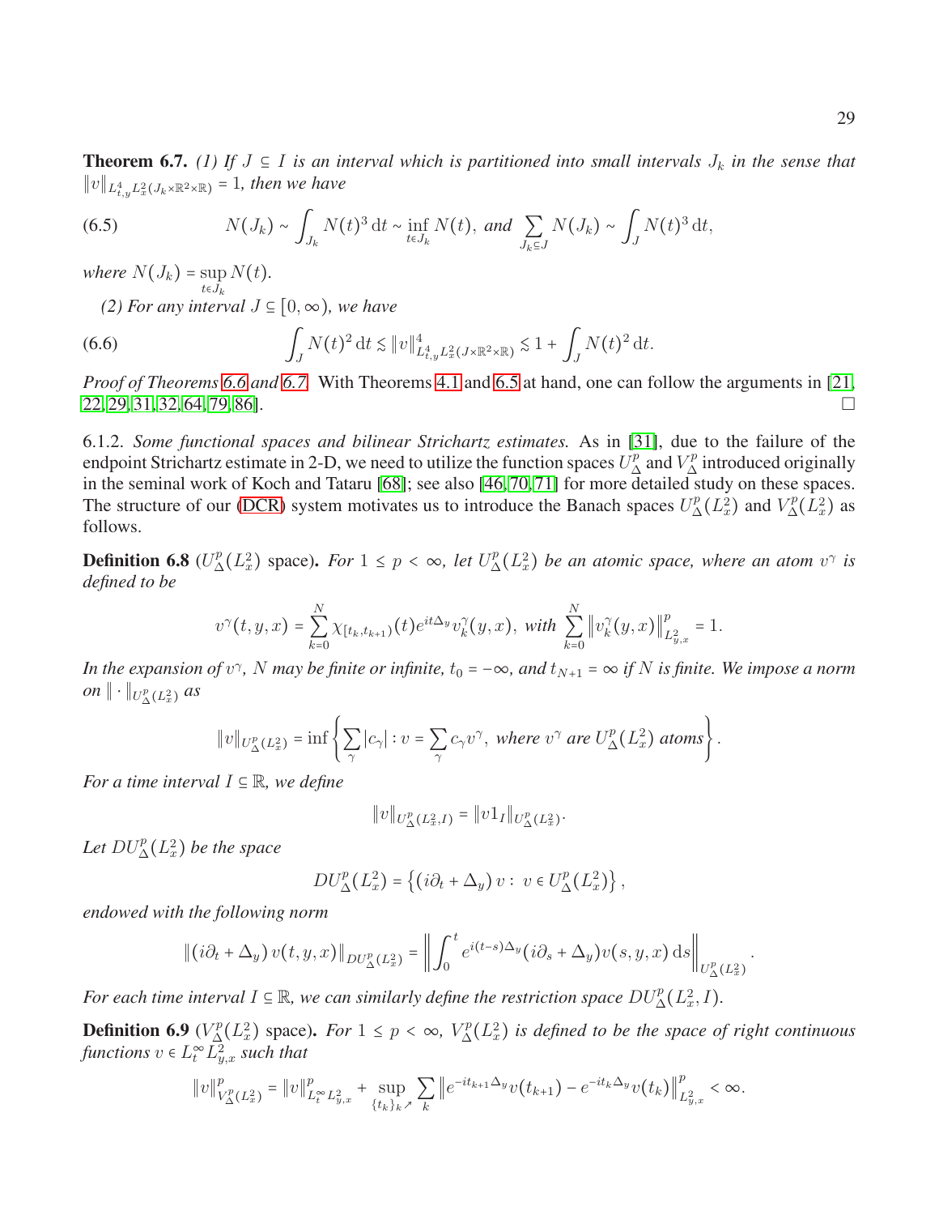**Theorem 6.7.** *(1) If $J \subseteq I$ is an interval which is partitioned into small intervals $J_k$ in the sense that $\|v\|_{L^4_{t,y}L^2_x(J_k\times\mathbb{R}^2\times\mathbb{R})} = 1$, then we have*

$$N(J_k) \sim \int_{J_k} N(t)^3 \, \mathrm{d}t \sim \inf_{t\in J_k} N(t), \text{ and } \sum_{J_k\subseteq J} N(J_k) \sim \int_J N(t)^3 \, \mathrm{d}t, \tag{6.5}$$

*where $N(J_k) = \sup_{t\in J_k} N(t)$.*

*(2) For any interval $J \subseteq [0,\infty)$, we have*

$$\int_J N(t)^2 \, \mathrm{d}t \lesssim \|v\|^4_{L^4_{t,y}L^2_x(J\times\mathbb{R}^2\times\mathbb{R})} \lesssim 1 + \int_J N(t)^2 \, \mathrm{d}t. \tag{6.6}$$

*Proof of Theorems 6.6 and 6.7.* With Theorems 4.1 and 6.5 at hand, one can follow the arguments in [21, 22, 29, 31, 32, 64, 79, 86]. □

6.1.2. *Some functional spaces and bilinear Strichartz estimates.* As in [31], due to the failure of the endpoint Strichartz estimate in 2-D, we need to utilize the function spaces $U^p_\Delta$ and $V^p_\Delta$ introduced originally in the seminal work of Koch and Tataru [68]; see also [46, 70, 71] for more detailed study on these spaces. The structure of our (DCR) system motivates us to introduce the Banach spaces $U^p_\Delta(L^2_x)$ and $V^p_\Delta(L^2_x)$ as follows.

**Definition 6.8** ($U^p_\Delta(L^2_x)$ space)**.** *For $1 \le p < \infty$, let $U^p_\Delta(L^2_x)$ be an atomic space, where an atom $v^\gamma$ is defined to be*

$$v^\gamma(t,y,x) = \sum_{k=0}^N \chi_{[t_k,t_{k+1})}(t) e^{it\Delta_y} v^\gamma_k(y,x), \text{ with } \sum_{k=0}^N \left\|v^\gamma_k(y,x)\right\|^p_{L^2_{y,x}} = 1.$$

*In the expansion of $v^\gamma$, $N$ may be finite or infinite, $t_0 = -\infty$, and $t_{N+1} = \infty$ if $N$ is finite. We impose a norm on $\|\cdot\|_{U^p_\Delta(L^2_x)}$ as*

$$\|v\|_{U^p_\Delta(L^2_x)} = \inf\left\{\sum_\gamma |c_\gamma| : v = \sum_\gamma c_\gamma v^\gamma, \text{ where } v^\gamma \text{ are } U^p_\Delta(L^2_x) \text{ atoms}\right\}.$$

*For a time interval $I \subseteq \mathbb{R}$, we define*

$$\|v\|_{U^p_\Delta(L^2_x,I)} = \|v 1_I\|_{U^p_\Delta(L^2_x)}.$$

*Let $DU^p_\Delta(L^2_x)$ be the space*

$$DU^p_\Delta(L^2_x) = \left\{(i\partial_t + \Delta_y)\, v : \ v \in U^p_\Delta(L^2_x)\right\},$$

*endowed with the following norm*

$$\|(i\partial_t + \Delta_y)\, v(t,y,x)\|_{DU^p_\Delta(L^2_x)} = \left\|\int_0^t e^{i(t-s)\Delta_y}(i\partial_s + \Delta_y) v(s,y,x) \, \mathrm{d}s\right\|_{U^p_\Delta(L^2_x)}.$$

*For each time interval $I \subseteq \mathbb{R}$, we can similarly define the restriction space $DU^p_\Delta(L^2_x, I)$.*

**Definition 6.9** ($V^p_\Delta(L^2_x)$ space)**.** *For $1 \le p < \infty$, $V^p_\Delta(L^2_x)$ is defined to be the space of right continuous functions $v \in L^\infty_t L^2_{y,x}$ such that*

$$\|v\|^p_{V^p_\Delta(L^2_x)} = \|v\|^p_{L^\infty_t L^2_{y,x}} + \sup_{\{t_k\}_k \nearrow} \sum_k \left\|e^{-it_{k+1}\Delta_y} v(t_{k+1}) - e^{-it_k\Delta_y} v(t_k)\right\|^p_{L^2_{y,x}} < \infty.$$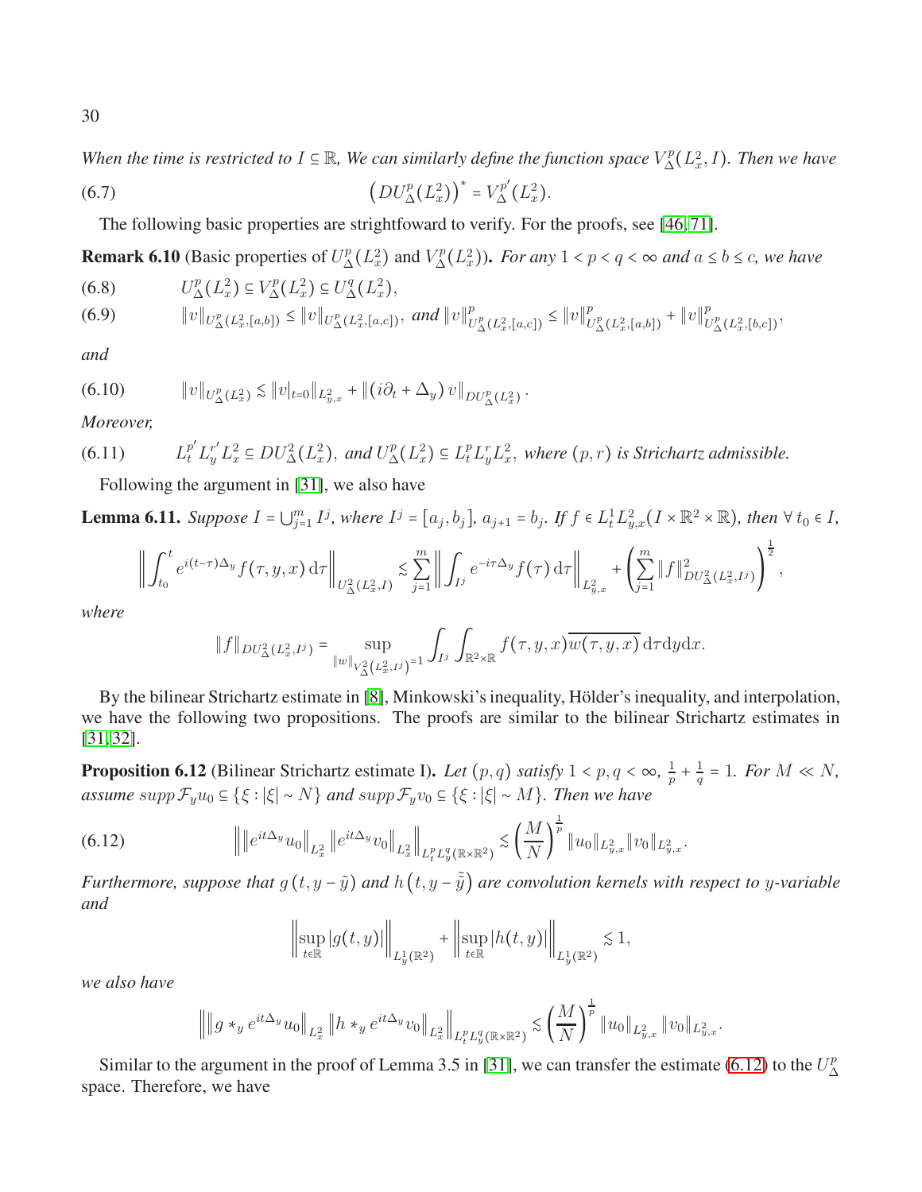*When the time is restricted to $I \subseteq \mathbb{R}$, We can similarly define the function space $V^p_\Delta(L^2_x, I)$. Then we have*

$$\left(DU^p_\Delta(L^2_x)\right)^* = V^{p'}_\Delta(L^2_x). \tag{6.7}$$

The following basic properties are strightfoward to verify. For the proofs, see [46, 71].

**Remark 6.10** (Basic properties of $U^p_\Delta(L^2_x)$ and $V^p_\Delta(L^2_x)$)**.** *For any $1 < p < q < \infty$ and $a \le b \le c$, we have*

$$U^p_\Delta(L^2_x) \subseteq V^p_\Delta(L^2_x) \subseteq U^q_\Delta(L^2_x), \tag{6.8}$$

$$\|v\|_{U^p_\Delta(L^2_x,[a,b])} \le \|v\|_{U^p_\Delta(L^2_x,[a,c])}, \text{ and } \|v\|^p_{U^p_\Delta(L^2_x,[a,c])} \le \|v\|^p_{U^p_\Delta(L^2_x,[a,b])} + \|v\|^p_{U^p_\Delta(L^2_x,[b,c])}, \tag{6.9}$$

*and*

$$\|v\|_{U^p_\Delta(L^2_x)} \lesssim \|v|_{t=0}\|_{L^2_{y,x}} + \|(i\partial_t + \Delta_y)\, v\|_{DU^p_\Delta(L^2_x)}. \tag{6.10}$$

*Moreover,*

$$L^{p'}_t L^{r'}_y L^2_x \subseteq DU^2_\Delta(L^2_x), \text{ and } U^p_\Delta(L^2_x) \subseteq L^p_t L^r_y L^2_x, \text{ where } (p,r) \text{ is Strichartz admissible.} \tag{6.11}$$

Following the argument in [31], we also have

**Lemma 6.11.** *Suppose $I = \bigcup_{j=1}^m I^j$, where $I^j = [a_j, b_j]$, $a_{j+1} = b_j$. If $f \in L^1_t L^2_{y,x}(I \times \mathbb{R}^2 \times \mathbb{R})$, then $\forall\, t_0 \in I$,*

$$\left\| \int_{t_0}^t e^{i(t-\tau)\Delta_y} f(\tau, y, x)\, \mathrm{d}\tau \right\|_{U^2_\Delta(L^2_x, I)} \lesssim \sum_{j=1}^m \left\| \int_{I^j} e^{-i\tau\Delta_y} f(\tau)\, \mathrm{d}\tau \right\|_{L^2_{y,x}} + \left( \sum_{j=1}^m \|f\|^2_{DU^2_\Delta(L^2_x, I^j)} \right)^{\frac{1}{2}},$$

*where*

$$\|f\|_{DU^2_\Delta(L^2_x, I^j)} = \sup_{\|w\|_{V^2_\Delta(L^2_x, I^j)} = 1} \int_{I^j} \int_{\mathbb{R}^2 \times \mathbb{R}} f(\tau, y, x) \overline{w(\tau, y, x)}\, \mathrm{d}\tau \mathrm{d}y \mathrm{d}x.$$

By the bilinear Strichartz estimate in [8], Minkowski's inequality, Hölder's inequality, and interpolation, we have the following two propositions. The proofs are similar to the bilinear Strichartz estimates in [31, 32].

**Proposition 6.12** (Bilinear Strichartz estimate I)**.** *Let $(p, q)$ satisfy $1 < p, q < \infty$, $\frac{1}{p} + \frac{1}{q} = 1$. For $M \ll N$, assume $\operatorname{supp} \mathcal{F}_y u_0 \subseteq \{\xi : |\xi| \sim N\}$ and $\operatorname{supp} \mathcal{F}_y v_0 \subseteq \{\xi : |\xi| \sim M\}$. Then we have*

$$\left\| \|e^{it\Delta_y} u_0\|_{L^2_x} \|e^{it\Delta_y} v_0\|_{L^2_x} \right\|_{L^p_t L^q_y(\mathbb{R}\times\mathbb{R}^2)} \lesssim \left(\frac{M}{N}\right)^{\frac{1}{p}} \|u_0\|_{L^2_{y,x}} \|v_0\|_{L^2_{y,x}}. \tag{6.12}$$

*Furthermore, suppose that $g(t, y - \tilde{y})$ and $h(t, y - \tilde{\tilde{y}})$ are convolution kernels with respect to $y$-variable and*

$$\left\| \sup_{t\in\mathbb{R}} |g(t,y)| \right\|_{L^1_y(\mathbb{R}^2)} + \left\| \sup_{t\in\mathbb{R}} |h(t,y)| \right\|_{L^1_y(\mathbb{R}^2)} \lesssim 1,$$

*we also have*

$$\left\| \|g *_y e^{it\Delta_y} u_0\|_{L^2_x} \|h *_y e^{it\Delta_y} v_0\|_{L^2_x} \right\|_{L^p_t L^q_y(\mathbb{R}\times\mathbb{R}^2)} \lesssim \left(\frac{M}{N}\right)^{\frac{1}{p}} \|u_0\|_{L^2_{y,x}} \|v_0\|_{L^2_{y,x}}.$$

Similar to the argument in the proof of Lemma 3.5 in [31], we can transfer the estimate (6.12) to the $U^p_\Delta$ space. Therefore, we have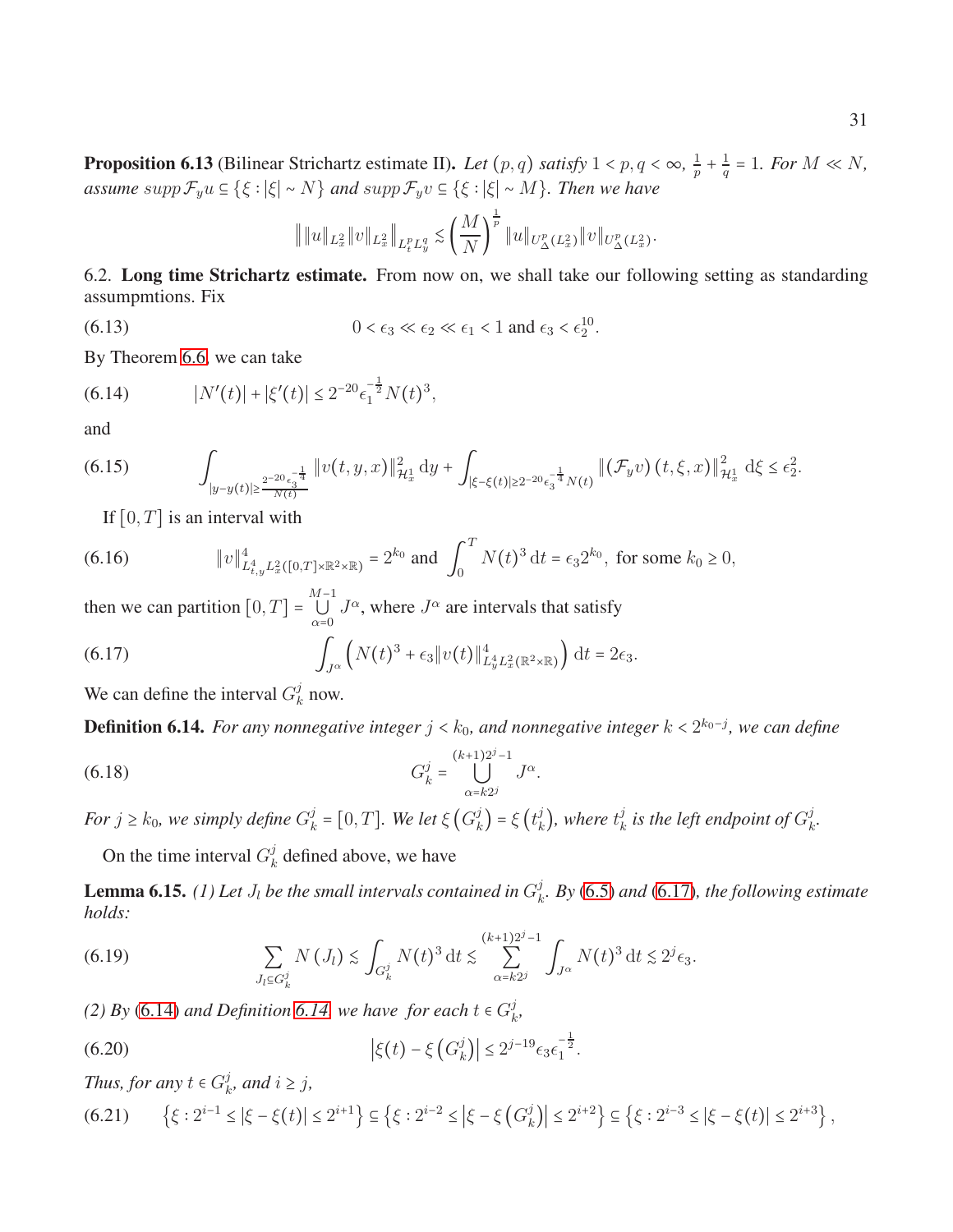**Proposition 6.13** (Bilinear Strichartz estimate II). *Let $(p,q)$ satisfy $1 < p, q < \infty$, $\frac{1}{p} + \frac{1}{q} = 1$. For $M \ll N$, assume $supp\, \mathcal{F}_y u \subseteq \{\xi : |\xi| \sim N\}$ and $supp\, \mathcal{F}_y v \subseteq \{\xi : |\xi| \sim M\}$. Then we have*

$$\left\| \|u\|_{L^2_x} \|v\|_{L^2_x} \right\|_{L^p_t L^q_y} \lesssim \left(\frac{M}{N}\right)^{\frac{1}{p}} \|u\|_{U^p_\Delta(L^2_x)} \|v\|_{U^p_\Delta(L^2_x)}.$$

6.2. **Long time Strichartz estimate.** From now on, we shall take our following setting as standarding assumpmtions. Fix

$$0 < \epsilon_3 \ll \epsilon_2 \ll \epsilon_1 < 1 \text{ and } \epsilon_3 < \epsilon_2^{10}. \tag{6.13}$$

By Theorem 6.6, we can take

$$|N'(t)| + |\xi'(t)| \leq 2^{-20} \epsilon_1^{-\frac{1}{2}} N(t)^3, \tag{6.14}$$

and

$$\int_{|y - y(t)| \geq \frac{2^{-20} \epsilon_3^{-\frac{1}{4}}}{N(t)}} \|v(t,y,x)\|^2_{\mathcal{H}^1_x} \,\mathrm{d}y + \int_{|\xi - \xi(t)| \geq 2^{-20} \epsilon_3^{-\frac{1}{4}} N(t)} \|(\mathcal{F}_y v)(t,\xi,x)\|^2_{\mathcal{H}^1_x} \,\mathrm{d}\xi \leq \epsilon_2^2. \tag{6.15}$$

If $[0,T]$ is an interval with

$$\|v\|^4_{L^4_{t,y} L^2_x([0,T] \times \mathbb{R}^2 \times \mathbb{R})} = 2^{k_0} \text{ and } \int_0^T N(t)^3 \,\mathrm{d}t = \epsilon_3 2^{k_0}, \text{ for some } k_0 \geq 0, \tag{6.16}$$

then we can partition $[0,T] = \bigcup_{\alpha=0}^{M-1} J^\alpha$, where $J^\alpha$ are intervals that satisfy

$$\int_{J^\alpha} \left( N(t)^3 + \epsilon_3 \|v(t)\|^4_{L^4_y L^2_x(\mathbb{R}^2 \times \mathbb{R})} \right) \mathrm{d}t = 2\epsilon_3. \tag{6.17}$$

We can define the interval $G^j_k$ now.

**Definition 6.14.** *For any nonnegative integer $j < k_0$, and nonnegative integer $k < 2^{k_0 - j}$, we can define*

$$G^j_k = \bigcup_{\alpha = k2^j}^{(k+1)2^j - 1} J^\alpha. \tag{6.18}$$

*For $j \geq k_0$, we simply define $G^j_k = [0,T]$. We let $\xi\left(G^j_k\right) = \xi\left(t^j_k\right)$, where $t^j_k$ is the left endpoint of $G^j_k$.*

On the time interval $G^j_k$ defined above, we have

**Lemma 6.15.** *(1) Let $J_l$ be the small intervals contained in $G^j_k$. By (6.5) and (6.17), the following estimate holds:*

$$\sum_{J_l \subseteq G^j_k} N(J_l) \lesssim \int_{G^j_k} N(t)^3 \,\mathrm{d}t \lesssim \sum_{\alpha = k2^j}^{(k+1)2^j - 1} \int_{J^\alpha} N(t)^3 \,\mathrm{d}t \lesssim 2^j \epsilon_3. \tag{6.19}$$

*(2) By (6.14) and Definition 6.14, we have for each $t \in G^j_k$,*

$$\left|\xi(t) - \xi\left(G^j_k\right)\right| \leq 2^{j-19} \epsilon_3 \epsilon_1^{-\frac{1}{2}}. \tag{6.20}$$

*Thus, for any $t \in G^j_k$, and $i \geq j$,*

$$\left\{\xi : 2^{i-1} \leq |\xi - \xi(t)| \leq 2^{i+1}\right\} \subseteq \left\{\xi : 2^{i-2} \leq \left|\xi - \xi\left(G^j_k\right)\right| \leq 2^{i+2}\right\} \subseteq \left\{\xi : 2^{i-3} \leq |\xi - \xi(t)| \leq 2^{i+3}\right\}, \tag{6.21}$$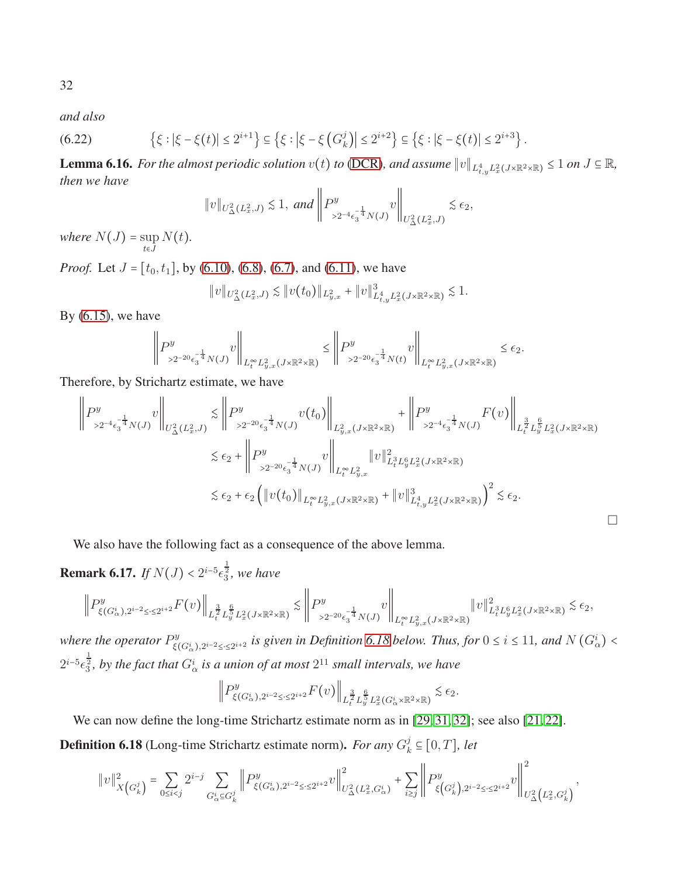*and also*

$$\left\{\xi : |\xi - \xi(t)| \le 2^{i+1}\right\} \subseteq \left\{\xi : \left|\xi - \xi\left(G_k^j\right)\right| \le 2^{i+2}\right\} \subseteq \left\{\xi : |\xi - \xi(t)| \le 2^{i+3}\right\}. \tag{6.22}$$

**Lemma 6.16.** *For the almost periodic solution $v(t)$ to (DCR), and assume $\|v\|_{L^4_{t,y}L^2_x(J\times\mathbb{R}^2\times\mathbb{R})} \le 1$ on $J \subseteq \mathbb{R}$, then we have*

$$\|v\|_{U^2_\Delta(L^2_x,J)} \lesssim 1, \text{ and } \left\| P^y_{>2^{-4}\epsilon_3^{-\frac{1}{4}}N(J)} v \right\|_{U^2_\Delta(L^2_x,J)} \lesssim \epsilon_2,$$

*where $N(J) = \sup\limits_{t\in J} N(t)$.*

*Proof.* Let $J = [t_0, t_1]$, by (6.10), (6.8), (6.7), and (6.11), we have

$$\|v\|_{U^2_\Delta(L^2_x,J)} \lesssim \|v(t_0)\|_{L^2_{y,x}} + \|v\|^3_{L^4_{t,y}L^2_x(J\times\mathbb{R}^2\times\mathbb{R})} \lesssim 1.$$

By (6.15), we have

$$\left\| P^y_{>2^{-20}\epsilon_3^{-\frac{1}{4}}N(J)} v \right\|_{L^\infty_t L^2_{y,x}(J\times\mathbb{R}^2\times\mathbb{R})} \le \left\| P^y_{>2^{-20}\epsilon_3^{-\frac{1}{4}}N(t)} v \right\|_{L^\infty_t L^2_{y,x}(J\times\mathbb{R}^2\times\mathbb{R})} \le \epsilon_2.$$

Therefore, by Strichartz estimate, we have

$$\begin{aligned}
\left\| P^y_{>2^{-4}\epsilon_3^{-\frac{1}{4}}N(J)} v \right\|_{U^2_\Delta(L^2_x,J)} &\lesssim \left\| P^y_{>2^{-20}\epsilon_3^{-\frac{1}{4}}N(J)} v(t_0) \right\|_{L^2_{y,x}(J\times\mathbb{R}^2\times\mathbb{R})} + \left\| P^y_{>2^{-4}\epsilon_3^{-\frac{1}{4}}N(J)} F(v) \right\|_{L^{\frac{3}{2}}_t L^{\frac{6}{5}}_y L^2_x(J\times\mathbb{R}^2\times\mathbb{R})} \\
&\lesssim \epsilon_2 + \left\| P^y_{>2^{-20}\epsilon_3^{-\frac{1}{4}}N(J)} v \right\|_{L^\infty_t L^2_{y,x}} \|v\|^2_{L^3_t L^6_y L^2_x(J\times\mathbb{R}^2\times\mathbb{R})} \\
&\lesssim \epsilon_2 + \epsilon_2 \left( \|v(t_0)\|_{L^\infty_t L^2_{y,x}(J\times\mathbb{R}^2\times\mathbb{R})} + \|v\|^3_{L^4_{t,y}L^2_x(J\times\mathbb{R}^2\times\mathbb{R})} \right)^2 \lesssim \epsilon_2.
\end{aligned}$$

□

We also have the following fact as a consequence of the above lemma.

**Remark 6.17.** *If $N(J) < 2^{i-5}\epsilon_3^{\frac{1}{2}}$, we have*

$$\left\| P^y_{\xi(G^i_\alpha),2^{i-2}\le\cdot\le 2^{i+2}} F(v) \right\|_{L^{\frac{3}{2}}_t L^{\frac{6}{5}}_y L^2_x(J\times\mathbb{R}^2\times\mathbb{R})} \lesssim \left\| P^y_{>2^{-20}\epsilon_3^{-\frac{1}{4}}N(J)} v \right\|_{L^\infty_t L^2_{y,x}(J\times\mathbb{R}^2\times\mathbb{R})} \|v\|^2_{L^3_t L^6_y L^2_x(J\times\mathbb{R}^2\times\mathbb{R})} \lesssim \epsilon_2,$$

*where the operator $P^y_{\xi(G^i_\alpha),2^{i-2}\le\cdot\le 2^{i+2}}$ is given in Definition 6.18 below. Thus, for $0 \le i \le 11$, and $N(G^i_\alpha) < 2^{i-5}\epsilon_3^{\frac{1}{2}}$, by the fact that $G^i_\alpha$ is a union of at most $2^{11}$ small intervals, we have*

$$\left\| P^y_{\xi(G^i_\alpha),2^{i-2}\le\cdot\le 2^{i+2}} F(v) \right\|_{L^{\frac{3}{2}}_t L^{\frac{6}{5}}_y L^2_x(G^i_\alpha\times\mathbb{R}^2\times\mathbb{R})} \lesssim \epsilon_2.$$

We can now define the long-time Strichartz estimate norm as in [29,31,32]; see also [21,22].

**Definition 6.18** (Long-time Strichartz estimate norm). *For any $G^j_k \subseteq [0,T]$, let*

$$\|v\|^2_{X(G^j_k)} = \sum_{0\le i<j} 2^{i-j} \sum_{G^i_\alpha \subseteq G^j_k} \left\| P^y_{\xi(G^i_\alpha),2^{i-2}\le\cdot\le 2^{i+2}} v \right\|^2_{U^2_\Delta(L^2_x,G^i_\alpha)} + \sum_{i\ge j} \left\| P^y_{\xi\left(G^j_k\right),2^{i-2}\le\cdot\le 2^{i+2}} v \right\|^2_{U^2_\Delta\left(L^2_x,G^j_k\right)},$$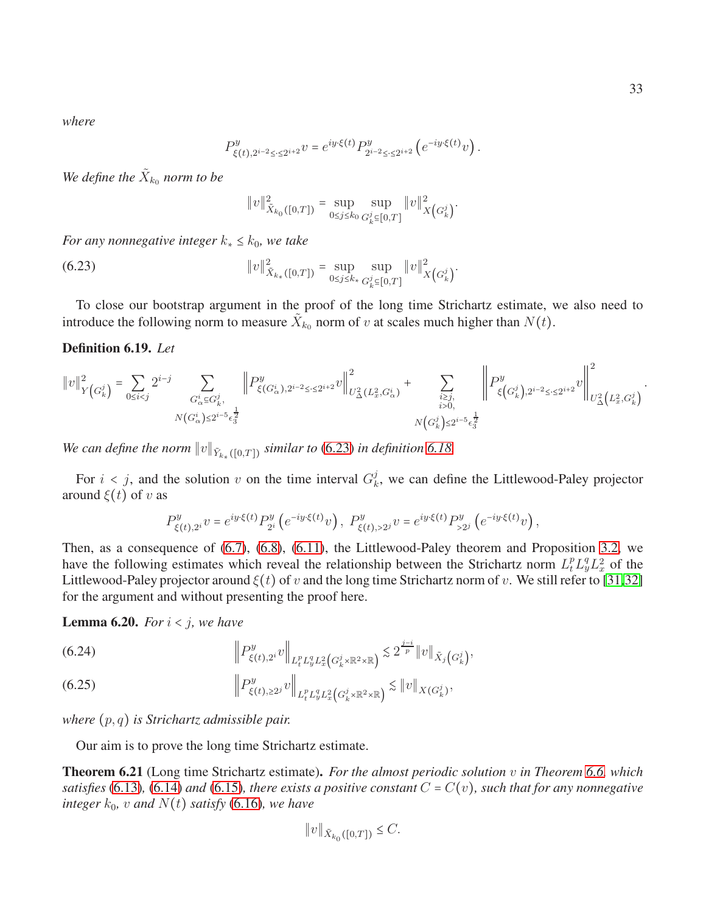*where*

$$P^y_{\xi(t),2^{i-2}\le\cdot\le 2^{i+2}}v = e^{iy\cdot\xi(t)}P^y_{2^{i-2}\le\cdot\le 2^{i+2}}\left(e^{-iy\cdot\xi(t)}v\right).$$

*We define the $\tilde{X}_{k_0}$ norm to be*

$$\|v\|^2_{\tilde{X}_{k_0}([0,T])} = \sup_{0\le j\le k_0}\sup_{G^j_k\subseteq[0,T]}\|v\|^2_{X\left(G^j_k\right)}.$$

*For any nonnegative integer $k_*\le k_0$, we take*

$$\|v\|^2_{\tilde{X}_{k_*}([0,T])} = \sup_{0\le j\le k_*}\sup_{G^j_k\subseteq[0,T]}\|v\|^2_{X\left(G^j_k\right)}. \tag{6.23}$$

To close our bootstrap argument in the proof of the long time Strichartz estimate, we also need to introduce the following norm to measure $\tilde{X}_{k_0}$ norm of $v$ at scales much higher than $N(t)$.

**Definition 6.19.** *Let*

$$\|v\|^2_{Y\left(G^j_k\right)} = \sum_{0\le i<j}2^{i-j}\sum_{\substack{G^i_\alpha\subseteq G^j_k,\\ N(G^i_\alpha)\le 2^{i-5}\epsilon_3^{\frac{1}{2}}}}\left\|P^y_{\xi(G^i_\alpha),2^{i-2}\le\cdot\le 2^{i+2}}v\right\|^2_{U^2_\Delta(L^2_x,G^i_\alpha)} + \sum_{\substack{i\ge j,\\ i>0,\\ N\left(G^j_k\right)\le 2^{i-5}\epsilon_3^{\frac{1}{2}}}}\left\|P^y_{\xi\left(G^j_k\right),2^{i-2}\le\cdot\le 2^{i+2}}v\right\|^2_{U^2_\Delta\left(L^2_x,G^j_k\right)}.$$

*We can define the norm $\|v\|_{\tilde{Y}_{k_*}([0,T])}$ similar to (6.23) in definition 6.18.*

For $i<j$, and the solution $v$ on the time interval $G^j_k$, we can define the Littlewood-Paley projector around $\xi(t)$ of $v$ as

$$P^y_{\xi(t),2^i}v = e^{iy\cdot\xi(t)}P^y_{2^i}\left(e^{-iy\cdot\xi(t)}v\right),\ P^y_{\xi(t),>2^j}v = e^{iy\cdot\xi(t)}P^y_{>2^j}\left(e^{-iy\cdot\xi(t)}v\right),$$

Then, as a consequence of (6.7), (6.8), (6.11), the Littlewood-Paley theorem and Proposition 3.2, we have the following estimates which reveal the relationship between the Strichartz norm $L^p_tL^q_yL^2_x$ of the Littlewood-Paley projector around $\xi(t)$ of $v$ and the long time Strichartz norm of $v$. We still refer to [31,32] for the argument and without presenting the proof here.

**Lemma 6.20.** *For $i<j$, we have*

$$\left\|P^y_{\xi(t),2^i}v\right\|_{L^p_tL^q_yL^2_x\left(G^j_k\times\mathbb{R}^2\times\mathbb{R}\right)} \lesssim 2^{\frac{j-i}{p}}\|v\|_{\tilde{X}_j\left(G^j_k\right)}, \tag{6.24}$$

$$\left\|P^y_{\xi(t),\ge 2^j}v\right\|_{L^p_tL^q_yL^2_x\left(G^j_k\times\mathbb{R}^2\times\mathbb{R}\right)} \lesssim \|v\|_{X(G^j_k)}, \tag{6.25}$$

*where $(p,q)$ is Strichartz admissible pair.*

Our aim is to prove the long time Strichartz estimate.

**Theorem 6.21** (Long time Strichartz estimate)**.** *For the almost periodic solution $v$ in Theorem 6.6, which satisfies (6.13), (6.14) and (6.15), there exists a positive constant $C=C(v)$, such that for any nonnegative integer $k_0$, $v$ and $N(t)$ satisfy (6.16), we have*

$$\|v\|_{\tilde{X}_{k_0}([0,T])}\le C.$$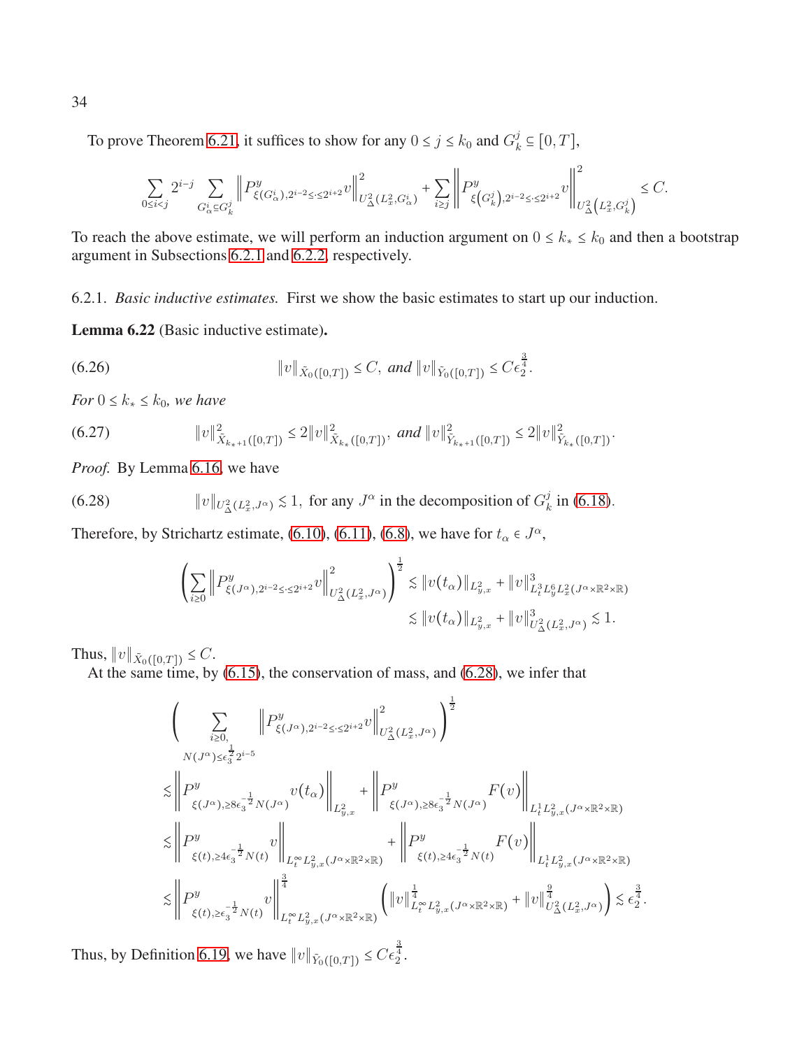To prove Theorem 6.21, it suffices to show for any $0 \le j \le k_0$ and $G_k^j \subseteq [0,T]$,

$$\sum_{0 \le i < j} 2^{i-j} \sum_{G_\alpha^i \subseteq G_k^j} \left\| P^y_{\xi(G_\alpha^i), 2^{i-2} \le \cdot \le 2^{i+2}} v \right\|^2_{U^2_\Delta(L^2_x, G_\alpha^i)} + \sum_{i \ge j} \left\| P^y_{\xi\left(G_k^j\right), 2^{i-2} \le \cdot \le 2^{i+2}} v \right\|^2_{U^2_\Delta\left(L^2_x, G_k^j\right)} \le C.$$

To reach the above estimate, we will perform an induction argument on $0 \le k_* \le k_0$ and then a bootstrap argument in Subsections 6.2.1 and 6.2.2, respectively.

6.2.1. *Basic inductive estimates.* First we show the basic estimates to start up our induction.

**Lemma 6.22** (Basic inductive estimate)**.**

$$\|v\|_{\tilde{X}_0([0,T])} \le C, \text{ and } \|v\|_{\tilde{Y}_0([0,T])} \le C\epsilon_2^{\frac{3}{4}}. \tag{6.26}$$

*For $0 \le k_* \le k_0$, we have*

$$\|v\|^2_{\tilde{X}_{k_*+1}([0,T])} \le 2\|v\|^2_{\tilde{X}_{k_*}([0,T])}, \text{ and } \|v\|^2_{\tilde{Y}_{k_*+1}([0,T])} \le 2\|v\|^2_{\tilde{Y}_{k_*}([0,T])}. \tag{6.27}$$

*Proof.* By Lemma 6.16, we have

$$\|v\|_{U^2_\Delta(L^2_x, J^\alpha)} \lesssim 1, \text{ for any } J^\alpha \text{ in the decomposition of } G_k^j \text{ in (6.18)}. \tag{6.28}$$

Therefore, by Strichartz estimate, (6.10), (6.11), (6.8), we have for $t_\alpha \in J^\alpha$,

$$\begin{aligned}
\left( \sum_{i \ge 0} \left\| P^y_{\xi(J^\alpha), 2^{i-2} \le \cdot \le 2^{i+2}} v \right\|^2_{U^2_\Delta(L^2_x, J^\alpha)} \right)^{\frac{1}{2}} &\lesssim \|v(t_\alpha)\|_{L^2_{y,x}} + \|v\|^3_{L^3_t L^6_y L^2_x(J^\alpha \times \mathbb{R}^2 \times \mathbb{R})} \\
&\lesssim \|v(t_\alpha)\|_{L^2_{y,x}} + \|v\|^3_{U^2_\Delta(L^2_x, J^\alpha)} \lesssim 1.
\end{aligned}$$

Thus, $\|v\|_{\tilde{X}_0([0,T])} \le C$.

At the same time, by (6.15), the conservation of mass, and (6.28), we infer that

$$\begin{aligned}
&\left( \sum_{\substack{i \ge 0, \\ N(J^\alpha) \le \epsilon_3^{\frac{1}{2}} 2^{i-5}}} \left\| P^y_{\xi(J^\alpha), 2^{i-2} \le \cdot \le 2^{i+2}} v \right\|^2_{U^2_\Delta(L^2_x, J^\alpha)} \right)^{\frac{1}{2}} \\
&\lesssim \left\| P^y_{\xi(J^\alpha), \ge 8\epsilon_3^{-\frac{1}{2}} N(J^\alpha)} v(t_\alpha) \right\|_{L^2_{y,x}} + \left\| P^y_{\xi(J^\alpha), \ge 8\epsilon_3^{-\frac{1}{2}} N(J^\alpha)} F(v) \right\|_{L^1_t L^2_{y,x}(J^\alpha \times \mathbb{R}^2 \times \mathbb{R})} \\
&\lesssim \left\| P^y_{\xi(t), \ge 4\epsilon_3^{-\frac{1}{2}} N(t)} v \right\|_{L^\infty_t L^2_{y,x}(J^\alpha \times \mathbb{R}^2 \times \mathbb{R})} + \left\| P^y_{\xi(t), \ge 4\epsilon_3^{-\frac{1}{2}} N(t)} F(v) \right\|_{L^1_t L^2_{y,x}(J^\alpha \times \mathbb{R}^2 \times \mathbb{R})} \\
&\lesssim \left\| P^y_{\xi(t), \ge \epsilon_3^{-\frac{1}{2}} N(t)} v \right\|^{\frac{3}{4}}_{L^\infty_t L^2_{y,x}(J^\alpha \times \mathbb{R}^2 \times \mathbb{R})} \left( \|v\|^{\frac{1}{4}}_{L^\infty_t L^2_{y,x}(J^\alpha \times \mathbb{R}^2 \times \mathbb{R})} + \|v\|^{\frac{9}{4}}_{U^2_\Delta(L^2_x, J^\alpha)} \right) \lesssim \epsilon_2^{\frac{3}{4}}.
\end{aligned}$$

Thus, by Definition 6.19, we have $\|v\|_{\tilde{Y}_0([0,T])} \le C\epsilon_2^{\frac{3}{4}}$.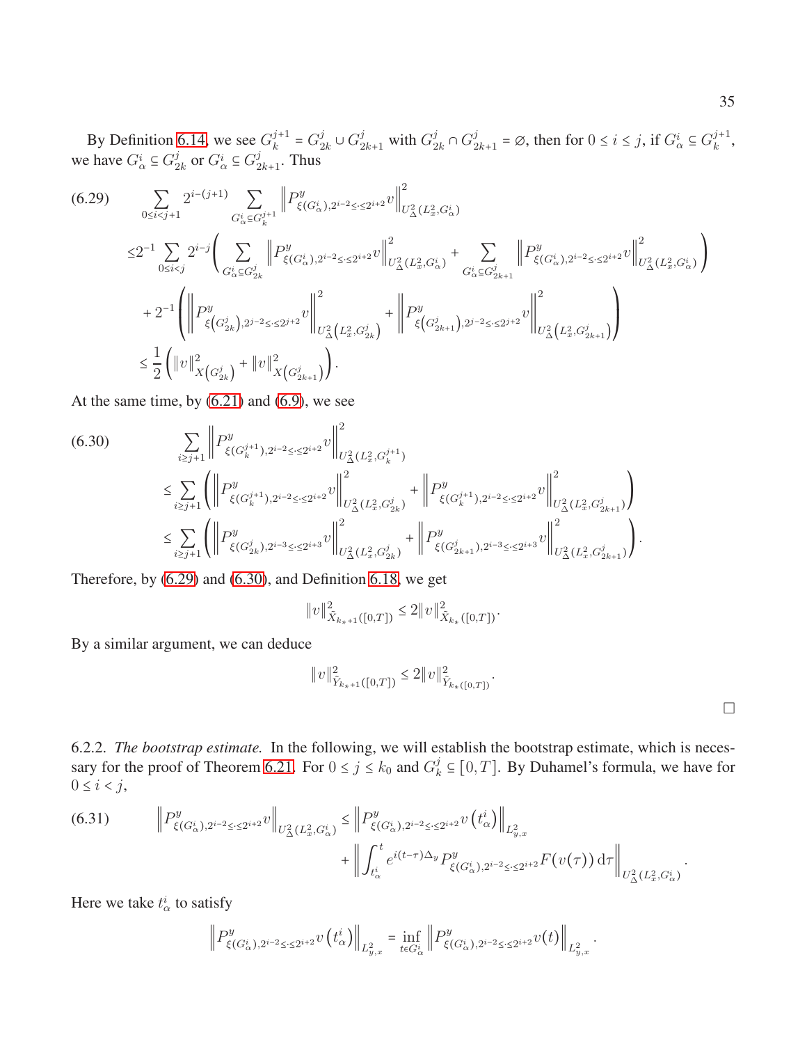By Definition 6.14, we see $G_k^{j+1} = G_{2k}^j \cup G_{2k+1}^j$ with $G_{2k}^j \cap G_{2k+1}^j = \varnothing$, then for $0 \le i \le j$, if $G_\alpha^i \subseteq G_k^{j+1}$, we have $G_\alpha^i \subseteq G_{2k}^j$ or $G_\alpha^i \subseteq G_{2k+1}^j$. Thus

$$
\begin{aligned}
(6.29)\qquad & \sum_{0\le i<j+1} 2^{i-(j+1)} \sum_{G_\alpha^i \subseteq G_k^{j+1}} \left\| P^y_{\xi(G_\alpha^i),2^{i-2}\le\cdot\le 2^{i+2}} v \right\|^2_{U^2_\Delta(L^2_x, G_\alpha^i)} \\
\le & 2^{-1} \sum_{0\le i<j} 2^{i-j} \Bigg( \sum_{G_\alpha^i \subseteq G_{2k}^j} \left\| P^y_{\xi(G_\alpha^i),2^{i-2}\le\cdot\le 2^{i+2}} v \right\|^2_{U^2_\Delta(L^2_x, G_\alpha^i)} + \sum_{G_\alpha^i \subseteq G_{2k+1}^j} \left\| P^y_{\xi(G_\alpha^i),2^{i-2}\le\cdot\le 2^{i+2}} v \right\|^2_{U^2_\Delta(L^2_x, G_\alpha^i)} \Bigg) \\
& + 2^{-1} \left( \left\| P^y_{\xi\left(G_{2k}^j\right),2^{j-2}\le\cdot\le 2^{j+2}} v \right\|^2_{U^2_\Delta\left(L^2_x, G_{2k}^j\right)} + \left\| P^y_{\xi\left(G_{2k+1}^j\right),2^{j-2}\le\cdot\le 2^{j+2}} v \right\|^2_{U^2_\Delta\left(L^2_x, G_{2k+1}^j\right)} \right) \\
\le & \frac{1}{2} \left( \|v\|^2_{X\left(G_{2k}^j\right)} + \|v\|^2_{X\left(G_{2k+1}^j\right)} \right).
\end{aligned}
$$

At the same time, by (6.21) and (6.9), we see

$$
\begin{aligned}
(6.30)\qquad & \sum_{i\ge j+1} \left\| P^y_{\xi(G_k^{j+1}),2^{i-2}\le\cdot\le 2^{i+2}} v \right\|^2_{U^2_\Delta(L^2_x, G_k^{j+1})} \\
\le & \sum_{i\ge j+1} \left( \left\| P^y_{\xi(G_k^{j+1}),2^{i-2}\le\cdot\le 2^{i+2}} v \right\|^2_{U^2_\Delta(L^2_x, G_{2k}^j)} + \left\| P^y_{\xi(G_k^{j+1}),2^{i-2}\le\cdot\le 2^{i+2}} v \right\|^2_{U^2_\Delta(L^2_x, G_{2k+1}^j)} \right) \\
\le & \sum_{i\ge j+1} \left( \left\| P^y_{\xi(G_{2k}^j),2^{i-3}\le\cdot\le 2^{i+3}} v \right\|^2_{U^2_\Delta(L^2_x, G_{2k}^j)} + \left\| P^y_{\xi(G_{2k+1}^j),2^{i-3}\le\cdot\le 2^{i+3}} v \right\|^2_{U^2_\Delta(L^2_x, G_{2k+1}^j)} \right).
\end{aligned}
$$

Therefore, by (6.29) and (6.30), and Definition 6.18, we get

$$
\|v\|^2_{\tilde{X}_{k_*+1}([0,T])} \le 2\|v\|^2_{\tilde{X}_{k_*}([0,T])}.
$$

By a similar argument, we can deduce

$$
\|v\|^2_{\tilde{Y}_{k_*+1}([0,T])} \le 2\|v\|^2_{\tilde{Y}_{k_*}([0,T])}.
$$

□

6.2.2. *The bootstrap estimate.* In the following, we will establish the bootstrap estimate, which is necessary for the proof of Theorem 6.21. For $0 \le j \le k_0$ and $G_k^j \subseteq [0,T]$. By Duhamel's formula, we have for $0 \le i < j$,

$$
\begin{aligned}
(6.31)\qquad \left\| P^y_{\xi(G_\alpha^i),2^{i-2}\le\cdot\le 2^{i+2}} v \right\|_{U^2_\Delta(L^2_x, G_\alpha^i)} \le & \left\| P^y_{\xi(G_\alpha^i),2^{i-2}\le\cdot\le 2^{i+2}} v\left(t_\alpha^i\right) \right\|_{L^2_{y,x}} \\
& + \left\| \int_{t_\alpha^i}^t e^{i(t-\tau)\Delta_y} P^y_{\xi(G_\alpha^i),2^{i-2}\le\cdot\le 2^{i+2}} F(v(\tau))\, \mathrm{d}\tau \right\|_{U^2_\Delta(L^2_x, G_\alpha^i)}.
\end{aligned}
$$

Here we take $t_\alpha^i$ to satisfy

$$
\left\| P^y_{\xi(G_\alpha^i),2^{i-2}\le\cdot\le 2^{i+2}} v\left(t_\alpha^i\right) \right\|_{L^2_{y,x}} = \inf_{t\in G_\alpha^i} \left\| P^y_{\xi(G_\alpha^i),2^{i-2}\le\cdot\le 2^{i+2}} v(t) \right\|_{L^2_{y,x}}.
$$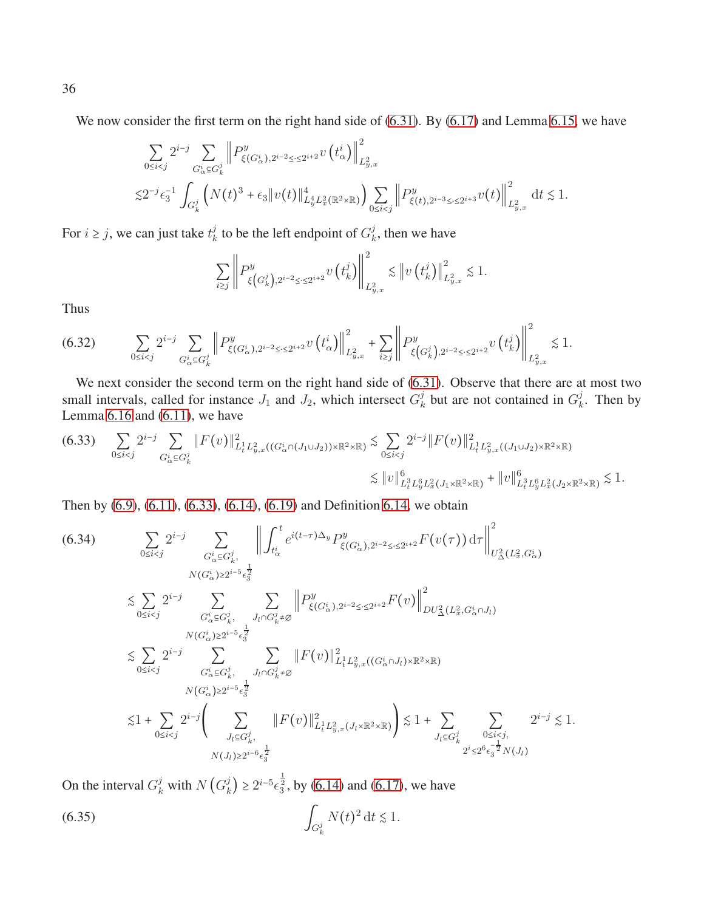We now consider the first term on the right hand side of (6.31). By (6.17) and Lemma 6.15, we have

$$
\begin{aligned}
&\sum_{0\le i<j} 2^{i-j} \sum_{G_\alpha^i \subseteq G_k^j} \left\| P^y_{\xi(G_\alpha^i),2^{i-2}\le\cdot\le 2^{i+2}} v\left(t_\alpha^i\right)\right\|^2_{L^2_{y,x}} \\
\lesssim & 2^{-j}\epsilon_3^{-1} \int_{G_k^j} \left(N(t)^3 + \epsilon_3 \|v(t)\|^4_{L^4_y L^2_x(\mathbb{R}^2\times\mathbb{R})}\right) \sum_{0\le i<j} \left\| P^y_{\xi(t),2^{i-3}\le\cdot\le 2^{i+3}} v(t)\right\|^2_{L^2_{y,x}} \,\mathrm{d}t \lesssim 1.
\end{aligned}
$$

For $i \ge j$, we can just take $t_k^j$ to be the left endpoint of $G_k^j$, then we have

$$
\sum_{i\ge j} \left\| P^y_{\xi\left(G_k^j\right),2^{i-2}\le\cdot\le 2^{i+2}} v\left(t_k^j\right)\right\|^2_{L^2_{y,x}} \lesssim \left\| v\left(t_k^j\right)\right\|^2_{L^2_{y,x}} \lesssim 1.
$$

Thus

$$
\sum_{0\le i<j} 2^{i-j} \sum_{G_\alpha^i \subseteq G_k^j} \left\| P^y_{\xi(G_\alpha^i),2^{i-2}\le\cdot\le 2^{i+2}} v\left(t_\alpha^i\right)\right\|^2_{L^2_{y,x}} + \sum_{i\ge j} \left\| P^y_{\xi\left(G_k^j\right),2^{i-2}\le\cdot\le 2^{i+2}} v\left(t_k^j\right)\right\|^2_{L^2_{y,x}} \lesssim 1. \tag{6.32}
$$

We next consider the second term on the right hand side of (6.31). Observe that there are at most two small intervals, called for instance $J_1$ and $J_2$, which intersect $G_k^j$ but are not contained in $G_k^j$. Then by Lemma 6.16 and (6.11), we have

$$
\begin{aligned}
\sum_{0\le i<j} 2^{i-j} \sum_{G_\alpha^i \subseteq G_k^j} \|F(v)\|^2_{L^1_t L^2_{y,x}((G_\alpha^i\cap(J_1\cup J_2))\times\mathbb{R}^2\times\mathbb{R})} &\lesssim \sum_{0\le i<j} 2^{i-j} \|F(v)\|^2_{L^1_t L^2_{y,x}((J_1\cup J_2)\times\mathbb{R}^2\times\mathbb{R})} \\
&\lesssim \|v\|^6_{L^3_t L^6_y L^2_x(J_1\times\mathbb{R}^2\times\mathbb{R})} + \|v\|^6_{L^3_t L^6_y L^2_x(J_2\times\mathbb{R}^2\times\mathbb{R})} \lesssim 1.
\end{aligned} \tag{6.33}
$$

Then by (6.9), (6.11), (6.33), (6.14), (6.19) and Definition 6.14, we obtain

$$
\begin{aligned}
&\sum_{0\le i<j} 2^{i-j} \sum_{\substack{G_\alpha^i\subseteq G_k^j, \\ N(G_\alpha^i)\ge 2^{i-5}\epsilon_3^{\frac12}}} \left\| \int_{t_\alpha^i}^t e^{i(t-\tau)\Delta_y} P^y_{\xi(G_\alpha^i),2^{i-2}\le\cdot\le 2^{i+2}} F(v(\tau))\,\mathrm{d}\tau \right\|^2_{U^2_\Delta(L^2_x, G_\alpha^i)} \\
\lesssim & \sum_{0\le i<j} 2^{i-j} \sum_{\substack{G_\alpha^i\subseteq G_k^j, \\ N(G_\alpha^i)\ge 2^{i-5}\epsilon_3^{\frac12}}} \sum_{J_l\cap G_k^j\neq\varnothing} \left\| P^y_{\xi(G_\alpha^i),2^{i-2}\le\cdot\le 2^{i+2}} F(v)\right\|^2_{DU^2_\Delta(L^2_x, G_\alpha^i\cap J_l)} \\
\lesssim & \sum_{0\le i<j} 2^{i-j} \sum_{\substack{G_\alpha^i\subseteq G_k^j, \\ N(G_\alpha^i)\ge 2^{i-5}\epsilon_3^{\frac12}}} \sum_{J_l\cap G_k^j\neq\varnothing} \|F(v)\|^2_{L^1_t L^2_{y,x}((G_\alpha^i\cap J_l)\times\mathbb{R}^2\times\mathbb{R})} \\
\lesssim & 1 + \sum_{0\le i<j} 2^{i-j} \left( \sum_{\substack{J_l\subseteq G_k^j, \\ N(J_l)\ge 2^{i-6}\epsilon_3^{\frac12}}} \|F(v)\|^2_{L^1_t L^2_{y,x}(J_l\times\mathbb{R}^2\times\mathbb{R})} \right) \lesssim 1 + \sum_{J_l\subseteq G_k^j} \sum_{\substack{0\le i<j, \\ 2^i\le 2^6\epsilon_3^{-\frac12} N(J_l)}} 2^{i-j} \lesssim 1.
\end{aligned} \tag{6.34}
$$

On the interval $G_k^j$ with $N\left(G_k^j\right) \ge 2^{i-5}\epsilon_3^{\frac12}$, by (6.14) and (6.17), we have

$$
\int_{G_k^j} N(t)^2 \,\mathrm{d}t \lesssim 1. \tag{6.35}
$$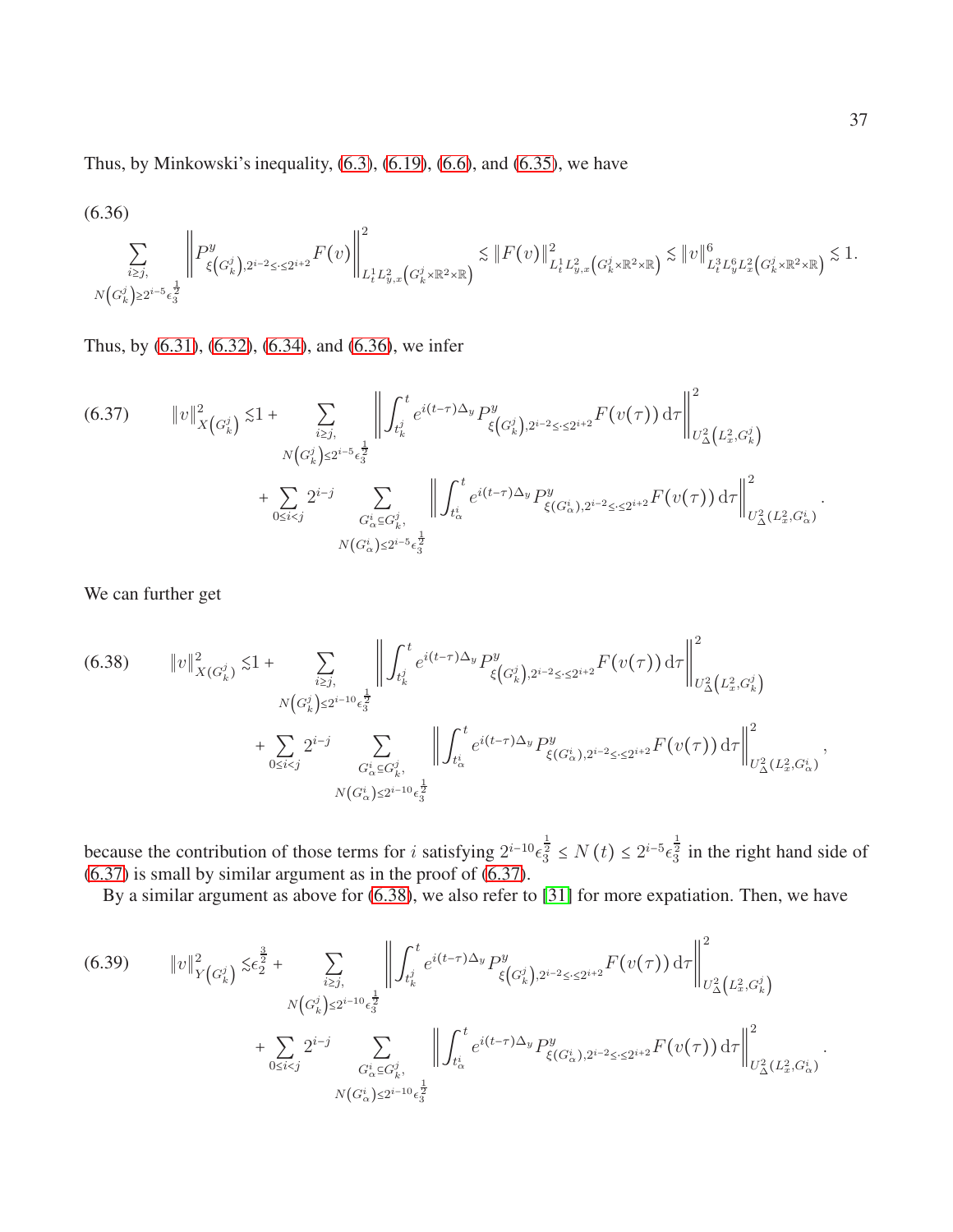Thus, by Minkowski's inequality, (6.3), (6.19), (6.6), and (6.35), we have

(6.36)

$$\sum_{\substack{i\geq j,\\ N\left(G_k^j\right)\geq 2^{i-5}\epsilon_3^{\frac12}}} \left\| P^y_{\xi\left(G_k^j\right),2^{i-2}\leq\cdot\leq 2^{i+2}} F(v)\right\|^2_{L^1_t L^2_{y,x}\left(G_k^j\times\mathbb{R}^2\times\mathbb{R}\right)} \lesssim \|F(v)\|^2_{L^1_t L^2_{y,x}\left(G_k^j\times\mathbb{R}^2\times\mathbb{R}\right)} \lesssim \|v\|^6_{L^3_t L^6_y L^2_x\left(G_k^j\times\mathbb{R}^2\times\mathbb{R}\right)} \lesssim 1.$$

Thus, by (6.31), (6.32), (6.34), and (6.36), we infer

$$\begin{aligned}\text{(6.37)}\qquad \|v\|^2_{X\left(G_k^j\right)} \lesssim & 1 + \sum_{\substack{i\geq j,\\ N\left(G_k^j\right)\leq 2^{i-5}\epsilon_3^{\frac12}}} \left\| \int_{t_k^j}^t e^{i(t-\tau)\Delta_y} P^y_{\xi\left(G_k^j\right),2^{i-2}\leq\cdot\leq 2^{i+2}} F(v(\tau))\,\mathrm{d}\tau\right\|^2_{U^2_\Delta\left(L^2_x,G_k^j\right)} \\ & + \sum_{0\leq i<j} 2^{i-j} \sum_{\substack{G_\alpha^i\subseteq G_k^j,\\ N\left(G_\alpha^i\right)\leq 2^{i-5}\epsilon_3^{\frac12}}} \left\| \int_{t_\alpha^i}^t e^{i(t-\tau)\Delta_y} P^y_{\xi(G_\alpha^i),2^{i-2}\leq\cdot\leq 2^{i+2}} F(v(\tau))\,\mathrm{d}\tau\right\|^2_{U^2_\Delta(L^2_x,G_\alpha^i)}.\end{aligned}$$

We can further get

$$\begin{aligned}\text{(6.38)}\qquad \|v\|^2_{X(G_k^j)} \lesssim & 1 + \sum_{\substack{i\geq j,\\ N\left(G_k^j\right)\leq 2^{i-10}\epsilon_3^{\frac12}}} \left\| \int_{t_k^j}^t e^{i(t-\tau)\Delta_y} P^y_{\xi\left(G_k^j\right),2^{i-2}\leq\cdot\leq 2^{i+2}} F(v(\tau))\,\mathrm{d}\tau\right\|^2_{U^2_\Delta\left(L^2_x,G_k^j\right)} \\ & + \sum_{0\leq i<j} 2^{i-j} \sum_{\substack{G_\alpha^i\subseteq G_k^j,\\ N\left(G_\alpha^i\right)\leq 2^{i-10}\epsilon_3^{\frac12}}} \left\| \int_{t_\alpha^i}^t e^{i(t-\tau)\Delta_y} P^y_{\xi(G_\alpha^i),2^{i-2}\leq\cdot\leq 2^{i+2}} F(v(\tau))\,\mathrm{d}\tau\right\|^2_{U^2_\Delta(L^2_x,G_\alpha^i)},\end{aligned}$$

because the contribution of those terms for $i$ satisfying $2^{i-10}\epsilon_3^{\frac12} \leq N(t) \leq 2^{i-5}\epsilon_3^{\frac12}$ in the right hand side of (6.37) is small by similar argument as in the proof of (6.37).

By a similar argument as above for (6.38), we also refer to [31] for more expatiation. Then, we have

$$\begin{aligned}\text{(6.39)}\qquad \|v\|^2_{Y\left(G_k^j\right)} \lesssim & \epsilon_2^{\frac32} + \sum_{\substack{i\geq j,\\ N\left(G_k^j\right)\leq 2^{i-10}\epsilon_3^{\frac12}}} \left\| \int_{t_k^j}^t e^{i(t-\tau)\Delta_y} P^y_{\xi\left(G_k^j\right),2^{i-2}\leq\cdot\leq 2^{i+2}} F(v(\tau))\,\mathrm{d}\tau\right\|^2_{U^2_\Delta\left(L^2_x,G_k^j\right)} \\ & + \sum_{0\leq i<j} 2^{i-j} \sum_{\substack{G_\alpha^i\subseteq G_k^j,\\ N\left(G_\alpha^i\right)\leq 2^{i-10}\epsilon_3^{\frac12}}} \left\| \int_{t_\alpha^i}^t e^{i(t-\tau)\Delta_y} P^y_{\xi(G_\alpha^i),2^{i-2}\leq\cdot\leq 2^{i+2}} F(v(\tau))\,\mathrm{d}\tau\right\|^2_{U^2_\Delta(L^2_x,G_\alpha^i)}.\end{aligned}$$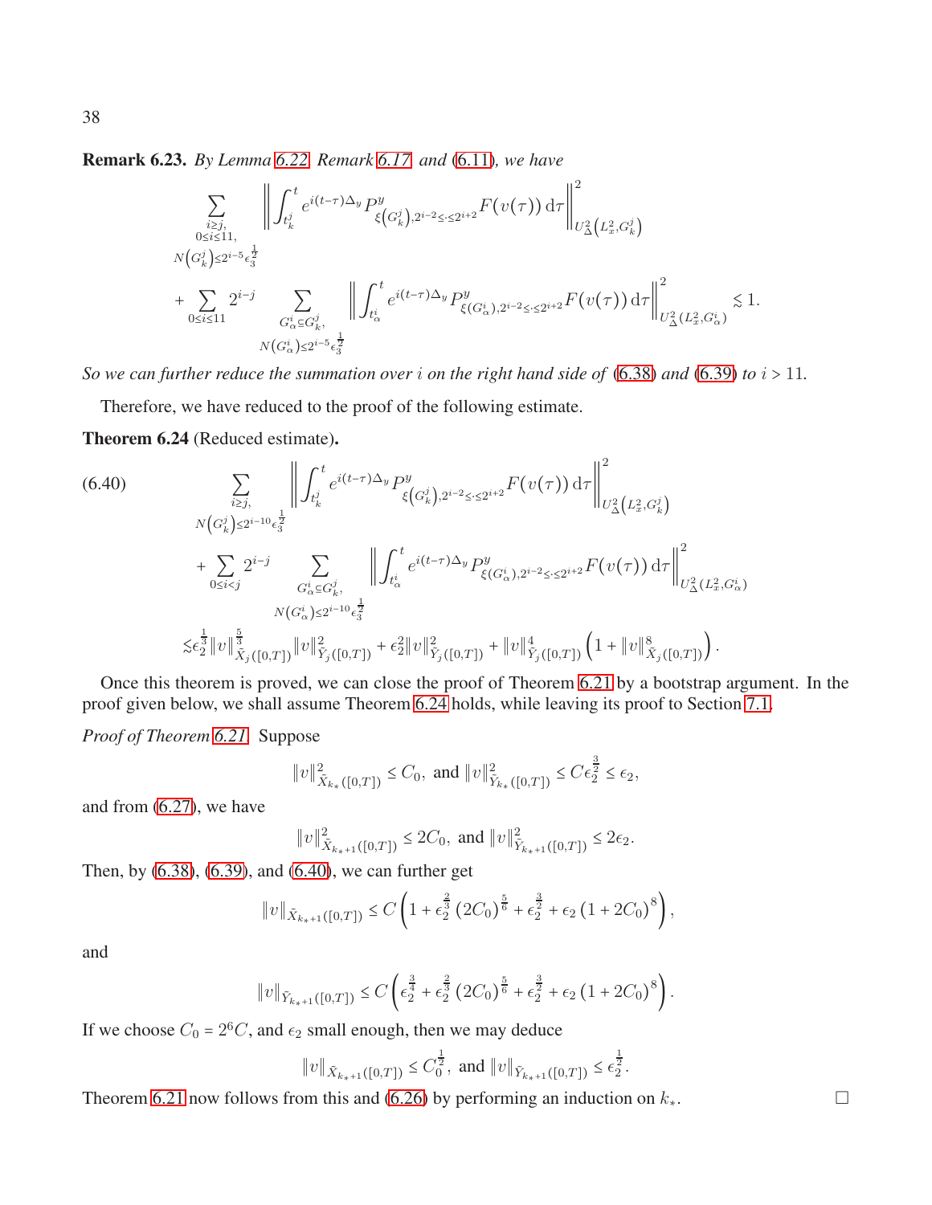**Remark 6.23.** *By Lemma 6.22, Remark 6.17, and (6.11), we have*

$$
\begin{aligned}
&\sum_{\substack{i\geq j,\\ 0\leq i\leq 11,\\ N\left(G_k^j\right)\leq 2^{i-5}\epsilon_3^{\frac{1}{2}}}} \left\| \int_{t_k^j}^t e^{i(t-\tau)\Delta_y} P^y_{\xi\left(G_k^j\right),2^{i-2}\leq\cdot\leq 2^{i+2}} F(v(\tau))\,\mathrm{d}\tau \right\|^2_{U^2_\Delta\left(L^2_x,G_k^j\right)} \\
&+\sum_{0\leq i\leq 11} 2^{i-j} \sum_{\substack{G_\alpha^i\subseteq G_k^j,\\ N(G_\alpha^i)\leq 2^{i-5}\epsilon_3^{\frac{1}{2}}}} \left\| \int_{t_\alpha^i}^t e^{i(t-\tau)\Delta_y} P^y_{\xi(G_\alpha^i),2^{i-2}\leq\cdot\leq 2^{i+2}} F(v(\tau))\,\mathrm{d}\tau \right\|^2_{U^2_\Delta(L^2_x,G_\alpha^i)} \lesssim 1.
\end{aligned}
$$

*So we can further reduce the summation over $i$ on the right hand side of (6.38) and (6.39) to $i > 11$.*

Therefore, we have reduced to the proof of the following estimate.

**Theorem 6.24** (Reduced estimate)**.**

$$
\begin{aligned}
&\sum_{\substack{i\geq j,\\ N\left(G_k^j\right)\leq 2^{i-10}\epsilon_3^{\frac{1}{2}}}} \left\| \int_{t_k^j}^t e^{i(t-\tau)\Delta_y} P^y_{\xi\left(G_k^j\right),2^{i-2}\leq\cdot\leq 2^{i+2}} F(v(\tau))\,\mathrm{d}\tau \right\|^2_{U^2_\Delta\left(L^2_x,G_k^j\right)} \\
&+\sum_{0\leq i< j} 2^{i-j} \sum_{\substack{G_\alpha^i\subseteq G_k^j,\\ N(G_\alpha^i)\leq 2^{i-10}\epsilon_3^{\frac{1}{2}}}} \left\| \int_{t_\alpha^i}^t e^{i(t-\tau)\Delta_y} P^y_{\xi(G_\alpha^i),2^{i-2}\leq\cdot\leq 2^{i+2}} F(v(\tau))\,\mathrm{d}\tau \right\|^2_{U^2_\Delta(L^2_x,G_\alpha^i)} \\
&\lesssim \epsilon_2^{\frac{1}{3}} \|v\|^{\frac{5}{3}}_{\tilde{X}_j([0,T])} \|v\|^2_{\tilde{Y}_j([0,T])} + \epsilon_2^2 \|v\|^2_{\tilde{Y}_j([0,T])} + \|v\|^4_{\tilde{Y}_j([0,T])} \left(1+\|v\|^8_{\tilde{X}_j([0,T])}\right).
\end{aligned} \tag{6.40}
$$

Once this theorem is proved, we can close the proof of Theorem 6.21 by a bootstrap argument. In the proof given below, we shall assume Theorem 6.24 holds, while leaving its proof to Section 7.1.

*Proof of Theorem 6.21.* Suppose

$$
\|v\|^2_{\tilde{X}_{k_*}([0,T])} \leq C_0, \text{ and } \|v\|^2_{\tilde{Y}_{k_*}([0,T])} \leq C\epsilon_2^{\frac{3}{2}} \leq \epsilon_2,
$$

and from (6.27), we have

$$
\|v\|^2_{\tilde{X}_{k_*+1}([0,T])} \leq 2C_0, \text{ and } \|v\|^2_{\tilde{Y}_{k_*+1}([0,T])} \leq 2\epsilon_2.
$$

Then, by (6.38), (6.39), and (6.40), we can further get

$$
\|v\|_{\tilde{X}_{k_*+1}([0,T])} \leq C\left(1+\epsilon_2^{\frac{2}{3}}\left(2C_0\right)^{\frac{5}{6}}+\epsilon_2^{\frac{3}{2}}+\epsilon_2\left(1+2C_0\right)^8\right),
$$

and

$$
\|v\|_{\tilde{Y}_{k_*+1}([0,T])} \leq C\left(\epsilon_2^{\frac{3}{4}}+\epsilon_2^{\frac{2}{3}}\left(2C_0\right)^{\frac{5}{6}}+\epsilon_2^{\frac{3}{2}}+\epsilon_2\left(1+2C_0\right)^8\right).
$$

If we choose $C_0 = 2^6 C$, and $\epsilon_2$ small enough, then we may deduce

$$
\|v\|_{\tilde{X}_{k_*+1}([0,T])} \leq C_0^{\frac{1}{2}}, \text{ and } \|v\|_{\tilde{Y}_{k_*+1}([0,T])} \leq \epsilon_2^{\frac{1}{2}}.
$$

Theorem 6.21 now follows from this and (6.26) by performing an induction on $k_*$. $\square$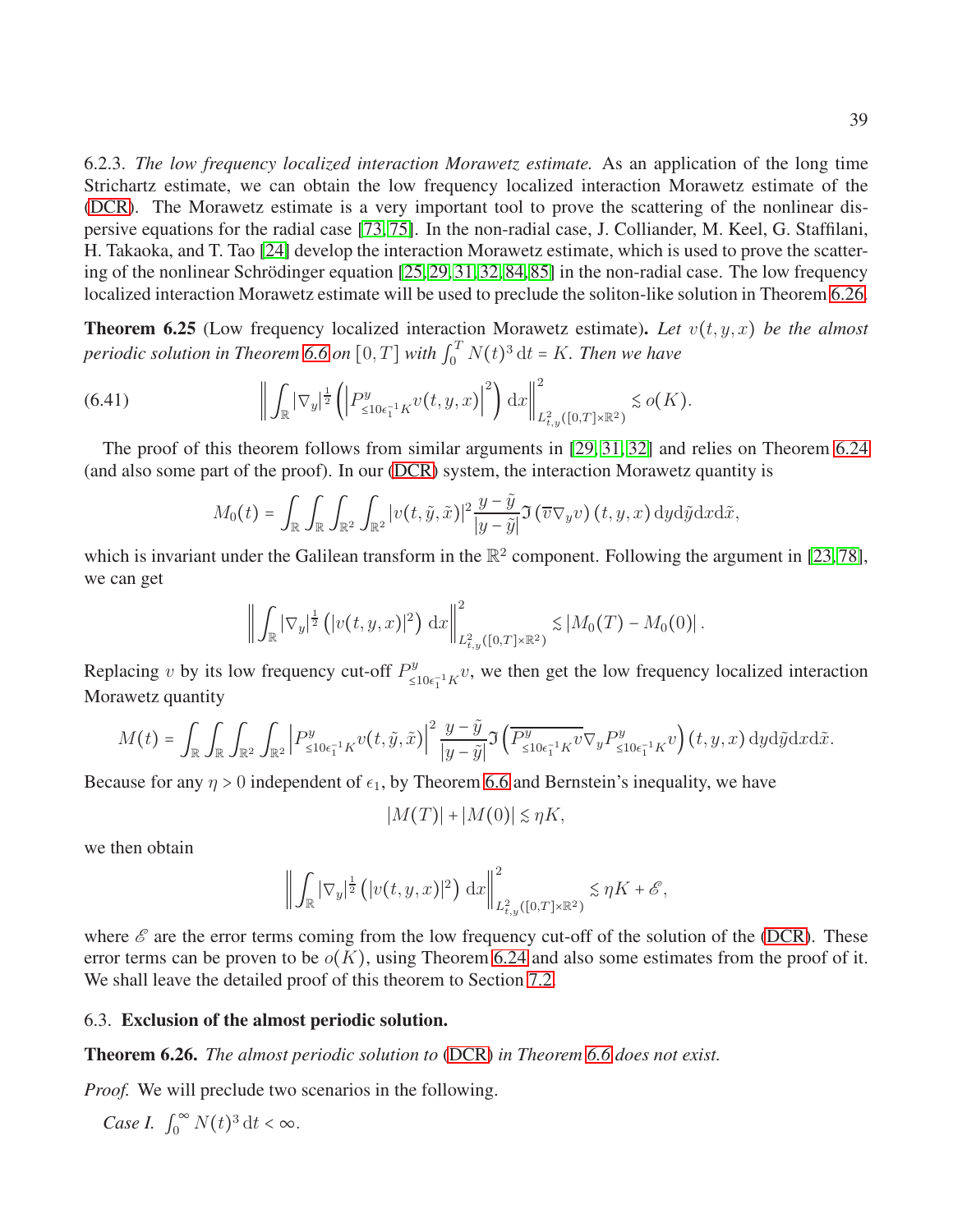6.2.3. *The low frequency localized interaction Morawetz estimate.* As an application of the long time Strichartz estimate, we can obtain the low frequency localized interaction Morawetz estimate of the (DCR). The Morawetz estimate is a very important tool to prove the scattering of the nonlinear dispersive equations for the radial case [73, 75]. In the non-radial case, J. Colliander, M. Keel, G. Staffilani, H. Takaoka, and T. Tao [24] develop the interaction Morawetz estimate, which is used to prove the scattering of the nonlinear Schrödinger equation [25, 29, 31, 32, 84, 85] in the non-radial case. The low frequency localized interaction Morawetz estimate will be used to preclude the soliton-like solution in Theorem 6.26.

**Theorem 6.25** (Low frequency localized interaction Morawetz estimate)**.** *Let $v(t,y,x)$ be the almost periodic solution in Theorem 6.6 on $[0,T]$ with $\int_0^T N(t)^3\,\mathrm{d}t = K$. Then we have*

$$\left\| \int_{\mathbb{R}} |\nabla_y|^{\frac{1}{2}} \left( \left| P^y_{\le 10\epsilon_1^{-1}K} v(t,y,x) \right|^2 \right) \mathrm{d}x \right\|^2_{L^2_{t,y}([0,T]\times\mathbb{R}^2)} \lesssim o(K). \tag{6.41}$$

The proof of this theorem follows from similar arguments in [29, 31, 32] and relies on Theorem 6.24 (and also some part of the proof). In our (DCR) system, the interaction Morawetz quantity is

$$M_0(t) = \int_{\mathbb{R}} \int_{\mathbb{R}} \int_{\mathbb{R}^2} \int_{\mathbb{R}^2} |v(t,\tilde{y},\tilde{x})|^2 \frac{y-\tilde{y}}{|y-\tilde{y}|} \Im\left(\overline{v}\nabla_y v\right)(t,y,x)\,\mathrm{d}y\mathrm{d}\tilde{y}\mathrm{d}x\mathrm{d}\tilde{x},$$

which is invariant under the Galilean transform in the $\mathbb{R}^2$ component. Following the argument in [23, 78], we can get

$$\left\| \int_{\mathbb{R}} |\nabla_y|^{\frac{1}{2}} \left( |v(t,y,x)|^2 \right) \mathrm{d}x \right\|^2_{L^2_{t,y}([0,T]\times\mathbb{R}^2)} \lesssim |M_0(T) - M_0(0)|.$$

Replacing $v$ by its low frequency cut-off $P^y_{\le 10\epsilon_1^{-1}K} v$, we then get the low frequency localized interaction Morawetz quantity

$$M(t) = \int_{\mathbb{R}} \int_{\mathbb{R}} \int_{\mathbb{R}^2} \int_{\mathbb{R}^2} \left| P^y_{\le 10\epsilon_1^{-1}K} v(t,\tilde{y},\tilde{x}) \right|^2 \frac{y-\tilde{y}}{|y-\tilde{y}|} \Im\left( \overline{P^y_{\le 10\epsilon_1^{-1}K} v} \nabla_y P^y_{\le 10\epsilon_1^{-1}K} v \right)(t,y,x)\,\mathrm{d}y\mathrm{d}\tilde{y}\mathrm{d}x\mathrm{d}\tilde{x}.$$

Because for any $\eta > 0$ independent of $\epsilon_1$, by Theorem 6.6 and Bernstein's inequality, we have

$$|M(T)| + |M(0)| \lesssim \eta K,$$

we then obtain

$$\left\| \int_{\mathbb{R}} |\nabla_y|^{\frac{1}{2}} \left( |v(t,y,x)|^2 \right) \mathrm{d}x \right\|^2_{L^2_{t,y}([0,T]\times\mathbb{R}^2)} \lesssim \eta K + \mathscr{E},$$

where $\mathscr{E}$ are the error terms coming from the low frequency cut-off of the solution of the (DCR). These error terms can be proven to be $o(K)$, using Theorem 6.24 and also some estimates from the proof of it. We shall leave the detailed proof of this theorem to Section 7.2.

### 6.3. **Exclusion of the almost periodic solution.**

**Theorem 6.26.** *The almost periodic solution to (DCR) in Theorem 6.6 does not exist.*

*Proof.* We will preclude two scenarios in the following.

*Case I.* $\int_0^\infty N(t)^3\,\mathrm{d}t < \infty$.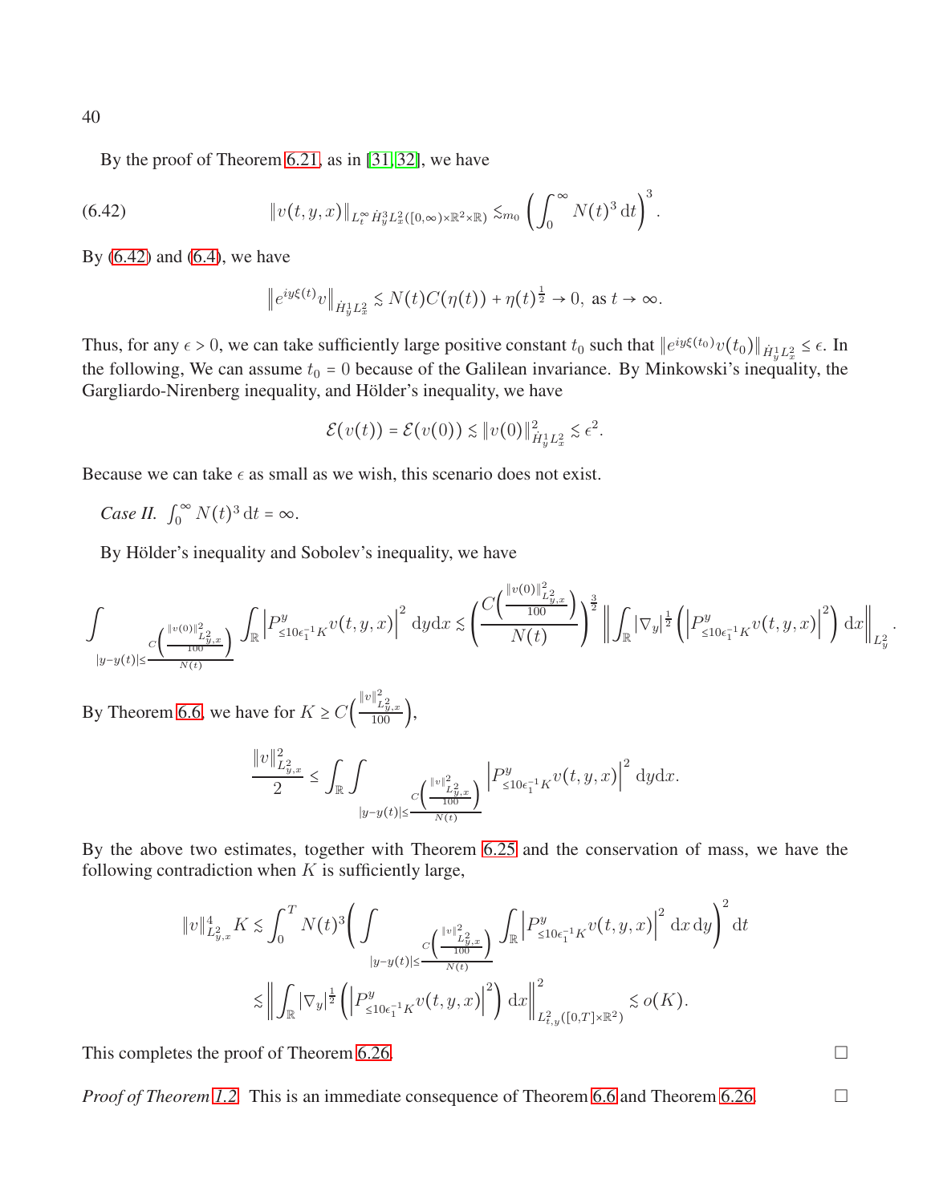By the proof of Theorem 6.21, as in [31, 32], we have

$$\|v(t,y,x)\|_{L_t^\infty \dot{H}_y^3 L_x^2([0,\infty)\times\mathbb{R}^2\times\mathbb{R})} \lesssim_{m_0} \left(\int_0^\infty N(t)^3 \, \mathrm{d}t\right)^3. \tag{6.42}$$

By (6.42) and (6.4), we have

$$\left\|e^{iy\xi(t)}v\right\|_{\dot{H}_y^1 L_x^2} \lesssim N(t)C(\eta(t)) + \eta(t)^{\frac{1}{2}} \to 0, \text{ as } t \to \infty.$$

Thus, for any $\epsilon > 0$, we can take sufficiently large positive constant $t_0$ such that $\|e^{iy\xi(t_0)}v(t_0)\|_{\dot{H}_y^1 L_x^2} \le \epsilon$. In the following, We can assume $t_0 = 0$ because of the Galilean invariance. By Minkowski's inequality, the Gargliardo-Nirenberg inequality, and Hölder's inequality, we have

$$\mathcal{E}(v(t)) = \mathcal{E}(v(0)) \lesssim \|v(0)\|^2_{\dot{H}_y^1 L_x^2} \lesssim \epsilon^2.$$

Because we can take $\epsilon$ as small as we wish, this scenario does not exist.

*Case II.* $\int_0^\infty N(t)^3 \, \mathrm{d}t = \infty$.

By Hölder's inequality and Sobolev's inequality, we have

$$\int_{|y-y(t)| \le \frac{C\left(\frac{\|v(0)\|^2_{L^2_{y,x}}}{100}\right)}{N(t)}} \int_{\mathbb{R}} \left|P^y_{\le 10\epsilon_1^{-1}K} v(t,y,x)\right|^2 \mathrm{d}y\mathrm{d}x \lesssim \left(\frac{C\left(\frac{\|v(0)\|^2_{L^2_{y,x}}}{100}\right)}{N(t)}\right)^{\frac{3}{2}} \left\|\int_{\mathbb{R}} |\nabla_y|^{\frac{1}{2}} \left(\left|P^y_{\le 10\epsilon_1^{-1}K} v(t,y,x)\right|^2\right) \mathrm{d}x\right\|_{L^2_y}.$$

By Theorem 6.6, we have for $K \ge C\left(\frac{\|v\|^2_{L^2_{y,x}}}{100}\right)$,

$$\frac{\|v\|^2_{L^2_{y,x}}}{2} \le \int_{\mathbb{R}} \int_{|y-y(t)| \le \frac{C\left(\frac{\|v\|^2_{L^2_{y,x}}}{100}\right)}{N(t)}} \left|P^y_{\le 10\epsilon_1^{-1}K} v(t,y,x)\right|^2 \mathrm{d}y\mathrm{d}x.$$

By the above two estimates, together with Theorem 6.25 and the conservation of mass, we have the following contradiction when $K$ is sufficiently large,

$$\begin{aligned}
\|v\|^4_{L^2_{y,x}} K &\lesssim \int_0^T N(t)^3 \Bigg( \int_{|y-y(t)| \le \frac{C\left(\frac{\|v\|^2_{L^2_{y,x}}}{100}\right)}{N(t)}} \int_{\mathbb{R}} \left|P^y_{\le 10\epsilon_1^{-1}K} v(t,y,x)\right|^2 \mathrm{d}x\,\mathrm{d}y \Bigg)^2 \mathrm{d}t \\
&\lesssim \left\| \int_{\mathbb{R}} |\nabla_y|^{\frac{1}{2}} \left(\left|P^y_{\le 10\epsilon_1^{-1}K} v(t,y,x)\right|^2\right) \mathrm{d}x \right\|^2_{L^2_{t,y}([0,T]\times\mathbb{R}^2)} \lesssim o(K).
\end{aligned}$$

This completes the proof of Theorem 6.26. □

*Proof of Theorem 1.2.* This is an immediate consequence of Theorem 6.6 and Theorem 6.26. □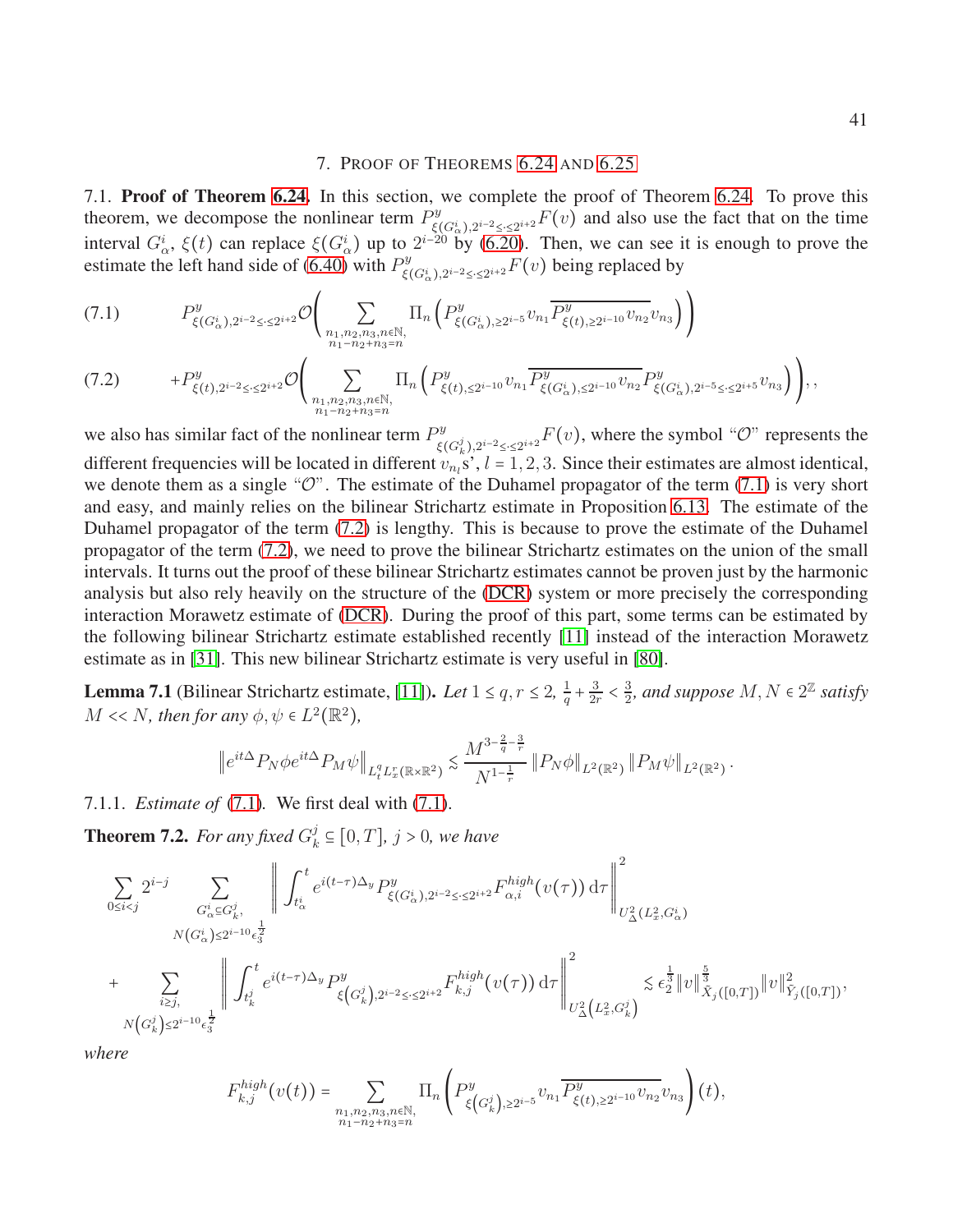## 7. Proof of Theorems 6.24 and 6.25

7.1. **Proof of Theorem 6.24.** In this section, we complete the proof of Theorem 6.24. To prove this theorem, we decompose the nonlinear term $P^y_{\xi(G^i_\alpha),2^{i-2}\le\cdot\le 2^{i+2}}F(v)$ and also use the fact that on the time interval $G^i_\alpha$, $\xi(t)$ can replace $\xi(G^i_\alpha)$ up to $2^{i-20}$ by (6.20). Then, we can see it is enough to prove the estimate the left hand side of (6.40) with $P^y_{\xi(G^i_\alpha),2^{i-2}\le\cdot\le 2^{i+2}}F(v)$ being replaced by

$$P^y_{\xi(G^i_\alpha),2^{i-2}\le\cdot\le 2^{i+2}}\mathcal{O}\Bigg(\sum_{\substack{n_1,n_2,n_3,n\in\mathbb{N},\\ n_1-n_2+n_3=n}}\Pi_n\left(P^y_{\xi(G^i_\alpha),\ge 2^{i-5}}v_{n_1}\overline{P^y_{\xi(t),\ge 2^{i-10}}v_{n_2}}v_{n_3}\right)\Bigg) \tag{7.1}$$

$$+P^y_{\xi(t),2^{i-2}\le\cdot\le 2^{i+2}}\mathcal{O}\Bigg(\sum_{\substack{n_1,n_2,n_3,n\in\mathbb{N},\\ n_1-n_2+n_3=n}}\Pi_n\left(P^y_{\xi(t),\le 2^{i-10}}v_{n_1}\overline{P^y_{\xi(G^i_\alpha),\le 2^{i-10}}v_{n_2}}P^y_{\xi(G^i_\alpha),2^{i-5}\le\cdot\le 2^{i+5}}v_{n_3}\right)\Bigg),, \tag{7.2}$$

we also has similar fact of the nonlinear term $P^y_{\xi(G^j_k),2^{i-2}\le\cdot\le 2^{i+2}}F(v)$, where the symbol "$\mathcal{O}$" represents the different frequencies will be located in different $v_{n_l}$s', $l=1,2,3$. Since their estimates are almost identical, we denote them as a single "$\mathcal{O}$". The estimate of the Duhamel propagator of the term (7.1) is very short and easy, and mainly relies on the bilinear Strichartz estimate in Proposition 6.13. The estimate of the Duhamel propagator of the term (7.2) is lengthy. This is because to prove the estimate of the Duhamel propagator of the term (7.2), we need to prove the bilinear Strichartz estimates on the union of the small intervals. It turns out the proof of these bilinear Strichartz estimates cannot be proven just by the harmonic analysis but also rely heavily on the structure of the (DCR) system or more precisely the corresponding interaction Morawetz estimate of (DCR). During the proof of this part, some terms can be estimated by the following bilinear Strichartz estimate established recently [11] instead of the interaction Morawetz estimate as in [31]. This new bilinear Strichartz estimate is very useful in [80].

**Lemma 7.1** (Bilinear Strichartz estimate, [11]). *Let $1\le q,r\le 2$, $\frac{1}{q}+\frac{3}{2r}<\frac{3}{2}$, and suppose $M,N\in 2^{\mathbb{Z}}$ satisfy $M<<N$, then for any $\phi,\psi\in L^2(\mathbb{R}^2)$,*

$$\left\|e^{it\Delta}P_N\phi e^{it\Delta}P_M\psi\right\|_{L^q_tL^r_x(\mathbb{R}\times\mathbb{R}^2)}\lesssim\frac{M^{3-\frac{2}{q}-\frac{3}{r}}}{N^{1-\frac{1}{r}}}\left\|P_N\phi\right\|_{L^2(\mathbb{R}^2)}\left\|P_M\psi\right\|_{L^2(\mathbb{R}^2)}.$$

7.1.1. *Estimate of* (7.1). We first deal with (7.1).

**Theorem 7.2.** *For any fixed $G^j_k\subseteq[0,T]$, $j>0$, we have*

$$\sum_{0\le i<j}2^{i-j}\sum_{\substack{G^i_\alpha\subseteq G^j_k,\\ N(G^i_\alpha)\le 2^{i-10}\epsilon_3^{\frac{1}{2}}}}\left\|\int_{t^i_\alpha}^t e^{i(t-\tau)\Delta_y}P^y_{\xi(G^i_\alpha),2^{i-2}\le\cdot\le 2^{i+2}}F^{high}_{\alpha,i}(v(\tau))\,\mathrm{d}\tau\right\|^2_{U^2_\Delta(L^2_x,G^i_\alpha)}$$
$$+\sum_{\substack{i\ge j,\\ N(G^j_k)\le 2^{i-10}\epsilon_3^{\frac{1}{2}}}}\left\|\int_{t^j_k}^t e^{i(t-\tau)\Delta_y}P^y_{\xi(G^j_k),2^{i-2}\le\cdot\le 2^{i+2}}F^{high}_{k,j}(v(\tau))\,\mathrm{d}\tau\right\|^2_{U^2_\Delta\left(L^2_x,G^j_k\right)}\lesssim\epsilon_2^{\frac{1}{3}}\|v\|^{\frac{5}{3}}_{\tilde{X}_j([0,T])}\|v\|^2_{\tilde{Y}_j([0,T])},$$

*where*

$$F^{high}_{k,j}(v(t))=\sum_{\substack{n_1,n_2,n_3,n\in\mathbb{N},\\ n_1-n_2+n_3=n}}\Pi_n\left(P^y_{\xi(G^j_k),\ge 2^{i-5}}v_{n_1}\overline{P^y_{\xi(t),\ge 2^{i-10}}v_{n_2}}v_{n_3}\right)(t),$$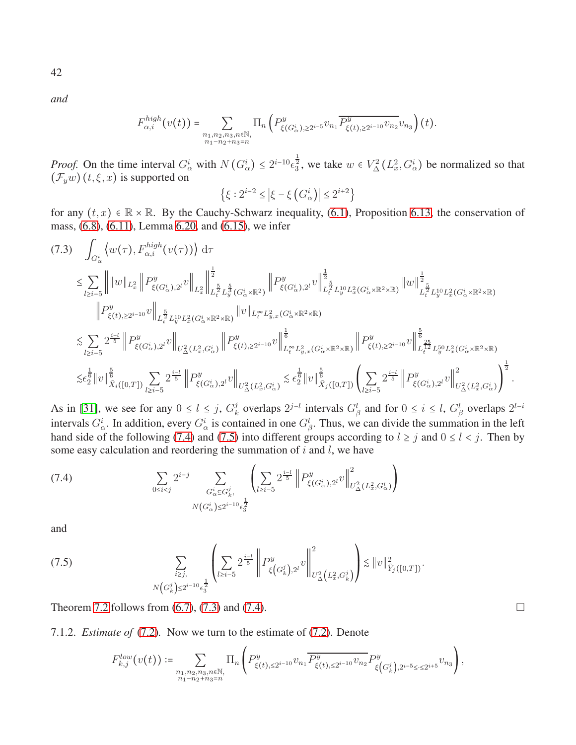*and*

$$F_{\alpha,i}^{high}(v(t)) = \sum_{\substack{n_1,n_2,n_3,n\in\mathbb{N},\\ n_1-n_2+n_3=n}} \Pi_n \left( P^y_{\xi(G^i_\alpha),\geq 2^{i-5}} v_{n_1} \overline{P^y_{\xi(t),\geq 2^{i-10}} v_{n_2}} v_{n_3} \right)(t).$$

*Proof.* On the time interval $G^i_\alpha$ with $N\left(G^i_\alpha\right) \leq 2^{i-10}\epsilon_3^{\frac{1}{2}}$, we take $w \in V^2_\Delta\left(L^2_x, G^i_\alpha\right)$ be normalized so that $\left(\mathcal{F}_y w\right)(t,\xi,x)$ is supported on

$$\left\{\xi : 2^{i-2} \leq \left|\xi - \xi\left(G^i_\alpha\right)\right| \leq 2^{i+2}\right\}$$

for any $(t,x) \in \mathbb{R}\times\mathbb{R}$. By the Cauchy-Schwarz inequality, (6.1), Proposition 6.13, the conservation of mass, (6.8), (6.11), Lemma 6.20, and (6.15), we infer

$$\begin{aligned}
(7.3)\quad & \int_{G^i_\alpha} \left\langle w(\tau), F^{high}_{\alpha,i}(v(\tau))\right\rangle \,\mathrm{d}\tau \\
&\leq \sum_{l\geq i-5} \left\| \|w\|_{L^2_x} \left\| P^y_{\xi(G^i_\alpha),2^l} v\right\|_{L^2_x} \right\|^{\frac{1}{2}}_{L^{\frac{5}{2}}_t L^{\frac{5}{3}}_y (G^i_\alpha\times\mathbb{R}^2)} \left\| P^y_{\xi(G^i_\alpha),2^l} v\right\|^{\frac{1}{2}}_{L^{\frac{5}{2}}_t L^{10}_y L^2_x (G^i_\alpha\times\mathbb{R}^2\times\mathbb{R})} \|w\|^{\frac{1}{2}}_{L^{\frac{5}{2}}_t L^{10}_y L^2_x (G^i_\alpha\times\mathbb{R}^2\times\mathbb{R})} \\
&\quad \left\| P^y_{\xi(t),\geq 2^{i-10}} v\right\|_{L^{\frac{5}{2}}_t L^{10}_y L^2_x (G^i_\alpha\times\mathbb{R}^2\times\mathbb{R})} \|v\|_{L^\infty_t L^2_{y,x}(G^i_\alpha\times\mathbb{R}^2\times\mathbb{R})} \\
&\lesssim \sum_{l\geq i-5} 2^{\frac{i-l}{5}} \left\| P^y_{\xi(G^i_\alpha),2^l} v\right\|_{U^2_\Delta(L^2_x, G^i_\alpha)} \left\| P^y_{\xi(t),\geq 2^{i-10}} v\right\|^{\frac{1}{6}}_{L^\infty_t L^2_{y,x}(G^i_\alpha\times\mathbb{R}^2\times\mathbb{R})} \left\| P^y_{\xi(t),\geq 2^{i-10}} v\right\|^{\frac{5}{6}}_{L^{\frac{25}{12}}_t L^{50}_y L^2_x (G^i_\alpha\times\mathbb{R}^2\times\mathbb{R})} \\
&\lesssim \epsilon_2^{\frac{1}{6}} \|v\|^{\frac{5}{6}}_{\tilde{X}_i([0,T])} \sum_{l\geq i-5} 2^{\frac{i-l}{5}} \left\| P^y_{\xi(G^i_\alpha),2^l} v\right\|_{U^2_\Delta(L^2_x,G^i_\alpha)} \lesssim \epsilon_2^{\frac{1}{6}} \|v\|^{\frac{5}{6}}_{\tilde{X}_j([0,T])} \left( \sum_{l\geq i-5} 2^{\frac{i-l}{5}} \left\| P^y_{\xi(G^i_\alpha),2^l} v\right\|^2_{U^2_\Delta(L^2_x,G^i_\alpha)}\right)^{\frac{1}{2}}.
\end{aligned}$$

As in [31], we see for any $0 \leq l \leq j$, $G^j_k$ overlaps $2^{j-l}$ intervals $G^l_\beta$ and for $0 \leq i \leq l$, $G^l_\beta$ overlaps $2^{l-i}$ intervals $G^i_\alpha$. In addition, every $G^i_\alpha$ is contained in one $G^l_\beta$. Thus, we can divide the summation in the left hand side of the following (7.4) and (7.5) into different groups according to $l \geq j$ and $0 \leq l < j$. Then by some easy calculation and reordering the summation of $i$ and $l$, we have

$$\sum_{0\leq i<j} 2^{i-j} \sum_{\substack{G^i_\alpha \subseteq G^j_k,\\ N(G^i_\alpha)\leq 2^{i-10}\epsilon_3^{\frac{1}{2}}}} \left( \sum_{l\geq i-5} 2^{\frac{i-l}{5}} \left\| P^y_{\xi(G^i_\alpha),2^l} v\right\|^2_{U^2_\Delta(L^2_x,G^i_\alpha)}\right) \tag{7.4}$$

and

$$\sum_{\substack{i\geq j,\\ N\left(G^j_k\right)\leq 2^{i-10}\epsilon_3^{\frac{1}{2}}}} \left( \sum_{l\geq i-5} 2^{\frac{i-l}{5}} \left\| P^y_{\xi\left(G^j_k\right),2^l} v\right\|^2_{U^2_\Delta\left(L^2_x,G^j_k\right)}\right) \lesssim \|v\|^2_{\tilde{Y}_j([0,T])}. \tag{7.5}$$

Theorem 7.2 follows from (6.7), (7.3) and (7.4). $\square$

7.1.2. *Estimate of* (7.2). Now we turn to the estimate of (7.2). Denote

$$F^{low}_{k,j}(v(t)) := \sum_{\substack{n_1,n_2,n_3,n\in\mathbb{N},\\ n_1-n_2+n_3=n}} \Pi_n \left( P^y_{\xi(t),\leq 2^{i-10}} v_{n_1} \overline{P^y_{\xi(t),\leq 2^{i-10}} v_{n_2}} P^y_{\xi\left(G^j_k\right),2^{i-5}\leq\cdot\leq 2^{i+5}} v_{n_3} \right),$$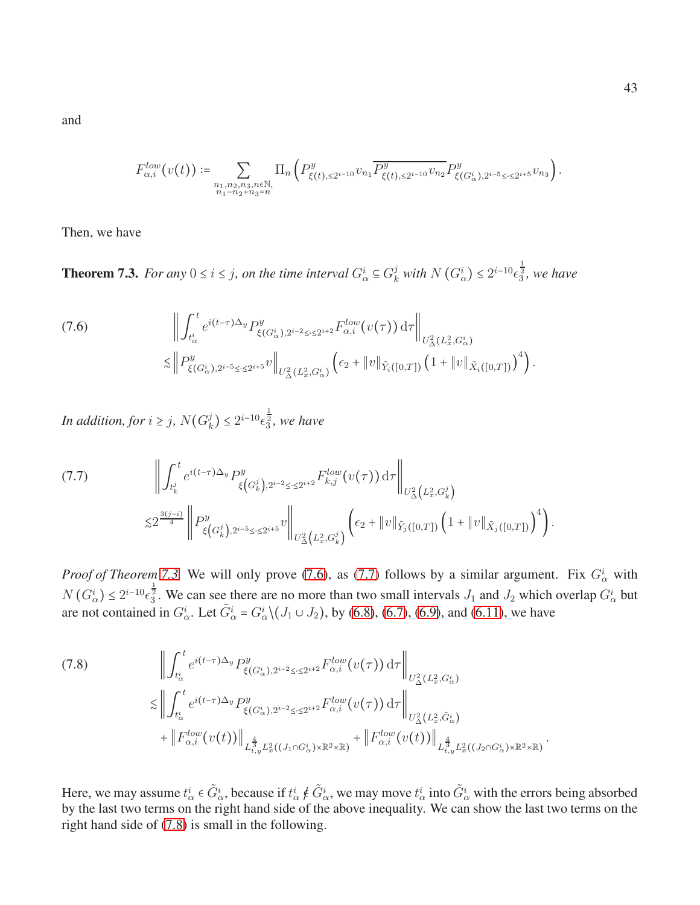and

$$F_{\alpha,i}^{low}(v(t)) := \sum_{\substack{n_1,n_2,n_3,n\in\mathbb{N},\\ n_1-n_2+n_3=n}} \Pi_n\left(P^y_{\xi(t),\le 2^{i-10}} v_{n_1} \overline{P^y_{\xi(t),\le 2^{i-10}} v_{n_2}} P^y_{\xi(G^i_\alpha),2^{i-5}\le\cdot\le 2^{i+5}} v_{n_3}\right).$$

Then, we have

**Theorem 7.3.** *For any $0 \le i \le j$, on the time interval $G^i_\alpha \subseteq G^j_k$ with $N(G^i_\alpha) \le 2^{i-10}\epsilon_3^{\frac{1}{2}}$, we have*

$$\left\|\int_{t^i_\alpha}^t e^{i(t-\tau)\Delta_y} P^y_{\xi(G^i_\alpha),2^{i-2}\le\cdot\le 2^{i+2}} F^{low}_{\alpha,i}(v(\tau))\,\mathrm{d}\tau\right\|_{U^2_\Delta(L^2_x,G^i_\alpha)} \lesssim \left\|P^y_{\xi(G^i_\alpha),2^{i-5}\le\cdot\le 2^{i+5}} v\right\|_{U^2_\Delta(L^2_x,G^i_\alpha)} \left(\epsilon_2 + \|v\|_{\tilde{Y}_i([0,T])}\left(1+\|v\|_{\tilde{X}_i([0,T])}\right)^4\right). \tag{7.6}$$

*In addition, for $i \ge j$, $N(G^j_k) \le 2^{i-10}\epsilon_3^{\frac{1}{2}}$, we have*

$$\left\|\int_{t^j_k}^t e^{i(t-\tau)\Delta_y} P^y_{\xi\left(G^j_k\right),2^{i-2}\le\cdot\le 2^{i+2}} F^{low}_{k,j}(v(\tau))\,\mathrm{d}\tau\right\|_{U^2_\Delta\left(L^2_x,G^j_k\right)} \lesssim 2^{\frac{3(j-i)}{4}} \left\|P^y_{\xi\left(G^j_k\right),2^{i-5}\le\cdot\le 2^{i+5}} v\right\|_{U^2_\Delta\left(L^2_x,G^j_k\right)} \left(\epsilon_2 + \|v\|_{\tilde{Y}_j([0,T])}\left(1+\|v\|_{\tilde{X}_j([0,T])}\right)^4\right). \tag{7.7}$$

*Proof of Theorem 7.3.* We will only prove (7.6), as (7.7) follows by a similar argument. Fix $G^i_\alpha$ with $N(G^i_\alpha) \le 2^{i-10}\epsilon_3^{\frac{1}{2}}$. We can see there are no more than two small intervals $J_1$ and $J_2$ which overlap $G^i_\alpha$ but are not contained in $G^i_\alpha$. Let $\tilde{G}^i_\alpha = G^i_\alpha \setminus (J_1 \cup J_2)$, by (6.8), (6.7), (6.9), and (6.11), we have

$$\begin{aligned}
&\left\|\int_{t^i_\alpha}^t e^{i(t-\tau)\Delta_y} P^y_{\xi(G^i_\alpha),2^{i-2}\le\cdot\le 2^{i+2}} F^{low}_{\alpha,i}(v(\tau))\,\mathrm{d}\tau\right\|_{U^2_\Delta(L^2_x,G^i_\alpha)} \\
\lesssim &\left\|\int_{t^i_\alpha}^t e^{i(t-\tau)\Delta_y} P^y_{\xi(G^i_\alpha),2^{i-2}\le\cdot\le 2^{i+2}} F^{low}_{\alpha,i}(v(\tau))\,\mathrm{d}\tau\right\|_{U^2_\Delta(L^2_x,\tilde{G}^i_\alpha)} \\
&+ \left\|F^{low}_{\alpha,i}(v(t))\right\|_{L^{\frac{4}{3}}_{t,y}L^2_x((J_1\cap G^i_\alpha)\times\mathbb{R}^2\times\mathbb{R})} + \left\|F^{low}_{\alpha,i}(v(t))\right\|_{L^{\frac{4}{3}}_{t,y}L^2_x((J_2\cap G^i_\alpha)\times\mathbb{R}^2\times\mathbb{R})}.
\end{aligned} \tag{7.8}$$

Here, we may assume $t^i_\alpha \in \tilde{G}^i_\alpha$, because if $t^i_\alpha \notin \tilde{G}^i_\alpha$, we may move $t^i_\alpha$ into $\tilde{G}^i_\alpha$ with the errors being absorbed by the last two terms on the right hand side of the above inequality. We can show the last two terms on the right hand side of (7.8) is small in the following.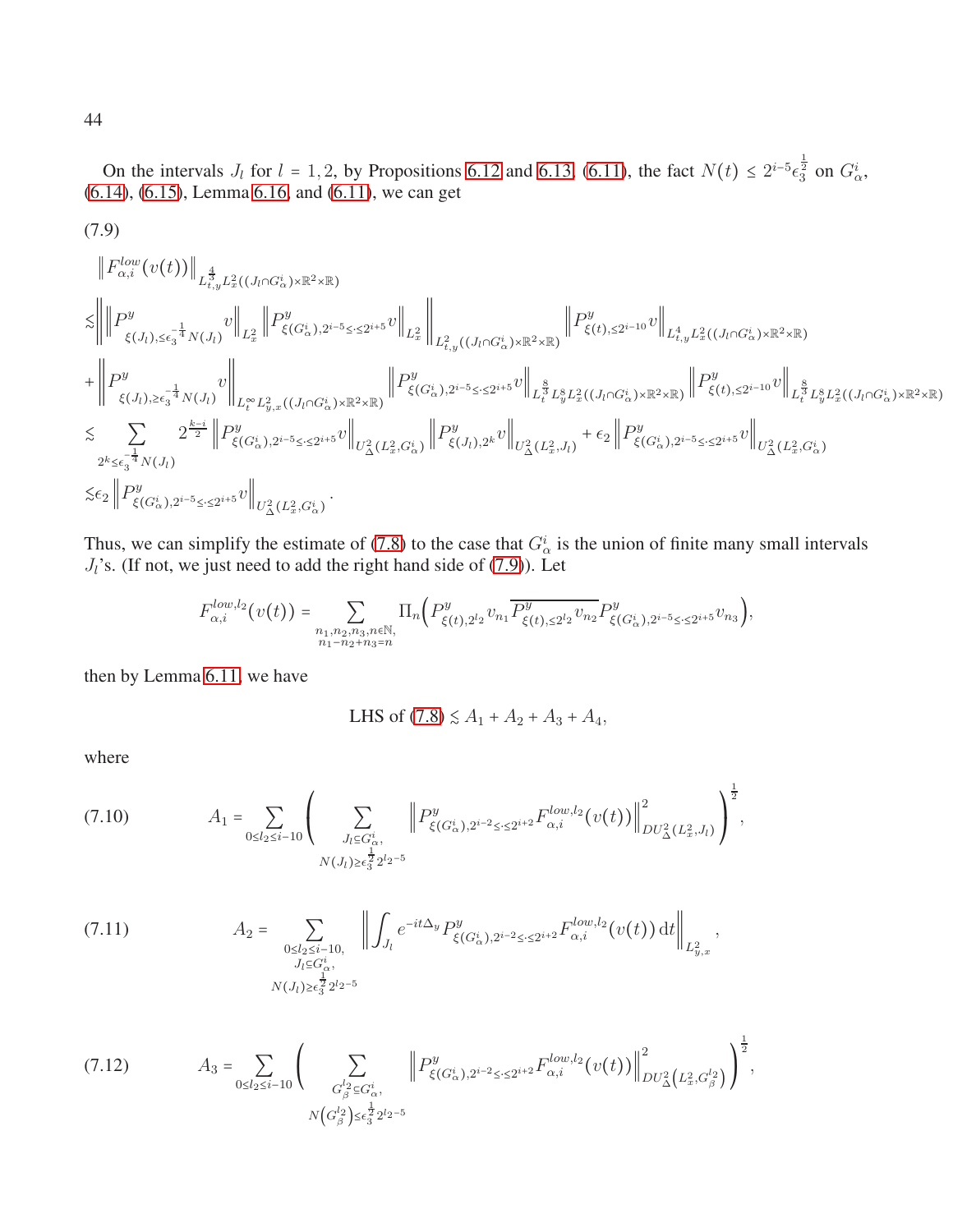On the intervals $J_l$ for $l = 1, 2$, by Propositions 6.12 and 6.13, (6.11), the fact $N(t) \leq 2^{i-5}\epsilon_3^{\frac{1}{2}}$ on $G_\alpha^i$, (6.14), (6.15), Lemma 6.16, and (6.11), we can get

(7.9)

$$
\begin{aligned}
&\left\| F_{\alpha,i}^{low}(v(t)) \right\|_{L_{t,y}^{\frac{4}{3}} L_x^2((J_l \cap G_\alpha^i) \times \mathbb{R}^2 \times \mathbb{R})} \\
\lesssim& \left\| \left\| P^y_{\xi(J_l), \leq \epsilon_3^{-\frac{1}{4}} N(J_l)} v \right\|_{L_x^2} \left\| P^y_{\xi(G_\alpha^i), 2^{i-5} \leq \cdot \leq 2^{i+5}} v \right\|_{L_x^2} \right\|_{L_{t,y}^2((J_l \cap G_\alpha^i) \times \mathbb{R}^2 \times \mathbb{R})} \left\| P^y_{\xi(t), \leq 2^{i-10}} v \right\|_{L_{t,y}^4 L_x^2((J_l \cap G_\alpha^i) \times \mathbb{R}^2 \times \mathbb{R})} \\
&+ \left\| P^y_{\xi(J_l), \geq \epsilon_3^{-\frac{1}{4}} N(J_l)} v \right\|_{L_t^\infty L_{y,x}^2((J_l \cap G_\alpha^i) \times \mathbb{R}^2 \times \mathbb{R})} \left\| P^y_{\xi(G_\alpha^i), 2^{i-5} \leq \cdot \leq 2^{i+5}} v \right\|_{L_t^{\frac{8}{3}} L_y^8 L_x^2((J_l \cap G_\alpha^i) \times \mathbb{R}^2 \times \mathbb{R})} \left\| P^y_{\xi(t), \leq 2^{i-10}} v \right\|_{L_t^{\frac{8}{3}} L_y^8 L_x^2((J_l \cap G_\alpha^i) \times \mathbb{R}^2 \times \mathbb{R})} \\
\lesssim& \sum_{2^k \leq \epsilon_3^{-\frac{1}{4}} N(J_l)} 2^{\frac{k-i}{2}} \left\| P^y_{\xi(G_\alpha^i), 2^{i-5} \leq \cdot \leq 2^{i+5}} v \right\|_{U_\Delta^2(L_x^2, G_\alpha^i)} \left\| P^y_{\xi(J_l), 2^k} v \right\|_{U_\Delta^2(L_x^2, J_l)} + \epsilon_2 \left\| P^y_{\xi(G_\alpha^i), 2^{i-5} \leq \cdot \leq 2^{i+5}} v \right\|_{U_\Delta^2(L_x^2, G_\alpha^i)} \\
\lesssim& \epsilon_2 \left\| P^y_{\xi(G_\alpha^i), 2^{i-5} \leq \cdot \leq 2^{i+5}} v \right\|_{U_\Delta^2(L_x^2, G_\alpha^i)}.
\end{aligned}
$$

Thus, we can simplify the estimate of (7.8) to the case that $G_\alpha^i$ is the union of finite many small intervals $J_l$'s. (If not, we just need to add the right hand side of (7.9)). Let

$$
F_{\alpha,i}^{low,l_2}(v(t)) = \sum_{\substack{n_1, n_2, n_3, n \in \mathbb{N}, \\ n_1 - n_2 + n_3 = n}} \Pi_n \Big( P^y_{\xi(t), 2^{l_2}} v_{n_1} \overline{P^y_{\xi(t), \leq 2^{l_2}} v_{n_2}} P^y_{\xi(G_\alpha^i), 2^{i-5} \leq \cdot \leq 2^{i+5}} v_{n_3} \Big),
$$

then by Lemma 6.11, we have

$$
\text{LHS of (7.8)} \lesssim A_1 + A_2 + A_3 + A_4,
$$

where

$$
A_1 = \sum_{0 \leq l_2 \leq i-10} \left( \sum_{\substack{J_l \subseteq G_\alpha^i, \\ N(J_l) \geq \epsilon_3^{\frac{1}{2}} 2^{l_2 - 5}}} \left\| P^y_{\xi(G_\alpha^i), 2^{i-2} \leq \cdot \leq 2^{i+2}} F_{\alpha,i}^{low,l_2}(v(t)) \right\|^2_{DU_\Delta^2(L_x^2, J_l)} \right)^{\frac{1}{2}}, \tag{7.10}
$$

$$
A_2 = \sum_{\substack{0 \leq l_2 \leq i-10, \\ J_l \subseteq G_\alpha^i, \\ N(J_l) \geq \epsilon_3^{\frac{1}{2}} 2^{l_2 - 5}}} \left\| \int_{J_l} e^{-it\Delta_y} P^y_{\xi(G_\alpha^i), 2^{i-2} \leq \cdot \leq 2^{i+2}} F_{\alpha,i}^{low,l_2}(v(t)) \, \mathrm{d}t \right\|_{L_{y,x}^2}, \tag{7.11}
$$

$$
A_3 = \sum_{0 \leq l_2 \leq i-10} \left( \sum_{\substack{G_\beta^{l_2} \subseteq G_\alpha^i, \\ N(G_\beta^{l_2}) \leq \epsilon_3^{\frac{1}{2}} 2^{l_2 - 5}}} \left\| P^y_{\xi(G_\alpha^i), 2^{i-2} \leq \cdot \leq 2^{i+2}} F_{\alpha,i}^{low,l_2}(v(t)) \right\|^2_{DU_\Delta^2(L_x^2, G_\beta^{l_2})} \right)^{\frac{1}{2}}, \tag{7.12}
$$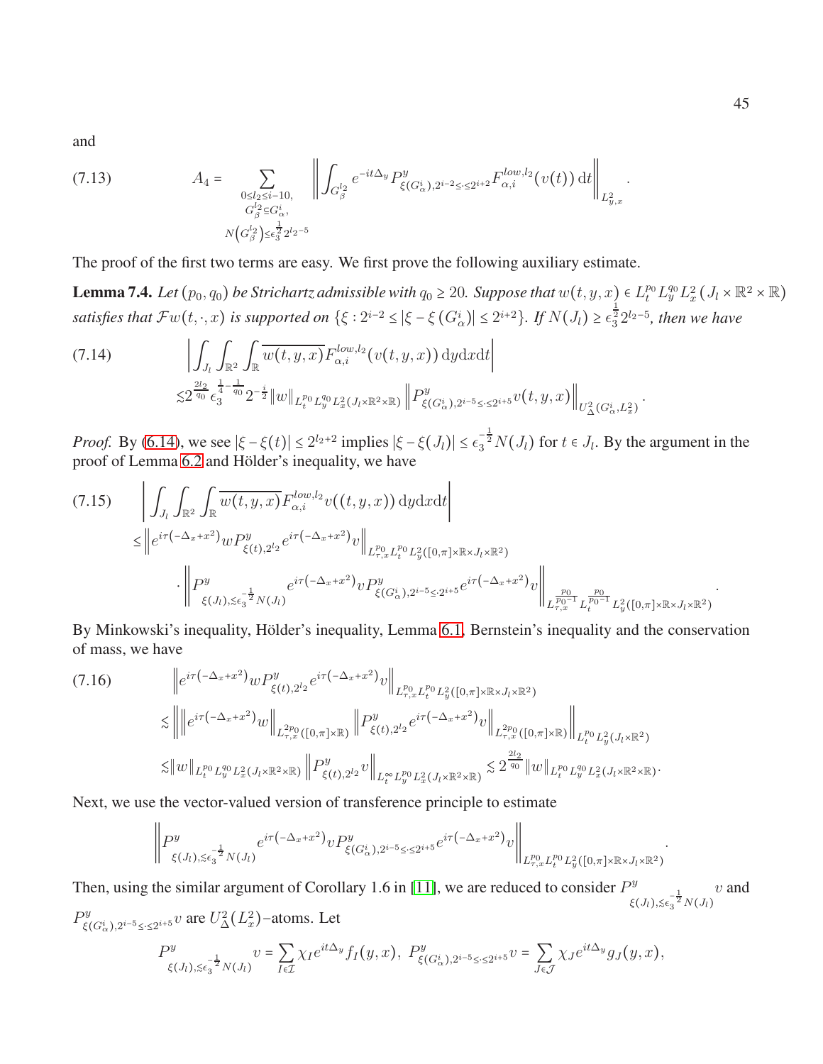and

$$A_4 = \sum_{\substack{0\le l_2\le i-10,\\ G_\beta^{l_2}\subseteq G_\alpha^i,\\ N(G_\beta^{l_2})\le \epsilon_3^{\frac12}2^{l_2-5}}} \left\| \int_{G_\beta^{l_2}} e^{-it\Delta_y} P^y_{\xi(G_\alpha^i),2^{i-2}\le\cdot\le 2^{i+2}} F^{low,l_2}_{\alpha,i}(v(t))\,\mathrm{d}t \right\|_{L^2_{y,x}}. \tag{7.13}$$

The proof of the first two terms are easy. We first prove the following auxiliary estimate.

**Lemma 7.4.** *Let $(p_0,q_0)$ be Strichartz admissible with $q_0\ge 20$. Suppose that $w(t,y,x)\in L_t^{p_0}L_y^{q_0}L_x^2(J_l\times\mathbb{R}^2\times\mathbb{R})$ satisfies that $\mathcal{F}w(t,\cdot,x)$ is supported on $\{\xi : 2^{i-2}\le |\xi-\xi(G_\alpha^i)|\le 2^{i+2}\}$. If $N(J_l)\ge \epsilon_3^{\frac12}2^{l_2-5}$, then we have*

$$\begin{aligned}
&\left|\int_{J_l}\int_{\mathbb{R}^2}\int_{\mathbb{R}} \overline{w(t,y,x)}F^{low,l_2}_{\alpha,i}(v(t,y,x))\,\mathrm{d}y\mathrm{d}x\mathrm{d}t\right| \\
\lesssim{}& 2^{\frac{2l_2}{q_0}}\epsilon_3^{\frac14-\frac1{q_0}}2^{-\frac i2}\|w\|_{L_t^{p_0}L_y^{q_0}L_x^2(J_l\times\mathbb{R}^2\times\mathbb{R})}\left\|P^y_{\xi(G_\alpha^i),2^{i-5}\le\cdot\le 2^{i+5}}v(t,y,x)\right\|_{U^2_\Delta(G_\alpha^i,L_x^2)}.
\end{aligned} \tag{7.14}$$

*Proof.* By (6.14), we see $|\xi-\xi(t)|\le 2^{l_2+2}$ implies $|\xi-\xi(J_l)|\le\epsilon_3^{-\frac12}N(J_l)$ for $t\in J_l$. By the argument in the proof of Lemma 6.2 and Hölder's inequality, we have

$$\begin{aligned}
&\left|\int_{J_l}\int_{\mathbb{R}^2}\int_{\mathbb{R}} \overline{w(t,y,x)}F^{low,l_2}_{\alpha,i}v((t,y,x))\,\mathrm{d}y\mathrm{d}x\mathrm{d}t\right| \\
\le{}& \left\|e^{i\tau(-\Delta_x+x^2)}wP^y_{\xi(t),2^{l_2}}e^{i\tau(-\Delta_x+x^2)}v\right\|_{L^{p_0}_{\tau,x}L^{p_0}_tL^2_y([0,\pi]\times\mathbb{R}\times J_l\times\mathbb{R}^2)} \\
&\cdot\left\|P^y_{\xi(J_l),\lesssim\epsilon_3^{-\frac12}N(J_l)}e^{i\tau(-\Delta_x+x^2)}vP^y_{\xi(G_\alpha^i),2^{i-5}\le\cdot\le 2^{i+5}}e^{i\tau(-\Delta_x+x^2)}v\right\|_{L^{\frac{p_0}{p_0-1}}_{\tau,x}L^{\frac{p_0}{p_0-1}}_tL^2_y([0,\pi]\times\mathbb{R}\times J_l\times\mathbb{R}^2)}.
\end{aligned} \tag{7.15}$$

By Minkowski's inequality, Hölder's inequality, Lemma 6.1, Bernstein's inequality and the conservation of mass, we have

$$\begin{aligned}
&\left\|e^{i\tau(-\Delta_x+x^2)}wP^y_{\xi(t),2^{l_2}}e^{i\tau(-\Delta_x+x^2)}v\right\|_{L^{p_0}_{\tau,x}L^{p_0}_tL^2_y([0,\pi]\times\mathbb{R}\times J_l\times\mathbb{R}^2)} \\
\lesssim{}&\left\|\left\|e^{i\tau(-\Delta_x+x^2)}w\right\|_{L^{2p_0}_{\tau,x}([0,\pi]\times\mathbb{R})}\left\|P^y_{\xi(t),2^{l_2}}e^{i\tau(-\Delta_x+x^2)}v\right\|_{L^{2p_0}_{\tau,x}([0,\pi]\times\mathbb{R})}\right\|_{L_t^{p_0}L^2_y(J_l\times\mathbb{R}^2)} \\
\lesssim{}&\|w\|_{L_t^{p_0}L_y^{q_0}L_x^2(J_l\times\mathbb{R}^2\times\mathbb{R})}\left\|P^y_{\xi(t),2^{l_2}}v\right\|_{L_t^\infty L_y^{p_0}L_x^2(J_l\times\mathbb{R}^2\times\mathbb{R})}\lesssim 2^{\frac{2l_2}{q_0}}\|w\|_{L_t^{p_0}L_y^{q_0}L_x^2(J_l\times\mathbb{R}^2\times\mathbb{R})}.
\end{aligned} \tag{7.16}$$

Next, we use the vector-valued version of transference principle to estimate

$$\left\|P^y_{\xi(J_l),\lesssim\epsilon_3^{-\frac12}N(J_l)}e^{i\tau(-\Delta_x+x^2)}vP^y_{\xi(G_\alpha^i),2^{i-5}\le\cdot\le 2^{i+5}}e^{i\tau(-\Delta_x+x^2)}v\right\|_{L^{p_0}_{\tau,x}L^{p_0}_tL^2_y([0,\pi]\times\mathbb{R}\times J_l\times\mathbb{R}^2)}.$$

Then, using the similar argument of Corollary 1.6 in [11], we are reduced to consider $P^y_{\xi(J_l),\lesssim\epsilon_3^{-\frac12}N(J_l)}v$ and $P^y_{\xi(G_\alpha^i),2^{i-5}\le\cdot\le 2^{i+5}}v$ are $U^2_\Delta(L^2_x)$−atoms. Let

$$P^y_{\xi(J_l),\lesssim\epsilon_3^{-\frac12}N(J_l)}v=\sum_{I\in\mathcal{I}}\chi_Ie^{it\Delta_y}f_I(y,x),\ P^y_{\xi(G_\alpha^i),2^{i-5}\le\cdot\le 2^{i+5}}v=\sum_{J\in\mathcal{J}}\chi_Je^{it\Delta_y}g_J(y,x),$$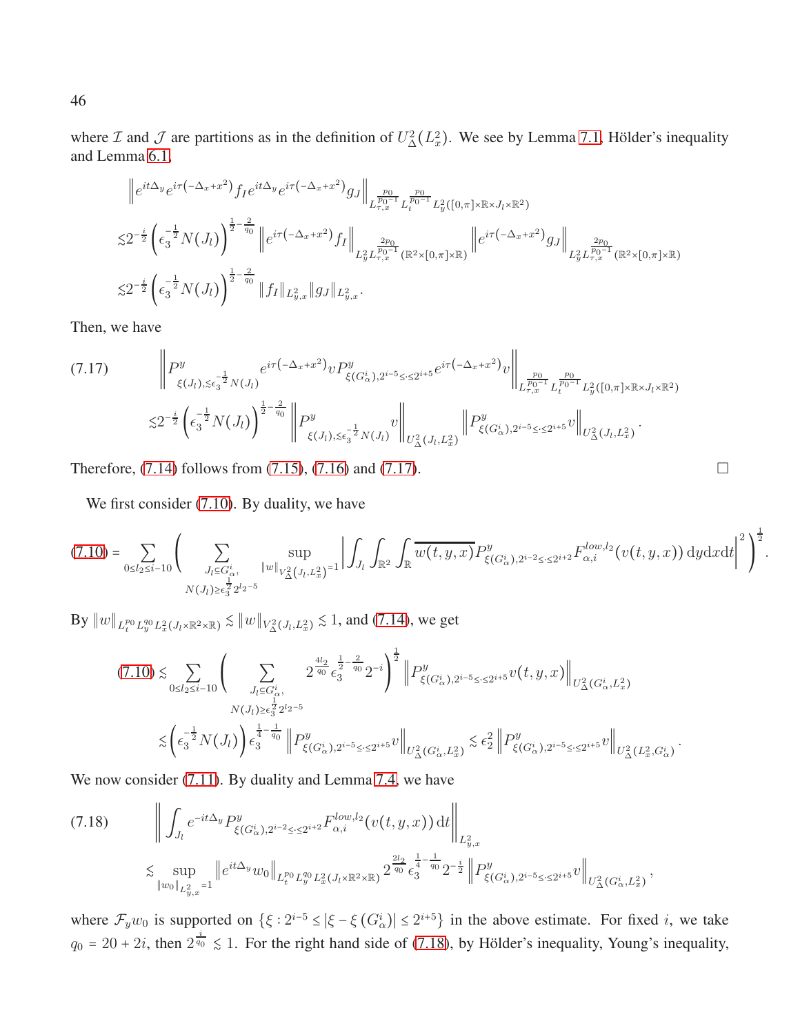where $\mathcal{I}$ and $\mathcal{J}$ are partitions as in the definition of $U^2_\Delta(L^2_x)$. We see by Lemma 7.1, Hölder's inequality and Lemma 6.1,

$$
\begin{aligned}
&\left\| e^{it\Delta_y} e^{i\tau(-\Delta_x+x^2)} f_I e^{it\Delta_y} e^{i\tau(-\Delta_x+x^2)} g_J \right\|_{L^{\frac{p_0}{p_0-1}}_{\tau,x} L^{\frac{p_0}{p_0-1}}_t L^2_y([0,\pi]\times\mathbb{R}\times J_l\times\mathbb{R}^2)} \\
\lesssim& 2^{-\frac{i}{2}} \left(\epsilon_3^{-\frac{1}{2}} N(J_l)\right)^{\frac{1}{2}-\frac{2}{q_0}} \left\| e^{i\tau(-\Delta_x+x^2)} f_I \right\|_{L^2_y L^{\frac{2p_0}{p_0-1}}_{\tau,x}(\mathbb{R}^2\times[0,\pi]\times\mathbb{R})} \left\| e^{i\tau(-\Delta_x+x^2)} g_J \right\|_{L^2_y L^{\frac{2p_0}{p_0-1}}_{\tau,x}(\mathbb{R}^2\times[0,\pi]\times\mathbb{R})} \\
\lesssim& 2^{-\frac{i}{2}} \left(\epsilon_3^{-\frac{1}{2}} N(J_l)\right)^{\frac{1}{2}-\frac{2}{q_0}} \|f_I\|_{L^2_{y,x}} \|g_J\|_{L^2_{y,x}}.
\end{aligned}
$$

Then, we have

$$
\begin{aligned}
&\left\| P^y_{\xi(J_l),\lesssim\epsilon_3^{-\frac{1}{2}}N(J_l)} e^{i\tau(-\Delta_x+x^2)} v P^y_{\xi(G^i_\alpha),2^{i-5}\le\cdot\le 2^{i+5}} e^{i\tau(-\Delta_x+x^2)} v \right\|_{L^{\frac{p_0}{p_0-1}}_{\tau,x} L^{\frac{p_0}{p_0-1}}_t L^2_y([0,\pi]\times\mathbb{R}\times J_l\times\mathbb{R}^2)} \qquad (7.17)\\
\lesssim& 2^{-\frac{i}{2}} \left(\epsilon_3^{-\frac{1}{2}} N(J_l)\right)^{\frac{1}{2}-\frac{2}{q_0}} \left\| P^y_{\xi(J_l),\lesssim\epsilon_3^{-\frac{1}{2}}N(J_l)} v \right\|_{U^2_\Delta(J_l,L^2_x)} \left\| P^y_{\xi(G^i_\alpha),2^{i-5}\le\cdot\le 2^{i+5}} v \right\|_{U^2_\Delta(J_l,L^2_x)}.
\end{aligned}
$$

Therefore, (7.14) follows from (7.15), (7.16) and (7.17). $\square$

We first consider (7.10). By duality, we have

$$
(7.10) = \sum_{0\le l_2\le i-10} \left( \sum_{\substack{J_l\subseteq G^i_\alpha,\\ N(J_l)\ge\epsilon_3^{\frac{1}{2}}2^{l_2-5}}} \sup_{\|w\|_{V^2_\Delta(J_l,L^2_x)}=1} \left| \int_{J_l}\int_{\mathbb{R}^2}\int_{\mathbb{R}} \overline{w(t,y,x)} P^y_{\xi(G^i_\alpha),2^{i-2}\le\cdot\le 2^{i+2}} F^{low,l_2}_{\alpha,i}(v(t,y,x))\,\mathrm{d}y\mathrm{d}x\mathrm{d}t \right|^2 \right)^{\frac{1}{2}}.
$$

By $\|w\|_{L^{p_0}_t L^{q_0}_y L^2_x(J_l\times\mathbb{R}^2\times\mathbb{R})} \lesssim \|w\|_{V^2_\Delta(J_l,L^2_x)} \lesssim 1$, and (7.14), we get

$$
\begin{aligned}
(7.10) \lesssim& \sum_{0\le l_2\le i-10} \left( \sum_{\substack{J_l\subseteq G^i_\alpha,\\ N(J_l)\ge\epsilon_3^{\frac{1}{2}}2^{l_2-5}}} 2^{\frac{4l_2}{q_0}} \epsilon_3^{\frac{1}{2}-\frac{2}{q_0}} 2^{-i} \right)^{\frac{1}{2}} \left\| P^y_{\xi(G^i_\alpha),2^{i-5}\le\cdot\le 2^{i+5}} v(t,y,x) \right\|_{U^2_\Delta(G^i_\alpha,L^2_x)} \\
\lesssim& \left(\epsilon_3^{-\frac{1}{2}} N(J_l)\right) \epsilon_3^{\frac{1}{4}-\frac{1}{q_0}} \left\| P^y_{\xi(G^i_\alpha),2^{i-5}\le\cdot\le 2^{i+5}} v \right\|_{U^2_\Delta(G^i_\alpha,L^2_x)} \lesssim \epsilon_2^2 \left\| P^y_{\xi(G^i_\alpha),2^{i-5}\le\cdot\le 2^{i+5}} v \right\|_{U^2_\Delta(L^2_x,G^i_\alpha)}.
\end{aligned}
$$

We now consider (7.11). By duality and Lemma 7.4, we have

$$
\begin{aligned}
&\left\| \int_{J_l} e^{-it\Delta_y} P^y_{\xi(G^i_\alpha),2^{i-2}\le\cdot\le 2^{i+2}} F^{low,l_2}_{\alpha,i}(v(t,y,x))\,\mathrm{d}t \right\|_{L^2_{y,x}} \qquad (7.18)\\
\lesssim& \sup_{\|w_0\|_{L^2_{y,x}}=1} \left\| e^{it\Delta_y} w_0 \right\|_{L^{p_0}_t L^{q_0}_y L^2_x(J_l\times\mathbb{R}^2\times\mathbb{R})} 2^{\frac{2l_2}{q_0}} \epsilon_3^{\frac{1}{4}-\frac{1}{q_0}} 2^{-\frac{i}{2}} \left\| P^y_{\xi(G^i_\alpha),2^{i-5}\le\cdot\le 2^{i+5}} v \right\|_{U^2_\Delta(G^i_\alpha,L^2_x)},
\end{aligned}
$$

where $\mathcal{F}_y w_0$ is supported on $\{\xi : 2^{i-5}\le|\xi-\xi(G^i_\alpha)|\le 2^{i+5}\}$ in the above estimate. For fixed $i$, we take $q_0 = 20+2i$, then $2^{\frac{i}{q_0}} \lesssim 1$. For the right hand side of (7.18), by Hölder's inequality, Young's inequality,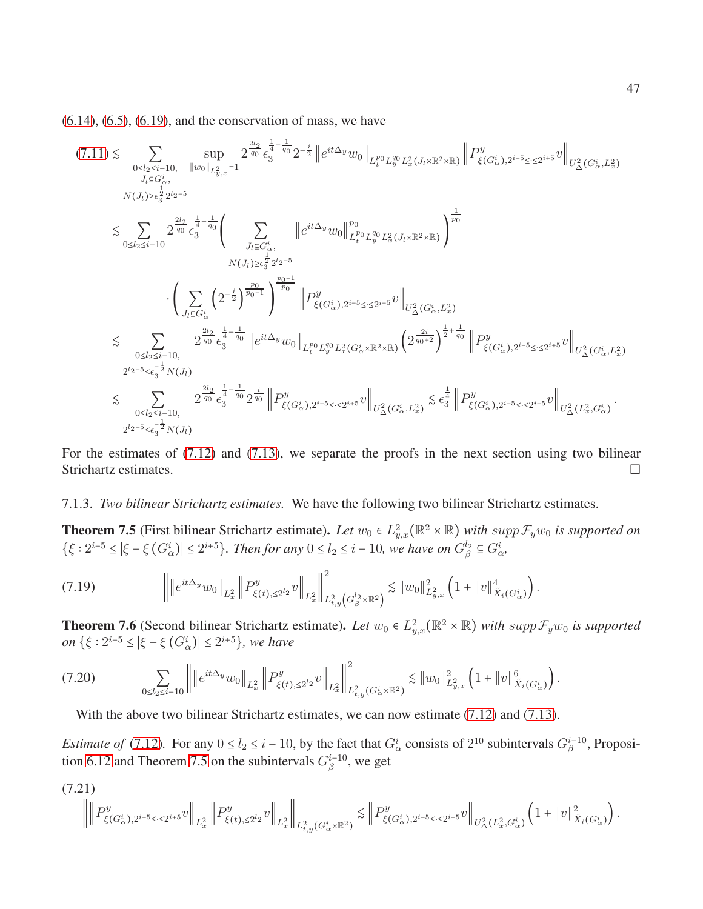(6.14), (6.5), (6.19), and the conservation of mass, we have

$$
\begin{aligned}
(7.11) \lesssim & \sum_{\substack{0\le l_2\le i-10,\\ J_l\subseteq G_\alpha^i,\\ N(J_l)\ge \epsilon_3^{\frac12}2^{l_2-5}}} \sup_{\|w_0\|_{L^2_{y,x}}=1} 2^{\frac{2l_2}{q_0}} \epsilon_3^{\frac14-\frac{1}{q_0}} 2^{-\frac{i}{2}} \left\| e^{it\Delta_y} w_0 \right\|_{L_t^{p_0} L_y^{q_0} L_x^2 (J_l\times\mathbb{R}^2\times\mathbb{R})} \left\| P^y_{\xi(G_\alpha^i),2^{i-5}\le\cdot\le 2^{i+5}} v \right\|_{U^2_\Delta(G^i_\alpha, L^2_x)} \\
\lesssim & \sum_{0\le l_2\le i-10} 2^{\frac{2l_2}{q_0}} \epsilon_3^{\frac14-\frac{1}{q_0}} \Bigg( \sum_{\substack{J_l\subseteq G_\alpha^i,\\ N(J_l)\ge \epsilon_3^{\frac12}2^{l_2-5}}} \left\| e^{it\Delta_y} w_0 \right\|^{p_0}_{L_t^{p_0} L_y^{q_0} L_x^2 (J_l\times\mathbb{R}^2\times\mathbb{R})} \Bigg)^{\frac{1}{p_0}} \\
& \cdot \Bigg( \sum_{J_l\subseteq G_\alpha^i} \left(2^{-\frac{i}{2}}\right)^{\frac{p_0}{p_0-1}} \Bigg)^{\frac{p_0-1}{p_0}} \left\| P^y_{\xi(G_\alpha^i),2^{i-5}\le\cdot\le 2^{i+5}} v \right\|_{U^2_\Delta(G^i_\alpha, L^2_x)} \\
\lesssim & \sum_{\substack{0\le l_2\le i-10,\\ 2^{l_2-5}\le \epsilon_3^{-\frac12} N(J_l)}} 2^{\frac{2l_2}{q_0}} \epsilon_3^{\frac14-\frac{1}{q_0}} \left\| e^{it\Delta_y} w_0 \right\|_{L_t^{p_0} L_y^{q_0} L_x^2 (G^i_\alpha\times\mathbb{R}^2\times\mathbb{R})} \left(2^{\frac{2i}{q_0+2}}\right)^{\frac12+\frac{1}{q_0}} \left\| P^y_{\xi(G_\alpha^i),2^{i-5}\le\cdot\le 2^{i+5}} v \right\|_{U^2_\Delta(G^i_\alpha, L^2_x)} \\
\lesssim & \sum_{\substack{0\le l_2\le i-10,\\ 2^{l_2-5}\le \epsilon_3^{-\frac12} N(J_l)}} 2^{\frac{2l_2}{q_0}} \epsilon_3^{\frac14-\frac{1}{q_0}} 2^{\frac{i}{q_0}} \left\| P^y_{\xi(G_\alpha^i),2^{i-5}\le\cdot\le 2^{i+5}} v \right\|_{U^2_\Delta(G^i_\alpha, L^2_x)} \lesssim \epsilon_3^{\frac14} \left\| P^y_{\xi(G_\alpha^i),2^{i-5}\le\cdot\le 2^{i+5}} v \right\|_{U^2_\Delta(L^2_x, G^i_\alpha)}.
\end{aligned}
$$

For the estimates of (7.12) and (7.13), we separate the proofs in the next section using two bilinear Strichartz estimates. □

7.1.3. *Two bilinear Strichartz estimates.* We have the following two bilinear Strichartz estimates.

**Theorem 7.5** (First bilinear Strichartz estimate)**.** *Let $w_0 \in L^2_{y,x}(\mathbb{R}^2\times\mathbb{R})$ with supp $\mathcal{F}_y w_0$ is supported on $\{\xi : 2^{i-5} \le |\xi - \xi(G^i_\alpha)| \le 2^{i+5}\}$. Then for any $0\le l_2 \le i-10$, we have on $G^{l_2}_\beta \subseteq G^i_\alpha$,*

$$
\left\| \left\| e^{it\Delta_y} w_0 \right\|_{L^2_x} \left\| P^y_{\xi(t),\le 2^{l_2}} v \right\|_{L^2_x} \right\|^2_{L^2_{t,y}\left(G^{l_2}_\beta\times\mathbb{R}^2\right)} \lesssim \|w_0\|^2_{L^2_{y,x}} \left(1 + \|v\|^4_{\tilde{X}_i(G^i_\alpha)}\right). \tag{7.19}
$$

**Theorem 7.6** (Second bilinear Strichartz estimate)**.** *Let $w_0 \in L^2_{y,x}(\mathbb{R}^2\times\mathbb{R})$ with supp $\mathcal{F}_y w_0$ is supported on $\{\xi : 2^{i-5} \le |\xi - \xi(G^i_\alpha)| \le 2^{i+5}\}$, we have*

$$
\sum_{0\le l_2\le i-10} \left\| \left\| e^{it\Delta_y} w_0 \right\|_{L^2_x} \left\| P^y_{\xi(t),\le 2^{l_2}} v \right\|_{L^2_x} \right\|^2_{L^2_{t,y}(G^i_\alpha\times\mathbb{R}^2)} \lesssim \|w_0\|^2_{L^2_{y,x}} \left(1 + \|v\|^6_{\tilde{X}_i(G^i_\alpha)}\right). \tag{7.20}
$$

With the above two bilinear Strichartz estimates, we can now estimate (7.12) and (7.13).

*Estimate of* (7.12). For any $0 \le l_2 \le i-10$, by the fact that $G^i_\alpha$ consists of $2^{10}$ subintervals $G^{i-10}_\beta$, Proposition 6.12 and Theorem 7.5 on the subintervals $G^{i-10}_\beta$, we get

$$
\left\| \left\| P^y_{\xi(G^i_\alpha),2^{i-5}\le\cdot\le 2^{i+5}} v \right\|_{L^2_x} \left\| P^y_{\xi(t),\le 2^{l_2}} v \right\|_{L^2_x} \right\|_{L^2_{t,y}(G^i_\alpha\times\mathbb{R}^2)} \lesssim \left\| P^y_{\xi(G^i_\alpha),2^{i-5}\le\cdot\le 2^{i+5}} v \right\|_{U^2_\Delta(L^2_x, G^i_\alpha)} \left(1 + \|v\|^2_{\tilde{X}_i(G^i_\alpha)}\right). \tag{7.21}
$$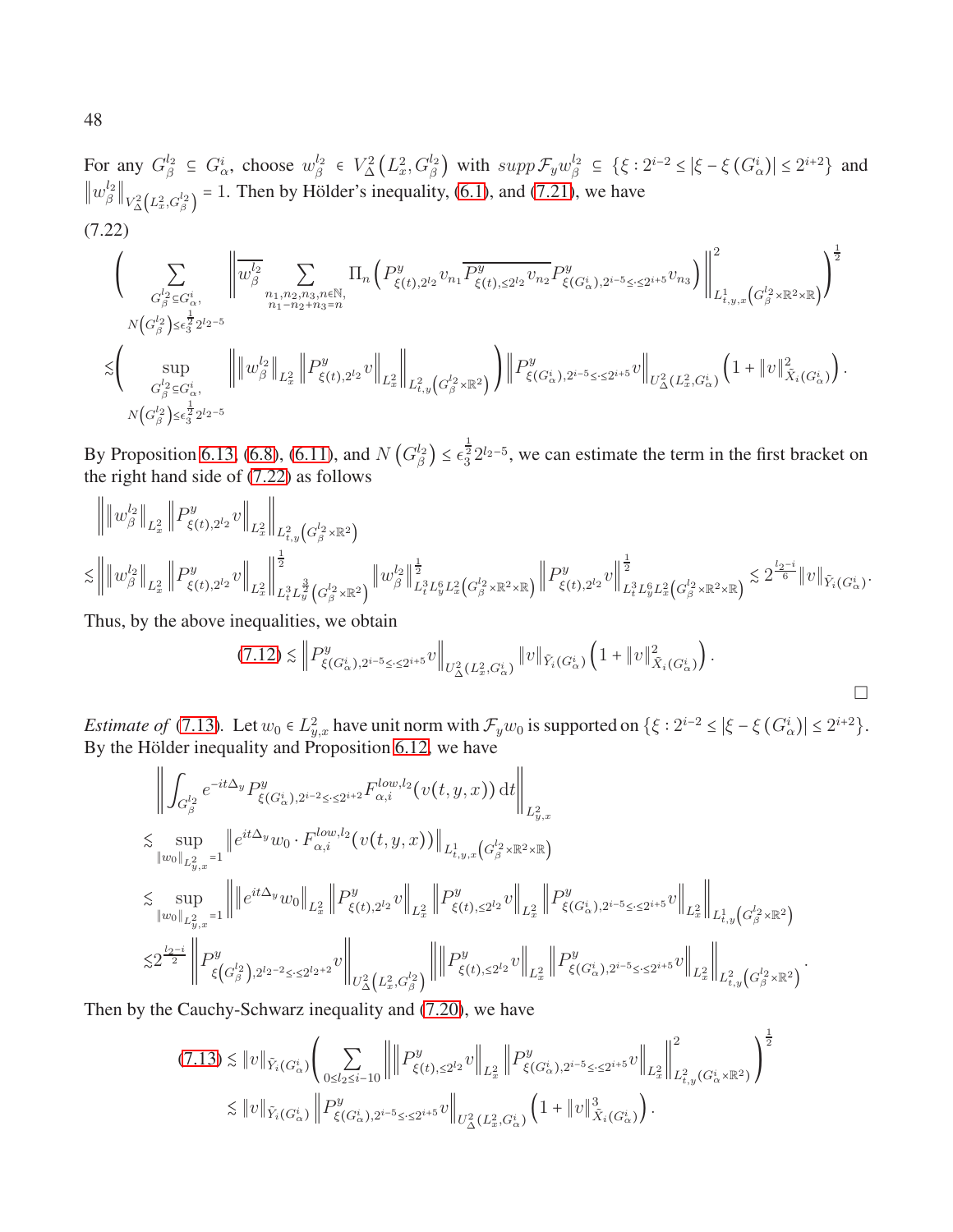For any $G_\beta^{l_2} \subseteq G_\alpha^i$, choose $w_\beta^{l_2} \in V_\Delta^2\left(L_x^2, G_\beta^{l_2}\right)$ with $supp\, \mathcal{F}_y w_\beta^{l_2} \subseteq \{\xi : 2^{i-2} \le |\xi - \xi(G_\alpha^i)| \le 2^{i+2}\}$ and $\left\|w_\beta^{l_2}\right\|_{V_\Delta^2\left(L_x^2, G_\beta^{l_2}\right)} = 1$. Then by Hölder's inequality, (6.1), and (7.21), we have

(7.22)

$$
\begin{aligned}
&\left( \sum_{\substack{G_\beta^{l_2} \subseteq G_\alpha^i, \\ N\left(G_\beta^{l_2}\right) \le \epsilon_3^{\frac{1}{2}} 2^{l_2-5}}} \left\| \overline{w_\beta^{l_2}} \sum_{\substack{n_1,n_2,n_3,n \in \mathbb{N}, \\ n_1-n_2+n_3=n}} \Pi_n \left( P^y_{\xi(t),2^{l_2}} v_{n_1} \overline{P^y_{\xi(t),\le 2^{l_2}} v_{n_2}} P^y_{\xi(G_\alpha^i),2^{i-5}\le\cdot\le 2^{i+5}} v_{n_3} \right) \right\|^2_{L^1_{t,y,x}\left(G_\beta^{l_2}\times\mathbb{R}^2\times\mathbb{R}\right)} \right)^{\frac{1}{2}} \\
\lesssim &\left( \sup_{\substack{G_\beta^{l_2} \subseteq G_\alpha^i, \\ N\left(G_\beta^{l_2}\right) \le \epsilon_3^{\frac{1}{2}} 2^{l_2-5}}} \left\| \left\|w_\beta^{l_2}\right\|_{L_x^2} \left\|P^y_{\xi(t),2^{l_2}} v\right\|_{L_x^2} \right\|_{L^2_{t,y}\left(G_\beta^{l_2}\times\mathbb{R}^2\right)} \right) \left\| P^y_{\xi(G_\alpha^i),2^{i-5}\le\cdot\le 2^{i+5}} v \right\|_{U^2_\Delta\left(L_x^2, G_\alpha^i\right)} \left(1 + \|v\|^2_{\tilde{X}_i(G_\alpha^i)}\right).
\end{aligned}
$$

By Proposition 6.13, (6.8), (6.11), and $N\left(G_\beta^{l_2}\right) \le \epsilon_3^{\frac{1}{2}} 2^{l_2-5}$, we can estimate the term in the first bracket on the right hand side of (7.22) as follows

$$
\begin{aligned}
&\left\| \left\|w_\beta^{l_2}\right\|_{L_x^2} \left\|P^y_{\xi(t),2^{l_2}} v\right\|_{L_x^2} \right\|_{L^2_{t,y}\left(G_\beta^{l_2}\times\mathbb{R}^2\right)} \\
\lesssim &\left\| \left\|w_\beta^{l_2}\right\|_{L_x^2} \left\|P^y_{\xi(t),2^{l_2}} v\right\|_{L_x^2} \right\|^{\frac{1}{2}}_{L_t^3 L_y^{\frac{3}{2}}\left(G_\beta^{l_2}\times\mathbb{R}^2\right)} \left\|w_\beta^{l_2}\right\|^{\frac{1}{2}}_{L_t^3 L_y^6 L_x^2\left(G_\beta^{l_2}\times\mathbb{R}^2\times\mathbb{R}\right)} \left\|P^y_{\xi(t),2^{l_2}} v\right\|^{\frac{1}{2}}_{L_t^3 L_y^6 L_x^2\left(G_\beta^{l_2}\times\mathbb{R}^2\times\mathbb{R}\right)} \lesssim 2^{\frac{l_2-i}{6}} \|v\|_{\tilde{Y}_i(G_\alpha^i)}.
\end{aligned}
$$

Thus, by the above inequalities, we obtain

$$
(7.12) \lesssim \left\| P^y_{\xi(G_\alpha^i),2^{i-5}\le\cdot\le 2^{i+5}} v \right\|_{U^2_\Delta\left(L_x^2, G_\alpha^i\right)} \|v\|_{\tilde{Y}_i(G_\alpha^i)} \left(1 + \|v\|^2_{\tilde{X}_i(G_\alpha^i)}\right).
$$

$\square$

*Estimate of* (7.13). Let $w_0 \in L^2_{y,x}$ have unit norm with $\mathcal{F}_y w_0$ is supported on $\{\xi : 2^{i-2} \le |\xi - \xi(G_\alpha^i)| \le 2^{i+2}\}$. By the Hölder inequality and Proposition 6.12, we have

$$
\begin{aligned}
&\left\| \int_{G_\beta^{l_2}} e^{-it\Delta_y} P^y_{\xi(G_\alpha^i),2^{i-2}\le\cdot\le 2^{i+2}} F^{low,l_2}_{\alpha,i}(v(t,y,x))\, \mathrm{d}t \right\|_{L^2_{y,x}} \\
\lesssim &\sup_{\|w_0\|_{L^2_{y,x}}=1} \left\| e^{it\Delta_y} w_0 \cdot F^{low,l_2}_{\alpha,i}(v(t,y,x)) \right\|_{L^1_{t,y,x}\left(G_\beta^{l_2}\times\mathbb{R}^2\times\mathbb{R}\right)} \\
\lesssim &\sup_{\|w_0\|_{L^2_{y,x}}=1} \left\| \left\|e^{it\Delta_y} w_0\right\|_{L_x^2} \left\|P^y_{\xi(t),2^{l_2}} v\right\|_{L_x^2} \left\|P^y_{\xi(t),\le 2^{l_2}} v\right\|_{L_x^2} \left\|P^y_{\xi(G_\alpha^i),2^{i-5}\le\cdot\le 2^{i+5}} v\right\|_{L_x^2} \right\|_{L^1_{t,y}\left(G_\beta^{l_2}\times\mathbb{R}^2\right)} \\
\lesssim &2^{\frac{l_2-i}{2}} \left\| P^y_{\xi\left(G_\beta^{l_2}\right),2^{l_2-2}\le\cdot\le 2^{l_2+2}} v \right\|_{U^2_\Delta\left(L_x^2, G_\beta^{l_2}\right)} \left\| \left\|P^y_{\xi(t),\le 2^{l_2}} v\right\|_{L_x^2} \left\|P^y_{\xi(G_\alpha^i),2^{i-5}\le\cdot\le 2^{i+5}} v\right\|_{L_x^2} \right\|_{L^2_{t,y}\left(G_\beta^{l_2}\times\mathbb{R}^2\right)}.
\end{aligned}
$$

Then by the Cauchy-Schwarz inequality and (7.20), we have

$$
\begin{aligned}
(7.13) &\lesssim \|v\|_{\tilde{Y}_i(G_\alpha^i)} \left( \sum_{0\le l_2\le i-10} \left\| \left\|P^y_{\xi(t),\le 2^{l_2}} v\right\|_{L_x^2} \left\|P^y_{\xi(G_\alpha^i),2^{i-5}\le\cdot\le 2^{i+5}} v\right\|_{L_x^2} \right\|^2_{L^2_{t,y}\left(G_\alpha^i\times\mathbb{R}^2\right)} \right)^{\frac{1}{2}} \\
&\lesssim \|v\|_{\tilde{Y}_i(G_\alpha^i)} \left\| P^y_{\xi(G_\alpha^i),2^{i-5}\le\cdot\le 2^{i+5}} v \right\|_{U^2_\Delta\left(L_x^2, G_\alpha^i\right)} \left(1 + \|v\|^3_{\tilde{X}_i(G_\alpha^i)}\right).
\end{aligned}
$$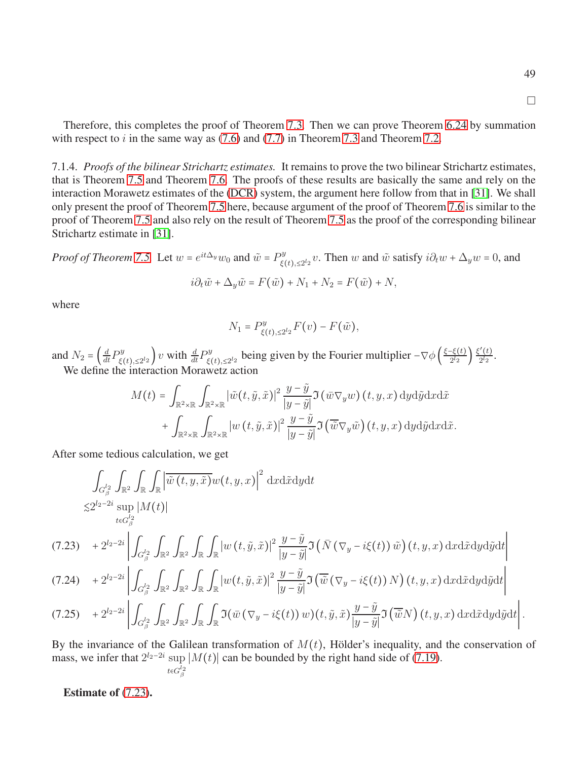□

Therefore, this completes the proof of Theorem 7.3. Then we can prove Theorem 6.24 by summation with respect to $i$ in the same way as (7.6) and (7.7) in Theorem 7.3 and Theorem 7.2.

7.1.4. *Proofs of the bilinear Strichartz estimates.* It remains to prove the two bilinear Strichartz estimates, that is Theorem 7.5 and Theorem 7.6. The proofs of these results are basically the same and rely on the interaction Morawetz estimates of the (DCR) system, the argument here follow from that in [31]. We shall only present the proof of Theorem 7.5 here, because argument of the proof of Theorem 7.6 is similar to the proof of Theorem 7.5 and also rely on the result of Theorem 7.5 as the proof of the corresponding bilinear Strichartz estimate in [31].

*Proof of Theorem 7.5.* Let $w = e^{it\Delta_y} w_0$ and $\tilde{w} = P^y_{\xi(t),\le 2^{l_2}} v$. Then $w$ and $\tilde{w}$ satisfy $i\partial_t w + \Delta_y w = 0$, and

$$i\partial_t \tilde{w} + \Delta_y \tilde{w} = F(\tilde{w}) + N_1 + N_2 = F(\tilde{w}) + N,$$

where

$$N_1 = P^y_{\xi(t),\le 2^{l_2}} F(v) - F(\tilde{w}),$$

and $N_2 = \left(\frac{d}{dt} P^y_{\xi(t),\le 2^{l_2}}\right) v$ with $\frac{d}{dt} P^y_{\xi(t),\le 2^{l_2}}$ being given by the Fourier multiplier $-\nabla\phi\left(\frac{\xi-\xi(t)}{2^{l_2}}\right)\frac{\xi'(t)}{2^{l_2}}$.

We define the interaction Morawetz action

$$\begin{aligned} M(t) = & \int_{\mathbb{R}^2\times\mathbb{R}}\int_{\mathbb{R}^2\times\mathbb{R}} |\tilde{w}(t,\tilde{y},\tilde{x})|^2 \frac{y-\tilde{y}}{|y-\tilde{y}|} \Im\left(\bar{w}\nabla_y w\right)(t,y,x)\,\mathrm{d}y\mathrm{d}\tilde{y}\mathrm{d}x\mathrm{d}\tilde{x} \\ & + \int_{\mathbb{R}^2\times\mathbb{R}}\int_{\mathbb{R}^2\times\mathbb{R}} |w(t,\tilde{y},\tilde{x})|^2 \frac{y-\tilde{y}}{|y-\tilde{y}|} \Im\left(\overline{\tilde{w}}\nabla_y \tilde{w}\right)(t,y,x)\,\mathrm{d}y\mathrm{d}\tilde{y}\mathrm{d}x\mathrm{d}\tilde{x}. \end{aligned}$$

After some tedious calculation, we get

$$\begin{aligned} & \int_{G^{l_2}_\beta}\int_{\mathbb{R}^2}\int_{\mathbb{R}}\int_{\mathbb{R}} \left|\overline{\tilde{w}(t,y,\tilde{x})} w(t,y,x)\right|^2 \mathrm{d}x\mathrm{d}\tilde{x}\mathrm{d}y\mathrm{d}t \\ \lesssim & 2^{l_2-2i}\sup_{t\in G^{l_2}_\beta}|M(t)| \\ \text{(7.23)}\quad & + 2^{l_2-2i}\left|\int_{G^{l_2}_\beta}\int_{\mathbb{R}^2}\int_{\mathbb{R}^2}\int_{\mathbb{R}}\int_{\mathbb{R}} |w(t,\tilde{y},\tilde{x})|^2 \frac{y-\tilde{y}}{|y-\tilde{y}|}\Im\left(\bar{N}\left(\nabla_y - i\xi(t)\right)\tilde{w}\right)(t,y,x)\,\mathrm{d}x\mathrm{d}\tilde{x}\mathrm{d}y\mathrm{d}\tilde{y}\mathrm{d}t\right| \\ \text{(7.24)}\quad & + 2^{l_2-2i}\left|\int_{G^{l_2}_\beta}\int_{\mathbb{R}^2}\int_{\mathbb{R}^2}\int_{\mathbb{R}}\int_{\mathbb{R}} |w(t,\tilde{y},\tilde{x})|^2 \frac{y-\tilde{y}}{|y-\tilde{y}|}\Im\left(\overline{\tilde{w}}\left(\nabla_y - i\xi(t)\right)N\right)(t,y,x)\,\mathrm{d}x\mathrm{d}\tilde{x}\mathrm{d}y\mathrm{d}\tilde{y}\mathrm{d}t\right| \\ \text{(7.25)}\quad & + 2^{l_2-2i}\left|\int_{G^{l_2}_\beta}\int_{\mathbb{R}^2}\int_{\mathbb{R}^2}\int_{\mathbb{R}}\int_{\mathbb{R}} \Im\left(\bar{w}\left(\nabla_y - i\xi(t)\right)w\right)(t,\tilde{y},\tilde{x})\frac{y-\tilde{y}}{|y-\tilde{y}|}\Im\left(\overline{\tilde{w}}N\right)(t,y,x)\,\mathrm{d}x\mathrm{d}\tilde{x}\mathrm{d}y\mathrm{d}\tilde{y}\mathrm{d}t\right|. \end{aligned}$$

By the invariance of the Galilean transformation of $M(t)$, Hölder's inequality, and the conservation of mass, we infer that $2^{l_2-2i}\sup_{t\in G^{l_2}_\beta}|M(t)|$ can be bounded by the right hand side of (7.19).

**Estimate of (7.23).**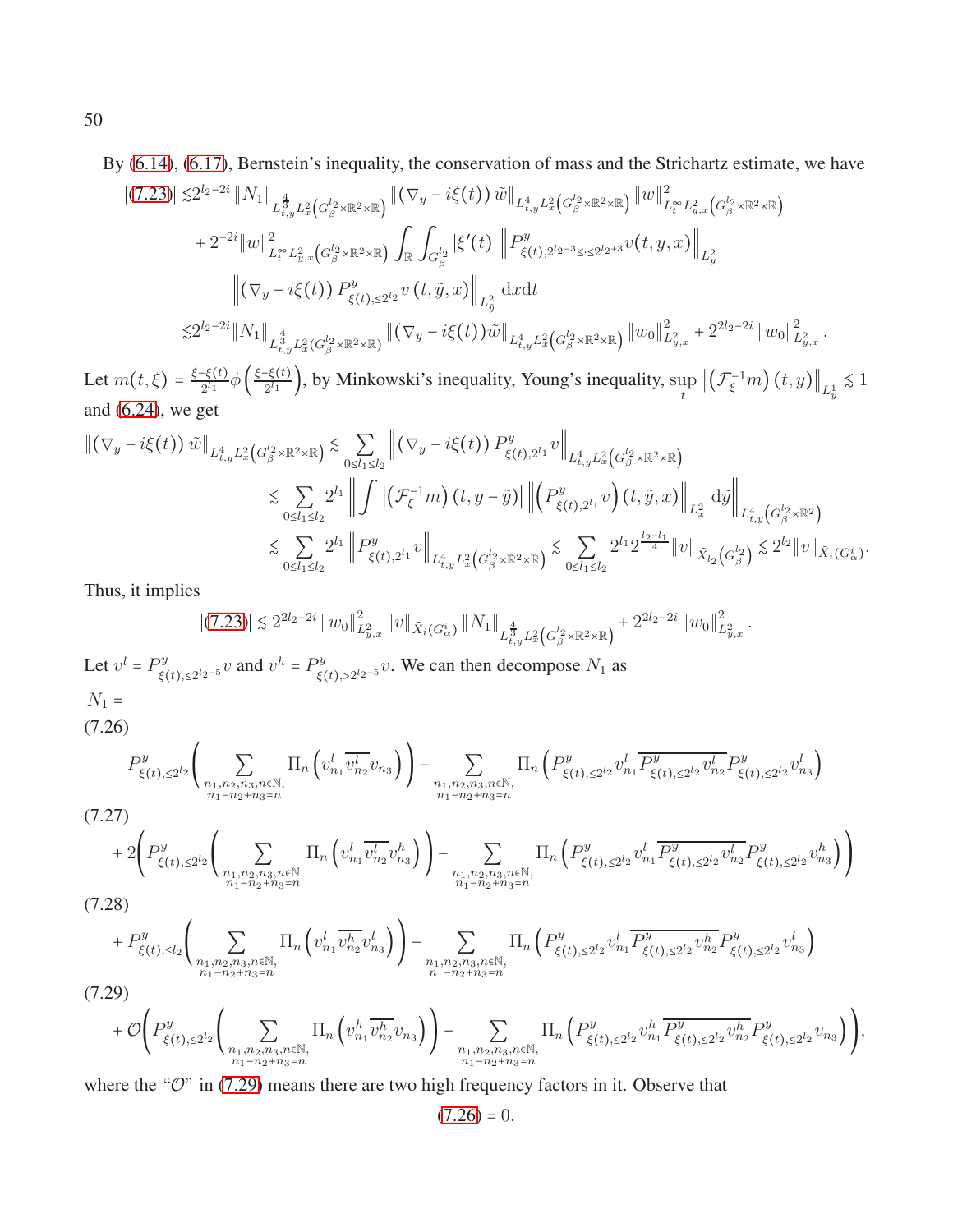By (6.14), (6.17), Bernstein's inequality, the conservation of mass and the Strichartz estimate, we have

$$
\begin{aligned}
|(7.23)| \lesssim & 2^{l_2-2i} \|N_1\|_{L^{\frac{4}{3}}_{t,y} L^2_x\left(G^{l_2}_\beta \times \mathbb{R}^2 \times \mathbb{R}\right)} \left\|\left(\nabla_y - i\xi(t)\right)\tilde{w}\right\|_{L^4_{t,y} L^2_x\left(G^{l_2}_\beta \times \mathbb{R}^2 \times \mathbb{R}\right)} \|w\|^2_{L^\infty_t L^2_{y,x}\left(G^{l_2}_\beta \times \mathbb{R}^2 \times \mathbb{R}\right)} \\
& + 2^{-2i} \|w\|^2_{L^\infty_t L^2_{y,x}\left(G^{l_2}_\beta \times \mathbb{R}^2 \times \mathbb{R}\right)} \int_{\mathbb{R}} \int_{G^{l_2}_\beta} |\xi'(t)| \left\| P^y_{\xi(t), 2^{l_2-3} \leq \cdot \leq 2^{l_2+3}} v(t,y,x)\right\|_{L^2_y} \\
& \left\|\left(\nabla_y - i\xi(t)\right) P^y_{\xi(t), \leq 2^{l_2}} v\left(t, \tilde{y}, x\right)\right\|_{L^2_{\tilde{y}}} \,\mathrm{d}x\mathrm{d}t \\
\lesssim & 2^{l_2-2i} \|N_1\|_{L^{\frac{4}{3}}_{t,y} L^2_x(G^{l_2}_\beta \times \mathbb{R}^2 \times \mathbb{R})} \|(\nabla_y - i\xi(t))\tilde{w}\|_{L^4_{t,y} L^2_x\left(G^{l_2}_\beta \times \mathbb{R}^2 \times \mathbb{R}\right)} \|w_0\|^2_{L^2_{y,x}} + 2^{2l_2-2i} \|w_0\|^2_{L^2_{y,x}}.
\end{aligned}
$$

Let $m(t,\xi) = \frac{\xi - \xi(t)}{2^{l_1}} \phi\left(\frac{\xi-\xi(t)}{2^{l_1}}\right)$, by Minkowski's inequality, Young's inequality, $\sup_t \left\|\left(\mathcal{F}^{-1}_\xi m\right)(t,y)\right\|_{L^1_y} \lesssim 1$ and (6.24), we get

$$
\begin{aligned}
\|(\nabla_y - i\xi(t))\,\tilde{w}\|_{L^4_{t,y} L^2_x\left(G^{l_2}_\beta \times \mathbb{R}^2 \times \mathbb{R}\right)} & \lesssim \sum_{0 \leq l_1 \leq l_2} \left\|\left(\nabla_y - i\xi(t)\right) P^y_{\xi(t), 2^{l_1}} v\right\|_{L^4_{t,y} L^2_x\left(G^{l_2}_\beta \times \mathbb{R}^2 \times \mathbb{R}\right)} \\
& \lesssim \sum_{0 \leq l_1 \leq l_2} 2^{l_1} \left\| \int \left|\left(\mathcal{F}^{-1}_\xi m\right)(t, y - \tilde{y})\right| \left\|\left(P^y_{\xi(t), 2^{l_1}} v\right)(t, \tilde{y}, x)\right\|_{L^2_x} \mathrm{d}\tilde{y}\right\|_{L^4_{t,y}\left(G^{l_2}_\beta \times \mathbb{R}^2\right)} \\
& \lesssim \sum_{0 \leq l_1 \leq l_2} 2^{l_1} \left\|P^y_{\xi(t), 2^{l_1}} v\right\|_{L^4_{t,y} L^2_x\left(G^{l_2}_\beta \times \mathbb{R}^2 \times \mathbb{R}\right)} \lesssim \sum_{0 \leq l_1 \leq l_2} 2^{l_1} 2^{\frac{l_2 - l_1}{4}} \|v\|_{\tilde{X}_{l_2}\left(G^{l_2}_\beta\right)} \lesssim 2^{l_2} \|v\|_{\tilde{X}_i(G^i_\alpha)}.
\end{aligned}
$$

Thus, it implies

$$
|(7.23)| \lesssim 2^{2l_2 - 2i} \|w_0\|^2_{L^2_{y,x}} \|v\|_{\tilde{X}_i(G^i_\alpha)} \|N_1\|_{L^{\frac{4}{3}}_{t,y} L^2_x\left(G^{l_2}_\beta \times \mathbb{R}^2 \times \mathbb{R}\right)} + 2^{2l_2-2i} \|w_0\|^2_{L^2_{y,x}}.
$$

Let $v^l = P^y_{\xi(t), \leq 2^{l_2-5}} v$ and $v^h = P^y_{\xi(t), > 2^{l_2-5}} v$. We can then decompose $N_1$ as

$N_1 =$

(7.26)

$$
P^y_{\xi(t), \leq 2^{l_2}} \left( \sum_{\substack{n_1,n_2,n_3,n \in \mathbb{N},\\ n_1 - n_2 + n_3 = n}} \Pi_n \left(v^l_{n_1} \overline{v^l_{n_2}} v_{n_3}\right)\right) - \sum_{\substack{n_1,n_2,n_3,n \in \mathbb{N},\\ n_1 - n_2 + n_3 = n}} \Pi_n \left(P^y_{\xi(t), \leq 2^{l_2}} v^l_{n_1} \overline{P^y_{\xi(t), \leq 2^{l_2}} v^l_{n_2}} P^y_{\xi(t), \leq 2^{l_2}} v^l_{n_3}\right)
$$

(7.27)

$$
+ 2\left( P^y_{\xi(t), \leq 2^{l_2}} \left( \sum_{\substack{n_1,n_2,n_3,n \in \mathbb{N},\\ n_1 - n_2 + n_3 = n}} \Pi_n \left(v^l_{n_1} \overline{v^l_{n_2}} v^h_{n_3}\right)\right) - \sum_{\substack{n_1,n_2,n_3,n \in \mathbb{N},\\ n_1 - n_2 + n_3 = n}} \Pi_n \left(P^y_{\xi(t), \leq 2^{l_2}} v^l_{n_1} \overline{P^y_{\xi(t), \leq 2^{l_2}} v^l_{n_2}} P^y_{\xi(t), \leq 2^{l_2}} v^h_{n_3}\right) \right)
$$

(7.28)

$$
+ P^y_{\xi(t), \leq l_2} \left( \sum_{\substack{n_1,n_2,n_3,n \in \mathbb{N},\\ n_1 - n_2 + n_3 = n}} \Pi_n \left(v^l_{n_1} \overline{v^h_{n_2}} v^l_{n_3}\right)\right) - \sum_{\substack{n_1,n_2,n_3,n \in \mathbb{N},\\ n_1 - n_2 + n_3 = n}} \Pi_n \left(P^y_{\xi(t), \leq 2^{l_2}} v^l_{n_1} \overline{P^y_{\xi(t), \leq 2^{l_2}} v^h_{n_2}} P^y_{\xi(t), \leq 2^{l_2}} v^l_{n_3}\right)
$$

(7.29)

$$
+ \mathcal{O}\left( P^y_{\xi(t), \leq 2^{l_2}} \left( \sum_{\substack{n_1,n_2,n_3,n \in \mathbb{N},\\ n_1 - n_2 + n_3 = n}} \Pi_n \left(v^h_{n_1} \overline{v^h_{n_2}} v_{n_3}\right)\right) - \sum_{\substack{n_1,n_2,n_3,n \in \mathbb{N},\\ n_1 - n_2 + n_3 = n}} \Pi_n \left(P^y_{\xi(t), \leq 2^{l_2}} v^h_{n_1} \overline{P^y_{\xi(t), \leq 2^{l_2}} v^h_{n_2}} P^y_{\xi(t), \leq 2^{l_2}} v_{n_3}\right) \right),
$$

where the "$\mathcal{O}$" in (7.29) means there are two high frequency factors in it. Observe that

$$
(7.26) = 0.
$$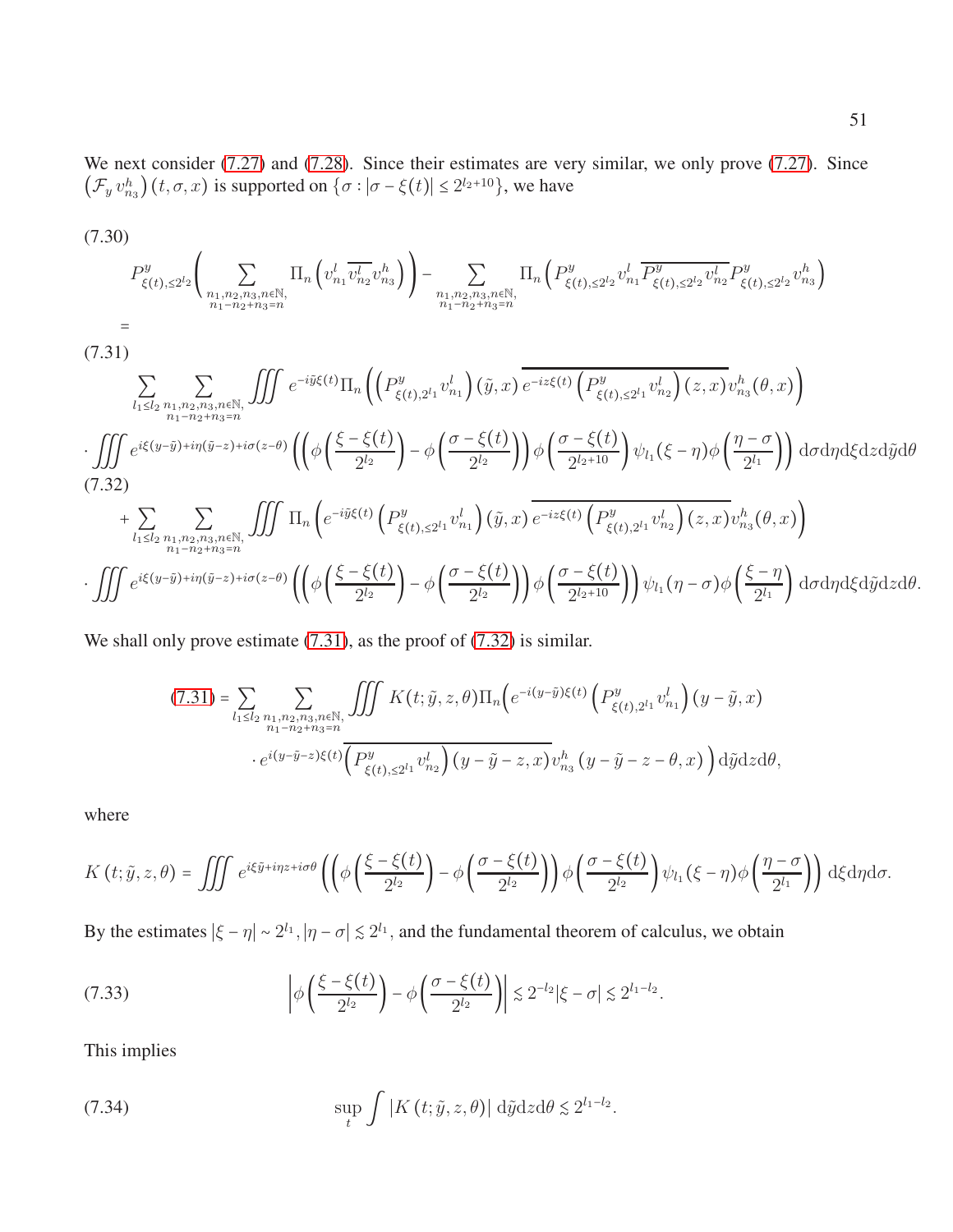We next consider (7.27) and (7.28). Since their estimates are very similar, we only prove (7.27). Since $\left(\mathcal{F}_y v_{n_3}^h\right)(t,\sigma,x)$ is supported on $\{\sigma : |\sigma - \xi(t)| \le 2^{l_2+10}\}$, we have

(7.30)
$$P^y_{\xi(t),\le 2^{l_2}}\left(\sum_{\substack{n_1,n_2,n_3,n\in\mathbb{N},\\ n_1-n_2+n_3=n}} \Pi_n\left(v^l_{n_1}\overline{v^l_{n_2}}v^h_{n_3}\right)\right) - \sum_{\substack{n_1,n_2,n_3,n\in\mathbb{N},\\ n_1-n_2+n_3=n}} \Pi_n\left(P^y_{\xi(t),\le 2^{l_2}}v^l_{n_1}\overline{P^y_{\xi(t),\le 2^{l_2}}v^l_{n_2}}P^y_{\xi(t),\le 2^{l_2}}v^h_{n_3}\right)$$
$$=$$

(7.31)
$$\sum_{l_1\le l_2}\sum_{\substack{n_1,n_2,n_3,n\in\mathbb{N},\\ n_1-n_2+n_3=n}} \iiint e^{-i\tilde{y}\xi(t)}\Pi_n\left(\left(P^y_{\xi(t),2^{l_1}}v^l_{n_1}\right)(\tilde{y},x)\overline{e^{-iz\xi(t)}\left(P^y_{\xi(t),\le 2^{l_1}}v^l_{n_2}\right)(z,x)}v^h_{n_3}(\theta,x)\right)$$
$$\cdot\iiint e^{i\xi(y-\tilde{y})+i\eta(\tilde{y}-z)+i\sigma(z-\theta)}\left(\left(\phi\left(\frac{\xi-\xi(t)}{2^{l_2}}\right)-\phi\left(\frac{\sigma-\xi(t)}{2^{l_2}}\right)\right)\phi\left(\frac{\sigma-\xi(t)}{2^{l_2+10}}\right)\psi_{l_1}(\xi-\eta)\phi\left(\frac{\eta-\sigma}{2^{l_1}}\right)\right)\mathrm{d}\sigma\mathrm{d}\eta\mathrm{d}\xi\mathrm{d}z\mathrm{d}\tilde{y}\mathrm{d}\theta$$

(7.32)
$$+\sum_{l_1\le l_2}\sum_{\substack{n_1,n_2,n_3,n\in\mathbb{N},\\ n_1-n_2+n_3=n}} \iiint \Pi_n\left(e^{-i\tilde{y}\xi(t)}\left(P^y_{\xi(t),\le 2^{l_1}}v^l_{n_1}\right)(\tilde{y},x)\overline{e^{-iz\xi(t)}\left(P^y_{\xi(t),2^{l_1}}v^l_{n_2}\right)(z,x)}v^h_{n_3}(\theta,x)\right)$$
$$\cdot\iiint e^{i\xi(y-\tilde{y})+i\eta(\tilde{y}-z)+i\sigma(z-\theta)}\left(\left(\phi\left(\frac{\xi-\xi(t)}{2^{l_2}}\right)-\phi\left(\frac{\sigma-\xi(t)}{2^{l_2}}\right)\right)\phi\left(\frac{\sigma-\xi(t)}{2^{l_2+10}}\right)\right)\psi_{l_1}(\eta-\sigma)\phi\left(\frac{\xi-\eta}{2^{l_1}}\right)\mathrm{d}\sigma\mathrm{d}\eta\mathrm{d}\xi\mathrm{d}\tilde{y}\mathrm{d}z\mathrm{d}\theta.$$

We shall only prove estimate (7.31), as the proof of (7.32) is similar.

$$(7.31) = \sum_{l_1\le l_2}\sum_{\substack{n_1,n_2,n_3,n\in\mathbb{N},\\ n_1-n_2+n_3=n}} \iiint K(t;\tilde{y},z,\theta)\Pi_n\Big(e^{-i(y-\tilde{y})\xi(t)}\left(P^y_{\xi(t),2^{l_1}}v^l_{n_1}\right)(y-\tilde{y},x)$$
$$\cdot e^{i(y-\tilde{y}-z)\xi(t)}\overline{\left(P^y_{\xi(t),\le 2^{l_1}}v^l_{n_2}\right)(y-\tilde{y}-z,x)}v^h_{n_3}(y-\tilde{y}-z-\theta,x)\Big)\mathrm{d}\tilde{y}\mathrm{d}z\mathrm{d}\theta,$$

where

$$K(t;\tilde{y},z,\theta) = \iiint e^{i\xi\tilde{y}+i\eta z+i\sigma\theta}\left(\left(\phi\left(\frac{\xi-\xi(t)}{2^{l_2}}\right)-\phi\left(\frac{\sigma-\xi(t)}{2^{l_2}}\right)\right)\phi\left(\frac{\sigma-\xi(t)}{2^{l_2}}\right)\psi_{l_1}(\xi-\eta)\phi\left(\frac{\eta-\sigma}{2^{l_1}}\right)\right)\mathrm{d}\xi\mathrm{d}\eta\mathrm{d}\sigma.$$

By the estimates $|\xi-\eta|\sim 2^{l_1}$, $|\eta-\sigma|\lesssim 2^{l_1}$, and the fundamental theorem of calculus, we obtain

$$\left|\phi\left(\frac{\xi-\xi(t)}{2^{l_2}}\right)-\phi\left(\frac{\sigma-\xi(t)}{2^{l_2}}\right)\right|\lesssim 2^{-l_2}|\xi-\sigma|\lesssim 2^{l_1-l_2}. \tag{7.33}$$

This implies

$$\sup_t \int |K(t;\tilde{y},z,\theta)|\,\mathrm{d}\tilde{y}\mathrm{d}z\mathrm{d}\theta \lesssim 2^{l_1-l_2}. \tag{7.34}$$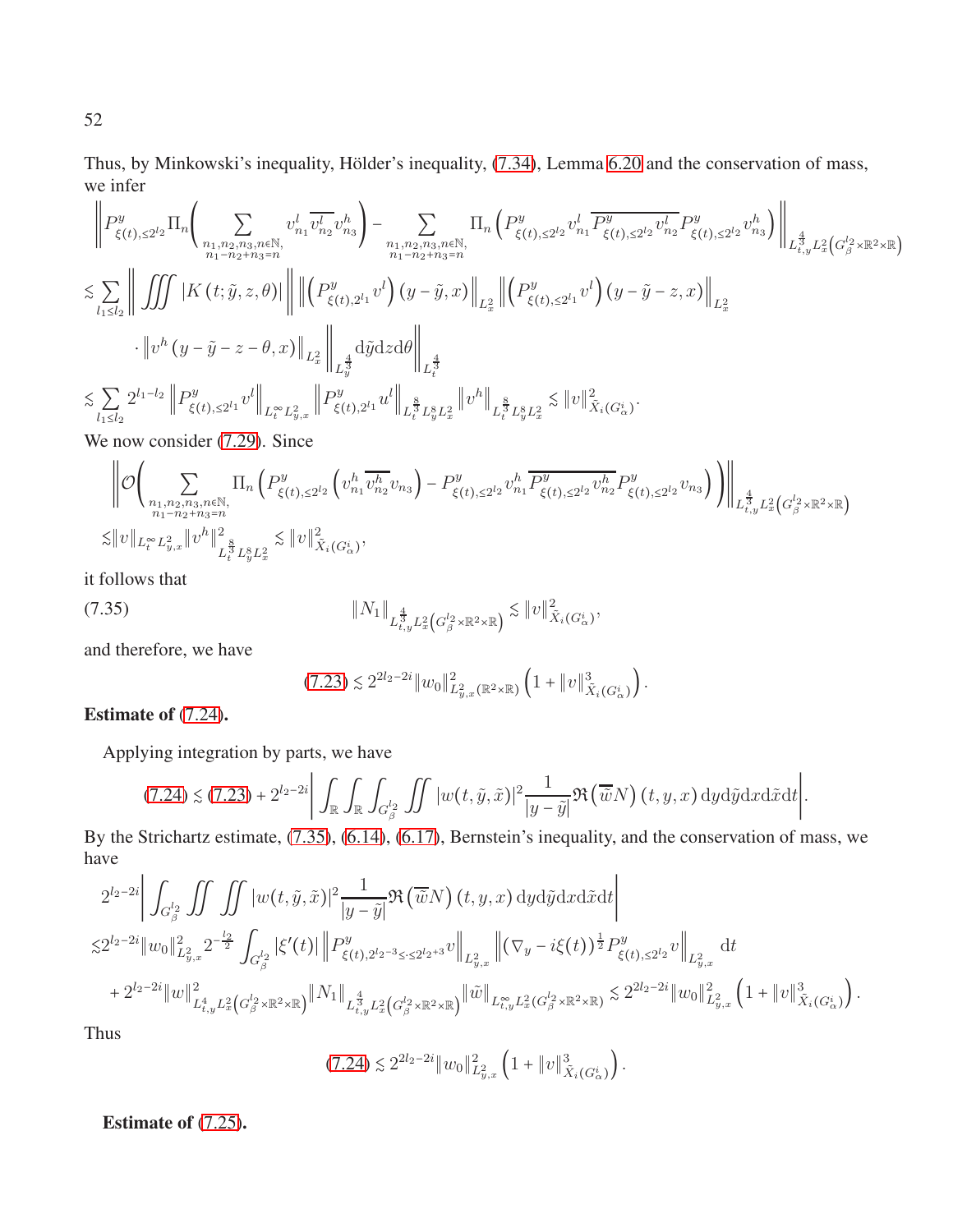Thus, by Minkowski's inequality, Hölder's inequality, (7.34), Lemma 6.20 and the conservation of mass, we infer

$$
\begin{aligned}
&\left\| P^y_{\xi(t),\leq 2^{l_2}} \Pi_n \Bigg( \sum_{\substack{n_1,n_2,n_3,n\in\mathbb{N},\\ n_1-n_2+n_3=n}} v^l_{n_1} \overline{v^l_{n_2}} v^h_{n_3} \Bigg) - \sum_{\substack{n_1,n_2,n_3,n\in\mathbb{N},\\ n_1-n_2+n_3=n}} \Pi_n \left( P^y_{\xi(t),\leq 2^{l_2}} v^l_{n_1} \overline{P^y_{\xi(t),\leq 2^{l_2}} v^l_{n_2}} P^y_{\xi(t),\leq 2^{l_2}} v^h_{n_3} \right) \right\|_{L^{\frac{4}{3}}_{t,y} L^2_x \left( G^{l_2}_\beta \times \mathbb{R}^2 \times \mathbb{R} \right)} \\
&\lesssim \sum_{l_1 \leq l_2} \Bigg\| \iiint |K(t;\tilde{y},z,\theta)| \Bigg\| \left\| \left( P^y_{\xi(t),2^{l_1}} v^l \right)(y-\tilde{y},x) \right\|_{L^2_x} \left\| \left( P^y_{\xi(t),\leq 2^{l_1}} v^l \right)(y-\tilde{y}-z,x) \right\|_{L^2_x} \\
&\qquad \cdot \left\| v^h(y-\tilde{y}-z-\theta,x) \right\|_{L^2_x} \Bigg\|_{L^{\frac{4}{3}}_y} \mathrm{d}\tilde{y}\mathrm{d}z\mathrm{d}\theta \Bigg\|_{L^{\frac{4}{3}}_t} \\
&\lesssim \sum_{l_1 \leq l_2} 2^{l_1 - l_2} \left\| P^y_{\xi(t),\leq 2^{l_1}} v^l \right\|_{L^\infty_t L^2_{y,x}} \left\| P^y_{\xi(t),2^{l_1}} u^l \right\|_{L^{\frac{8}{3}}_t L^8_y L^2_x} \left\| v^h \right\|_{L^{\frac{8}{3}}_t L^8_y L^2_x} \lesssim \|v\|^2_{\tilde{X}_i(G^i_\alpha)}.
\end{aligned}
$$

We now consider (7.29). Since

$$
\begin{aligned}
&\left\| \mathcal{O}\Bigg( \sum_{\substack{n_1,n_2,n_3,n\in\mathbb{N},\\ n_1-n_2+n_3=n}} \Pi_n \left( P^y_{\xi(t),\leq 2^{l_2}} \left( v^h_{n_1} \overline{v^h_{n_2}} v_{n_3} \right) - P^y_{\xi(t),\leq 2^{l_2}} v^h_{n_1} \overline{P^y_{\xi(t),\leq 2^{l_2}} v^h_{n_2}} P^y_{\xi(t),\leq 2^{l_2}} v_{n_3} \right) \Bigg) \right\|_{L^{\frac{4}{3}}_{t,y} L^2_x \left( G^{l_2}_\beta \times \mathbb{R}^2 \times \mathbb{R} \right)} \\
&\lesssim \|v\|_{L^\infty_t L^2_{y,x}} \|v^h\|^2_{L^{\frac{8}{3}}_t L^8_y L^2_x} \lesssim \|v\|^2_{\tilde{X}_i(G^i_\alpha)},
\end{aligned}
$$

it follows that

$$
\|N_1\|_{L^{\frac{4}{3}}_{t,y} L^2_x \left( G^{l_2}_\beta \times \mathbb{R}^2 \times \mathbb{R} \right)} \lesssim \|v\|^2_{\tilde{X}_i(G^i_\alpha)}, \tag{7.35}
$$

and therefore, we have

$$
(7.23) \lesssim 2^{2l_2 - 2i} \|w_0\|^2_{L^2_{y,x}(\mathbb{R}^2 \times \mathbb{R})} \left( 1 + \|v\|^3_{\tilde{X}_i(G^i_\alpha)} \right).
$$

**Estimate of (7.24).**

Applying integration by parts, we have

$$
(7.24) \lesssim (7.23) + 2^{l_2 - 2i} \left| \int_{\mathbb{R}} \int_{\mathbb{R}} \int_{G^{l_2}_\beta} \iint |w(t,\tilde{y},\tilde{x})|^2 \frac{1}{|y-\tilde{y}|} \Re\left( \overline{\tilde{w}} N \right)(t,y,x)\, \mathrm{d}y \mathrm{d}\tilde{y} \mathrm{d}x \mathrm{d}\tilde{x} \mathrm{d}t \right|.
$$

By the Strichartz estimate, (7.35), (6.14), (6.17), Bernstein's inequality, and the conservation of mass, we have

$$
\begin{aligned}
&2^{l_2 - 2i} \left| \int_{G^{l_2}_\beta} \iint \iint |w(t,\tilde{y},\tilde{x})|^2 \frac{1}{|y-\tilde{y}|} \Re\left( \overline{\tilde{w}} N \right)(t,y,x)\, \mathrm{d}y \mathrm{d}\tilde{y} \mathrm{d}x \mathrm{d}\tilde{x} \mathrm{d}t \right| \\
&\lesssim 2^{l_2 - 2i} \|w_0\|^2_{L^2_{y,x}} 2^{-\frac{l_2}{2}} \int_{G^{l_2}_\beta} |\xi'(t)| \left\| P^y_{\xi(t),2^{l_2-3}\leq \cdot \leq 2^{l_2+3}} v \right\|_{L^2_{y,x}} \left\| (\nabla_y - i\xi(t))^{\frac{1}{2}} P^y_{\xi(t),\leq 2^{l_2}} v \right\|_{L^2_{y,x}} \mathrm{d}t \\
&\quad + 2^{l_2 - 2i} \|w\|^2_{L^4_{t,y} L^2_x \left( G^{l_2}_\beta \times \mathbb{R}^2 \times \mathbb{R} \right)} \|N_1\|_{L^{\frac{4}{3}}_{t,y} L^2_x \left( G^{l_2}_\beta \times \mathbb{R}^2 \times \mathbb{R} \right)} \|\tilde{w}\|_{L^\infty_{t,y} L^2_x (G^{l_2}_\beta \times \mathbb{R}^2 \times \mathbb{R})} \lesssim 2^{2l_2 - 2i} \|w_0\|^2_{L^2_{y,x}} \left( 1 + \|v\|^3_{\tilde{X}_i(G^i_\alpha)} \right).
\end{aligned}
$$

Thus

$$
(7.24) \lesssim 2^{2l_2 - 2i} \|w_0\|^2_{L^2_{y,x}} \left( 1 + \|v\|^3_{\tilde{X}_i(G^i_\alpha)} \right).
$$

**Estimate of (7.25).**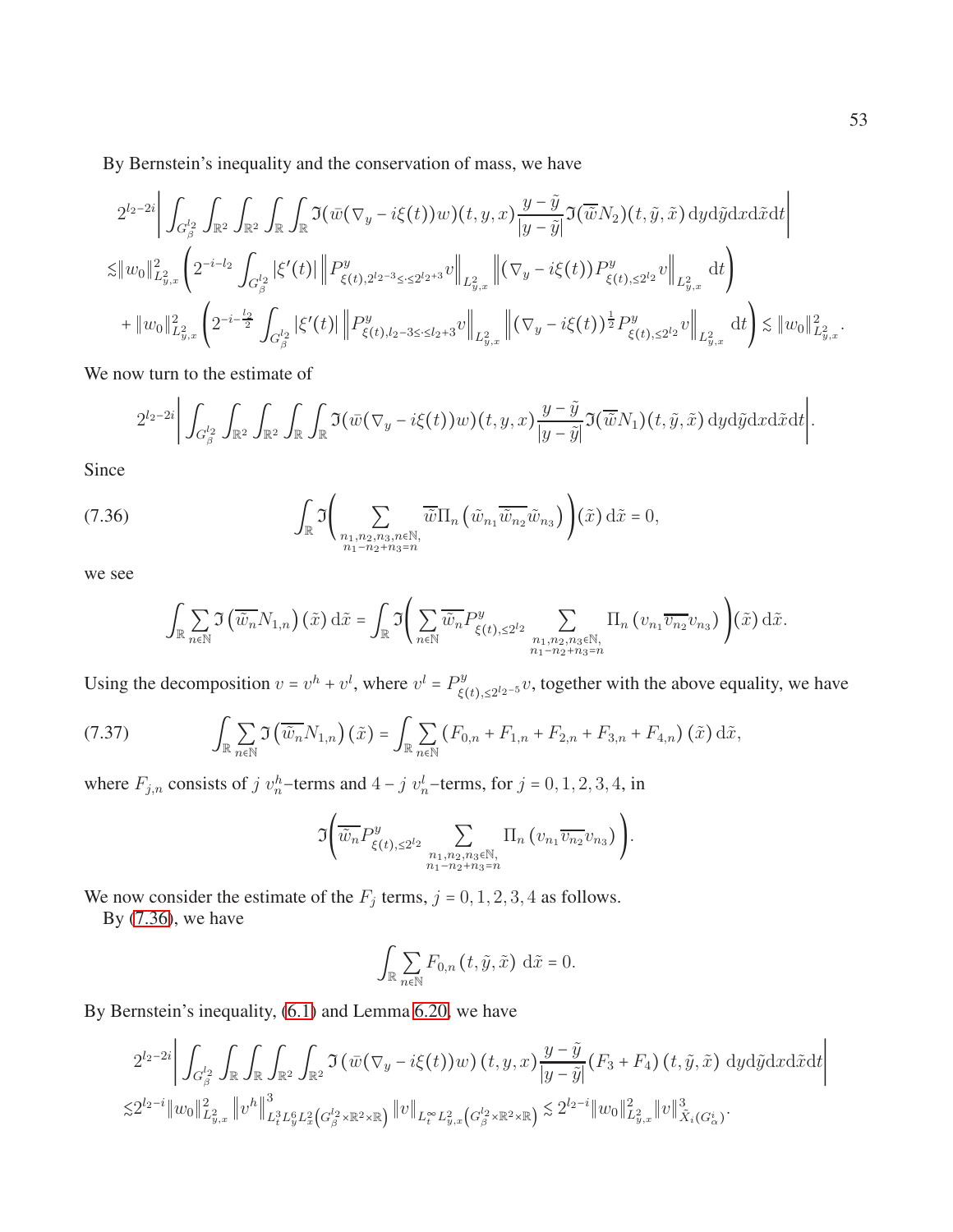By Bernstein's inequality and the conservation of mass, we have

$$
\begin{aligned}
&2^{l_2-2i}\left|\int_{G_\beta^{l_2}}\int_{\mathbb{R}^2}\int_{\mathbb{R}^2}\int_{\mathbb{R}}\int_{\mathbb{R}}\Im(\bar{w}(\nabla_y - i\xi(t))w)(t,y,x)\frac{y-\tilde{y}}{|y-\tilde{y}|}\Im(\overline{\tilde{w}}N_2)(t,\tilde{y},\tilde{x})\,\mathrm{d}y\mathrm{d}\tilde{y}\mathrm{d}x\mathrm{d}\tilde{x}\mathrm{d}t\right|\\
\lesssim&\|w_0\|_{L^2_{y,x}}^2\left(2^{-i-l_2}\int_{G_\beta^{l_2}}|\xi'(t)|\left\|P^y_{\xi(t),2^{l_2-3}\le\cdot\le 2^{l_2+3}}v\right\|_{L^2_{y,x}}\left\|(\nabla_y-i\xi(t))P^y_{\xi(t),\le 2^{l_2}}v\right\|_{L^2_{y,x}}\mathrm{d}t\right)\\
&+\|w_0\|_{L^2_{y,x}}^2\left(2^{-i-\frac{l_2}{2}}\int_{G_\beta^{l_2}}|\xi'(t)|\left\|P^y_{\xi(t),l_2-3\le\cdot\le l_2+3}v\right\|_{L^2_{y,x}}\left\|(\nabla_y-i\xi(t))^{\frac12}P^y_{\xi(t),\le 2^{l_2}}v\right\|_{L^2_{y,x}}\mathrm{d}t\right)\lesssim\|w_0\|_{L^2_{y,x}}^2.
\end{aligned}
$$

We now turn to the estimate of

$$
2^{l_2-2i}\left|\int_{G_\beta^{l_2}}\int_{\mathbb{R}^2}\int_{\mathbb{R}^2}\int_{\mathbb{R}}\int_{\mathbb{R}}\Im(\bar{w}(\nabla_y - i\xi(t))w)(t,y,x)\frac{y-\tilde{y}}{|y-\tilde{y}|}\Im(\overline{\tilde{w}}N_1)(t,\tilde{y},\tilde{x})\,\mathrm{d}y\mathrm{d}\tilde{y}\mathrm{d}x\mathrm{d}\tilde{x}\mathrm{d}t\right|.
$$

Since

$$
\int_{\mathbb{R}}\Im\Bigg(\sum_{\substack{n_1,n_2,n_3,n\in\mathbb{N},\\ n_1-n_2+n_3=n}}\overline{\tilde{w}}\Pi_n\left(\tilde{w}_{n_1}\overline{\tilde{w}_{n_2}}\tilde{w}_{n_3}\right)\Bigg)(\tilde{x})\,\mathrm{d}\tilde{x}=0, \tag{7.36}
$$

we see

$$
\int_{\mathbb{R}}\sum_{n\in\mathbb{N}}\Im\left(\overline{\tilde{w}_n}N_{1,n}\right)(\tilde{x})\,\mathrm{d}\tilde{x}=\int_{\mathbb{R}}\Im\Bigg(\sum_{n\in\mathbb{N}}\overline{\tilde{w}_n}P^y_{\xi(t),\le 2^{l_2}}\sum_{\substack{n_1,n_2,n_3\in\mathbb{N},\\ n_1-n_2+n_3=n}}\Pi_n\left(v_{n_1}\overline{v_{n_2}}v_{n_3}\right)\Bigg)(\tilde{x})\,\mathrm{d}\tilde{x}.
$$

Using the decomposition $v=v^h+v^l$, where $v^l=P^y_{\xi(t),\le 2^{l_2-5}}v$, together with the above equality, we have

$$
\int_{\mathbb{R}}\sum_{n\in\mathbb{N}}\Im\left(\overline{\tilde{w}_n}N_{1,n}\right)(\tilde{x})=\int_{\mathbb{R}}\sum_{n\in\mathbb{N}}\left(F_{0,n}+F_{1,n}+F_{2,n}+F_{3,n}+F_{4,n}\right)(\tilde{x})\,\mathrm{d}\tilde{x}, \tag{7.37}
$$

where $F_{j,n}$ consists of $j$ $v_n^h$–terms and $4-j$ $v_n^l$–terms, for $j=0,1,2,3,4$, in

$$
\Im\Bigg(\overline{\tilde{w}_n}P^y_{\xi(t),\le 2^{l_2}}\sum_{\substack{n_1,n_2,n_3\in\mathbb{N},\\ n_1-n_2+n_3=n}}\Pi_n\left(v_{n_1}\overline{v_{n_2}}v_{n_3}\right)\Bigg).
$$

We now consider the estimate of the $F_j$ terms, $j=0,1,2,3,4$ as follows.

By (7.36), we have

$$
\int_{\mathbb{R}}\sum_{n\in\mathbb{N}}F_{0,n}\left(t,\tilde{y},\tilde{x}\right)\,\mathrm{d}\tilde{x}=0.
$$

By Bernstein's inequality, (6.1) and Lemma 6.20, we have

$$
\begin{aligned}
&2^{l_2-2i}\left|\int_{G_\beta^{l_2}}\int_{\mathbb{R}}\int_{\mathbb{R}}\int_{\mathbb{R}^2}\int_{\mathbb{R}^2}\Im\left(\bar{w}(\nabla_y-i\xi(t))w\right)(t,y,x)\frac{y-\tilde{y}}{|y-\tilde{y}|}\left(F_3+F_4\right)\left(t,\tilde{y},\tilde{x}\right)\,\mathrm{d}y\mathrm{d}\tilde{y}\mathrm{d}x\mathrm{d}\tilde{x}\mathrm{d}t\right|\\
\lesssim&2^{l_2-i}\|w_0\|_{L^2_{y,x}}^2\left\|v^h\right\|^3_{L^3_tL^6_yL^2_x\left(G_\beta^{l_2}\times\mathbb{R}^2\times\mathbb{R}\right)}\|v\|_{L^\infty_tL^2_{y,x}\left(G_\beta^{l_2}\times\mathbb{R}^2\times\mathbb{R}\right)}\lesssim 2^{l_2-i}\|w_0\|_{L^2_{y,x}}^2\|v\|^3_{\tilde{X}_i(G_\alpha^i)}.
\end{aligned}
$$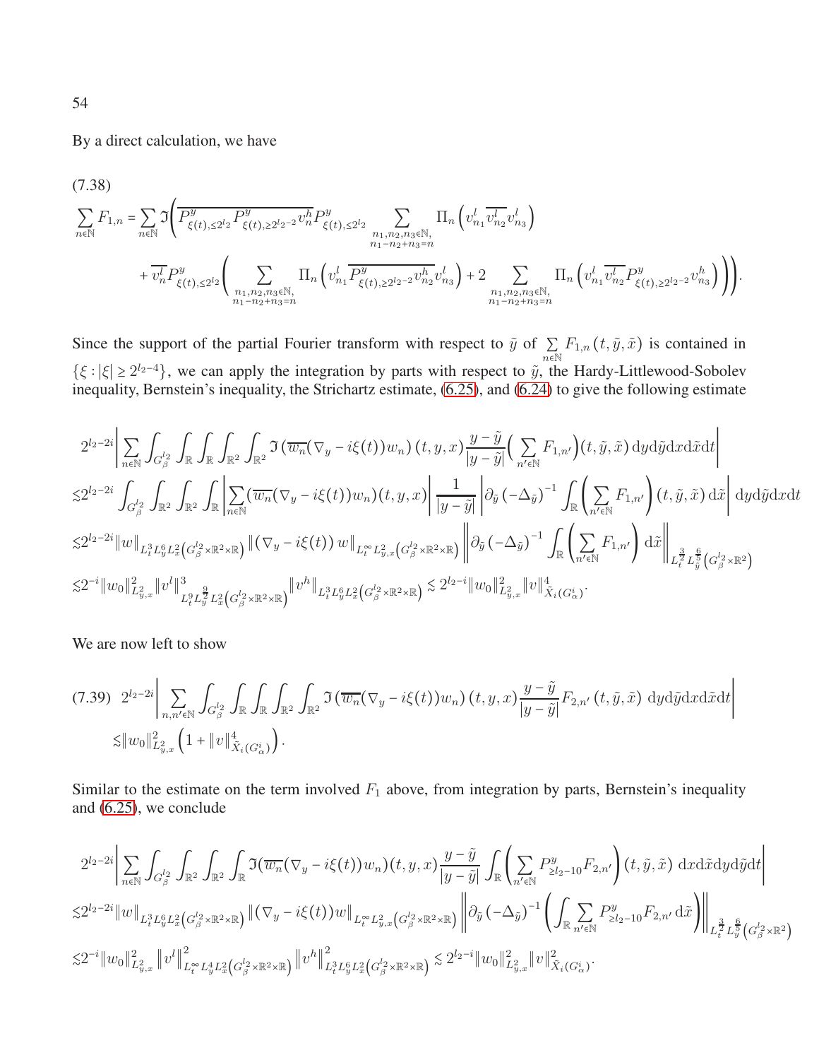By a direct calculation, we have

$$
\begin{aligned}
\sum_{n\in\mathbb{N}} F_{1,n} = \sum_{n\in\mathbb{N}} \Im\Bigg( & \overline{P^y_{\xi(t),\le 2^{l_2}} P^y_{\xi(t),\ge 2^{l_2-2}} v^h_n} P^y_{\xi(t),\le 2^{l_2}} \sum_{\substack{n_1,n_2,n_3\in\mathbb{N},\\ n_1-n_2+n_3=n}} \Pi_n\left(v^l_{n_1}\overline{v^l_{n_2}}v^l_{n_3}\right) \\
& + \overline{v^l_n} P^y_{\xi(t),\le 2^{l_2}}\Bigg( \sum_{\substack{n_1,n_2,n_3\in\mathbb{N},\\ n_1-n_2+n_3=n}} \Pi_n\left(v^l_{n_1}\overline{P^y_{\xi(t),\ge 2^{l_2-2}}v^h_{n_2}}v^l_{n_3}\right) + 2\sum_{\substack{n_1,n_2,n_3\in\mathbb{N},\\ n_1-n_2+n_3=n}} \Pi_n\left(v^l_{n_1}\overline{v^l_{n_2}}P^y_{\xi(t),\ge 2^{l_2-2}}v^h_{n_3}\right)\Bigg)\Bigg).
\end{aligned}
\tag{7.38}
$$

Since the support of the partial Fourier transform with respect to $\tilde{y}$ of $\sum_{n\in\mathbb{N}} F_{1,n}(t,\tilde{y},\tilde{x})$ is contained in $\{\xi : |\xi| \ge 2^{l_2-4}\}$, we can apply the integration by parts with respect to $\tilde{y}$, the Hardy-Littlewood-Sobolev inequality, Bernstein's inequality, the Strichartz estimate, (6.25), and (6.24) to give the following estimate

$$
\begin{aligned}
& 2^{l_2-2i}\left| \sum_{n\in\mathbb{N}} \int_{G^{l_2}_\beta}\int_{\mathbb{R}}\int_{\mathbb{R}}\int_{\mathbb{R}^2}\int_{\mathbb{R}^2} \Im\left(\overline{w_n}(\nabla_y - i\xi(t))w_n\right)(t,y,x)\frac{y-\tilde{y}}{|y-\tilde{y}|}\Big(\sum_{n'\in\mathbb{N}} F_{1,n'}\Big)(t,\tilde{y},\tilde{x})\,\mathrm{d}y\mathrm{d}\tilde{y}\mathrm{d}x\mathrm{d}\tilde{x}\mathrm{d}t\right| \\
\lesssim\, & 2^{l_2-2i}\int_{G^{l_2}_\beta}\int_{\mathbb{R}^2}\int_{\mathbb{R}^2}\int_{\mathbb{R}}\left|\sum_{n\in\mathbb{N}}(\overline{w_n}(\nabla_y - i\xi(t))w_n)(t,y,x)\right|\frac{1}{|y-\tilde{y}|}\left|\partial_{\tilde{y}}\left(-\Delta_{\tilde{y}}\right)^{-1}\int_{\mathbb{R}}\left(\sum_{n'\in\mathbb{N}} F_{1,n'}\right)(t,\tilde{y},\tilde{x})\,\mathrm{d}\tilde{x}\right|\mathrm{d}y\mathrm{d}\tilde{y}\mathrm{d}x\mathrm{d}t \\
\lesssim\, & 2^{l_2-2i}\|w\|_{L^3_t L^6_y L^2_x\left(G^{l_2}_\beta\times\mathbb{R}^2\times\mathbb{R}\right)}\left\|(\nabla_y - i\xi(t))\,w\right\|_{L^\infty_t L^2_{y,x}\left(G^{l_2}_\beta\times\mathbb{R}^2\times\mathbb{R}\right)}\left\|\partial_{\tilde{y}}\left(-\Delta_{\tilde{y}}\right)^{-1}\int_{\mathbb{R}}\left(\sum_{n'\in\mathbb{N}} F_{1,n'}\right)\mathrm{d}\tilde{x}\right\|_{L^{\frac{3}{2}}_t L^{\frac{6}{5}}_{\tilde{y}}\left(G^{l_2}_\beta\times\mathbb{R}^2\right)} \\
\lesssim\, & 2^{-i}\|w_0\|^2_{L^2_{y,x}}\|v^l\|^3_{L^9_t L^{\frac{9}{2}}_y L^2_x\left(G^{l_2}_\beta\times\mathbb{R}^2\times\mathbb{R}\right)}\|v^h\|_{L^3_t L^6_y L^2_x\left(G^{l_2}_\beta\times\mathbb{R}^2\times\mathbb{R}\right)} \lesssim 2^{l_2-i}\|w_0\|^2_{L^2_{y,x}}\|v\|^4_{\tilde{X}_i(G^i_\alpha)}.
\end{aligned}
$$

We are now left to show

$$
\begin{aligned}
& 2^{l_2-2i}\left|\sum_{n,n'\in\mathbb{N}}\int_{G^{l_2}_\beta}\int_{\mathbb{R}}\int_{\mathbb{R}}\int_{\mathbb{R}^2}\int_{\mathbb{R}^2}\Im\left(\overline{w_n}(\nabla_y - i\xi(t))w_n\right)(t,y,x)\frac{y-\tilde{y}}{|y-\tilde{y}|}F_{2,n'}(t,\tilde{y},\tilde{x})\,\mathrm{d}y\mathrm{d}\tilde{y}\mathrm{d}x\mathrm{d}\tilde{x}\mathrm{d}t\right| \\
& \lesssim \|w_0\|^2_{L^2_{y,x}}\left(1+\|v\|^4_{\tilde{X}_i(G^i_\alpha)}\right).
\end{aligned}
\tag{7.39}
$$

Similar to the estimate on the term involved $F_1$ above, from integration by parts, Bernstein's inequality and (6.25), we conclude

$$
\begin{aligned}
& 2^{l_2-2i}\left|\sum_{n\in\mathbb{N}}\int_{G^{l_2}_\beta}\int_{\mathbb{R}^2}\int_{\mathbb{R}^2}\int_{\mathbb{R}}\Im(\overline{w_n}(\nabla_y - i\xi(t))w_n)(t,y,x)\frac{y-\tilde{y}}{|y-\tilde{y}|}\int_{\mathbb{R}}\left(\sum_{n'\in\mathbb{N}} P^y_{\ge l_2-10}F_{2,n'}\right)(t,\tilde{y},\tilde{x})\,\mathrm{d}x\mathrm{d}\tilde{x}\mathrm{d}y\mathrm{d}\tilde{y}\mathrm{d}t\right| \\
\lesssim\, & 2^{l_2-2i}\|w\|_{L^3_t L^6_y L^2_x\left(G^{l_2}_\beta\times\mathbb{R}^2\times\mathbb{R}\right)}\left\|(\nabla_y - i\xi(t))w\right\|_{L^\infty_t L^2_{y,x}\left(G^{l_2}_\beta\times\mathbb{R}^2\times\mathbb{R}\right)}\left\|\partial_{\tilde{y}}\left(-\Delta_{\tilde{y}}\right)^{-1}\left(\int_{\mathbb{R}}\sum_{n'\in\mathbb{N}} P^y_{\ge l_2-10}F_{2,n'}\,\mathrm{d}\tilde{x}\right)\right\|_{L^{\frac{3}{2}}_t L^{\frac{6}{5}}_y\left(G^{l_2}_\beta\times\mathbb{R}^2\right)} \\
\lesssim\, & 2^{-i}\|w_0\|^2_{L^2_{y,x}}\left\|v^l\right\|^2_{L^\infty_t L^4_y L^2_x\left(G^{l_2}_\beta\times\mathbb{R}^2\times\mathbb{R}\right)}\left\|v^h\right\|^2_{L^3_t L^6_y L^2_x\left(G^{l_2}_\beta\times\mathbb{R}^2\times\mathbb{R}\right)} \lesssim 2^{l_2-i}\|w_0\|^2_{L^2_{y,x}}\|v\|^2_{\tilde{X}_i(G^i_\alpha)}.
\end{aligned}
$$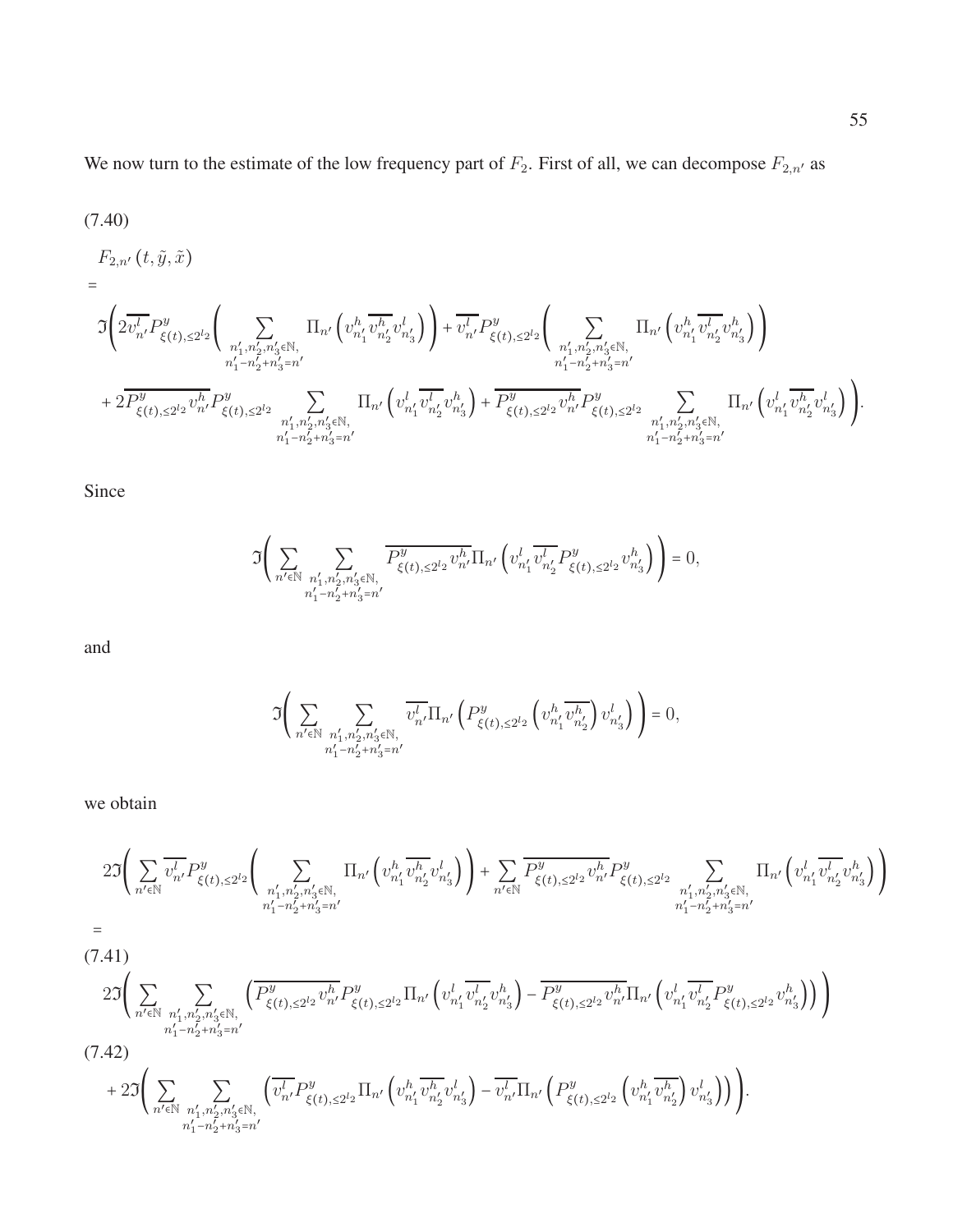We now turn to the estimate of the low frequency part of $F_2$. First of all, we can decompose $F_{2,n'}$ as

(7.40)

$$
\begin{aligned}
&F_{2,n'}(t,\tilde{y},\tilde{x}) \\
=& \\
&\Im\Bigg( 2\overline{v^l_{n'}} P^y_{\xi(t),\le 2^{l_2}} \Bigg( \sum_{\substack{n'_1,n'_2,n'_3\in\mathbb{N},\\ n'_1-n'_2+n'_3=n'}} \Pi_{n'}\left( v^h_{n'_1} \overline{v^h_{n'_2}} v^l_{n'_3}\right) \Bigg) + \overline{v^l_{n'}} P^y_{\xi(t),\le 2^{l_2}} \Bigg( \sum_{\substack{n'_1,n'_2,n'_3\in\mathbb{N},\\ n'_1-n'_2+n'_3=n'}} \Pi_{n'}\left( v^h_{n'_1} \overline{v^l_{n'_2}} v^h_{n'_3}\right) \Bigg) \\
&+ 2\overline{P^y_{\xi(t),\le 2^{l_2}} v^h_{n'}} P^y_{\xi(t),\le 2^{l_2}} \sum_{\substack{n'_1,n'_2,n'_3\in\mathbb{N},\\ n'_1-n'_2+n'_3=n'}} \Pi_{n'}\left( v^l_{n'_1} \overline{v^l_{n'_2}} v^h_{n'_3}\right) + \overline{P^y_{\xi(t),\le 2^{l_2}} v^h_{n'}} P^y_{\xi(t),\le 2^{l_2}} \sum_{\substack{n'_1,n'_2,n'_3\in\mathbb{N},\\ n'_1-n'_2+n'_3=n'}} \Pi_{n'}\left( v^l_{n'_1} \overline{v^h_{n'_2}} v^l_{n'_3}\right) \Bigg).
\end{aligned}
$$

Since

$$
\Im\Bigg( \sum_{n'\in\mathbb{N}} \sum_{\substack{n'_1,n'_2,n'_3\in\mathbb{N},\\ n'_1-n'_2+n'_3=n'}} \overline{P^y_{\xi(t),\le 2^{l_2}} v^h_{n'}} \Pi_{n'}\left( v^l_{n'_1} \overline{v^l_{n'_2}} P^y_{\xi(t),\le 2^{l_2}} v^h_{n'_3}\right) \Bigg) = 0,
$$

and

$$
\Im\Bigg( \sum_{n'\in\mathbb{N}} \sum_{\substack{n'_1,n'_2,n'_3\in\mathbb{N},\\ n'_1-n'_2+n'_3=n'}} \overline{v^l_{n'}} \Pi_{n'}\left( P^y_{\xi(t),\le 2^{l_2}}\left( v^h_{n'_1} \overline{v^h_{n'_2}}\right) v^l_{n'_3}\right) \Bigg) = 0,
$$

we obtain

$$
\begin{aligned}
&2\Im\Bigg( \sum_{n'\in\mathbb{N}} \overline{v^l_{n'}} P^y_{\xi(t),\le 2^{l_2}} \Bigg( \sum_{\substack{n'_1,n'_2,n'_3\in\mathbb{N},\\ n'_1-n'_2+n'_3=n'}} \Pi_{n'}\left( v^h_{n'_1} \overline{v^h_{n'_2}} v^l_{n'_3}\right) \Bigg) + \sum_{n'\in\mathbb{N}} \overline{P^y_{\xi(t),\le 2^{l_2}} v^h_{n'}} P^y_{\xi(t),\le 2^{l_2}} \sum_{\substack{n'_1,n'_2,n'_3\in\mathbb{N},\\ n'_1-n'_2+n'_3=n'}} \Pi_{n'}\left( v^l_{n'_1} \overline{v^l_{n'_2}} v^h_{n'_3}\right) \Bigg) \\
=&
\end{aligned}
$$

(7.41)

$$
2\Im\Bigg( \sum_{n'\in\mathbb{N}} \sum_{\substack{n'_1,n'_2,n'_3\in\mathbb{N},\\ n'_1-n'_2+n'_3=n'}} \left( \overline{P^y_{\xi(t),\le 2^{l_2}} v^h_{n'}} P^y_{\xi(t),\le 2^{l_2}} \Pi_{n'}\left( v^l_{n'_1} \overline{v^l_{n'_2}} v^h_{n'_3}\right) - \overline{P^y_{\xi(t),\le 2^{l_2}} v^h_{n'}} \Pi_{n'}\left( v^l_{n'_1} \overline{v^l_{n'_2}} P^y_{\xi(t),\le 2^{l_2}} v^h_{n'_3}\right)\right) \Bigg)
$$

(7.42)

$$
+ 2\Im\Bigg( \sum_{n'\in\mathbb{N}} \sum_{\substack{n'_1,n'_2,n'_3\in\mathbb{N},\\ n'_1-n'_2+n'_3=n'}} \left( \overline{v^l_{n'}} P^y_{\xi(t),\le 2^{l_2}} \Pi_{n'}\left( v^h_{n'_1} \overline{v^h_{n'_2}} v^l_{n'_3}\right) - \overline{v^l_{n'}} \Pi_{n'}\left( P^y_{\xi(t),\le 2^{l_2}}\left( v^h_{n'_1} \overline{v^h_{n'_2}}\right) v^l_{n'_3}\right)\right) \Bigg).
$$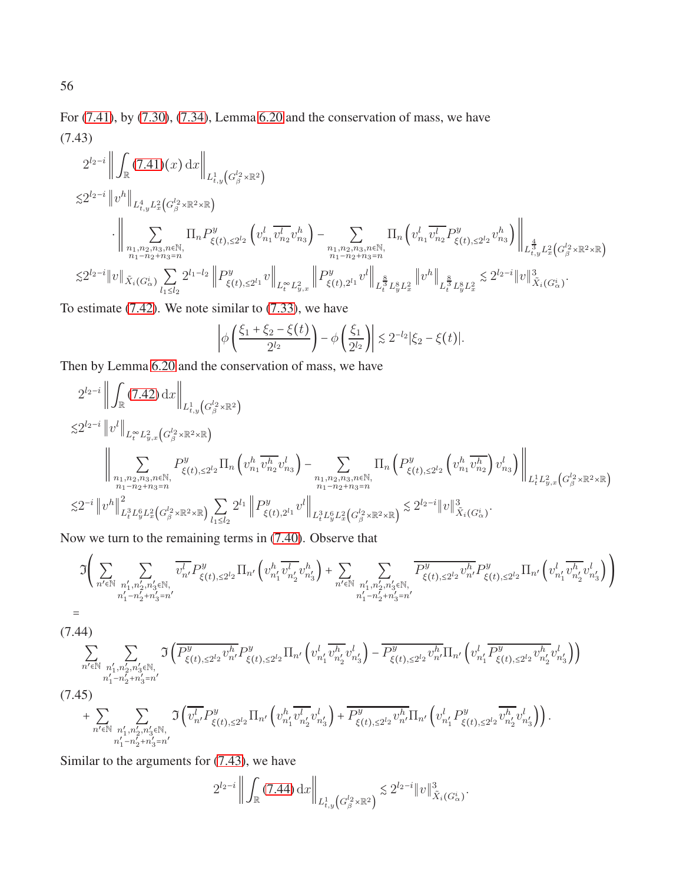For (7.41), by (7.30), (7.34), Lemma 6.20 and the conservation of mass, we have

(7.43)

$$
\begin{aligned}
&2^{l_2-i}\left\|\int_{\mathbb{R}}(7.41)(x)\,\mathrm{d}x\right\|_{L^1_{t,y}\left(G^{l_2}_\beta\times\mathbb{R}^2\right)}\\
\lesssim&2^{l_2-i}\left\|v^h\right\|_{L^4_{t,y}L^2_x\left(G^{l_2}_\beta\times\mathbb{R}^2\times\mathbb{R}\right)}\\
&\cdot\left\|\sum_{\substack{n_1,n_2,n_3,n\in\mathbb{N},\\ n_1-n_2+n_3=n}}\Pi_n P^y_{\xi(t),\le 2^{l_2}}\left(v^l_{n_1}\overline{v^l_{n_2}}v^h_{n_3}\right)-\sum_{\substack{n_1,n_2,n_3,n\in\mathbb{N},\\ n_1-n_2+n_3=n}}\Pi_n\left(v^l_{n_1}\overline{v^l_{n_2}}P^y_{\xi(t),\le 2^{l_2}}v^h_{n_3}\right)\right\|_{L^{\frac{4}{3}}_{t,y}L^2_x\left(G^{l_2}_\beta\times\mathbb{R}^2\times\mathbb{R}\right)}\\
\lesssim&2^{l_2-i}\|v\|_{\tilde{X}_i(G^i_\alpha)}\sum_{l_1\le l_2}2^{l_1-l_2}\left\|P^y_{\xi(t),\le 2^{l_1}}v\right\|_{L^\infty_t L^2_{y,x}}\left\|P^y_{\xi(t),2^{l_1}}v^l\right\|_{L^{\frac{8}{3}}_t L^8_y L^2_x}\left\|v^h\right\|_{L^{\frac{8}{3}}_t L^8_y L^2_x}\lesssim 2^{l_2-i}\|v\|^3_{\tilde{X}_i(G^i_\alpha)}.
\end{aligned}
$$

To estimate (7.42). We note similar to (7.33), we have

$$
\left|\phi\left(\frac{\xi_1+\xi_2-\xi(t)}{2^{l_2}}\right)-\phi\left(\frac{\xi_1}{2^{l_2}}\right)\right|\lesssim 2^{-l_2}|\xi_2-\xi(t)|.
$$

Then by Lemma 6.20 and the conservation of mass, we have

$$
\begin{aligned}
&2^{l_2-i}\left\|\int_{\mathbb{R}}(7.42)\,\mathrm{d}x\right\|_{L^1_{t,y}\left(G^{l_2}_\beta\times\mathbb{R}^2\right)}\\
\lesssim&2^{l_2-i}\left\|v^l\right\|_{L^\infty_t L^2_{y,x}\left(G^{l_2}_\beta\times\mathbb{R}^2\times\mathbb{R}\right)}\\
&\left\|\sum_{\substack{n_1,n_2,n_3,n\in\mathbb{N},\\ n_1-n_2+n_3=n}}P^y_{\xi(t),\le 2^{l_2}}\Pi_n\left(v^h_{n_1}\overline{v^h_{n_2}}v^l_{n_3}\right)-\sum_{\substack{n_1,n_2,n_3,n\in\mathbb{N},\\ n_1-n_2+n_3=n}}\Pi_n\left(P^y_{\xi(t),\le 2^{l_2}}\left(v^h_{n_1}\overline{v^h_{n_2}}\right)v^l_{n_3}\right)\right\|_{L^1_t L^2_{y,x}\left(G^{l_2}_\beta\times\mathbb{R}^2\times\mathbb{R}\right)}\\
\lesssim&2^{-i}\left\|v^h\right\|^2_{L^3_t L^6_y L^2_x\left(G^{l_2}_\beta\times\mathbb{R}^2\times\mathbb{R}\right)}\sum_{l_1\le l_2}2^{l_1}\left\|P^y_{\xi(t),2^{l_1}}v^l\right\|_{L^3_t L^6_y L^2_x\left(G^{l_2}_\beta\times\mathbb{R}^2\times\mathbb{R}\right)}\lesssim 2^{l_2-i}\|v\|^3_{\tilde{X}_i(G^i_\alpha)}.
\end{aligned}
$$

Now we turn to the remaining terms in (7.40). Observe that

$$
\Im\left(\sum_{n'\in\mathbb{N}}\sum_{\substack{n_1',n_2',n_3'\in\mathbb{N},\\ n_1'-n_2'+n_3'=n'}}\overline{v^l_{n'}}P^y_{\xi(t),\le 2^{l_2}}\Pi_{n'}\left(v^h_{n_1'}\overline{v^l_{n_2'}}v^h_{n_3'}\right)+\sum_{n'\in\mathbb{N}}\sum_{\substack{n_1',n_2',n_3'\in\mathbb{N},\\ n_1'-n_2'+n_3'=n'}}\overline{P^y_{\xi(t),\le 2^{l_2}}v^h_{n'}}P^y_{\xi(t),\le 2^{l_2}}\Pi_{n'}\left(v^l_{n_1'}\overline{v^h_{n_2'}}v^l_{n_3'}\right)\right)
$$

$=$

(7.44)

$$
\sum_{n'\in\mathbb{N}}\sum_{\substack{n_1',n_2',n_3'\in\mathbb{N},\\ n_1'-n_2'+n_3'=n'}}\Im\left(\overline{P^y_{\xi(t),\le 2^{l_2}}v^h_{n'}}P^y_{\xi(t),\le 2^{l_2}}\Pi_{n'}\left(v^l_{n_1'}\overline{v^h_{n_2'}}v^l_{n_3'}\right)-\overline{P^y_{\xi(t),\le 2^{l_2}}v^h_{n'}}\Pi_{n'}\left(v^l_{n_1'}\overline{P^y_{\xi(t),\le 2^{l_2}}v^h_{n_2'}}v^l_{n_3'}\right)\right)
$$

(7.45)

$$
+\sum_{n'\in\mathbb{N}}\sum_{\substack{n_1',n_2',n_3'\in\mathbb{N},\\ n_1'-n_2'+n_3'=n'}}\Im\left(\overline{v^l_{n'}}P^y_{\xi(t),\le 2^{l_2}}\Pi_{n'}\left(v^h_{n_1'}\overline{v^l_{n_2'}}v^h_{n_3'}\right)+\overline{P^y_{\xi(t),\le 2^{l_2}}v^h_{n'}}\Pi_{n'}\left(v^l_{n_1'}P^y_{\xi(t),\le 2^{l_2}}\overline{v^h_{n_2'}}v^l_{n_3'}\right)\right).
$$

Similar to the arguments for (7.43), we have

$$
2^{l_2-i}\left\|\int_{\mathbb{R}}(7.44)\,\mathrm{d}x\right\|_{L^1_{t,y}\left(G^{l_2}_\beta\times\mathbb{R}^2\right)}\lesssim 2^{l_2-i}\|v\|^3_{\tilde{X}_i(G^i_\alpha)}.
$$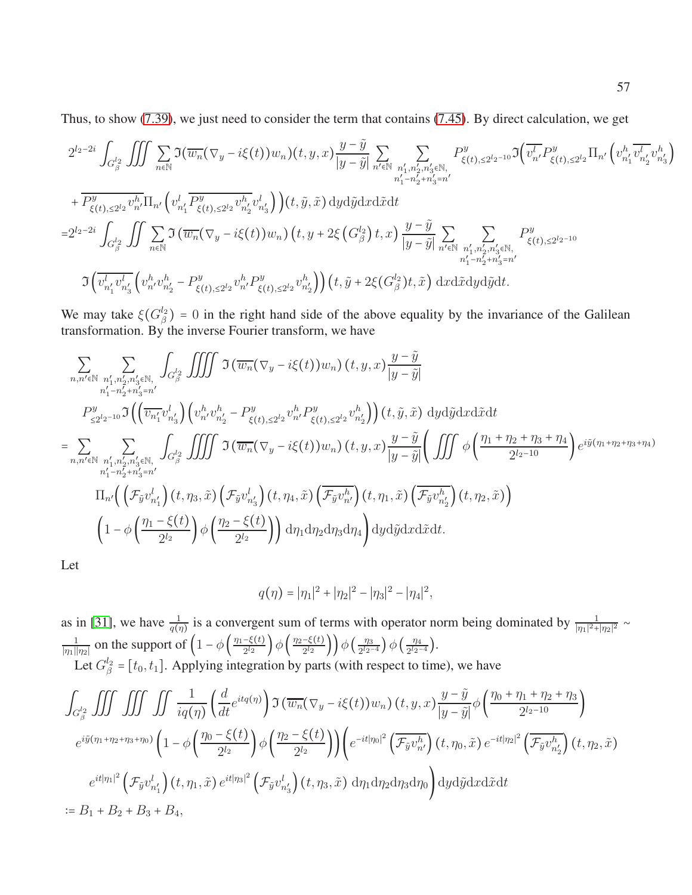Thus, to show (7.39), we just need to consider the term that contains (7.45). By direct calculation, we get

$$
\begin{aligned}
&2^{l_2-2i}\int_{G_\beta^{l_2}}\iiint\sum_{n\in\mathbb{N}}\Im(\overline{w_n}(\nabla_y-i\xi(t))w_n)(t,y,x)\frac{y-\tilde{y}}{|y-\tilde{y}|}\sum_{n'\in\mathbb{N}}\sum_{\substack{n_1',n_2',n_3'\in\mathbb{N},\\ n_1'-n_2'+n_3'=n'}}P^y_{\xi(t),\le 2^{l_2-10}}\Im\Big(\overline{v^l_{n'}}P^y_{\xi(t),\le 2^{l_2}}\Pi_{n'}\left(v^h_{n_1'}\overline{v^l_{n_2'}}v^h_{n_3'}\right)\\
&+\overline{P^y_{\xi(t),\le 2^{l_2}}v^h_{n'}}\Pi_{n'}\left(v^l_{n_1'}\overline{P^y_{\xi(t),\le 2^{l_2}}v^h_{n_2'}}v^l_{n_3'}\right)\Big)(t,\tilde{y},\tilde{x})\,\mathrm{d}y\mathrm{d}\tilde{y}\mathrm{d}x\mathrm{d}\tilde{x}\mathrm{d}t\\
=&2^{l_2-2i}\int_{G_\beta^{l_2}}\iint\sum_{n\in\mathbb{N}}\Im\left(\overline{w_n}(\nabla_y-i\xi(t))w_n\right)\left(t,y+2\xi\left(G_\beta^{l_2}\right)t,x\right)\frac{y-\tilde{y}}{|y-\tilde{y}|}\sum_{n'\in\mathbb{N}}\sum_{\substack{n_1',n_2',n_3'\in\mathbb{N},\\ n_1'-n_2'+n_3'=n'}}P^y_{\xi(t),\le 2^{l_2-10}}\\
&\Im\left(\overline{v^l_{n_1'}v^l_{n_3'}}\left(v^h_{n'}v^h_{n_2'}-P^y_{\xi(t),\le 2^{l_2}}v^h_{n'}P^y_{\xi(t),\le 2^{l_2}}v^h_{n_2'}\right)\right)\left(t,\tilde{y}+2\xi(G_\beta^{l_2})t,\tilde{x}\right)\mathrm{d}x\mathrm{d}\tilde{x}\mathrm{d}y\mathrm{d}\tilde{y}\mathrm{d}t.
\end{aligned}
$$

We may take $\xi(G_\beta^{l_2})=0$ in the right hand side of the above equality by the invariance of the Galilean transformation. By the inverse Fourier transform, we have

$$
\begin{aligned}
&\sum_{n,n'\in\mathbb{N}}\sum_{\substack{n_1',n_2',n_3'\in\mathbb{N},\\ n_1'-n_2'+n_3'=n'}}\int_{G_\beta^{l_2}}\iiiint\Im\left(\overline{w_n}(\nabla_y-i\xi(t))w_n\right)(t,y,x)\frac{y-\tilde{y}}{|y-\tilde{y}|}\\
&P^y_{\le 2^{l_2-10}}\Im\left(\left(\overline{v_{n_1'}}v^l_{n_3'}\right)\left(v^h_{n'}v^h_{n_2'}-P^y_{\xi(t),\le 2^{l_2}}v^h_{n'}P^y_{\xi(t),\le 2^{l_2}}v^h_{n_2'}\right)\right)(t,\tilde{y},\tilde{x})\,\mathrm{d}y\mathrm{d}\tilde{y}\mathrm{d}x\mathrm{d}\tilde{x}\mathrm{d}t\\
=&\sum_{n,n'\in\mathbb{N}}\sum_{\substack{n_1',n_2',n_3'\in\mathbb{N},\\ n_1'-n_2'+n_3'=n'}}\int_{G_\beta^{l_2}}\iiiint\Im\left(\overline{w_n}(\nabla_y-i\xi(t))w_n\right)(t,y,x)\frac{y-\tilde{y}}{|y-\tilde{y}|}\Bigg(\iiint\phi\left(\frac{\eta_1+\eta_2+\eta_3+\eta_4}{2^{l_2-10}}\right)e^{i\tilde{y}(\eta_1+\eta_2+\eta_3+\eta_4)}\\
&\Pi_{n'}\Big(\left(\mathcal{F}_{\tilde{y}}v^l_{n_1'}\right)(t,\eta_3,\tilde{x})\left(\mathcal{F}_{\tilde{y}}v^l_{n_3'}\right)(t,\eta_4,\tilde{x})\left(\overline{\mathcal{F}_{\tilde{y}}v^h_{n'}}\right)(t,\eta_1,\tilde{x})\left(\overline{\mathcal{F}_{\tilde{y}}v^h_{n_2'}}\right)(t,\eta_2,\tilde{x})\Big)\\
&\left(1-\phi\left(\frac{\eta_1-\xi(t)}{2^{l_2}}\right)\phi\left(\frac{\eta_2-\xi(t)}{2^{l_2}}\right)\right)\mathrm{d}\eta_1\mathrm{d}\eta_2\mathrm{d}\eta_3\mathrm{d}\eta_4\Bigg)\mathrm{d}y\mathrm{d}\tilde{y}\mathrm{d}x\mathrm{d}\tilde{x}\mathrm{d}t.
\end{aligned}
$$

Let

$$
q(\eta)=|\eta_1|^2+|\eta_2|^2-|\eta_3|^2-|\eta_4|^2,
$$

as in [31], we have $\frac{1}{q(\eta)}$ is a convergent sum of terms with operator norm being dominated by $\frac{1}{|\eta_1|^2+|\eta_2|^2}\sim\frac{1}{|\eta_1||\eta_2|}$ on the support of $\left(1-\phi\left(\frac{\eta_1-\xi(t)}{2^{l_2}}\right)\phi\left(\frac{\eta_2-\xi(t)}{2^{l_2}}\right)\right)\phi\left(\frac{\eta_3}{2^{l_2-4}}\right)\phi\left(\frac{\eta_4}{2^{l_2-4}}\right)$.

Let $G_\beta^{l_2}=[t_0,t_1]$. Applying integration by parts (with respect to time), we have

$$
\begin{aligned}
&\int_{G_\beta^{l_2}}\iiint\iiint\iint\frac{1}{iq(\eta)}\left(\frac{d}{dt}e^{itq(\eta)}\right)\Im\left(\overline{w_n}(\nabla_y-i\xi(t))w_n\right)(t,y,x)\frac{y-\tilde{y}}{|y-\tilde{y}|}\phi\left(\frac{\eta_0+\eta_1+\eta_2+\eta_3}{2^{l_2-10}}\right)\\
&e^{i\tilde{y}(\eta_1+\eta_2+\eta_3+\eta_0)}\left(1-\phi\left(\frac{\eta_0-\xi(t)}{2^{l_2}}\right)\phi\left(\frac{\eta_2-\xi(t)}{2^{l_2}}\right)\right)\Bigg(e^{-it|\eta_0|^2}\left(\overline{\mathcal{F}_{\tilde{y}}v^h_{n'}}\right)(t,\eta_0,\tilde{x})\,e^{-it|\eta_2|^2}\left(\overline{\mathcal{F}_{\tilde{y}}v^h_{n_2'}}\right)(t,\eta_2,\tilde{x})\\
&e^{it|\eta_1|^2}\left(\mathcal{F}_{\tilde{y}}v^l_{n_1'}\right)(t,\eta_1,\tilde{x})\,e^{it|\eta_3|^2}\left(\mathcal{F}_{\tilde{y}}v^l_{n_3'}\right)(t,\eta_3,\tilde{x})\,\mathrm{d}\eta_1\mathrm{d}\eta_2\mathrm{d}\eta_3\mathrm{d}\eta_0\Bigg)\mathrm{d}y\mathrm{d}\tilde{y}\mathrm{d}x\mathrm{d}\tilde{x}\mathrm{d}t\\
:=&B_1+B_2+B_3+B_4,
\end{aligned}
$$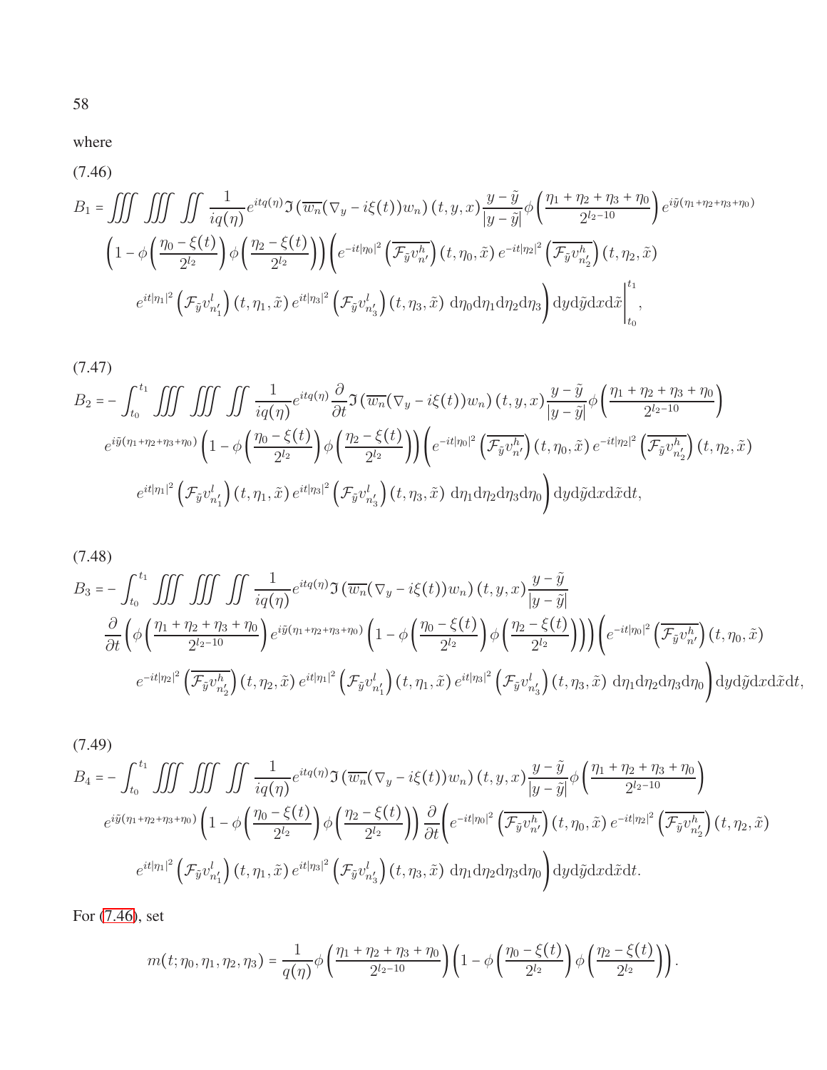where

(7.46)

$$
\begin{aligned}
B_1 = \iiint \iiint \iint & \frac{1}{iq(\eta)} e^{itq(\eta)} \Im \left( \overline{w_n} (\nabla_y - i\xi(t)) w_n \right) (t,y,x) \frac{y - \tilde{y}}{|y - \tilde{y}|} \phi\left( \frac{\eta_1 + \eta_2 + \eta_3 + \eta_0}{2^{l_2 - 10}} \right) e^{i\tilde{y}(\eta_1 + \eta_2 + \eta_3 + \eta_0)} \\
& \left( 1 - \phi\left( \frac{\eta_0 - \xi(t)}{2^{l_2}} \right) \phi\left( \frac{\eta_2 - \xi(t)}{2^{l_2}} \right) \right) \Bigg( e^{-it|\eta_0|^2} \left( \overline{\mathcal{F}_{\tilde{y}} v^h_{n'}} \right) (t, \eta_0, \tilde{x}) \, e^{-it|\eta_2|^2} \left( \overline{\mathcal{F}_{\tilde{y}} v^h_{n'_2}} \right) (t, \eta_2, \tilde{x}) \\
& e^{it|\eta_1|^2} \left( \mathcal{F}_{\tilde{y}} v^l_{n'_1} \right) (t, \eta_1, \tilde{x}) \, e^{it|\eta_3|^2} \left( \mathcal{F}_{\tilde{y}} v^l_{n'_3} \right) (t, \eta_3, \tilde{x}) \, \mathrm{d}\eta_0 \mathrm{d}\eta_1 \mathrm{d}\eta_2 \mathrm{d}\eta_3 \Bigg) \mathrm{d}y \mathrm{d}\tilde{y} \mathrm{d}x \mathrm{d}\tilde{x} \Bigg|_{t_0}^{t_1},
\end{aligned}
$$

(7.47)

$$
\begin{aligned}
B_2 = -\int_{t_0}^{t_1} \iiint \iiint \iint & \frac{1}{iq(\eta)} e^{itq(\eta)} \frac{\partial}{\partial t} \Im \left( \overline{w_n} (\nabla_y - i\xi(t)) w_n \right) (t,y,x) \frac{y - \tilde{y}}{|y - \tilde{y}|} \phi\left( \frac{\eta_1 + \eta_2 + \eta_3 + \eta_0}{2^{l_2 - 10}} \right) \\
& e^{i\tilde{y}(\eta_1 + \eta_2 + \eta_3 + \eta_0)} \left( 1 - \phi\left( \frac{\eta_0 - \xi(t)}{2^{l_2}} \right) \phi\left( \frac{\eta_2 - \xi(t)}{2^{l_2}} \right) \right) \Bigg( e^{-it|\eta_0|^2} \left( \overline{\mathcal{F}_{\tilde{y}} v^h_{n'}} \right) (t, \eta_0, \tilde{x}) \, e^{-it|\eta_2|^2} \left( \overline{\mathcal{F}_{\tilde{y}} v^h_{n'_2}} \right) (t, \eta_2, \tilde{x}) \\
& e^{it|\eta_1|^2} \left( \mathcal{F}_{\tilde{y}} v^l_{n'_1} \right) (t, \eta_1, \tilde{x}) \, e^{it|\eta_3|^2} \left( \mathcal{F}_{\tilde{y}} v^l_{n'_3} \right) (t, \eta_3, \tilde{x}) \, \mathrm{d}\eta_1 \mathrm{d}\eta_2 \mathrm{d}\eta_3 \mathrm{d}\eta_0 \Bigg) \mathrm{d}y \mathrm{d}\tilde{y} \mathrm{d}x \mathrm{d}\tilde{x} \mathrm{d}t,
\end{aligned}
$$

(7.48)

$$
\begin{aligned}
B_3 = -\int_{t_0}^{t_1} \iiint \iiint \iint & \frac{1}{iq(\eta)} e^{itq(\eta)} \Im \left( \overline{w_n} (\nabla_y - i\xi(t)) w_n \right) (t,y,x) \frac{y - \tilde{y}}{|y - \tilde{y}|} \\
& \frac{\partial}{\partial t} \left( \phi\left( \frac{\eta_1 + \eta_2 + \eta_3 + \eta_0}{2^{l_2 - 10}} \right) e^{i\tilde{y}(\eta_1 + \eta_2 + \eta_3 + \eta_0)} \left( 1 - \phi\left( \frac{\eta_0 - \xi(t)}{2^{l_2}} \right) \phi\left( \frac{\eta_2 - \xi(t)}{2^{l_2}} \right) \right) \right) \Bigg( e^{-it|\eta_0|^2} \left( \overline{\mathcal{F}_{\tilde{y}} v^h_{n'}} \right) (t, \eta_0, \tilde{x}) \\
& e^{-it|\eta_2|^2} \left( \overline{\mathcal{F}_{\tilde{y}} v^h_{n'_2}} \right) (t, \eta_2, \tilde{x}) \, e^{it|\eta_1|^2} \left( \mathcal{F}_{\tilde{y}} v^l_{n'_1} \right) (t, \eta_1, \tilde{x}) \, e^{it|\eta_3|^2} \left( \mathcal{F}_{\tilde{y}} v^l_{n'_3} \right) (t, \eta_3, \tilde{x}) \, \mathrm{d}\eta_1 \mathrm{d}\eta_2 \mathrm{d}\eta_3 \mathrm{d}\eta_0 \Bigg) \mathrm{d}y \mathrm{d}\tilde{y} \mathrm{d}x \mathrm{d}\tilde{x} \mathrm{d}t,
\end{aligned}
$$

(7.49)

$$
\begin{aligned}
B_4 = -\int_{t_0}^{t_1} \iiint \iiint \iint & \frac{1}{iq(\eta)} e^{itq(\eta)} \Im \left( \overline{w_n} (\nabla_y - i\xi(t)) w_n \right) (t,y,x) \frac{y - \tilde{y}}{|y - \tilde{y}|} \phi\left( \frac{\eta_1 + \eta_2 + \eta_3 + \eta_0}{2^{l_2 - 10}} \right) \\
& e^{i\tilde{y}(\eta_1 + \eta_2 + \eta_3 + \eta_0)} \left( 1 - \phi\left( \frac{\eta_0 - \xi(t)}{2^{l_2}} \right) \phi\left( \frac{\eta_2 - \xi(t)}{2^{l_2}} \right) \right) \frac{\partial}{\partial t} \Bigg( e^{-it|\eta_0|^2} \left( \overline{\mathcal{F}_{\tilde{y}} v^h_{n'}} \right) (t, \eta_0, \tilde{x}) \, e^{-it|\eta_2|^2} \left( \overline{\mathcal{F}_{\tilde{y}} v^h_{n'_2}} \right) (t, \eta_2, \tilde{x}) \\
& e^{it|\eta_1|^2} \left( \mathcal{F}_{\tilde{y}} v^l_{n'_1} \right) (t, \eta_1, \tilde{x}) \, e^{it|\eta_3|^2} \left( \mathcal{F}_{\tilde{y}} v^l_{n'_3} \right) (t, \eta_3, \tilde{x}) \, \mathrm{d}\eta_1 \mathrm{d}\eta_2 \mathrm{d}\eta_3 \mathrm{d}\eta_0 \Bigg) \mathrm{d}y \mathrm{d}\tilde{y} \mathrm{d}x \mathrm{d}\tilde{x} \mathrm{d}t.
\end{aligned}
$$

For (7.46), set

$$
m(t; \eta_0, \eta_1, \eta_2, \eta_3) = \frac{1}{q(\eta)} \phi\left( \frac{\eta_1 + \eta_2 + \eta_3 + \eta_0}{2^{l_2 - 10}} \right) \left( 1 - \phi\left( \frac{\eta_0 - \xi(t)}{2^{l_2}} \right) \phi\left( \frac{\eta_2 - \xi(t)}{2^{l_2}} \right) \right).
$$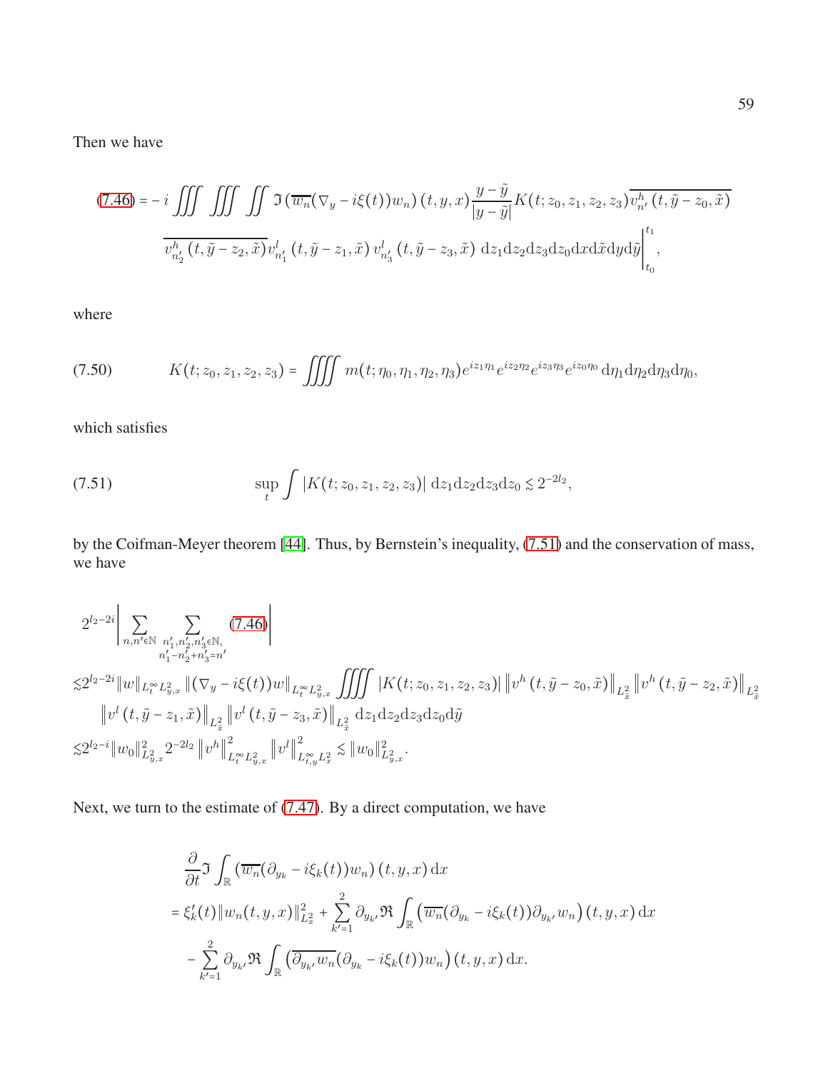Then we have

$$
\begin{aligned}
(7.46) = &-i \iiint \iiint \iint \Im\left(\overline{w_n}(\nabla_y - i\xi(t))w_n\right)(t,y,x)\frac{y-\tilde{y}}{|y-\tilde{y}|}K(t;z_0,z_1,z_2,z_3)\overline{v^h_{n'}(t,\tilde{y}-z_0,\tilde{x})}\\
&\overline{v^h_{n_2'}(t,\tilde{y}-z_2,\tilde{x})}v^l_{n_1'}(t,\tilde{y}-z_1,\tilde{x})\, v^l_{n_3'}(t,\tilde{y}-z_3,\tilde{x})\,\mathrm{d}z_1\mathrm{d}z_2\mathrm{d}z_3\mathrm{d}z_0\mathrm{d}x\mathrm{d}\tilde{x}\mathrm{d}y\mathrm{d}\tilde{y}\Big|_{t_0}^{t_1},
\end{aligned}
$$

where

$$
K(t;z_0,z_1,z_2,z_3) = \iiiint m(t;\eta_0,\eta_1,\eta_2,\eta_3)e^{iz_1\eta_1}e^{iz_2\eta_2}e^{iz_3\eta_3}e^{iz_0\eta_0}\,\mathrm{d}\eta_1\mathrm{d}\eta_2\mathrm{d}\eta_3\mathrm{d}\eta_0, \tag{7.50}
$$

which satisfies

$$
\sup_t \int |K(t;z_0,z_1,z_2,z_3)|\,\mathrm{d}z_1\mathrm{d}z_2\mathrm{d}z_3\mathrm{d}z_0 \lesssim 2^{-2l_2}, \tag{7.51}
$$

by the Coifman-Meyer theorem [44]. Thus, by Bernstein's inequality, (7.51) and the conservation of mass, we have

$$
\begin{aligned}
&2^{l_2-2i}\left|\sum_{n,n'\in\mathbb{N}}\sum_{\substack{n_1',n_2',n_3'\in\mathbb{N},\\ n_1'-n_2'+n_3'=n'}}(7.46)\right|\\
\lesssim &2^{l_2-2i}\|w\|_{L_t^\infty L^2_{y,x}}\|(\nabla_y - i\xi(t))w\|_{L_t^\infty L^2_{y,x}}\iiiint |K(t;z_0,z_1,z_2,z_3)|\left\|v^h(t,\tilde{y}-z_0,\tilde{x})\right\|_{L^2_{\tilde{x}}}\left\|v^h(t,\tilde{y}-z_2,\tilde{x})\right\|_{L^2_{\tilde{x}}}\\
&\left\|v^l(t,\tilde{y}-z_1,\tilde{x})\right\|_{L^2_{\tilde{x}}}\left\|v^l(t,\tilde{y}-z_3,\tilde{x})\right\|_{L^2_{\tilde{x}}}\,\mathrm{d}z_1\mathrm{d}z_2\mathrm{d}z_3\mathrm{d}z_0\mathrm{d}\tilde{y}\\
\lesssim &2^{l_2-i}\|w_0\|^2_{L^2_{y,x}}2^{-2l_2}\left\|v^h\right\|^2_{L_t^\infty L^2_{y,x}}\left\|v^l\right\|^2_{L^\infty_{t,y}L^2_x} \lesssim \|w_0\|^2_{L^2_{y,x}}.
\end{aligned}
$$

Next, we turn to the estimate of (7.47). By a direct computation, we have

$$
\begin{aligned}
&\frac{\partial}{\partial t}\Im\int_{\mathbb{R}}\left(\overline{w_n}(\partial_{y_k}-i\xi_k(t))w_n\right)(t,y,x)\,\mathrm{d}x\\
=&\,\xi_k'(t)\|w_n(t,y,x)\|^2_{L^2_x} + \sum_{k'=1}^2\partial_{y_{k'}}\Re\int_{\mathbb{R}}\left(\overline{w_n}(\partial_{y_k}-i\xi_k(t))\partial_{y_{k'}}w_n\right)(t,y,x)\,\mathrm{d}x\\
&-\sum_{k'=1}^2\partial_{y_{k'}}\Re\int_{\mathbb{R}}\left(\overline{\partial_{y_{k'}}w_n}(\partial_{y_k}-i\xi_k(t))w_n\right)(t,y,x)\,\mathrm{d}x.
\end{aligned}
$$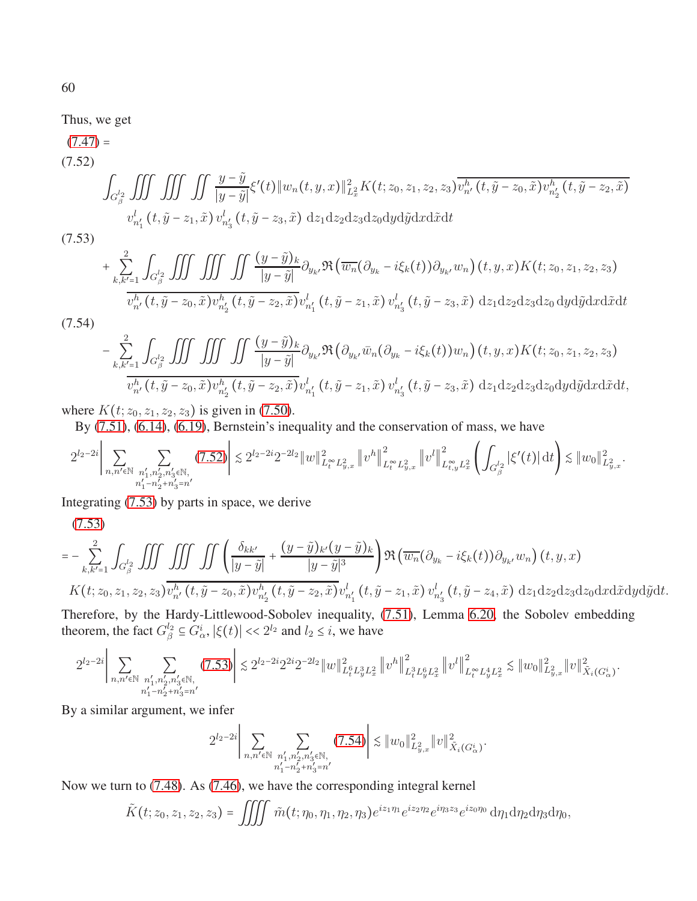Thus, we get

(7.47) =

(7.52)

$$\int_{G_\beta^{l_2}} \iiint \iiint \iint \frac{y-\tilde{y}}{|y-\tilde{y}|}\xi'(t)\|w_n(t,y,x)\|_{L_x^2}^2 K(t;z_0,z_1,z_2,z_3)\overline{v_{n'}^h(t,\tilde{y}-z_0,\tilde{x})v_{n_2'}^h(t,\tilde{y}-z_2,\tilde{x})}$$
$$v_{n_1'}^l(t,\tilde{y}-z_1,\tilde{x})\,v_{n_3'}^l(t,\tilde{y}-z_3,\tilde{x})\,\mathrm{d}z_1\mathrm{d}z_2\mathrm{d}z_3\mathrm{d}z_0\mathrm{d}y\mathrm{d}\tilde{y}\mathrm{d}x\mathrm{d}\tilde{x}\mathrm{d}t$$

(7.53)

$$+\sum_{k,k'=1}^{2}\int_{G_\beta^{l_2}} \iiint \iiint \iint \frac{(y-\tilde{y})_k}{|y-\tilde{y}|}\partial_{y_{k'}}\Re\left(\overline{w_n}(\partial_{y_k}-i\xi_k(t))\partial_{y_{k'}}w_n\right)(t,y,x)K(t;z_0,z_1,z_2,z_3)$$
$$\overline{v_{n'}^h(t,\tilde{y}-z_0,\tilde{x})v_{n_2'}^h(t,\tilde{y}-z_2,\tilde{x})}v_{n_1'}^l(t,\tilde{y}-z_1,\tilde{x})\,v_{n_3'}^l(t,\tilde{y}-z_3,\tilde{x})\,\mathrm{d}z_1\mathrm{d}z_2\mathrm{d}z_3\mathrm{d}z_0\,\mathrm{d}y\mathrm{d}\tilde{y}\mathrm{d}x\mathrm{d}\tilde{x}\mathrm{d}t$$

(7.54)

$$-\sum_{k,k'=1}^{2}\int_{G_\beta^{l_2}} \iiint \iiint \iint \frac{(y-\tilde{y})_k}{|y-\tilde{y}|}\partial_{y_{k'}}\Re\left(\partial_{y_{k'}}\bar{w}_n(\partial_{y_k}-i\xi_k(t))w_n\right)(t,y,x)K(t;z_0,z_1,z_2,z_3)$$
$$\overline{v_{n'}^h(t,\tilde{y}-z_0,\tilde{x})v_{n_2'}^h(t,\tilde{y}-z_2,\tilde{x})}v_{n_1'}^l(t,\tilde{y}-z_1,\tilde{x})\,v_{n_3'}^l(t,\tilde{y}-z_3,\tilde{x})\,\mathrm{d}z_1\mathrm{d}z_2\mathrm{d}z_3\mathrm{d}z_0\mathrm{d}y\mathrm{d}\tilde{y}\mathrm{d}x\mathrm{d}\tilde{x}\mathrm{d}t,$$

where $K(t;z_0,z_1,z_2,z_3)$ is given in (7.50).

By (7.51), (6.14), (6.19), Bernstein's inequality and the conservation of mass, we have

$$2^{l_2-2i}\left|\sum_{n,n'\in\mathbb{N}}\sum_{\substack{n_1',n_2',n_3'\in\mathbb{N},\\ n_1'-n_2'+n_3'=n'}}(7.52)\right|\lesssim 2^{l_2-2i}2^{-2l_2}\|w\|_{L_t^\infty L_{y,x}^2}^2\left\|v^h\right\|_{L_t^\infty L_{y,x}^2}^2\left\|v^l\right\|_{L_{t,y}^\infty L_x^2}^2\left(\int_{G_\beta^{l_2}}|\xi'(t)|\,\mathrm{d}t\right)\lesssim\|w_0\|_{L_{y,x}^2}^2.$$

Integrating (7.53) by parts in space, we derive

(7.53)

$$=-\sum_{k,k'=1}^{2}\int_{G_\beta^{l_2}} \iiint \iiint \iint \left(\frac{\delta_{kk'}}{|y-\tilde{y}|}+\frac{(y-\tilde{y})_{k'}(y-\tilde{y})_k}{|y-\tilde{y}|^3}\right)\Re\left(\overline{w_n}(\partial_{y_k}-i\xi_k(t))\partial_{y_{k'}}w_n\right)(t,y,x)$$
$$K(t;z_0,z_1,z_2,z_3)\overline{v_{n'}^h(t,\tilde{y}-z_0,\tilde{x})v_{n_2'}^h(t,\tilde{y}-z_2,\tilde{x})}v_{n_1'}^l(t,\tilde{y}-z_1,\tilde{x})\,v_{n_3'}^l(t,\tilde{y}-z_4,\tilde{x})\,\mathrm{d}z_1\mathrm{d}z_2\mathrm{d}z_3\mathrm{d}z_0\mathrm{d}x\mathrm{d}\tilde{x}\mathrm{d}y\mathrm{d}\tilde{y}\mathrm{d}t.$$

Therefore, by the Hardy-Littlewood-Sobolev inequality, (7.51), Lemma 6.20, the Sobolev embedding theorem, the fact $G_\beta^{l_2}\subseteq G_\alpha^i$, $|\xi(t)|<<2^{l_2}$ and $l_2\le i$, we have

$$2^{l_2-2i}\left|\sum_{n,n'\in\mathbb{N}}\sum_{\substack{n_1',n_2',n_3'\in\mathbb{N},\\ n_1'-n_2'+n_3'=n'}}(7.53)\right|\lesssim 2^{l_2-2i}2^{2i}2^{-2l_2}\|w\|_{L_t^6L_y^3L_x^2}^2\left\|v^h\right\|_{L_t^3L_y^6L_x^2}^2\left\|v^l\right\|_{L_t^\infty L_y^4L_x^2}^2\lesssim\|w_0\|_{L_{y,x}^2}^2\|v\|_{\tilde{X}_i(G_\alpha^i)}^2.$$

By a similar argument, we infer

$$2^{l_2-2i}\left|\sum_{n,n'\in\mathbb{N}}\sum_{\substack{n_1',n_2',n_3'\in\mathbb{N},\\ n_1'-n_2'+n_3'=n'}}(7.54)\right|\lesssim\|w_0\|_{L_{y,x}^2}^2\|v\|_{\tilde{X}_i(G_\alpha^i)}^2.$$

Now we turn to (7.48). As (7.46), we have the corresponding integral kernel

$$\tilde{K}(t;z_0,z_1,z_2,z_3)=\iiiint\tilde{m}(t;\eta_0,\eta_1,\eta_2,\eta_3)e^{iz_1\eta_1}e^{iz_2\eta_2}e^{i\eta_3z_3}e^{iz_0\eta_0}\,\mathrm{d}\eta_1\mathrm{d}\eta_2\mathrm{d}\eta_3\mathrm{d}\eta_0,$$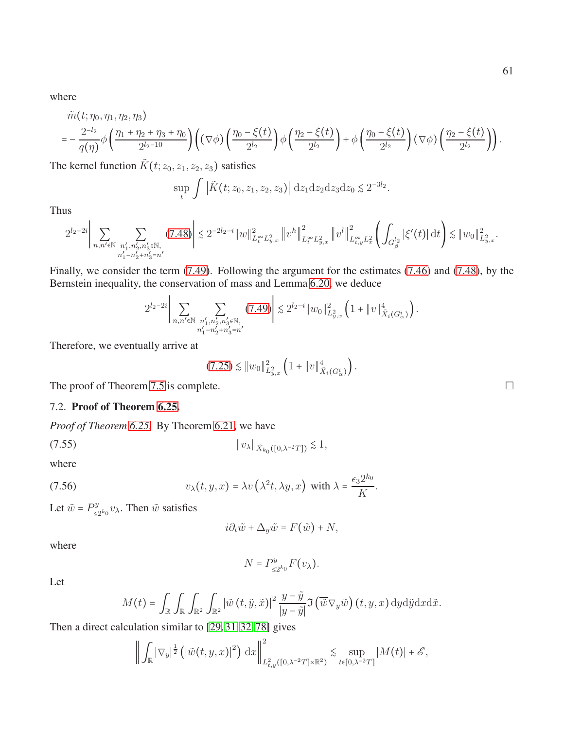where

$$
\begin{aligned}
&\tilde{m}(t;\eta_0,\eta_1,\eta_2,\eta_3)\\
&= -\frac{2^{-l_2}}{q(\eta)}\phi\left(\frac{\eta_1+\eta_2+\eta_3+\eta_0}{2^{l_2-10}}\right)\left((\nabla\phi)\left(\frac{\eta_0-\xi(t)}{2^{l_2}}\right)\phi\left(\frac{\eta_2-\xi(t)}{2^{l_2}}\right)+\phi\left(\frac{\eta_0-\xi(t)}{2^{l_2}}\right)(\nabla\phi)\left(\frac{\eta_2-\xi(t)}{2^{l_2}}\right)\right).
\end{aligned}
$$

The kernel function $\tilde{K}(t;z_0,z_1,z_2,z_3)$ satisfies

$$
\sup_t \int \left|\tilde{K}(t;z_0,z_1,z_2,z_3)\right| \mathrm{d}z_1\mathrm{d}z_2\mathrm{d}z_3\mathrm{d}z_0 \lesssim 2^{-3l_2}.
$$

Thus

$$
2^{l_2-2i}\left|\sum_{n,n'\in\mathbb{N}}\sum_{\substack{n_1',n_2',n_3'\in\mathbb{N},\\ n_1'-n_2'+n_3'=n'}} (7.48)\right| \lesssim 2^{-2l_2-i}\|w\|^2_{L_t^\infty L^2_{y,x}}\left\|v^h\right\|^2_{L_t^\infty L^2_{y,x}}\left\|v^l\right\|^2_{L^\infty_{t,y}L^2_x}\left(\int_{G^{l_2}_\beta}|\xi'(t)|\,\mathrm{d}t\right) \lesssim \|w_0\|^2_{L^2_{y,x}}.
$$

Finally, we consider the term (7.49). Following the argument for the estimates (7.46) and (7.48), by the Bernstein inequality, the conservation of mass and Lemma 6.20, we deduce

$$
2^{l_2-2i}\left|\sum_{n,n'\in\mathbb{N}}\sum_{\substack{n_1',n_2',n_3'\in\mathbb{N},\\ n_1'-n_2'+n_3'=n'}} (7.49)\right| \lesssim 2^{l_2-i}\|w_0\|^2_{L^2_{y,x}}\left(1+\|v\|^4_{\tilde{X}_i(G^i_\alpha)}\right).
$$

Therefore, we eventually arrive at

$$
(7.25) \lesssim \|w_0\|^2_{L^2_{y,x}}\left(1+\|v\|^4_{\tilde{X}_i(G^i_\alpha)}\right).
$$

The proof of Theorem 7.5 is complete. □

## 7.2. Proof of Theorem 6.25.

*Proof of Theorem 6.25.* By Theorem 6.21, we have

$$
\|v_\lambda\|_{\tilde{X}_{k_0}([0,\lambda^{-2}T])} \lesssim 1, \tag{7.55}
$$

where

$$
v_\lambda(t,y,x) = \lambda v\left(\lambda^2 t, \lambda y, x\right) \text{ with } \lambda = \frac{\epsilon_3 2^{k_0}}{K}. \tag{7.56}
$$

Let $\tilde{w} = P^y_{\leq 2^{k_0}} v_\lambda$. Then $\tilde{w}$ satisfies

$$
i\partial_t \tilde{w} + \Delta_y \tilde{w} = F(\tilde{w}) + N,
$$

where

$$
N = P^y_{\leq 2^{k_0}} F(v_\lambda).
$$

Let

$$
M(t) = \int_{\mathbb{R}}\int_{\mathbb{R}}\int_{\mathbb{R}^2}\int_{\mathbb{R}^2} \left|\tilde{w}\left(t,\tilde{y},\tilde{x}\right)\right|^2 \frac{y-\tilde{y}}{|y-\tilde{y}|}\Im\left(\overline{\tilde{w}}\nabla_y\tilde{w}\right)(t,y,x)\,\mathrm{d}y\mathrm{d}\tilde{y}\mathrm{d}x\mathrm{d}\tilde{x}.
$$

Then a direct calculation similar to [29, 31, 32, 78] gives

$$
\left\|\int_{\mathbb{R}}|\nabla_y|^{\frac{1}{2}}\left(|\tilde{w}(t,y,x)|^2\right)\mathrm{d}x\right\|^2_{L^2_{t,y}([0,\lambda^{-2}T]\times\mathbb{R}^2)} \lesssim \sup_{t\in[0,\lambda^{-2}T]}|M(t)| + \mathscr{E},
$$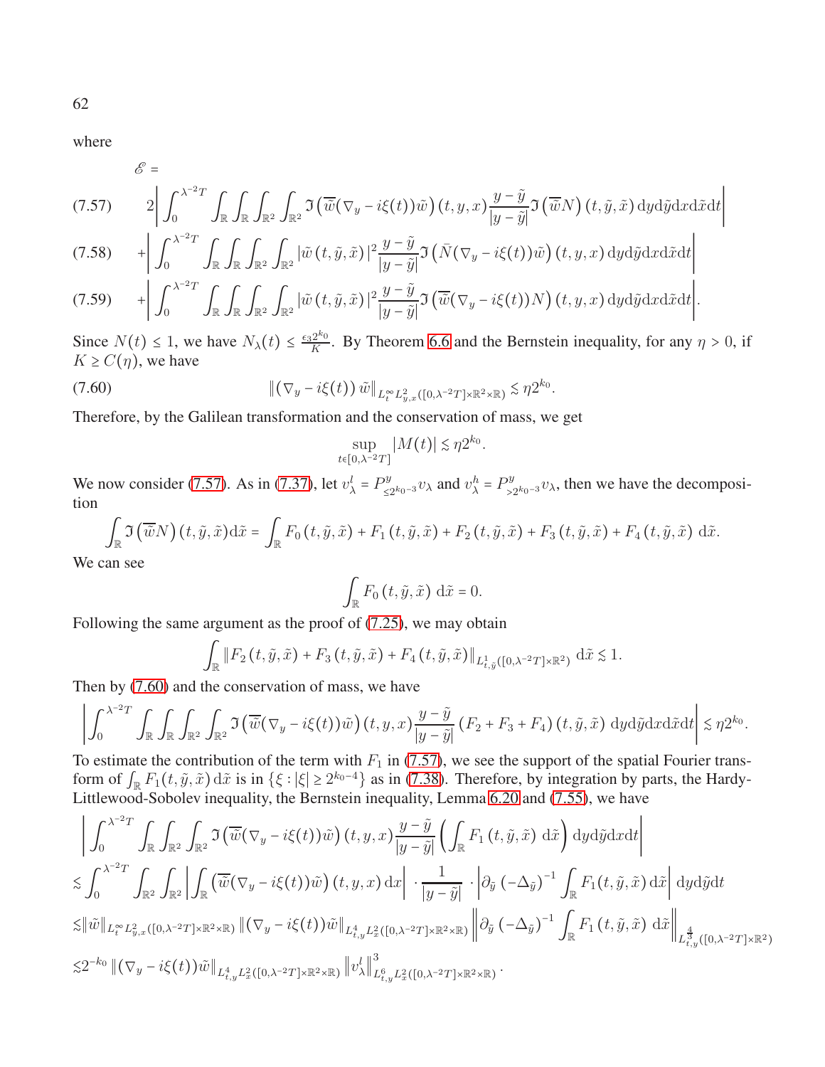where

$$\mathscr{E} =$$

$$2\left|\int_0^{\lambda^{-2}T}\int_{\mathbb{R}}\int_{\mathbb{R}}\int_{\mathbb{R}^2}\int_{\mathbb{R}^2}\Im\left(\overline{\tilde{w}}(\nabla_y - i\xi(t))\tilde{w}\right)(t,y,x)\frac{y-\tilde{y}}{|y-\tilde{y}|}\Im\left(\overline{\tilde{w}}N\right)(t,\tilde{y},\tilde{x})\,\mathrm{d}y\mathrm{d}\tilde{y}\mathrm{d}x\mathrm{d}\tilde{x}\mathrm{d}t\right| \tag{7.57}$$

$$+\left|\int_0^{\lambda^{-2}T}\int_{\mathbb{R}}\int_{\mathbb{R}}\int_{\mathbb{R}^2}\int_{\mathbb{R}^2}|\tilde{w}(t,\tilde{y},\tilde{x})|^2\frac{y-\tilde{y}}{|y-\tilde{y}|}\Im\left(\bar{N}(\nabla_y - i\xi(t))\tilde{w}\right)(t,y,x)\,\mathrm{d}y\mathrm{d}\tilde{y}\mathrm{d}x\mathrm{d}\tilde{x}\mathrm{d}t\right| \tag{7.58}$$

$$+\left|\int_0^{\lambda^{-2}T}\int_{\mathbb{R}}\int_{\mathbb{R}}\int_{\mathbb{R}^2}\int_{\mathbb{R}^2}|\tilde{w}(t,\tilde{y},\tilde{x})|^2\frac{y-\tilde{y}}{|y-\tilde{y}|}\Im\left(\overline{\tilde{w}}(\nabla_y - i\xi(t))N\right)(t,y,x)\,\mathrm{d}y\mathrm{d}\tilde{y}\mathrm{d}x\mathrm{d}\tilde{x}\mathrm{d}t\right|. \tag{7.59}$$

Since $N(t)\le 1$, we have $N_\lambda(t)\le \frac{\epsilon_3 2^{k_0}}{K}$. By Theorem 6.6 and the Bernstein inequality, for any $\eta>0$, if $K\ge C(\eta)$, we have

$$\|(\nabla_y - i\xi(t))\,\tilde{w}\|_{L_t^\infty L^2_{y,x}([0,\lambda^{-2}T]\times\mathbb{R}^2\times\mathbb{R})}\lesssim \eta 2^{k_0}. \tag{7.60}$$

Therefore, by the Galilean transformation and the conservation of mass, we get

$$\sup_{t\in[0,\lambda^{-2}T]}|M(t)|\lesssim \eta 2^{k_0}.$$

We now consider (7.57). As in (7.37), let $v_\lambda^l = P^y_{\le 2^{k_0-3}}v_\lambda$ and $v_\lambda^h = P^y_{>2^{k_0-3}}v_\lambda$, then we have the decomposition

$$\int_{\mathbb{R}}\Im\left(\overline{\tilde{w}}N\right)(t,\tilde{y},\tilde{x})\mathrm{d}\tilde{x} = \int_{\mathbb{R}}F_0(t,\tilde{y},\tilde{x}) + F_1(t,\tilde{y},\tilde{x}) + F_2(t,\tilde{y},\tilde{x}) + F_3(t,\tilde{y},\tilde{x}) + F_4(t,\tilde{y},\tilde{x})\,\mathrm{d}\tilde{x}.$$

We can see

$$\int_{\mathbb{R}}F_0(t,\tilde{y},\tilde{x})\,\mathrm{d}\tilde{x} = 0.$$

Following the same argument as the proof of (7.25), we may obtain

$$\int_{\mathbb{R}}\|F_2(t,\tilde{y},\tilde{x}) + F_3(t,\tilde{y},\tilde{x}) + F_4(t,\tilde{y},\tilde{x})\|_{L^1_{t,\tilde{y}}([0,\lambda^{-2}T]\times\mathbb{R}^2)}\,\mathrm{d}\tilde{x}\lesssim 1.$$

Then by (7.60) and the conservation of mass, we have

$$\left|\int_0^{\lambda^{-2}T}\int_{\mathbb{R}}\int_{\mathbb{R}}\int_{\mathbb{R}^2}\int_{\mathbb{R}^2}\Im\left(\overline{\tilde{w}}(\nabla_y - i\xi(t))\tilde{w}\right)(t,y,x)\frac{y-\tilde{y}}{|y-\tilde{y}|}\left(F_2+F_3+F_4\right)(t,\tilde{y},\tilde{x})\,\mathrm{d}y\mathrm{d}\tilde{y}\mathrm{d}x\mathrm{d}\tilde{x}\mathrm{d}t\right|\lesssim \eta 2^{k_0}.$$

To estimate the contribution of the term with $F_1$ in (7.57), we see the support of the spatial Fourier transform of $\int_{\mathbb{R}}F_1(t,\tilde{y},\tilde{x})\,\mathrm{d}\tilde{x}$ is in $\{\xi : |\xi|\ge 2^{k_0-4}\}$ as in (7.38). Therefore, by integration by parts, the Hardy-Littlewood-Sobolev inequality, the Bernstein inequality, Lemma 6.20 and (7.55), we have

$$\begin{aligned}
&\left|\int_0^{\lambda^{-2}T}\int_{\mathbb{R}}\int_{\mathbb{R}^2}\int_{\mathbb{R}^2}\Im\left(\overline{\tilde{w}}(\nabla_y - i\xi(t))\tilde{w}\right)(t,y,x)\frac{y-\tilde{y}}{|y-\tilde{y}|}\left(\int_{\mathbb{R}}F_1(t,\tilde{y},\tilde{x})\,\mathrm{d}\tilde{x}\right)\mathrm{d}y\mathrm{d}\tilde{y}\mathrm{d}x\mathrm{d}t\right|\\
&\lesssim \int_0^{\lambda^{-2}T}\int_{\mathbb{R}^2}\int_{\mathbb{R}^2}\left|\int_{\mathbb{R}}\left(\overline{\tilde{w}}(\nabla_y - i\xi(t))\tilde{w}\right)(t,y,x)\,\mathrm{d}x\right|\cdot\frac{1}{|y-\tilde{y}|}\cdot\left|\partial_{\tilde{y}}\left(-\Delta_{\tilde{y}}\right)^{-1}\int_{\mathbb{R}}F_1(t,\tilde{y},\tilde{x})\,\mathrm{d}\tilde{x}\right|\mathrm{d}y\mathrm{d}\tilde{y}\mathrm{d}t\\
&\lesssim \|\tilde{w}\|_{L_t^\infty L^2_{y,x}([0,\lambda^{-2}T]\times\mathbb{R}^2\times\mathbb{R})}\|(\nabla_y - i\xi(t))\tilde{w}\|_{L^4_{t,y}L^2_x([0,\lambda^{-2}T]\times\mathbb{R}^2\times\mathbb{R})}\left\|\partial_{\tilde{y}}\left(-\Delta_{\tilde{y}}\right)^{-1}\int_{\mathbb{R}}F_1(t,\tilde{y},\tilde{x})\,\mathrm{d}\tilde{x}\right\|_{L^{\frac{4}{3}}_{t,y}([0,\lambda^{-2}T]\times\mathbb{R}^2)}\\
&\lesssim 2^{-k_0}\|(\nabla_y - i\xi(t))\tilde{w}\|_{L^4_{t,y}L^2_x([0,\lambda^{-2}T]\times\mathbb{R}^2\times\mathbb{R})}\|v_\lambda^l\|^3_{L^6_{t,y}L^2_x([0,\lambda^{-2}T]\times\mathbb{R}^2\times\mathbb{R})}.
\end{aligned}$$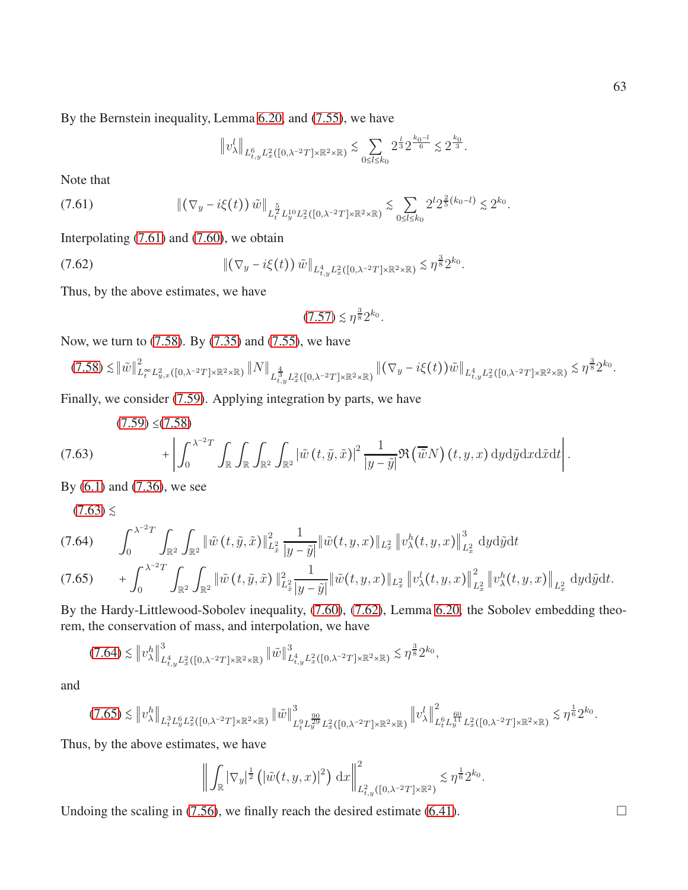By the Bernstein inequality, Lemma 6.20, and (7.55), we have

$$\left\|v_\lambda^l\right\|_{L^6_{t,y}L^2_x([0,\lambda^{-2}T]\times\mathbb{R}^2\times\mathbb{R})} \lesssim \sum_{0\le l\le k_0} 2^{\frac{l}{3}}2^{\frac{k_0-l}{6}} \lesssim 2^{\frac{k_0}{3}}.$$

Note that

$$\|(\nabla_y - i\xi(t))\,\tilde{w}\|_{L_t^{\frac{5}{2}}L_y^{10}L_x^2([0,\lambda^{-2}T]\times\mathbb{R}^2\times\mathbb{R})} \lesssim \sum_{0\le l\le k_0} 2^l 2^{\frac{2}{5}(k_0-l)} \lesssim 2^{k_0}. \tag{7.61}$$

Interpolating (7.61) and (7.60), we obtain

$$\|(\nabla_y - i\xi(t))\,\tilde{w}\|_{L^4_{t,y}L^2_x([0,\lambda^{-2}T]\times\mathbb{R}^2\times\mathbb{R})} \lesssim \eta^{\frac{3}{8}}2^{k_0}. \tag{7.62}$$

Thus, by the above estimates, we have

$$(7.57) \lesssim \eta^{\frac{3}{8}}2^{k_0}.$$

Now, we turn to (7.58). By (7.35) and (7.55), we have

$$(7.58) \lesssim \|\tilde{w}\|^2_{L_t^\infty L^2_{y,x}([0,\lambda^{-2}T]\times\mathbb{R}^2\times\mathbb{R})}\|N\|_{L^{\frac{4}{3}}_{t,y}L^2_x([0,\lambda^{-2}T]\times\mathbb{R}^2\times\mathbb{R})}\|(\nabla_y - i\xi(t))\tilde{w}\|_{L^4_{t,y}L^2_x([0,\lambda^{-2}T]\times\mathbb{R}^2\times\mathbb{R})} \lesssim \eta^{\frac{3}{8}}2^{k_0}.$$

Finally, we consider (7.59). Applying integration by parts, we have

$$(7.59) \le (7.58) + \left|\int_0^{\lambda^{-2}T}\int_{\mathbb{R}}\int_{\mathbb{R}}\int_{\mathbb{R}^2}\int_{\mathbb{R}^2}|\tilde{w}(t,\tilde{y},\tilde{x})|^2\frac{1}{|y-\tilde{y}|}\Re\left(\overline{\tilde{w}}N\right)(t,y,x)\,\mathrm{d}y\mathrm{d}\tilde{y}\mathrm{d}x\mathrm{d}\tilde{x}\mathrm{d}t\right|. \tag{7.63}$$

By (6.1) and (7.36), we see

$$(7.63) \lesssim$$

$$\int_0^{\lambda^{-2}T}\int_{\mathbb{R}^2}\int_{\mathbb{R}^2}\|\tilde{w}(t,\tilde{y},\tilde{x})\|^2_{L^2_{\tilde{x}}}\frac{1}{|y-\tilde{y}|}\|\tilde{w}(t,y,x)\|_{L^2_x}\left\|v_\lambda^h(t,y,x)\right\|^3_{L^2_x}\,\mathrm{d}y\mathrm{d}\tilde{y}\mathrm{d}t \tag{7.64}$$

$$+\int_0^{\lambda^{-2}T}\int_{\mathbb{R}^2}\int_{\mathbb{R}^2}\|\tilde{w}(t,\tilde{y},\tilde{x})\|^2_{L^2_{\tilde{x}}}\frac{1}{|y-\tilde{y}|}\|\tilde{w}(t,y,x)\|_{L^2_x}\left\|v_\lambda^l(t,y,x)\right\|^2_{L^2_x}\left\|v_\lambda^h(t,y,x)\right\|_{L^2_x}\,\mathrm{d}y\mathrm{d}\tilde{y}\mathrm{d}t. \tag{7.65}$$

By the Hardy-Littlewood-Sobolev inequality, (7.60), (7.62), Lemma 6.20, the Sobolev embedding theorem, the conservation of mass, and interpolation, we have

$$(7.64) \lesssim \left\|v_\lambda^h\right\|^3_{L^4_{t,y}L^2_x([0,\lambda^{-2}T]\times\mathbb{R}^2\times\mathbb{R})}\|\tilde{w}\|^3_{L^4_{t,y}L^2_x([0,\lambda^{-2}T]\times\mathbb{R}^2\times\mathbb{R})} \lesssim \eta^{\frac{3}{8}}2^{k_0},$$

and

$$(7.65) \lesssim \left\|v_\lambda^h\right\|_{L^3_tL^6_yL^2_x([0,\lambda^{-2}T]\times\mathbb{R}^2\times\mathbb{R})}\|\tilde{w}\|^3_{L^9_tL_y^{\frac{90}{29}}L^2_x([0,\lambda^{-2}T]\times\mathbb{R}^2\times\mathbb{R})}\left\|v_\lambda^l\right\|^2_{L^6_tL_y^{\frac{60}{11}}L^2_x([0,\lambda^{-2}T]\times\mathbb{R}^2\times\mathbb{R})} \lesssim \eta^{\frac{1}{6}}2^{k_0}.$$

Thus, by the above estimates, we have

$$\left\|\int_{\mathbb{R}}|\nabla_y|^{\frac{1}{2}}\left(|\tilde{w}(t,y,x)|^2\right)\mathrm{d}x\right\|^2_{L^2_{t,y}([0,\lambda^{-2}T]\times\mathbb{R}^2)} \lesssim \eta^{\frac{1}{6}}2^{k_0}.$$

Undoing the scaling in (7.56), we finally reach the desired estimate (6.41). □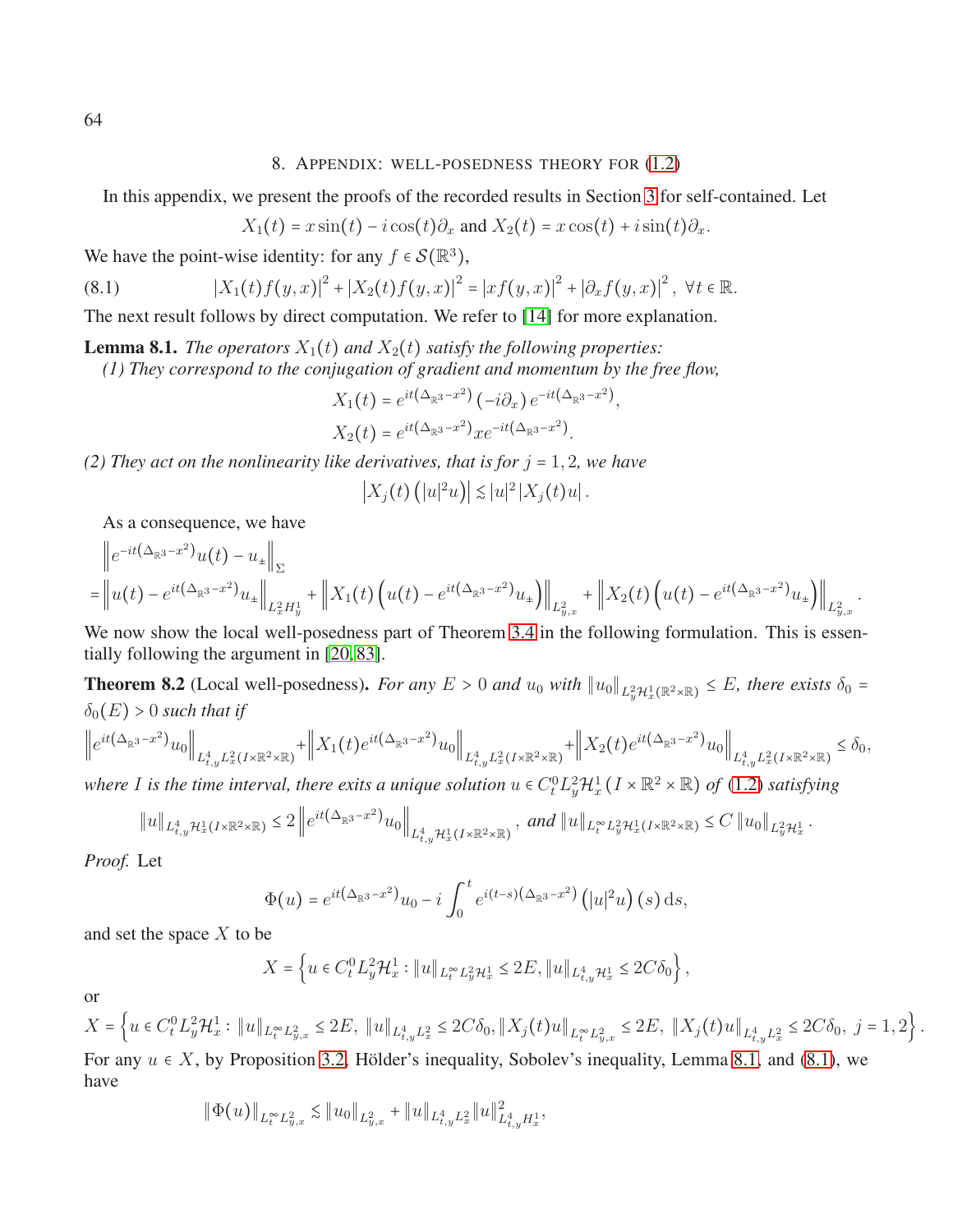## 8. Appendix: well-posedness theory for (1.2)

In this appendix, we present the proofs of the recorded results in Section 3 for self-contained. Let

$$X_1(t) = x\sin(t) - i\cos(t)\partial_x \text{ and } X_2(t) = x\cos(t) + i\sin(t)\partial_x.$$

We have the point-wise identity: for any $f \in \mathcal{S}(\mathbb{R}^3)$,

$$|X_1(t)f(y,x)|^2 + |X_2(t)f(y,x)|^2 = |xf(y,x)|^2 + |\partial_x f(y,x)|^2, \ \forall t \in \mathbb{R}. \tag{8.1}$$

The next result follows by direct computation. We refer to [14] for more explanation.

**Lemma 8.1.** *The operators $X_1(t)$ and $X_2(t)$ satisfy the following properties:*
*(1) They correspond to the conjugation of gradient and momentum by the free flow,*

$$X_1(t) = e^{it(\Delta_{\mathbb{R}^3}-x^2)}(-i\partial_x)e^{-it(\Delta_{\mathbb{R}^3}-x^2)},$$
$$X_2(t) = e^{it(\Delta_{\mathbb{R}^3}-x^2)}xe^{-it(\Delta_{\mathbb{R}^3}-x^2)}.$$

*(2) They act on the nonlinearity like derivatives, that is for $j = 1,2$, we have*

$$\left|X_j(t)\left(|u|^2u\right)\right| \lesssim |u|^2\left|X_j(t)u\right|.$$

As a consequence, we have

$$\begin{aligned}
&\left\|e^{-it(\Delta_{\mathbb{R}^3}-x^2)}u(t) - u_\pm\right\|_\Sigma \\
=&\left\|u(t) - e^{it(\Delta_{\mathbb{R}^3}-x^2)}u_\pm\right\|_{L_x^2H_y^1} + \left\|X_1(t)\left(u(t) - e^{it(\Delta_{\mathbb{R}^3}-x^2)}u_\pm\right)\right\|_{L_{y,x}^2} + \left\|X_2(t)\left(u(t) - e^{it(\Delta_{\mathbb{R}^3}-x^2)}u_\pm\right)\right\|_{L_{y,x}^2}.
\end{aligned}$$

We now show the local well-posedness part of Theorem 3.4 in the following formulation. This is essentially following the argument in [20, 83].

**Theorem 8.2** (Local well-posedness)**.** *For any $E > 0$ and $u_0$ with $\|u_0\|_{L_y^2\mathcal{H}_x^1(\mathbb{R}^2\times\mathbb{R})} \le E$, there exists $\delta_0 = \delta_0(E) > 0$ such that if*

$$\left\|e^{it(\Delta_{\mathbb{R}^3}-x^2)}u_0\right\|_{L_{t,y}^4L_x^2(I\times\mathbb{R}^2\times\mathbb{R})} + \left\|X_1(t)e^{it(\Delta_{\mathbb{R}^3}-x^2)}u_0\right\|_{L_{t,y}^4L_x^2(I\times\mathbb{R}^2\times\mathbb{R})} + \left\|X_2(t)e^{it(\Delta_{\mathbb{R}^3}-x^2)}u_0\right\|_{L_{t,y}^4L_x^2(I\times\mathbb{R}^2\times\mathbb{R})} \le \delta_0,$$

*where $I$ is the time interval, there exits a unique solution $u \in C_t^0L_y^2\mathcal{H}_x^1(I\times\mathbb{R}^2\times\mathbb{R})$ of (1.2) satisfying*

$$\|u\|_{L_{t,y}^4\mathcal{H}_x^1(I\times\mathbb{R}^2\times\mathbb{R})} \le 2\left\|e^{it(\Delta_{\mathbb{R}^3}-x^2)}u_0\right\|_{L_{t,y}^4\mathcal{H}_x^1(I\times\mathbb{R}^2\times\mathbb{R})}, \text{ and } \|u\|_{L_t^\infty L_y^2\mathcal{H}_x^1(I\times\mathbb{R}^2\times\mathbb{R})} \le C\|u_0\|_{L_y^2\mathcal{H}_x^1}.$$

*Proof.* Let

$$\Phi(u) = e^{it(\Delta_{\mathbb{R}^3}-x^2)}u_0 - i\int_0^t e^{i(t-s)(\Delta_{\mathbb{R}^3}-x^2)}\left(|u|^2u\right)(s)\,\mathrm{d}s,$$

and set the space $X$ to be

$$X = \left\{u \in C_t^0L_y^2\mathcal{H}_x^1 : \|u\|_{L_t^\infty L_y^2\mathcal{H}_x^1} \le 2E, \|u\|_{L_{t,y}^4\mathcal{H}_x^1} \le 2C\delta_0\right\},$$

or

$$X = \left\{u \in C_t^0L_y^2\mathcal{H}_x^1 : \|u\|_{L_t^\infty L_{y,x}^2} \le 2E, \ \|u\|_{L_{t,y}^4L_x^2} \le 2C\delta_0, \|X_j(t)u\|_{L_t^\infty L_{y,x}^2} \le 2E, \ \|X_j(t)u\|_{L_{t,y}^4L_x^2} \le 2C\delta_0, \ j = 1,2\right\}.$$

For any $u \in X$, by Proposition 3.2, Hölder's inequality, Sobolev's inequality, Lemma 8.1, and (8.1), we have

$$\|\Phi(u)\|_{L_t^\infty L_{y,x}^2} \lesssim \|u_0\|_{L_{y,x}^2} + \|u\|_{L_{t,y}^4L_x^2}\|u\|_{L_{t,y}^4H_x^1}^2,$$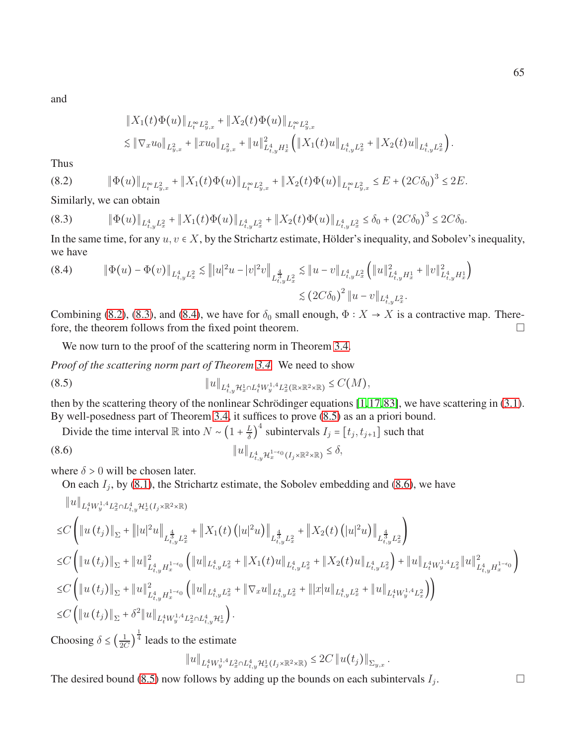and

$$
\begin{aligned}
&\|X_1(t)\Phi(u)\|_{L_t^\infty L_{y,x}^2} + \|X_2(t)\Phi(u)\|_{L_t^\infty L_{y,x}^2} \\
&\lesssim \|\nabla_x u_0\|_{L_{y,x}^2} + \|xu_0\|_{L_{y,x}^2} + \|u\|_{L_{t,y}^4 H_x^1}^2 \left(\|X_1(t)u\|_{L_{t,y}^4 L_x^2} + \|X_2(t)u\|_{L_{t,y}^4 L_x^2}\right).
\end{aligned}
$$

Thus

$$
\|\Phi(u)\|_{L_t^\infty L_{y,x}^2} + \|X_1(t)\Phi(u)\|_{L_t^\infty L_{y,x}^2} + \|X_2(t)\Phi(u)\|_{L_t^\infty L_{y,x}^2} \le E + (2C\delta_0)^3 \le 2E. \tag{8.2}
$$

Similarly, we can obtain

$$
\|\Phi(u)\|_{L_{t,y}^4 L_x^2} + \|X_1(t)\Phi(u)\|_{L_{t,y}^4 L_x^2} + \|X_2(t)\Phi(u)\|_{L_{t,y}^4 L_x^2} \le \delta_0 + (2C\delta_0)^3 \le 2C\delta_0. \tag{8.3}
$$

In the same time, for any $u, v \in X$, by the Strichartz estimate, Hölder's inequality, and Sobolev's inequality, we have

$$
\begin{aligned}
\|\Phi(u) - \Phi(v)\|_{L_{t,y}^4 L_x^2} \lesssim \left\||u|^2 u - |v|^2 v\right\|_{L_{t,y}^{\frac{4}{3}} L_x^2} &\lesssim \|u - v\|_{L_{t,y}^4 L_x^2} \left(\|u\|_{L_{t,y}^4 H_x^1}^2 + \|v\|_{L_{t,y}^4 H_x^1}^2\right) \\
&\lesssim (2C\delta_0)^2 \|u - v\|_{L_{t,y}^4 L_x^2}.
\end{aligned} \tag{8.4}
$$

Combining (8.2), (8.3), and (8.4), we have for $\delta_0$ small enough, $\Phi : X \to X$ is a contractive map. Therefore, the theorem follows from the fixed point theorem. □

We now turn to the proof of the scattering norm in Theorem 3.4.

*Proof of the scattering norm part of Theorem 3.4.* We need to show

$$
\|u\|_{L_{t,y}^4 \mathcal{H}_x^1 \cap L_t^4 W_y^{1,4} L_x^2(\mathbb{R}\times\mathbb{R}^2\times\mathbb{R})} \le C(M), \tag{8.5}
$$

then by the scattering theory of the nonlinear Schrödinger equations [1,17,83], we have scattering in (3.1). By well-posedness part of Theorem 3.4, it suffices to prove (8.5) as an a priori bound.

Divide the time interval $\mathbb{R}$ into $N \sim \left(1 + \frac{L}{\delta}\right)^4$ subintervals $I_j = [t_j, t_{j+1}]$ such that

$$
\|u\|_{L_{t,y}^4 \mathcal{H}_x^{1-\epsilon_0}(I_j \times \mathbb{R}^2 \times \mathbb{R})} \le \delta, \tag{8.6}
$$

where $\delta > 0$ will be chosen later.

On each $I_j$, by (8.1), the Strichartz estimate, the Sobolev embedding and (8.6), we have

$$
\begin{aligned}
&\|u\|_{L_t^4 W_y^{1,4} L_x^2 \cap L_{t,y}^4 \mathcal{H}_x^1(I_j\times\mathbb{R}^2\times\mathbb{R})} \\
\le& C\left(\|u(t_j)\|_\Sigma + \left\||u|^2 u\right\|_{L_{t,y}^{\frac{4}{3}} L_x^2} + \left\|X_1(t)\left(|u|^2 u\right)\right\|_{L_{t,y}^{\frac{4}{3}} L_x^2} + \left\|X_2(t)\left(|u|^2 u\right)\right\|_{L_{t,y}^{\frac{4}{3}} L_x^2}\right) \\
\le& C\left(\|u(t_j)\|_\Sigma + \|u\|_{L_{t,y}^4 H_x^{1-\epsilon_0}}^2 \left(\|u\|_{L_{t,y}^4 L_x^2} + \|X_1(t)u\|_{L_{t,y}^4 L_x^2} + \|X_2(t)u\|_{L_{t,y}^4 L_x^2}\right) + \|u\|_{L_t^4 W_y^{1,4} L_x^2} \|u\|_{L_{t,y}^4 H_x^{1-\epsilon_0}}^2\right) \\
\le& C\left(\|u(t_j)\|_\Sigma + \|u\|_{L_{t,y}^4 H_x^{1-\epsilon_0}}^2 \left(\|u\|_{L_{t,y}^4 L_x^2} + \|\nabla_x u\|_{L_{t,y}^4 L_x^2} + \||x|u\|_{L_{t,y}^4 L_x^2} + \|u\|_{L_t^4 W_y^{1,4} L_x^2}\right)\right) \\
\le& C\left(\|u(t_j)\|_\Sigma + \delta^2 \|u\|_{L_t^4 W_y^{1,4} L_x^2 \cap L_{t,y}^4 \mathcal{H}_x^1}\right).
\end{aligned}
$$

Choosing $\delta \le \left(\frac{1}{2C}\right)^{\frac{1}{4}}$ leads to the estimate

$$
\|u\|_{L_t^4 W_y^{1,4} L_x^2 \cap L_{t,y}^4 \mathcal{H}_x^1(I_j\times\mathbb{R}^2\times\mathbb{R})} \le 2C \|u(t_j)\|_{\Sigma_{y,x}}.
$$

The desired bound (8.5) now follows by adding up the bounds on each subintervals $I_j$. □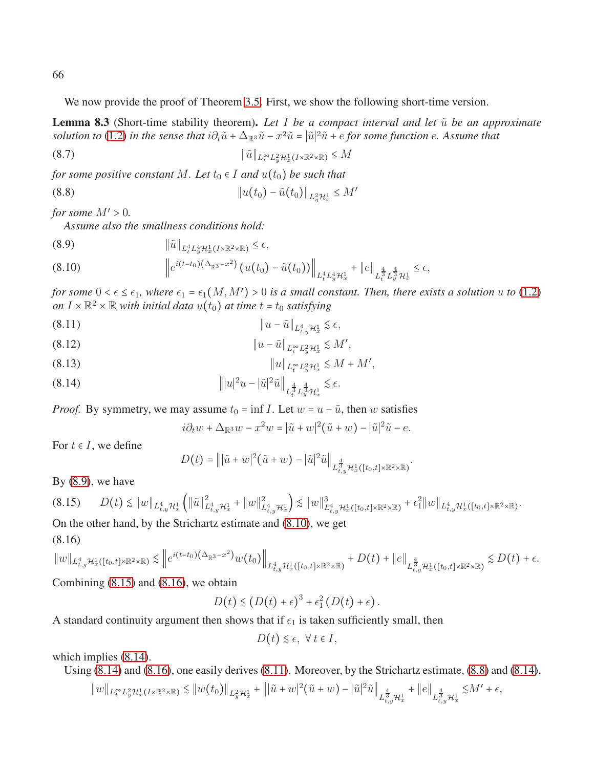We now provide the proof of Theorem 3.5. First, we show the following short-time version.

**Lemma 8.3** (Short-time stability theorem). *Let $I$ be a compact interval and let $\tilde{u}$ be an approximate solution to (1.2) in the sense that $i\partial_t \tilde{u} + \Delta_{\mathbb{R}^3}\tilde{u} - x^2\tilde{u} = |\tilde{u}|^2\tilde{u} + e$ for some function $e$. Assume that*

$$\|\tilde{u}\|_{L_t^\infty L_y^2 \mathcal{H}_x^1(I\times\mathbb{R}^2\times\mathbb{R})} \le M \tag{8.7}$$

*for some positive constant $M$. Let $t_0 \in I$ and $u(t_0)$ be such that*

$$\|u(t_0) - \tilde{u}(t_0)\|_{L_y^2\mathcal{H}_x^1} \le M' \tag{8.8}$$

*for some $M' > 0$.*

*Assume also the smallness conditions hold:*

$$\|\tilde{u}\|_{L_t^4 L_y^4 \mathcal{H}_x^1(I\times\mathbb{R}^2\times\mathbb{R})} \le \epsilon, \tag{8.9}$$

$$\left\| e^{i(t-t_0)(\Delta_{\mathbb{R}^3}-x^2)}\left(u(t_0)-\tilde{u}(t_0)\right)\right\|_{L_t^4 L_y^4 \mathcal{H}_x^1} + \|e\|_{L_t^{\frac{4}{3}} L_y^{\frac{4}{3}}\mathcal{H}_x^1} \le \epsilon, \tag{8.10}$$

*for some $0 < \epsilon \le \epsilon_1$, where $\epsilon_1 = \epsilon_1(M, M') > 0$ is a small constant. Then, there exists a solution $u$ to (1.2) on $I\times\mathbb{R}^2\times\mathbb{R}$ with initial data $u(t_0)$ at time $t = t_0$ satisfying*

$$\|u - \tilde{u}\|_{L_{t,y}^4 \mathcal{H}_x^1} \lesssim \epsilon, \tag{8.11}$$

$$\|u - \tilde{u}\|_{L_t^\infty L_y^2 \mathcal{H}_x^1} \lesssim M', \tag{8.12}$$

$$\|u\|_{L_t^\infty L_y^2 \mathcal{H}_x^1} \lesssim M + M', \tag{8.13}$$

$$\left\| |u|^2 u - |\tilde{u}|^2\tilde{u}\right\|_{L_t^{\frac{4}{3}} L_y^{\frac{4}{3}}\mathcal{H}_x^1} \lesssim \epsilon. \tag{8.14}$$

*Proof.* By symmetry, we may assume $t_0 = \inf I$. Let $w = u - \tilde{u}$, then $w$ satisfies

$$i\partial_t w + \Delta_{\mathbb{R}^3} w - x^2 w = |\tilde{u} + w|^2(\tilde{u} + w) - |\tilde{u}|^2\tilde{u} - e.$$

For $t \in I$, we define

$$D(t) = \left\| |\tilde{u} + w|^2(\tilde{u} + w) - |\tilde{u}|^2\tilde{u}\right\|_{L_{t,y}^{\frac{4}{3}}\mathcal{H}_x^1([t_0,t]\times\mathbb{R}^2\times\mathbb{R})}.$$

By (8.9), we have

$$D(t) \lesssim \|w\|_{L_{t,y}^4\mathcal{H}_x^1}\left(\|\tilde{u}\|_{L_{t,y}^4\mathcal{H}_x^1}^2 + \|w\|_{L_{t,y}^4\mathcal{H}_x^1}^2\right) \lesssim \|w\|_{L_{t,y}^4\mathcal{H}_x^1([t_0,t]\times\mathbb{R}^2\times\mathbb{R})}^3 + \epsilon_1^2\|w\|_{L_{t,y}^4\mathcal{H}_x^1([t_0,t]\times\mathbb{R}^2\times\mathbb{R})}. \tag{8.15}$$

On the other hand, by the Strichartz estimate and (8.10), we get

(8.16)

$$\|w\|_{L_{t,y}^4\mathcal{H}_x^1([t_0,t]\times\mathbb{R}^2\times\mathbb{R})} \lesssim \left\| e^{i(t-t_0)(\Delta_{\mathbb{R}^3}-x^2)} w(t_0)\right\|_{L_{t,y}^4\mathcal{H}_x^1([t_0,t]\times\mathbb{R}^2\times\mathbb{R})} + D(t) + \|e\|_{L_{t,y}^{\frac{4}{3}}\mathcal{H}_x^1([t_0,t]\times\mathbb{R}^2\times\mathbb{R})} \lesssim D(t) + \epsilon.$$

Combining (8.15) and (8.16), we obtain

$$D(t) \lesssim (D(t) + \epsilon)^3 + \epsilon_1^2(D(t) + \epsilon).$$

A standard continuity argument then shows that if $\epsilon_1$ is taken sufficiently small, then

$$D(t) \lesssim \epsilon, \ \forall\, t \in I,$$

which implies (8.14).

Using (8.14) and (8.16), one easily derives (8.11). Moreover, by the Strichartz estimate, (8.8) and (8.14),

$$\|w\|_{L_t^\infty L_y^2\mathcal{H}_x^1(I\times\mathbb{R}^2\times\mathbb{R})} \lesssim \|w(t_0)\|_{L_y^2\mathcal{H}_x^1} + \left\| |\tilde{u} + w|^2(\tilde{u} + w) - |\tilde{u}|^2\tilde{u}\right\|_{L_{t,y}^{\frac{4}{3}}\mathcal{H}_x^1} + \|e\|_{L_{t,y}^{\frac{4}{3}}\mathcal{H}_x^1} \lesssim M' + \epsilon,$$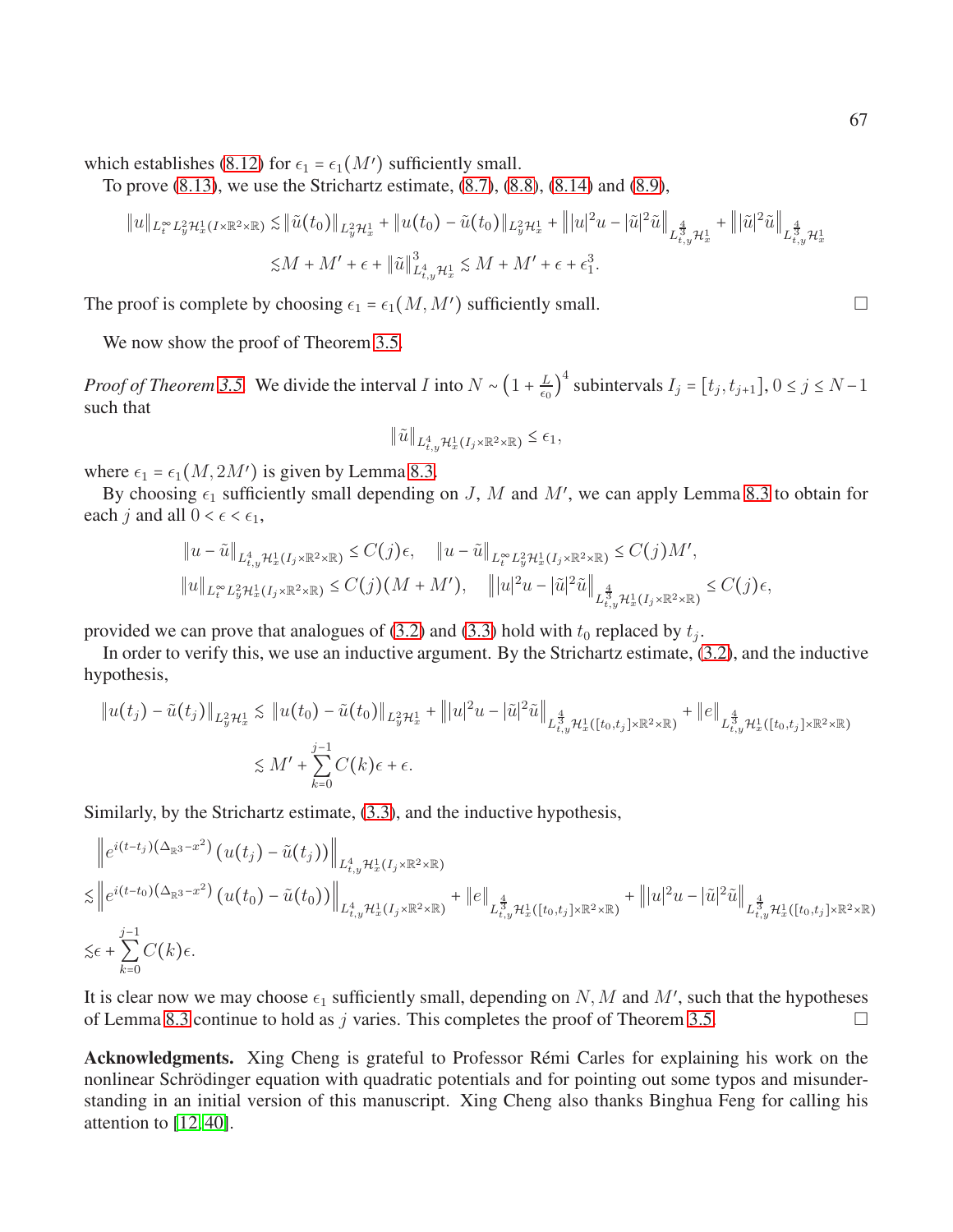which establishes (8.12) for $\epsilon_1 = \epsilon_1(M')$ sufficiently small.

To prove (8.13), we use the Strichartz estimate, (8.7), (8.8), (8.14) and (8.9),

$$
\begin{aligned}
\|u\|_{L_t^\infty L_y^2 \mathcal{H}_x^1(I\times\mathbb{R}^2\times\mathbb{R})} &\lesssim \|\tilde{u}(t_0)\|_{L_y^2\mathcal{H}_x^1} + \|u(t_0)-\tilde{u}(t_0)\|_{L_y^2\mathcal{H}_x^1} + \left\| |u|^2u - |\tilde{u}|^2\tilde{u}\right\|_{L_{t,y}^{\frac{4}{3}}\mathcal{H}_x^1} + \left\||\tilde{u}|^2\tilde{u}\right\|_{L_{t,y}^{\frac{4}{3}}\mathcal{H}_x^1} \\
&\lesssim M + M' + \epsilon + \|\tilde{u}\|^3_{L^4_{t,y}\mathcal{H}_x^1} \lesssim M + M' + \epsilon + \epsilon_1^3.
\end{aligned}
$$

The proof is complete by choosing $\epsilon_1 = \epsilon_1(M, M')$ sufficiently small. $\square$

We now show the proof of Theorem 3.5.

*Proof of Theorem 3.5.* We divide the interval $I$ into $N \sim \left(1+\frac{L}{\epsilon_0}\right)^4$ subintervals $I_j = [t_j, t_{j+1}]$, $0 \le j \le N-1$ such that

$$
\|\tilde{u}\|_{L^4_{t,y}\mathcal{H}_x^1(I_j\times\mathbb{R}^2\times\mathbb{R})} \le \epsilon_1,
$$

where $\epsilon_1 = \epsilon_1(M, 2M')$ is given by Lemma 8.3.

By choosing $\epsilon_1$ sufficiently small depending on $J$, $M$ and $M'$, we can apply Lemma 8.3 to obtain for each $j$ and all $0 < \epsilon < \epsilon_1$,

$$
\begin{aligned}
&\|u-\tilde{u}\|_{L^4_{t,y}\mathcal{H}_x^1(I_j\times\mathbb{R}^2\times\mathbb{R})} \le C(j)\epsilon, \quad \|u-\tilde{u}\|_{L_t^\infty L_y^2\mathcal{H}_x^1(I_j\times\mathbb{R}^2\times\mathbb{R})} \le C(j)M', \\
&\|u\|_{L_t^\infty L_y^2\mathcal{H}_x^1(I_j\times\mathbb{R}^2\times\mathbb{R})} \le C(j)(M+M'), \quad \left\||u|^2u - |\tilde{u}|^2\tilde{u}\right\|_{L_{t,y}^{\frac{4}{3}}\mathcal{H}_x^1(I_j\times\mathbb{R}^2\times\mathbb{R})} \le C(j)\epsilon,
\end{aligned}
$$

provided we can prove that analogues of (3.2) and (3.3) hold with $t_0$ replaced by $t_j$.

In order to verify this, we use an inductive argument. By the Strichartz estimate, (3.2), and the inductive hypothesis,

$$
\begin{aligned}
\|u(t_j)-\tilde{u}(t_j)\|_{L_y^2\mathcal{H}_x^1} &\lesssim \|u(t_0)-\tilde{u}(t_0)\|_{L_y^2\mathcal{H}_x^1} + \left\||u|^2u-|\tilde{u}|^2\tilde{u}\right\|_{L_{t,y}^{\frac{4}{3}}\mathcal{H}_x^1([t_0,t_j]\times\mathbb{R}^2\times\mathbb{R})} + \|e\|_{L_{t,y}^{\frac{4}{3}}\mathcal{H}_x^1([t_0,t_j]\times\mathbb{R}^2\times\mathbb{R})} \\
&\lesssim M' + \sum_{k=0}^{j-1} C(k)\epsilon + \epsilon.
\end{aligned}
$$

Similarly, by the Strichartz estimate, (3.3), and the inductive hypothesis,

$$
\begin{aligned}
&\left\|e^{i(t-t_j)(\Delta_{\mathbb{R}^3}-x^2)}\left(u(t_j)-\tilde{u}(t_j)\right)\right\|_{L^4_{t,y}\mathcal{H}_x^1(I_j\times\mathbb{R}^2\times\mathbb{R})} \\
\lesssim &\left\|e^{i(t-t_0)(\Delta_{\mathbb{R}^3}-x^2)}\left(u(t_0)-\tilde{u}(t_0)\right)\right\|_{L^4_{t,y}\mathcal{H}_x^1(I_j\times\mathbb{R}^2\times\mathbb{R})} + \|e\|_{L_{t,y}^{\frac{4}{3}}\mathcal{H}_x^1([t_0,t_j]\times\mathbb{R}^2\times\mathbb{R})} + \left\||u|^2u-|\tilde{u}|^2\tilde{u}\right\|_{L_{t,y}^{\frac{4}{3}}\mathcal{H}_x^1([t_0,t_j]\times\mathbb{R}^2\times\mathbb{R})} \\
\lesssim &\epsilon + \sum_{k=0}^{j-1} C(k)\epsilon.
\end{aligned}
$$

It is clear now we may choose $\epsilon_1$ sufficiently small, depending on $N, M$ and $M'$, such that the hypotheses of Lemma 8.3 continue to hold as $j$ varies. This completes the proof of Theorem 3.5. $\square$

**Acknowledgments.** Xing Cheng is grateful to Professor Rémi Carles for explaining his work on the nonlinear Schrödinger equation with quadratic potentials and for pointing out some typos and misunderstanding in an initial version of this manuscript. Xing Cheng also thanks Binghua Feng for calling his attention to [12, 40].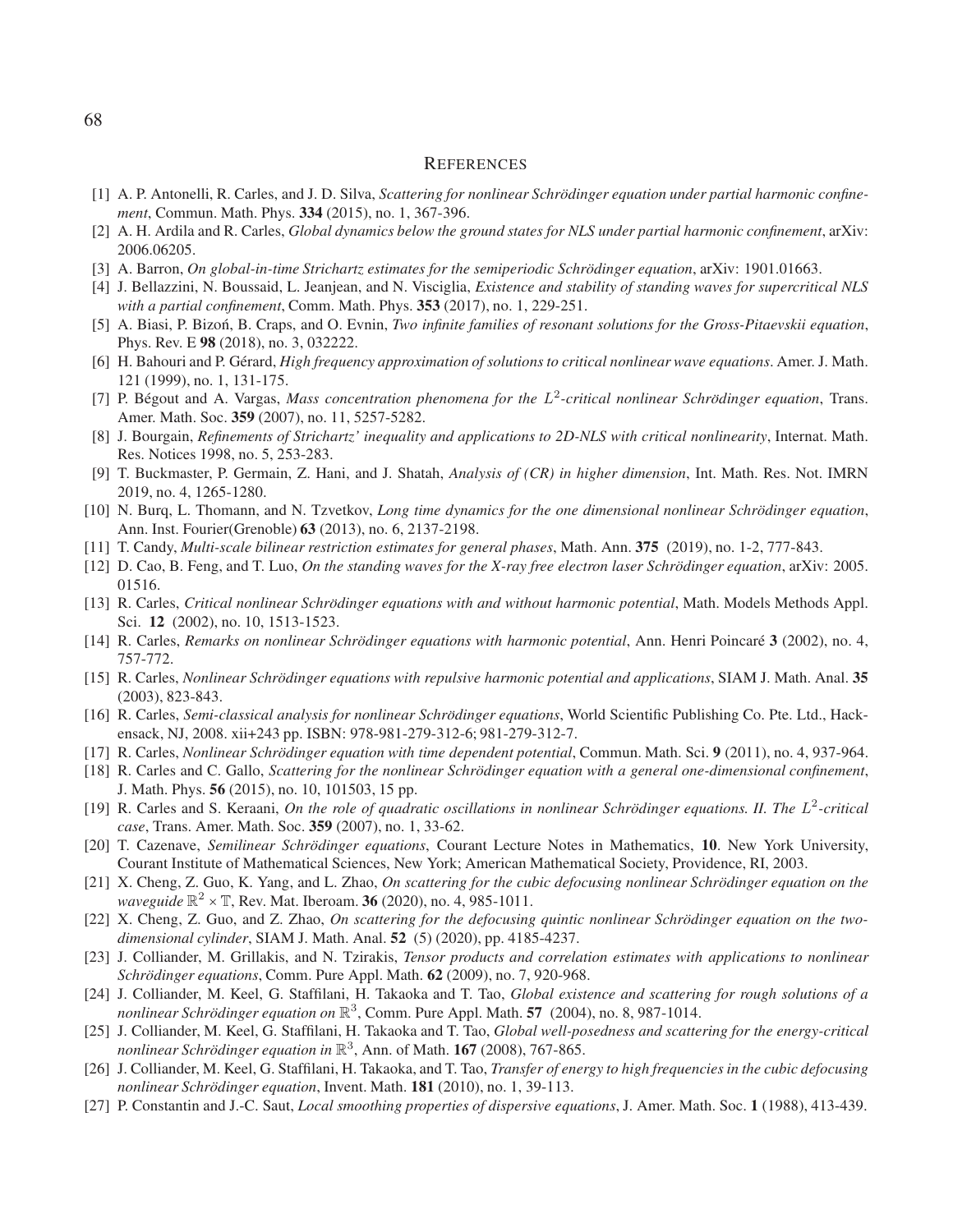## References

[1] A. P. Antonelli, R. Carles, and J. D. Silva, *Scattering for nonlinear Schrödinger equation under partial harmonic confinement*, Commun. Math. Phys. **334** (2015), no. 1, 367-396.

[2] A. H. Ardila and R. Carles, *Global dynamics below the ground states for NLS under partial harmonic confinement*, arXiv: 2006.06205.

[3] A. Barron, *On global-in-time Strichartz estimates for the semiperiodic Schrödinger equation*, arXiv: 1901.01663.

[4] J. Bellazzini, N. Boussaid, L. Jeanjean, and N. Visciglia, *Existence and stability of standing waves for supercritical NLS with a partial confinement*, Comm. Math. Phys. **353** (2017), no. 1, 229-251.

[5] A. Biasi, P. Bizoń, B. Craps, and O. Evnin, *Two infinite families of resonant solutions for the Gross-Pitaevskii equation*, Phys. Rev. E **98** (2018), no. 3, 032222.

[6] H. Bahouri and P. Gérard, *High frequency approximation of solutions to critical nonlinear wave equations*. Amer. J. Math. 121 (1999), no. 1, 131-175.

[7] P. Bégout and A. Vargas, *Mass concentration phenomena for the $L^2$-critical nonlinear Schrödinger equation*, Trans. Amer. Math. Soc. **359** (2007), no. 11, 5257-5282.

[8] J. Bourgain, *Refinements of Strichartz' inequality and applications to 2D-NLS with critical nonlinearity*, Internat. Math. Res. Notices 1998, no. 5, 253-283.

[9] T. Buckmaster, P. Germain, Z. Hani, and J. Shatah, *Analysis of (CR) in higher dimension*, Int. Math. Res. Not. IMRN 2019, no. 4, 1265-1280.

[10] N. Burq, L. Thomann, and N. Tzvetkov, *Long time dynamics for the one dimensional nonlinear Schrödinger equation*, Ann. Inst. Fourier(Grenoble) **63** (2013), no. 6, 2137-2198.

[11] T. Candy, *Multi-scale bilinear restriction estimates for general phases*, Math. Ann. **375** (2019), no. 1-2, 777-843.

[12] D. Cao, B. Feng, and T. Luo, *On the standing waves for the X-ray free electron laser Schrödinger equation*, arXiv: 2005. 01516.

[13] R. Carles, *Critical nonlinear Schrödinger equations with and without harmonic potential*, Math. Models Methods Appl. Sci. **12** (2002), no. 10, 1513-1523.

[14] R. Carles, *Remarks on nonlinear Schrödinger equations with harmonic potential*, Ann. Henri Poincaré **3** (2002), no. 4, 757-772.

[15] R. Carles, *Nonlinear Schrödinger equations with repulsive harmonic potential and applications*, SIAM J. Math. Anal. **35** (2003), 823-843.

[16] R. Carles, *Semi-classical analysis for nonlinear Schrödinger equations*, World Scientific Publishing Co. Pte. Ltd., Hackensack, NJ, 2008. xii+243 pp. ISBN: 978-981-279-312-6; 981-279-312-7.

[17] R. Carles, *Nonlinear Schrödinger equation with time dependent potential*, Commun. Math. Sci. **9** (2011), no. 4, 937-964.

[18] R. Carles and C. Gallo, *Scattering for the nonlinear Schrödinger equation with a general one-dimensional confinement*, J. Math. Phys. **56** (2015), no. 10, 101503, 15 pp.

[19] R. Carles and S. Keraani, *On the role of quadratic oscillations in nonlinear Schrödinger equations. II. The $L^2$-critical case*, Trans. Amer. Math. Soc. **359** (2007), no. 1, 33-62.

[20] T. Cazenave, *Semilinear Schrödinger equations*, Courant Lecture Notes in Mathematics, **10**. New York University, Courant Institute of Mathematical Sciences, New York; American Mathematical Society, Providence, RI, 2003.

[21] X. Cheng, Z. Guo, K. Yang, and L. Zhao, *On scattering for the cubic defocusing nonlinear Schrödinger equation on the waveguide $\mathbb{R}^2 \times \mathbb{T}$*, Rev. Mat. Iberoam. **36** (2020), no. 4, 985-1011.

[22] X. Cheng, Z. Guo, and Z. Zhao, *On scattering for the defocusing quintic nonlinear Schrödinger equation on the two-dimensional cylinder*, SIAM J. Math. Anal. **52** (5) (2020), pp. 4185-4237.

[23] J. Colliander, M. Grillakis, and N. Tzirakis, *Tensor products and correlation estimates with applications to nonlinear Schrödinger equations*, Comm. Pure Appl. Math. **62** (2009), no. 7, 920-968.

[24] J. Colliander, M. Keel, G. Staffilani, H. Takaoka and T. Tao, *Global existence and scattering for rough solutions of a nonlinear Schrödinger equation on $\mathbb{R}^3$*, Comm. Pure Appl. Math. **57** (2004), no. 8, 987-1014.

[25] J. Colliander, M. Keel, G. Staffilani, H. Takaoka and T. Tao, *Global well-posedness and scattering for the energy-critical nonlinear Schrödinger equation in $\mathbb{R}^3$*, Ann. of Math. **167** (2008), 767-865.

[26] J. Colliander, M. Keel, G. Staffilani, H. Takaoka, and T. Tao, *Transfer of energy to high frequencies in the cubic defocusing nonlinear Schrödinger equation*, Invent. Math. **181** (2010), no. 1, 39-113.

[27] P. Constantin and J.-C. Saut, *Local smoothing properties of dispersive equations*, J. Amer. Math. Soc. **1** (1988), 413-439.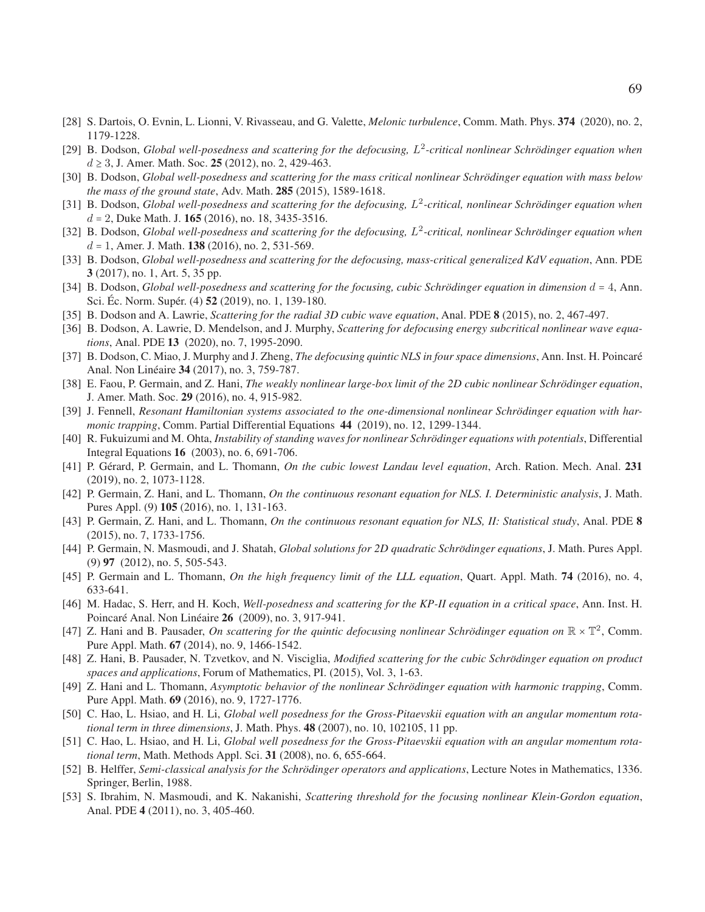[28] S. Dartois, O. Evnin, L. Lionni, V. Rivasseau, and G. Valette, *Melonic turbulence*, Comm. Math. Phys. **374** (2020), no. 2, 1179-1228.

[29] B. Dodson, *Global well-posedness and scattering for the defocusing, $L^2$-critical nonlinear Schrödinger equation when* $d \geq 3$, J. Amer. Math. Soc. **25** (2012), no. 2, 429-463.

[30] B. Dodson, *Global well-posedness and scattering for the mass critical nonlinear Schrödinger equation with mass below the mass of the ground state*, Adv. Math. **285** (2015), 1589-1618.

[31] B. Dodson, *Global well-posedness and scattering for the defocusing, $L^2$-critical, nonlinear Schrödinger equation when* $d = 2$, Duke Math. J. **165** (2016), no. 18, 3435-3516.

[32] B. Dodson, *Global well-posedness and scattering for the defocusing, $L^2$-critical, nonlinear Schrödinger equation when* $d = 1$, Amer. J. Math. **138** (2016), no. 2, 531-569.

[33] B. Dodson, *Global well-posedness and scattering for the defocusing, mass-critical generalized KdV equation*, Ann. PDE **3** (2017), no. 1, Art. 5, 35 pp.

[34] B. Dodson, *Global well-posedness and scattering for the focusing, cubic Schrödinger equation in dimension $d = 4$*, Ann. Sci. Éc. Norm. Supér. (4) **52** (2019), no. 1, 139-180.

[35] B. Dodson and A. Lawrie, *Scattering for the radial 3D cubic wave equation*, Anal. PDE **8** (2015), no. 2, 467-497.

[36] B. Dodson, A. Lawrie, D. Mendelson, and J. Murphy, *Scattering for defocusing energy subcritical nonlinear wave equations*, Anal. PDE **13** (2020), no. 7, 1995-2090.

[37] B. Dodson, C. Miao, J. Murphy and J. Zheng, *The defocusing quintic NLS in four space dimensions*, Ann. Inst. H. Poincaré Anal. Non Linéaire **34** (2017), no. 3, 759-787.

[38] E. Faou, P. Germain, and Z. Hani, *The weakly nonlinear large-box limit of the 2D cubic nonlinear Schrödinger equation*, J. Amer. Math. Soc. **29** (2016), no. 4, 915-982.

[39] J. Fennell, *Resonant Hamiltonian systems associated to the one-dimensional nonlinear Schrödinger equation with harmonic trapping*, Comm. Partial Differential Equations **44** (2019), no. 12, 1299-1344.

[40] R. Fukuizumi and M. Ohta, *Instability of standing waves for nonlinear Schrödinger equations with potentials*, Differential Integral Equations **16** (2003), no. 6, 691-706.

[41] P. Gérard, P. Germain, and L. Thomann, *On the cubic lowest Landau level equation*, Arch. Ration. Mech. Anal. **231** (2019), no. 2, 1073-1128.

[42] P. Germain, Z. Hani, and L. Thomann, *On the continuous resonant equation for NLS. I. Deterministic analysis*, J. Math. Pures Appl. (9) **105** (2016), no. 1, 131-163.

[43] P. Germain, Z. Hani, and L. Thomann, *On the continuous resonant equation for NLS, II: Statistical study*, Anal. PDE **8** (2015), no. 7, 1733-1756.

[44] P. Germain, N. Masmoudi, and J. Shatah, *Global solutions for 2D quadratic Schrödinger equations*, J. Math. Pures Appl. (9) **97** (2012), no. 5, 505-543.

[45] P. Germain and L. Thomann, *On the high frequency limit of the LLL equation*, Quart. Appl. Math. **74** (2016), no. 4, 633-641.

[46] M. Hadac, S. Herr, and H. Koch, *Well-posedness and scattering for the KP-II equation in a critical space*, Ann. Inst. H. Poincaré Anal. Non Linéaire **26** (2009), no. 3, 917-941.

[47] Z. Hani and B. Pausader, *On scattering for the quintic defocusing nonlinear Schrödinger equation on $\mathbb{R} \times \mathbb{T}^2$*, Comm. Pure Appl. Math. **67** (2014), no. 9, 1466-1542.

[48] Z. Hani, B. Pausader, N. Tzvetkov, and N. Visciglia, *Modified scattering for the cubic Schrödinger equation on product spaces and applications*, Forum of Mathematics, PI. (2015), Vol. 3, 1-63.

[49] Z. Hani and L. Thomann, *Asymptotic behavior of the nonlinear Schrödinger equation with harmonic trapping*, Comm. Pure Appl. Math. **69** (2016), no. 9, 1727-1776.

[50] C. Hao, L. Hsiao, and H. Li, *Global well posedness for the Gross-Pitaevskii equation with an angular momentum rotational term in three dimensions*, J. Math. Phys. **48** (2007), no. 10, 102105, 11 pp.

[51] C. Hao, L. Hsiao, and H. Li, *Global well posedness for the Gross-Pitaevskii equation with an angular momentum rotational term*, Math. Methods Appl. Sci. **31** (2008), no. 6, 655-664.

[52] B. Helffer, *Semi-classical analysis for the Schrödinger operators and applications*, Lecture Notes in Mathematics, 1336. Springer, Berlin, 1988.

[53] S. Ibrahim, N. Masmoudi, and K. Nakanishi, *Scattering threshold for the focusing nonlinear Klein-Gordon equation*, Anal. PDE **4** (2011), no. 3, 405-460.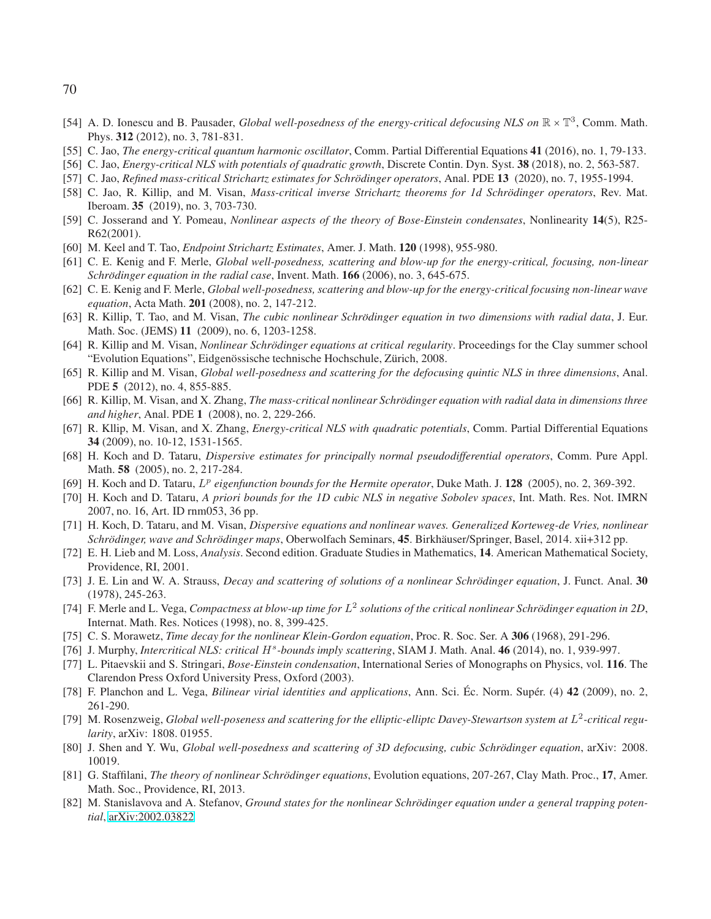[54] A. D. Ionescu and B. Pausader, *Global well-posedness of the energy-critical defocusing NLS on* $\mathbb{R} \times \mathbb{T}^3$, Comm. Math. Phys. **312** (2012), no. 3, 781-831.

[55] C. Jao, *The energy-critical quantum harmonic oscillator*, Comm. Partial Differential Equations **41** (2016), no. 1, 79-133.

[56] C. Jao, *Energy-critical NLS with potentials of quadratic growth*, Discrete Contin. Dyn. Syst. **38** (2018), no. 2, 563-587.

[57] C. Jao, *Refined mass-critical Strichartz estimates for Schrödinger operators*, Anal. PDE **13** (2020), no. 7, 1955-1994.

[58] C. Jao, R. Killip, and M. Visan, *Mass-critical inverse Strichartz theorems for 1d Schrödinger operators*, Rev. Mat. Iberoam. **35** (2019), no. 3, 703-730.

[59] C. Josserand and Y. Pomeau, *Nonlinear aspects of the theory of Bose-Einstein condensates*, Nonlinearity **14**(5), R25-R62(2001).

[60] M. Keel and T. Tao, *Endpoint Strichartz Estimates*, Amer. J. Math. **120** (1998), 955-980.

[61] C. E. Kenig and F. Merle, *Global well-posedness, scattering and blow-up for the energy-critical, focusing, non-linear Schrödinger equation in the radial case*, Invent. Math. **166** (2006), no. 3, 645-675.

[62] C. E. Kenig and F. Merle, *Global well-posedness, scattering and blow-up for the energy-critical focusing non-linear wave equation*, Acta Math. **201** (2008), no. 2, 147-212.

[63] R. Killip, T. Tao, and M. Visan, *The cubic nonlinear Schrödinger equation in two dimensions with radial data*, J. Eur. Math. Soc. (JEMS) **11** (2009), no. 6, 1203-1258.

[64] R. Killip and M. Visan, *Nonlinear Schrödinger equations at critical regularity*. Proceedings for the Clay summer school "Evolution Equations", Eidgenössische technische Hochschule, Zürich, 2008.

[65] R. Killip and M. Visan, *Global well-posedness and scattering for the defocusing quintic NLS in three dimensions*, Anal. PDE **5** (2012), no. 4, 855-885.

[66] R. Killip, M. Visan, and X. Zhang, *The mass-critical nonlinear Schrödinger equation with radial data in dimensions three and higher*, Anal. PDE **1** (2008), no. 2, 229-266.

[67] R. Kllip, M. Visan, and X. Zhang, *Energy-critical NLS with quadratic potentials*, Comm. Partial Differential Equations **34** (2009), no. 10-12, 1531-1565.

[68] H. Koch and D. Tataru, *Dispersive estimates for principally normal pseudodifferential operators*, Comm. Pure Appl. Math. **58** (2005), no. 2, 217-284.

[69] H. Koch and D. Tataru, $L^p$ *eigenfunction bounds for the Hermite operator*, Duke Math. J. **128** (2005), no. 2, 369-392.

[70] H. Koch and D. Tataru, *A priori bounds for the 1D cubic NLS in negative Sobolev spaces*, Int. Math. Res. Not. IMRN 2007, no. 16, Art. ID rnm053, 36 pp.

[71] H. Koch, D. Tataru, and M. Visan, *Dispersive equations and nonlinear waves. Generalized Korteweg-de Vries, nonlinear Schrödinger, wave and Schrödinger maps*, Oberwolfach Seminars, **45**. Birkhäuser/Springer, Basel, 2014. xii+312 pp.

[72] E. H. Lieb and M. Loss, *Analysis*. Second edition. Graduate Studies in Mathematics, **14**. American Mathematical Society, Providence, RI, 2001.

[73] J. E. Lin and W. A. Strauss, *Decay and scattering of solutions of a nonlinear Schrödinger equation*, J. Funct. Anal. **30** (1978), 245-263.

[74] F. Merle and L. Vega, *Compactness at blow-up time for* $L^2$ *solutions of the critical nonlinear Schrödinger equation in 2D*, Internat. Math. Res. Notices (1998), no. 8, 399-425.

[75] C. S. Morawetz, *Time decay for the nonlinear Klein-Gordon equation*, Proc. R. Soc. Ser. A **306** (1968), 291-296.

[76] J. Murphy, *Intercritical NLS: critical* $H^s$*-bounds imply scattering*, SIAM J. Math. Anal. **46** (2014), no. 1, 939-997.

[77] L. Pitaevskii and S. Stringari, *Bose-Einstein condensation*, International Series of Monographs on Physics, vol. **116**. The Clarendon Press Oxford University Press, Oxford (2003).

[78] F. Planchon and L. Vega, *Bilinear virial identities and applications*, Ann. Sci. Éc. Norm. Supér. (4) **42** (2009), no. 2, 261-290.

[79] M. Rosenzweig, *Global well-poseness and scattering for the elliptic-elliptc Davey-Stewartson system at* $L^2$*-critical regularity*, arXiv: 1808. 01955.

[80] J. Shen and Y. Wu, *Global well-posedness and scattering of 3D defocusing, cubic Schrödinger equation*, arXiv: 2008. 10019.

[81] G. Staffilani, *The theory of nonlinear Schrödinger equations*, Evolution equations, 207-267, Clay Math. Proc., **17**, Amer. Math. Soc., Providence, RI, 2013.

[82] M. Stanislavova and A. Stefanov, *Ground states for the nonlinear Schrödinger equation under a general trapping potential*, arXiv:2002.03822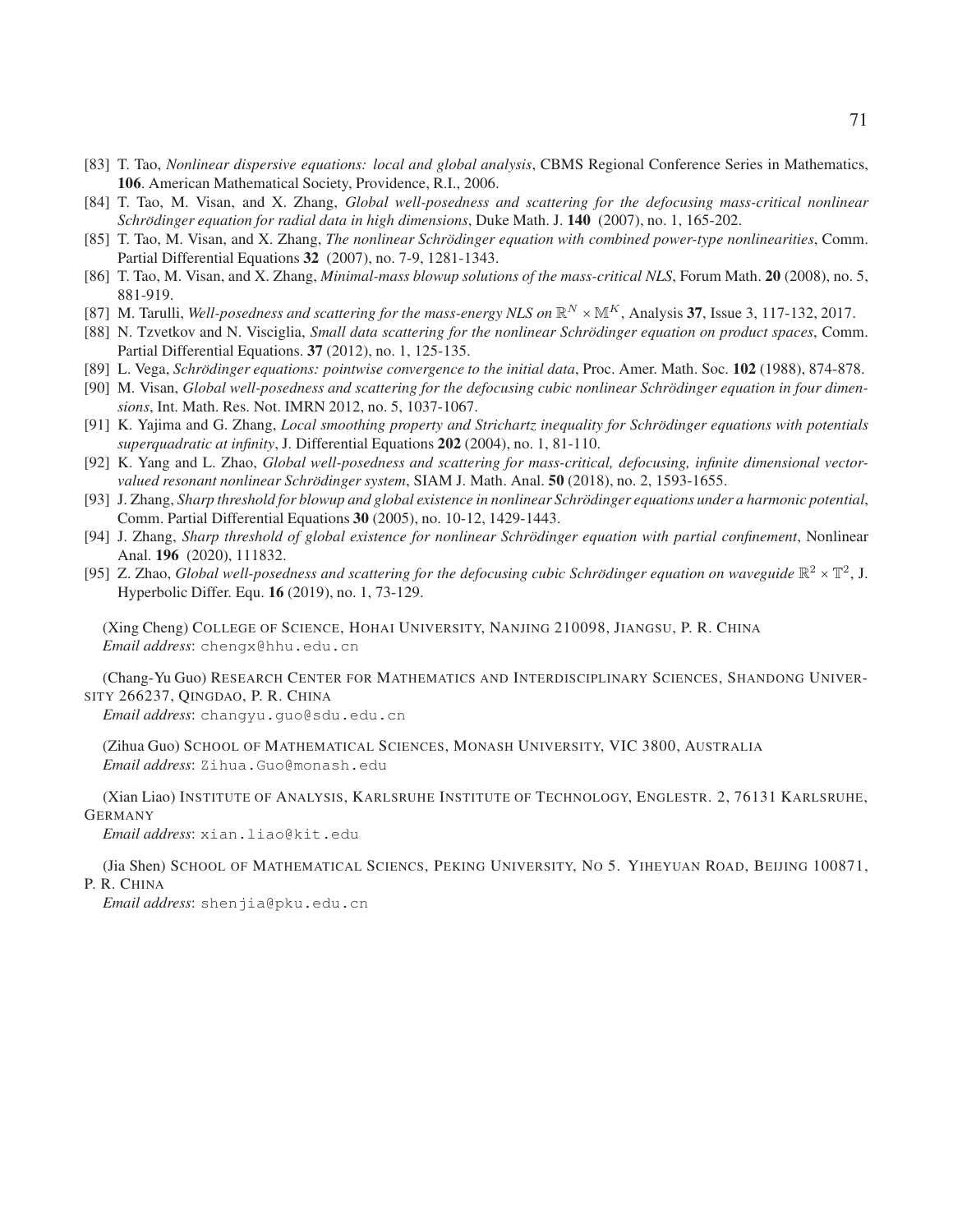[83] T. Tao, *Nonlinear dispersive equations: local and global analysis*, CBMS Regional Conference Series in Mathematics, **106**. American Mathematical Society, Providence, R.I., 2006.

[84] T. Tao, M. Visan, and X. Zhang, *Global well-posedness and scattering for the defocusing mass-critical nonlinear Schrödinger equation for radial data in high dimensions*, Duke Math. J. **140** (2007), no. 1, 165-202.

[85] T. Tao, M. Visan, and X. Zhang, *The nonlinear Schrödinger equation with combined power-type nonlinearities*, Comm. Partial Differential Equations **32** (2007), no. 7-9, 1281-1343.

[86] T. Tao, M. Visan, and X. Zhang, *Minimal-mass blowup solutions of the mass-critical NLS*, Forum Math. **20** (2008), no. 5, 881-919.

[87] M. Tarulli, *Well-posedness and scattering for the mass-energy NLS on $\mathbb{R}^N \times \mathbb{M}^K$*, Analysis **37**, Issue 3, 117-132, 2017.

[88] N. Tzvetkov and N. Visciglia, *Small data scattering for the nonlinear Schrödinger equation on product spaces*, Comm. Partial Differential Equations. **37** (2012), no. 1, 125-135.

[89] L. Vega, *Schrödinger equations: pointwise convergence to the initial data*, Proc. Amer. Math. Soc. **102** (1988), 874-878.

[90] M. Visan, *Global well-posedness and scattering for the defocusing cubic nonlinear Schrödinger equation in four dimensions*, Int. Math. Res. Not. IMRN 2012, no. 5, 1037-1067.

[91] K. Yajima and G. Zhang, *Local smoothing property and Strichartz inequality for Schrödinger equations with potentials superquadratic at infinity*, J. Differential Equations **202** (2004), no. 1, 81-110.

[92] K. Yang and L. Zhao, *Global well-posedness and scattering for mass-critical, defocusing, infinite dimensional vector-valued resonant nonlinear Schrödinger system*, SIAM J. Math. Anal. **50** (2018), no. 2, 1593-1655.

[93] J. Zhang, *Sharp threshold for blowup and global existence in nonlinear Schrödinger equations under a harmonic potential*, Comm. Partial Differential Equations **30** (2005), no. 10-12, 1429-1443.

[94] J. Zhang, *Sharp threshold of global existence for nonlinear Schrödinger equation with partial confinement*, Nonlinear Anal. **196** (2020), 111832.

[95] Z. Zhao, *Global well-posedness and scattering for the defocusing cubic Schrödinger equation on waveguide $\mathbb{R}^2 \times \mathbb{T}^2$*, J. Hyperbolic Differ. Equ. **16** (2019), no. 1, 73-129.

(Xing Cheng) College of Science, Hohai University, Nanjing 210098, Jiangsu, P. R. China
*Email address*: chengx@hhu.edu.cn

(Chang-Yu Guo) Research Center for Mathematics and Interdisciplinary Sciences, Shandong University 266237, Qingdao, P. R. China
*Email address*: changyu.guo@sdu.edu.cn

(Zihua Guo) School of Mathematical Sciences, Monash University, VIC 3800, Australia
*Email address*: Zihua.Guo@monash.edu

(Xian Liao) Institute of Analysis, Karlsruhe Institute of Technology, Englestr. 2, 76131 Karlsruhe, Germany
*Email address*: xian.liao@kit.edu

(Jia Shen) School of Mathematical Sciencs, Peking University, No 5. Yiheyuan Road, Beijing 100871, P. R. China
*Email address*: shenjia@pku.edu.cn